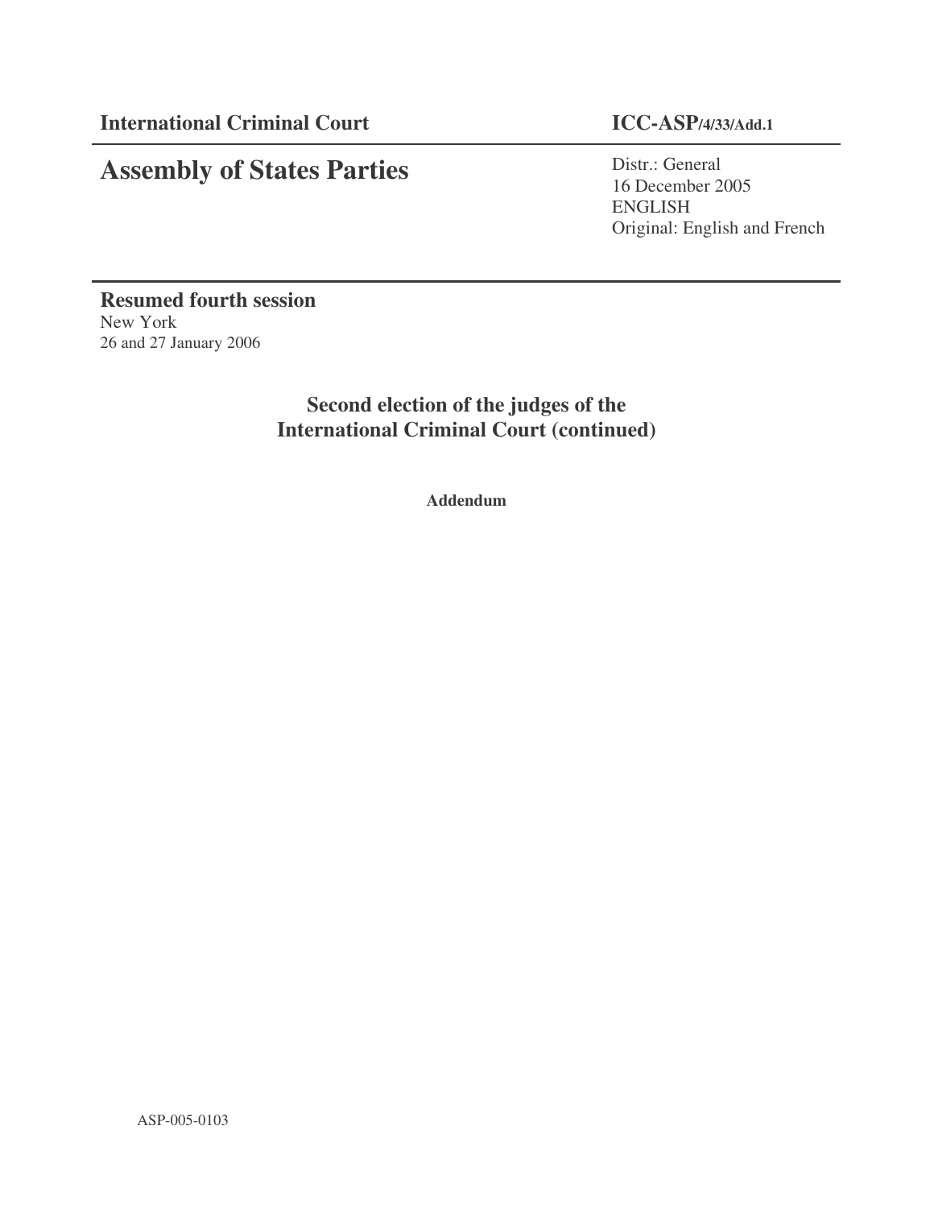**International Criminal Court** **ICC-ASP/4/33/Add.1**

# Assembly of States Parties

Distr.: General
16 December 2005
ENGLISH
Original: English and French

**Resumed fourth session**
New York
26 and 27 January 2006

## Second election of the judges of the International Criminal Court (continued)

**Addendum**

ASP-005-0103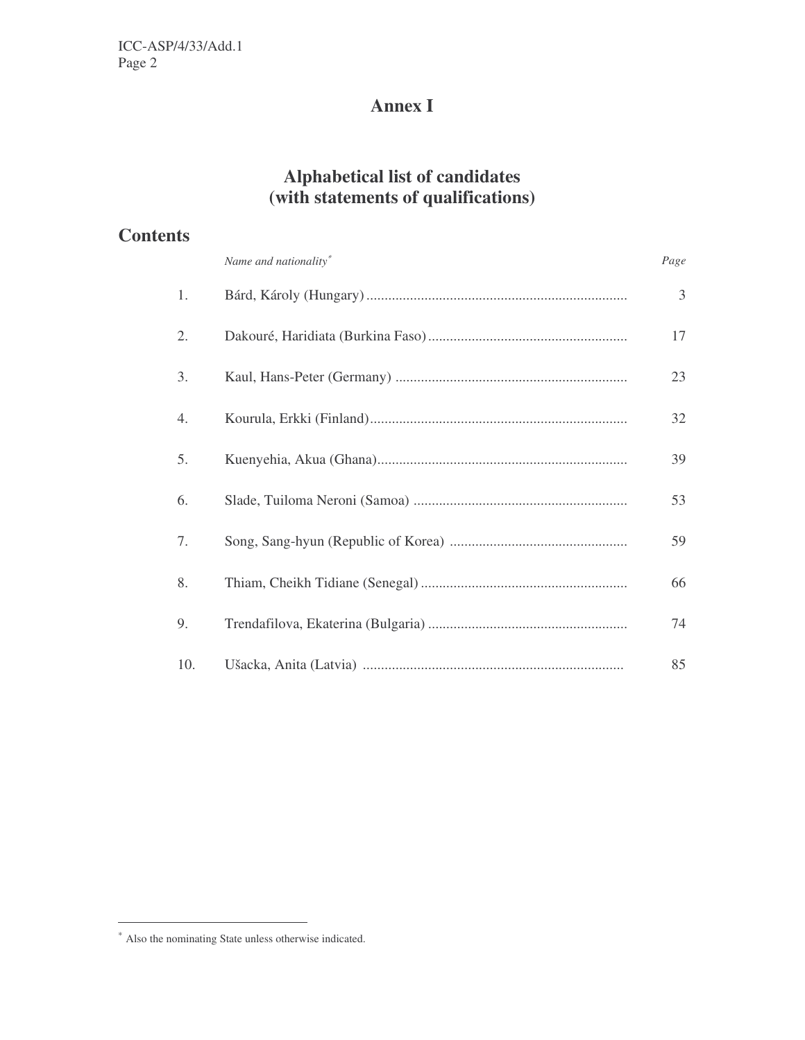# Annex I

## Alphabetical list of candidates
## (with statements of qualifications)

## Contents

| | *Name and nationality*[*] | *Page* |
|---|---|---|
| 1. | Bárd, Károly (Hungary) | 3 |
| 2. | Dakouré, Haridiata (Burkina Faso) | 17 |
| 3. | Kaul, Hans-Peter (Germany) | 23 |
| 4. | Kourula, Erkki (Finland) | 32 |
| 5. | Kuenyehia, Akua (Ghana) | 39 |
| 6. | Slade, Tuiloma Neroni (Samoa) | 53 |
| 7. | Song, Sang-hyun (Republic of Korea) | 59 |
| 8. | Thiam, Cheikh Tidiane (Senegal) | 66 |
| 9. | Trendafilova, Ekaterina (Bulgaria) | 74 |
| 10. | Ušacka, Anita (Latvia) | 85 |

[*] Also the nominating State unless otherwise indicated.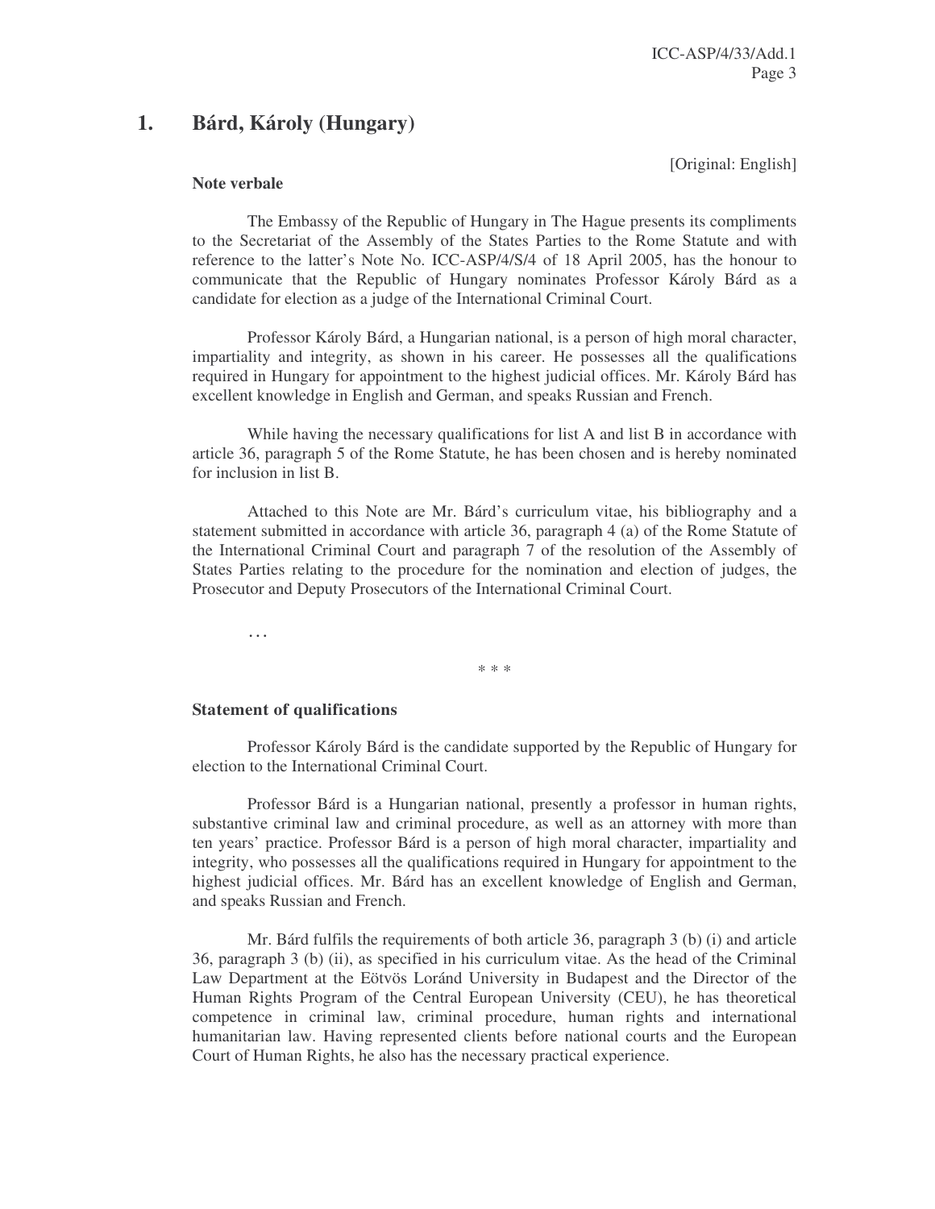## 1. Bárd, Károly (Hungary)

[Original: English]

**Note verbale**

The Embassy of the Republic of Hungary in The Hague presents its compliments to the Secretariat of the Assembly of the States Parties to the Rome Statute and with reference to the latter's Note No. ICC-ASP/4/S/4 of 18 April 2005, has the honour to communicate that the Republic of Hungary nominates Professor Károly Bárd as a candidate for election as a judge of the International Criminal Court.

Professor Károly Bárd, a Hungarian national, is a person of high moral character, impartiality and integrity, as shown in his career. He possesses all the qualifications required in Hungary for appointment to the highest judicial offices. Mr. Károly Bárd has excellent knowledge in English and German, and speaks Russian and French.

While having the necessary qualifications for list A and list B in accordance with article 36, paragraph 5 of the Rome Statute, he has been chosen and is hereby nominated for inclusion in list B.

Attached to this Note are Mr. Bárd's curriculum vitae, his bibliography and a statement submitted in accordance with article 36, paragraph 4 (a) of the Rome Statute of the International Criminal Court and paragraph 7 of the resolution of the Assembly of States Parties relating to the procedure for the nomination and election of judges, the Prosecutor and Deputy Prosecutors of the International Criminal Court.

…

\* \* \*

**Statement of qualifications**

Professor Károly Bárd is the candidate supported by the Republic of Hungary for election to the International Criminal Court.

Professor Bárd is a Hungarian national, presently a professor in human rights, substantive criminal law and criminal procedure, as well as an attorney with more than ten years' practice. Professor Bárd is a person of high moral character, impartiality and integrity, who possesses all the qualifications required in Hungary for appointment to the highest judicial offices. Mr. Bárd has an excellent knowledge of English and German, and speaks Russian and French.

Mr. Bárd fulfils the requirements of both article 36, paragraph 3 (b) (i) and article 36, paragraph 3 (b) (ii), as specified in his curriculum vitae. As the head of the Criminal Law Department at the Eötvös Loránd University in Budapest and the Director of the Human Rights Program of the Central European University (CEU), he has theoretical competence in criminal law, criminal procedure, human rights and international humanitarian law. Having represented clients before national courts and the European Court of Human Rights, he also has the necessary practical experience.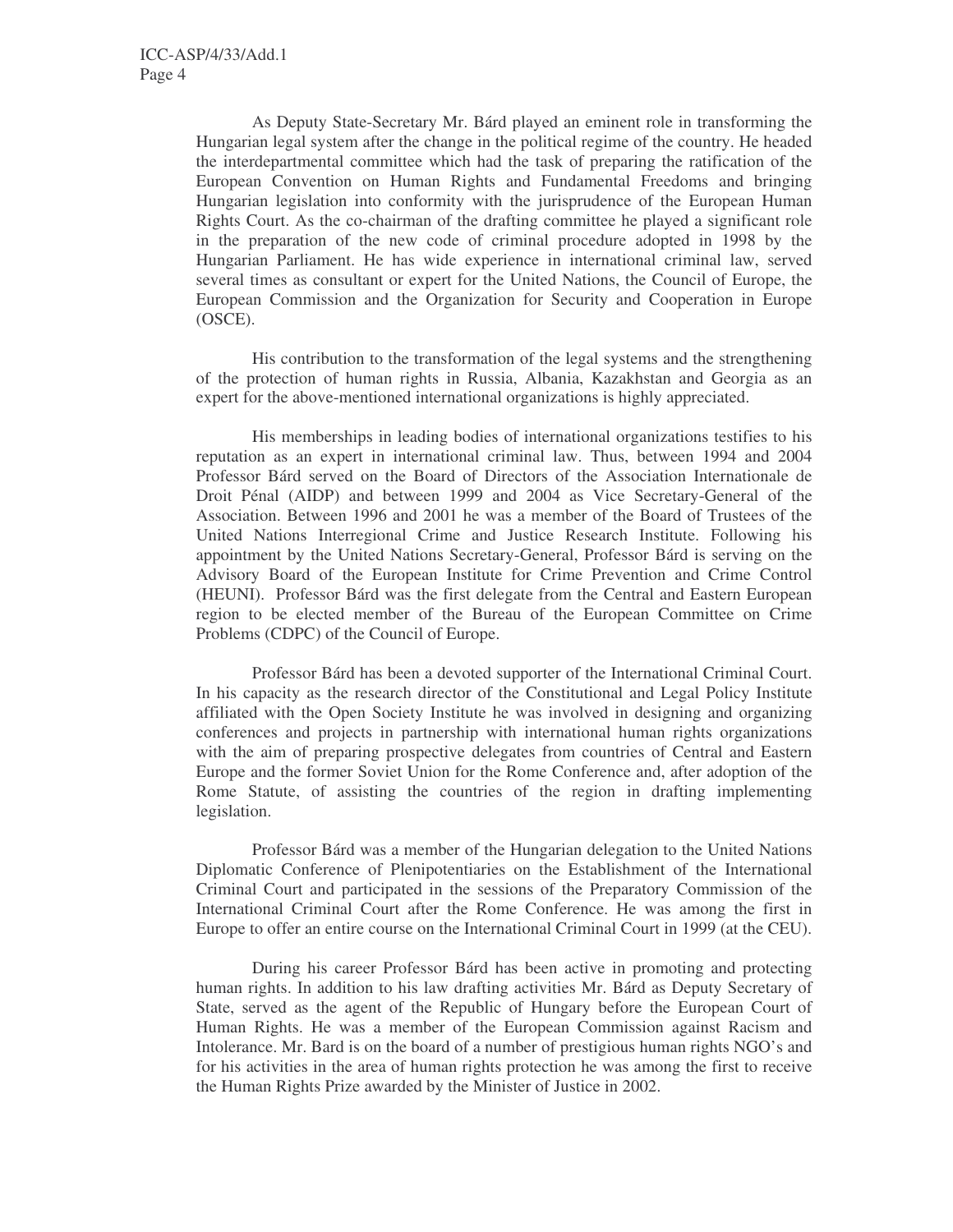As Deputy State-Secretary Mr. Bárd played an eminent role in transforming the Hungarian legal system after the change in the political regime of the country. He headed the interdepartmental committee which had the task of preparing the ratification of the European Convention on Human Rights and Fundamental Freedoms and bringing Hungarian legislation into conformity with the jurisprudence of the European Human Rights Court. As the co-chairman of the drafting committee he played a significant role in the preparation of the new code of criminal procedure adopted in 1998 by the Hungarian Parliament. He has wide experience in international criminal law, served several times as consultant or expert for the United Nations, the Council of Europe, the European Commission and the Organization for Security and Cooperation in Europe (OSCE).

His contribution to the transformation of the legal systems and the strengthening of the protection of human rights in Russia, Albania, Kazakhstan and Georgia as an expert for the above-mentioned international organizations is highly appreciated.

His memberships in leading bodies of international organizations testifies to his reputation as an expert in international criminal law. Thus, between 1994 and 2004 Professor Bárd served on the Board of Directors of the Association Internationale de Droit Pénal (AIDP) and between 1999 and 2004 as Vice Secretary-General of the Association. Between 1996 and 2001 he was a member of the Board of Trustees of the United Nations Interregional Crime and Justice Research Institute. Following his appointment by the United Nations Secretary-General, Professor Bárd is serving on the Advisory Board of the European Institute for Crime Prevention and Crime Control (HEUNI). Professor Bárd was the first delegate from the Central and Eastern European region to be elected member of the Bureau of the European Committee on Crime Problems (CDPC) of the Council of Europe.

Professor Bárd has been a devoted supporter of the International Criminal Court. In his capacity as the research director of the Constitutional and Legal Policy Institute affiliated with the Open Society Institute he was involved in designing and organizing conferences and projects in partnership with international human rights organizations with the aim of preparing prospective delegates from countries of Central and Eastern Europe and the former Soviet Union for the Rome Conference and, after adoption of the Rome Statute, of assisting the countries of the region in drafting implementing legislation.

Professor Bárd was a member of the Hungarian delegation to the United Nations Diplomatic Conference of Plenipotentiaries on the Establishment of the International Criminal Court and participated in the sessions of the Preparatory Commission of the International Criminal Court after the Rome Conference. He was among the first in Europe to offer an entire course on the International Criminal Court in 1999 (at the CEU).

During his career Professor Bárd has been active in promoting and protecting human rights. In addition to his law drafting activities Mr. Bárd as Deputy Secretary of State, served as the agent of the Republic of Hungary before the European Court of Human Rights. He was a member of the European Commission against Racism and Intolerance. Mr. Bard is on the board of a number of prestigious human rights NGO's and for his activities in the area of human rights protection he was among the first to receive the Human Rights Prize awarded by the Minister of Justice in 2002.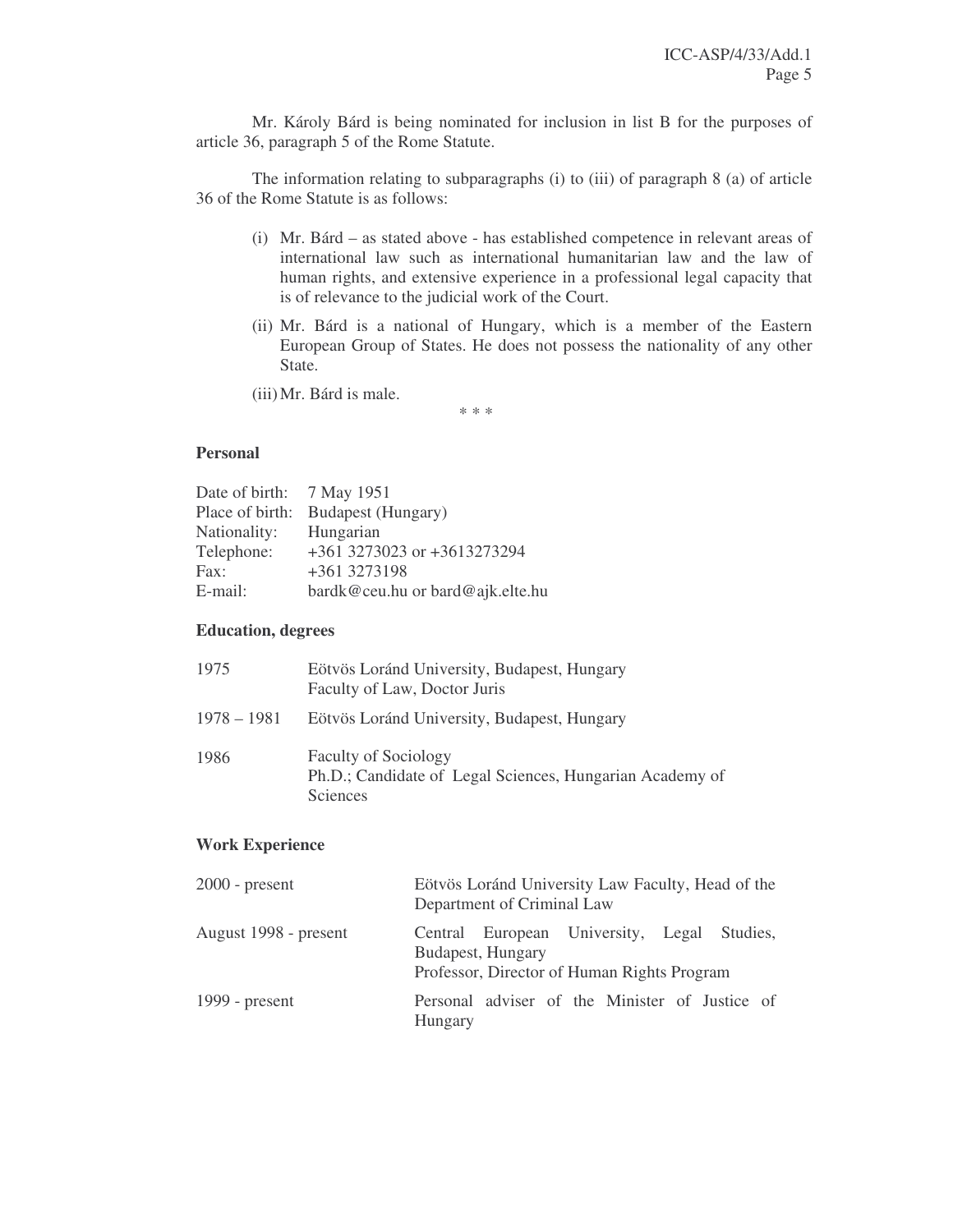Mr. Károly Bárd is being nominated for inclusion in list B for the purposes of article 36, paragraph 5 of the Rome Statute.

The information relating to subparagraphs (i) to (iii) of paragraph 8 (a) of article 36 of the Rome Statute is as follows:

(i) Mr. Bárd – as stated above - has established competence in relevant areas of international law such as international humanitarian law and the law of human rights, and extensive experience in a professional legal capacity that is of relevance to the judicial work of the Court.

(ii) Mr. Bárd is a national of Hungary, which is a member of the Eastern European Group of States. He does not possess the nationality of any other State.

(iii) Mr. Bárd is male.

\* \* \*

**Personal**

| | |
|---|---|
| Date of birth: | 7 May 1951 |
| Place of birth: | Budapest (Hungary) |
| Nationality: | Hungarian |
| Telephone: | +361 3273023 or +3613273294 |
| Fax: | +361 3273198 |
| E-mail: | bardk@ceu.hu or bard@ajk.elte.hu |

**Education, degrees**

| | |
|---|---|
| 1975 | Eötvös Loránd University, Budapest, Hungary<br>Faculty of Law, Doctor Juris |
| 1978 – 1981 | Eötvös Loránd University, Budapest, Hungary |
| 1986 | Faculty of Sociology<br>Ph.D.; Candidate of Legal Sciences, Hungarian Academy of Sciences |

**Work Experience**

| | |
|---|---|
| 2000 - present | Eötvös Loránd University Law Faculty, Head of the Department of Criminal Law |
| August 1998 - present | Central European University, Legal Studies, Budapest, Hungary<br>Professor, Director of Human Rights Program |
| 1999 - present | Personal adviser of the Minister of Justice of Hungary |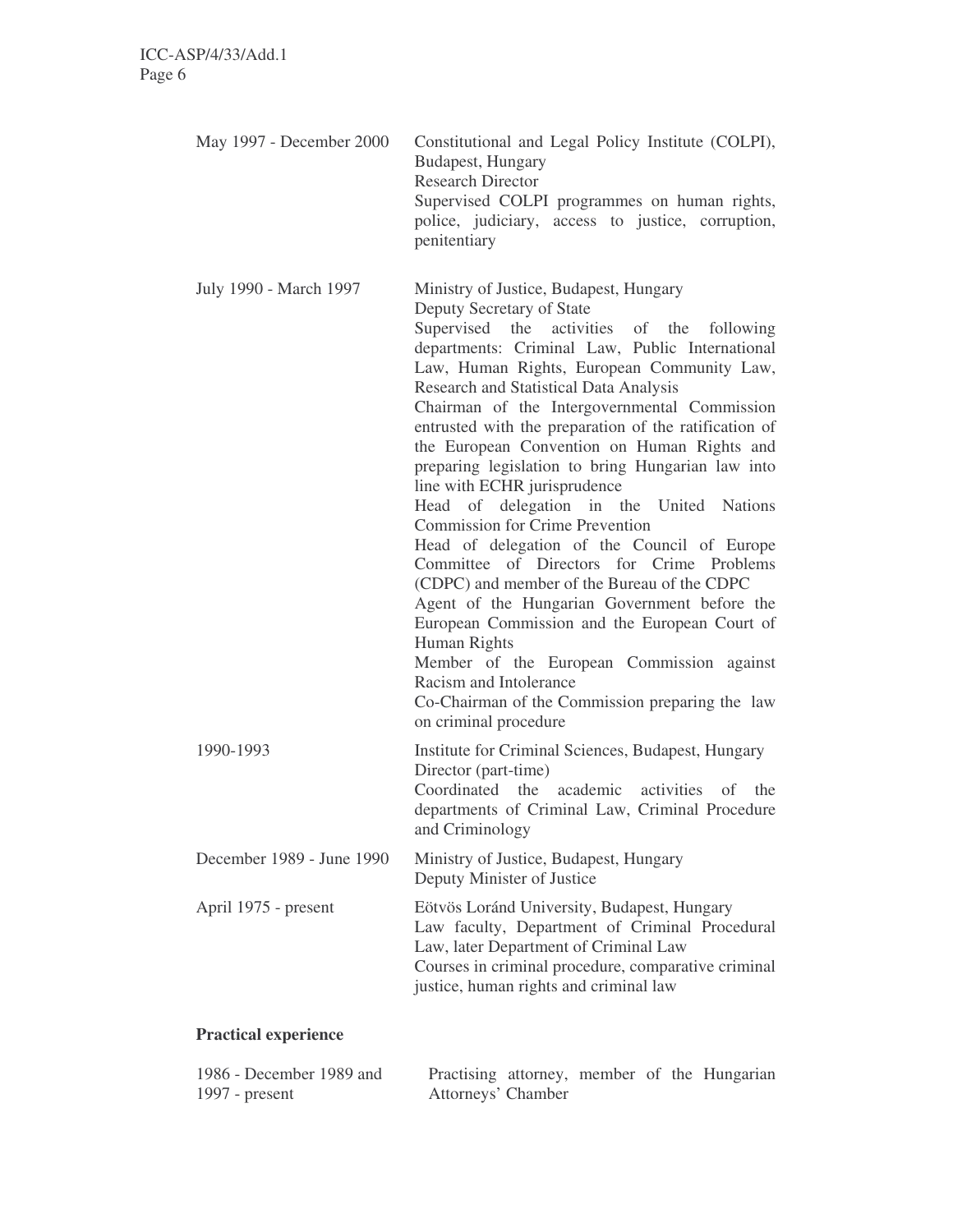| | |
|---|---|
| May 1997 - December 2000 | Constitutional and Legal Policy Institute (COLPI), Budapest, Hungary<br>Research Director<br>Supervised COLPI programmes on human rights, police, judiciary, access to justice, corruption, penitentiary |
| July 1990 - March 1997 | Ministry of Justice, Budapest, Hungary<br>Deputy Secretary of State<br>Supervised the activities of the following departments: Criminal Law, Public International Law, Human Rights, European Community Law, Research and Statistical Data Analysis<br>Chairman of the Intergovernmental Commission entrusted with the preparation of the ratification of the European Convention on Human Rights and preparing legislation to bring Hungarian law into line with ECHR jurisprudence<br>Head of delegation in the United Nations Commission for Crime Prevention<br>Head of delegation of the Council of Europe Committee of Directors for Crime Problems (CDPC) and member of the Bureau of the CDPC<br>Agent of the Hungarian Government before the European Commission and the European Court of Human Rights<br>Member of the European Commission against Racism and Intolerance<br>Co-Chairman of the Commission preparing the law on criminal procedure |
| 1990-1993 | Institute for Criminal Sciences, Budapest, Hungary<br>Director (part-time)<br>Coordinated the academic activities of the departments of Criminal Law, Criminal Procedure and Criminology |
| December 1989 - June 1990 | Ministry of Justice, Budapest, Hungary<br>Deputy Minister of Justice |
| April 1975 - present | Eötvös Loránd University, Budapest, Hungary<br>Law faculty, Department of Criminal Procedural Law, later Department of Criminal Law<br>Courses in criminal procedure, comparative criminal justice, human rights and criminal law |

**Practical experience**

| | |
|---|---|
| 1986 - December 1989 and 1997 - present | Practising attorney, member of the Hungarian Attorneys' Chamber |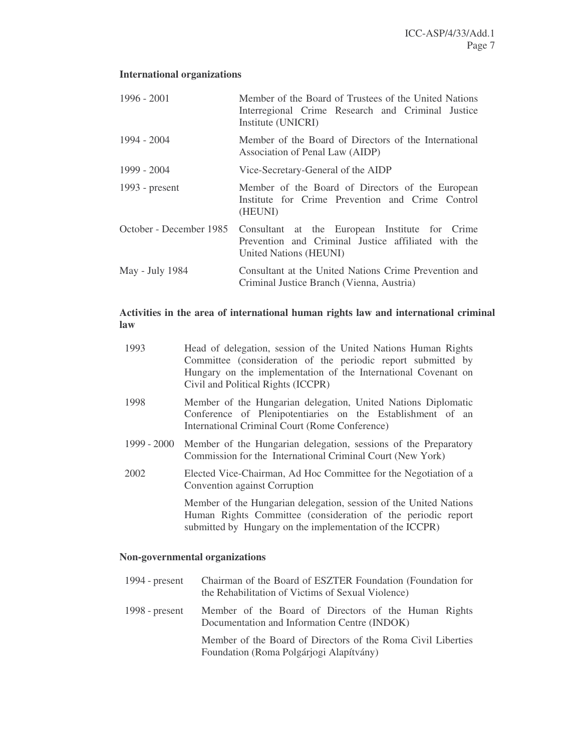**International organizations**

| | |
|---|---|
| 1996 - 2001 | Member of the Board of Trustees of the United Nations Interregional Crime Research and Criminal Justice Institute (UNICRI) |
| 1994 - 2004 | Member of the Board of Directors of the International Association of Penal Law (AIDP) |
| 1999 - 2004 | Vice-Secretary-General of the AIDP |
| 1993 - present | Member of the Board of Directors of the European Institute for Crime Prevention and Crime Control (HEUNI) |
| October - December 1985 | Consultant at the European Institute for Crime Prevention and Criminal Justice affiliated with the United Nations (HEUNI) |
| May - July 1984 | Consultant at the United Nations Crime Prevention and Criminal Justice Branch (Vienna, Austria) |

**Activities in the area of international human rights law and international criminal law**

| | |
|---|---|
| 1993 | Head of delegation, session of the United Nations Human Rights Committee (consideration of the periodic report submitted by Hungary on the implementation of the International Covenant on Civil and Political Rights (ICCPR) |
| 1998 | Member of the Hungarian delegation, United Nations Diplomatic Conference of Plenipotentiaries on the Establishment of an International Criminal Court (Rome Conference) |
| 1999 - 2000 | Member of the Hungarian delegation, sessions of the Preparatory Commission for the International Criminal Court (New York) |
| 2002 | Elected Vice-Chairman, Ad Hoc Committee for the Negotiation of a Convention against Corruption |
| | Member of the Hungarian delegation, session of the United Nations Human Rights Committee (consideration of the periodic report submitted by Hungary on the implementation of the ICCPR) |

**Non-governmental organizations**

| | |
|---|---|
| 1994 - present | Chairman of the Board of ESZTER Foundation (Foundation for the Rehabilitation of Victims of Sexual Violence) |
| 1998 - present | Member of the Board of Directors of the Human Rights Documentation and Information Centre (INDOK) |
| | Member of the Board of Directors of the Roma Civil Liberties Foundation (Roma Polgárjogi Alapítvány) |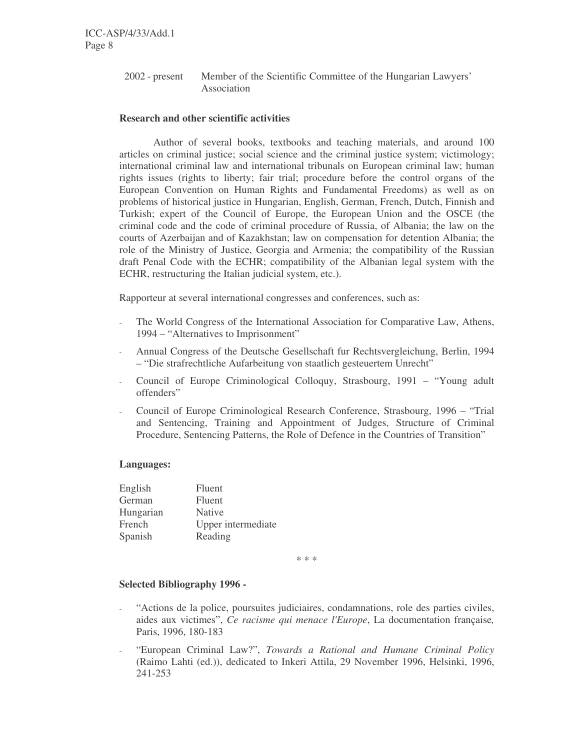| | |
|---|---|
| 2002 - present | Member of the Scientific Committee of the Hungarian Lawyers' Association |

**Research and other scientific activities**

Author of several books, textbooks and teaching materials, and around 100 articles on criminal justice; social science and the criminal justice system; victimology; international criminal law and international tribunals on European criminal law; human rights issues (rights to liberty; fair trial; procedure before the control organs of the European Convention on Human Rights and Fundamental Freedoms) as well as on problems of historical justice in Hungarian, English, German, French, Dutch, Finnish and Turkish; expert of the Council of Europe, the European Union and the OSCE (the criminal code and the code of criminal procedure of Russia, of Albania; the law on the courts of Azerbaijan and of Kazakhstan; law on compensation for detention Albania; the role of the Ministry of Justice, Georgia and Armenia; the compatibility of the Russian draft Penal Code with the ECHR; compatibility of the Albanian legal system with the ECHR, restructuring the Italian judicial system, etc.).

Rapporteur at several international congresses and conferences, such as:

- The World Congress of the International Association for Comparative Law, Athens, 1994 – "Alternatives to Imprisonment"
- Annual Congress of the Deutsche Gesellschaft fur Rechtsvergleichung, Berlin, 1994 – "Die strafrechtliche Aufarbeitung von staatlich gesteuertem Unrecht"
- Council of Europe Criminological Colloquy, Strasbourg, 1991 – "Young adult offenders"
- Council of Europe Criminological Research Conference, Strasbourg, 1996 – "Trial and Sentencing, Training and Appointment of Judges, Structure of Criminal Procedure, Sentencing Patterns, the Role of Defence in the Countries of Transition"

**Languages:**

| | |
|---|---|
| English | Fluent |
| German | Fluent |
| Hungarian | Native |
| French | Upper intermediate |
| Spanish | Reading |

\* \* \*

**Selected Bibliography 1996 -**

- "Actions de la police, poursuites judiciaires, condamnations, role des parties civiles, aides aux victimes", *Ce racisme qui menace l'Europe*, La documentation française, Paris, 1996, 180-183
- "European Criminal Law?", *Towards a Rational and Humane Criminal Policy* (Raimo Lahti (ed.)), dedicated to Inkeri Attila, 29 November 1996, Helsinki, 1996, 241-253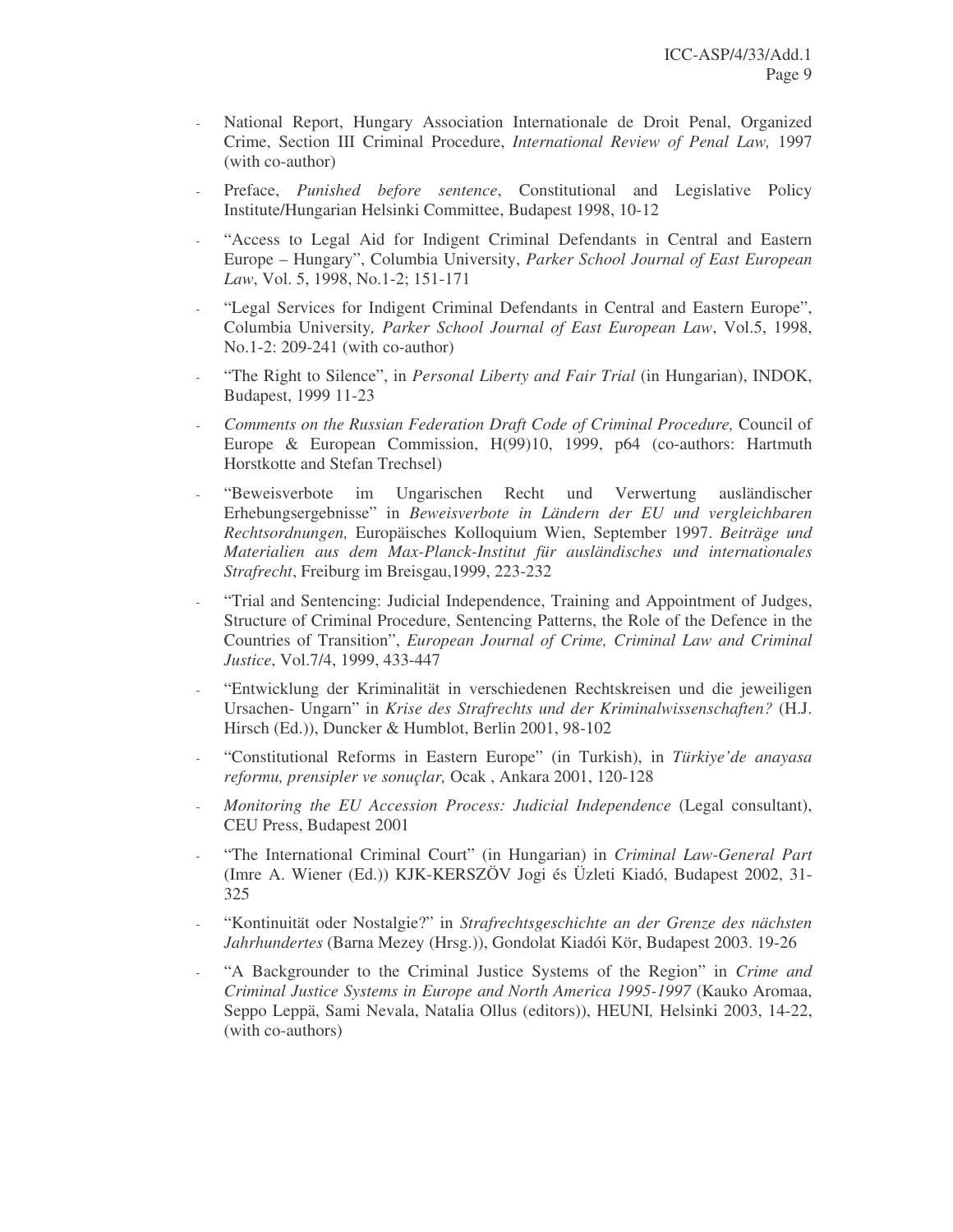- National Report, Hungary Association Internationale de Droit Penal, Organized Crime, Section III Criminal Procedure, *International Review of Penal Law,* 1997 (with co-author)
- Preface, *Punished before sentence*, Constitutional and Legislative Policy Institute/Hungarian Helsinki Committee, Budapest 1998, 10-12
- "Access to Legal Aid for Indigent Criminal Defendants in Central and Eastern Europe – Hungary", Columbia University, *Parker School Journal of East European Law*, Vol. 5, 1998, No.1-2; 151-171
- "Legal Services for Indigent Criminal Defendants in Central and Eastern Europe", Columbia University*, Parker School Journal of East European Law*, Vol.5, 1998, No.1-2: 209-241 (with co-author)
- "The Right to Silence", in *Personal Liberty and Fair Trial* (in Hungarian), INDOK, Budapest, 1999 11-23
- *Comments on the Russian Federation Draft Code of Criminal Procedure,* Council of Europe & European Commission, H(99)10, 1999, p64 (co-authors: Hartmuth Horstkotte and Stefan Trechsel)
- "Beweisverbote im Ungarischen Recht und Verwertung ausländischer Erhebungsergebnisse" in *Beweisverbote in Ländern der EU und vergleichbaren Rechtsordnungen,* Europäisches Kolloquium Wien, September 1997. *Beiträge und Materialien aus dem Max-Planck-Institut für ausländisches und internationales Strafrecht*, Freiburg im Breisgau,1999, 223-232
- "Trial and Sentencing: Judicial Independence, Training and Appointment of Judges, Structure of Criminal Procedure, Sentencing Patterns, the Role of the Defence in the Countries of Transition", *European Journal of Crime, Criminal Law and Criminal Justice*, Vol.7/4, 1999, 433-447
- "Entwicklung der Kriminalität in verschiedenen Rechtskreisen und die jeweiligen Ursachen- Ungarn" in *Krise des Strafrechts und der Kriminalwissenschaften?* (H.J. Hirsch (Ed.)), Duncker & Humblot, Berlin 2001, 98-102
- "Constitutional Reforms in Eastern Europe" (in Turkish), in *Türkiye'de anayasa reformu, prensipler ve sonuçlar,* Ocak , Ankara 2001, 120-128
- *Monitoring the EU Accession Process: Judicial Independence* (Legal consultant), CEU Press, Budapest 2001
- "The International Criminal Court" (in Hungarian) in *Criminal Law-General Part* (Imre A. Wiener (Ed.)) KJK-KERSZÖV Jogi és Üzleti Kiadó, Budapest 2002, 31-325
- "Kontinuität oder Nostalgie?" in *Strafrechtsgeschichte an der Grenze des nächsten Jahrhundertes* (Barna Mezey (Hrsg.)), Gondolat Kiadói Kör, Budapest 2003. 19-26
- "A Backgrounder to the Criminal Justice Systems of the Region" in *Crime and Criminal Justice Systems in Europe and North America 1995-1997* (Kauko Aromaa, Seppo Leppä, Sami Nevala, Natalia Ollus (editors)), HEUNI*,* Helsinki 2003, 14-22, (with co-authors)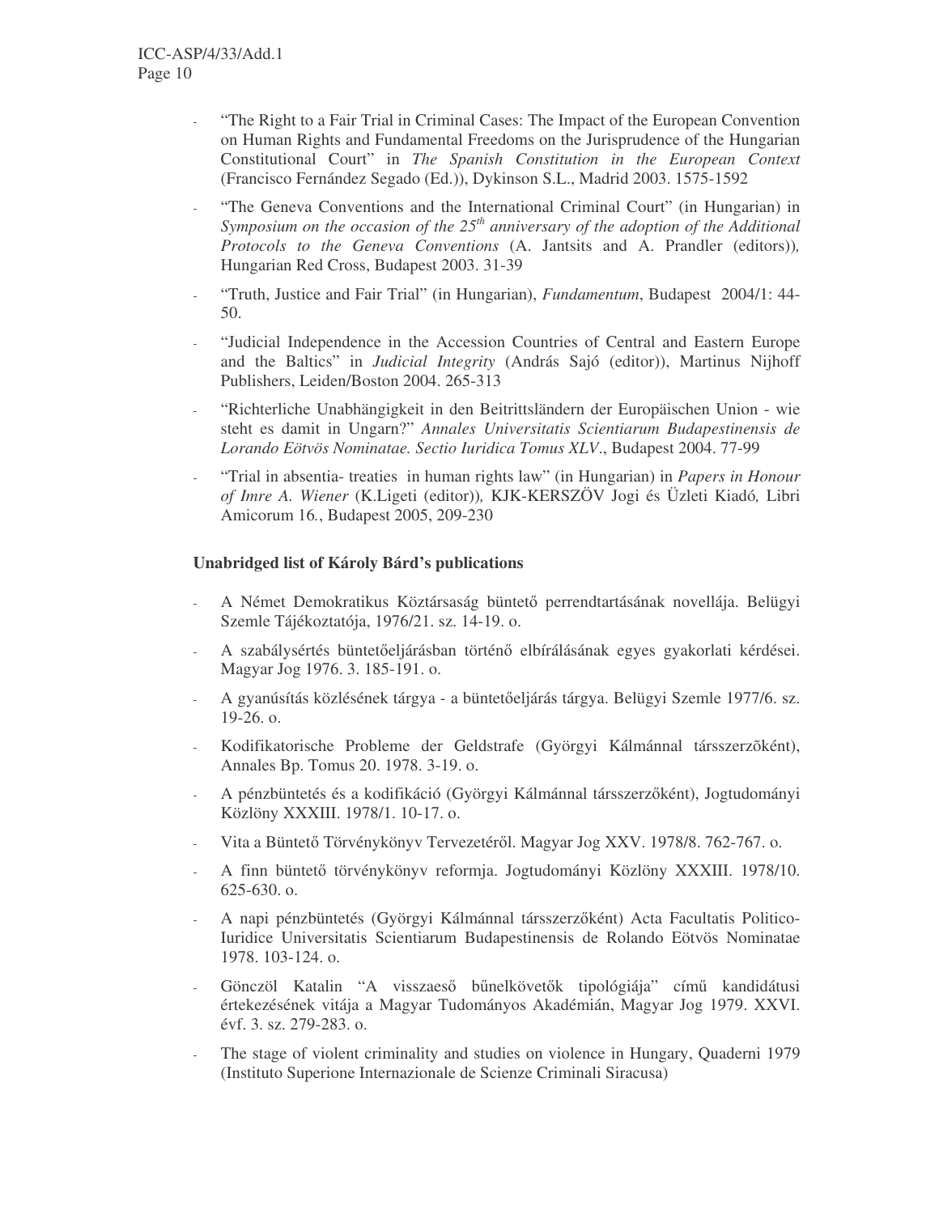- "The Right to a Fair Trial in Criminal Cases: The Impact of the European Convention on Human Rights and Fundamental Freedoms on the Jurisprudence of the Hungarian Constitutional Court" in *The Spanish Constitution in the European Context* (Francisco Fernández Segado (Ed.)), Dykinson S.L., Madrid 2003. 1575-1592
- "The Geneva Conventions and the International Criminal Court" (in Hungarian) in *Symposium on the occasion of the 25th anniversary of the adoption of the Additional Protocols to the Geneva Conventions* (A. Jantsits and A. Prandler (editors))*,* Hungarian Red Cross, Budapest 2003. 31-39
- "Truth, Justice and Fair Trial" (in Hungarian), *Fundamentum*, Budapest 2004/1: 44-50.
- "Judicial Independence in the Accession Countries of Central and Eastern Europe and the Baltics" in *Judicial Integrity* (András Sajó (editor)), Martinus Nijhoff Publishers, Leiden/Boston 2004. 265-313
- "Richterliche Unabhängigkeit in den Beitrittsländern der Europäischen Union - wie steht es damit in Ungarn?" *Annales Universitatis Scientiarum Budapestinensis de Lorando Eötvös Nominatae. Sectio Iuridica Tomus XLV*., Budapest 2004. 77-99
- "Trial in absentia- treaties in human rights law" (in Hungarian) in *Papers in Honour of Imre A. Wiener* (K.Ligeti (editor))*,* KJK-KERSZÖV Jogi és Üzleti Kiadó*,* Libri Amicorum 16*.*, Budapest 2005, 209-230

**Unabridged list of Károly Bárd's publications**

- A Német Demokratikus Köztársaság büntető perrendtartásának novellája. Belügyi Szemle Tájékoztatója, 1976/21. sz. 14-19. o.
- A szabálysértés büntetőeljárásban történő elbírálásának egyes gyakorlati kérdései. Magyar Jog 1976. 3. 185-191. o.
- A gyanúsítás közlésének tárgya - a büntetőeljárás tárgya. Belügyi Szemle 1977/6. sz. 19-26. o.
- Kodifikatorische Probleme der Geldstrafe (Györgyi Kálmánnal társszerzõként), Annales Bp. Tomus 20. 1978. 3-19. o.
- A pénzbüntetés és a kodifikáció (Györgyi Kálmánnal társszerzőként), Jogtudományi Közlöny XXXIII. 1978/1. 10-17. o.
- Vita a Büntető Törvénykönyv Tervezetéről. Magyar Jog XXV. 1978/8. 762-767. o.
- A finn büntető törvénykönyv reformja. Jogtudományi Közlöny XXXIII. 1978/10. 625-630. o.
- A napi pénzbüntetés (Györgyi Kálmánnal társszerzőként) Acta Facultatis Politico-Iuridice Universitatis Scientiarum Budapestinensis de Rolando Eötvös Nominatae 1978. 103-124. o.
- Gönczöl Katalin "A visszaeső bűnelkövetők tipológiája" című kandidátusi értekezésének vitája a Magyar Tudományos Akadémián, Magyar Jog 1979. XXVI. évf. 3. sz. 279-283. o.
- The stage of violent criminality and studies on violence in Hungary, Quaderni 1979 (Instituto Superione Internazionale de Scienze Criminali Siracusa)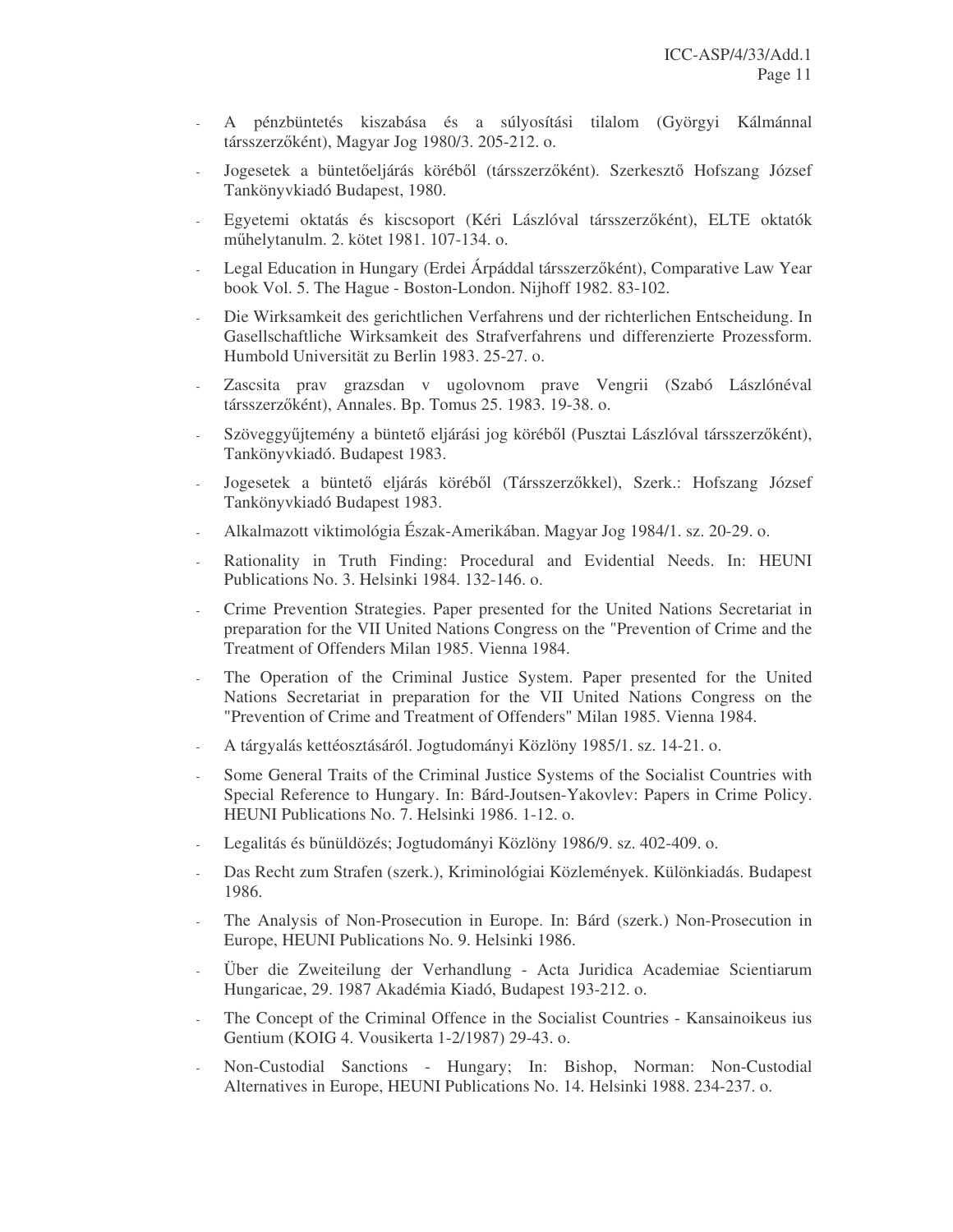- A pénzbüntetés kiszabása és a súlyosítási tilalom (Györgyi Kálmánnal társszerzőként), Magyar Jog 1980/3. 205-212. o.
- Jogesetek a büntetőeljárás köréből (társszerzőként). Szerkesztő Hofszang József Tankönyvkiadó Budapest, 1980.
- Egyetemi oktatás és kiscsoport (Kéri Lászlóval társszerzőként), ELTE oktatók műhelytanulm. 2. kötet 1981. 107-134. o.
- Legal Education in Hungary (Erdei Árpáddal társszerzőként), Comparative Law Year book Vol. 5. The Hague - Boston-London. Nijhoff 1982. 83-102.
- Die Wirksamkeit des gerichtlichen Verfahrens und der richterlichen Entscheidung. In Gasellschaftliche Wirksamkeit des Strafverfahrens und differenzierte Prozessform. Humbold Universität zu Berlin 1983. 25-27. o.
- Zascsita prav grazsdan v ugolovnom prave Vengrii (Szabó Lászlónéval társszerzőként), Annales. Bp. Tomus 25. 1983. 19-38. o.
- Szöveggyűjtemény a büntető eljárási jog köréből (Pusztai Lászlóval társszerzőként), Tankönyvkiadó. Budapest 1983.
- Jogesetek a büntető eljárás köréből (Társszerzőkkel), Szerk.: Hofszang József Tankönyvkiadó Budapest 1983.
- Alkalmazott viktimológia Észak-Amerikában. Magyar Jog 1984/1. sz. 20-29. o.
- Rationality in Truth Finding: Procedural and Evidential Needs. In: HEUNI Publications No. 3. Helsinki 1984. 132-146. o.
- Crime Prevention Strategies. Paper presented for the United Nations Secretariat in preparation for the VII United Nations Congress on the "Prevention of Crime and the Treatment of Offenders Milan 1985. Vienna 1984.
- The Operation of the Criminal Justice System. Paper presented for the United Nations Secretariat in preparation for the VII United Nations Congress on the "Prevention of Crime and Treatment of Offenders" Milan 1985. Vienna 1984.
- A tárgyalás kettéosztásáról. Jogtudományi Közlöny 1985/1. sz. 14-21. o.
- Some General Traits of the Criminal Justice Systems of the Socialist Countries with Special Reference to Hungary. In: Bárd-Joutsen-Yakovlev: Papers in Crime Policy. HEUNI Publications No. 7. Helsinki 1986. 1-12. o.
- Legalitás és bűnüldözés; Jogtudományi Közlöny 1986/9. sz. 402-409. o.
- Das Recht zum Strafen (szerk.), Kriminológiai Közlemények. Különkiadás. Budapest 1986.
- The Analysis of Non-Prosecution in Europe. In: Bárd (szerk.) Non-Prosecution in Europe, HEUNI Publications No. 9. Helsinki 1986.
- Über die Zweiteilung der Verhandlung - Acta Juridica Academiae Scientiarum Hungaricae, 29. 1987 Akadémia Kiadó, Budapest 193-212. o.
- The Concept of the Criminal Offence in the Socialist Countries - Kansainoikeus ius Gentium (KOIG 4. Vousikerta 1-2/1987) 29-43. o.
- Non-Custodial Sanctions - Hungary; In: Bishop, Norman: Non-Custodial Alternatives in Europe, HEUNI Publications No. 14. Helsinki 1988. 234-237. o.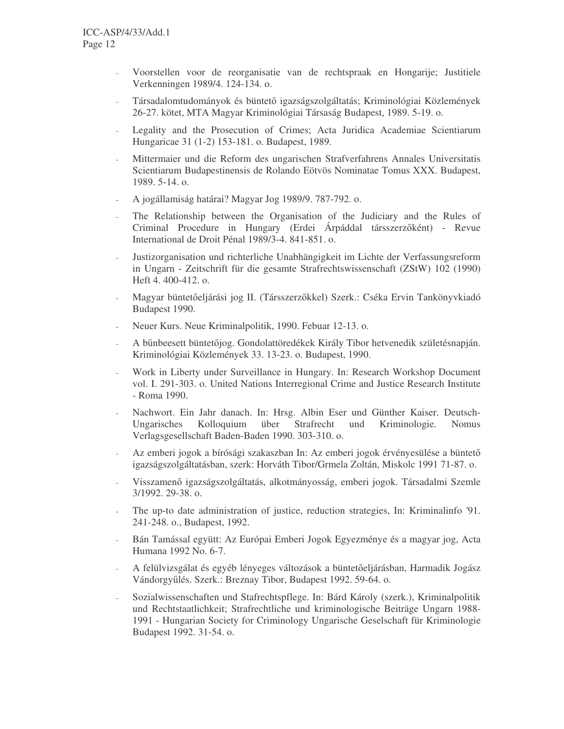- Voorstellen voor de reorganisatie van de rechtspraak en Hongarije; Justitiele Verkenningen 1989/4. 124-134. o.
- Társadalomtudományok és büntető igazságszolgáltatás; Kriminológiai Közlemények 26-27. kötet, MTA Magyar Kriminológiai Társaság Budapest, 1989. 5-19. o.
- Legality and the Prosecution of Crimes; Acta Juridica Academiae Scientiarum Hungaricae 31 (1-2) 153-181. o. Budapest, 1989.
- Mittermaier und die Reform des ungarischen Strafverfahrens Annales Universitatis Scientiarum Budapestinensis de Rolando Eötvös Nominatae Tomus XXX. Budapest, 1989. 5-14. o.
- A jogállamiság határai? Magyar Jog 1989/9. 787-792. o.
- The Relationship between the Organisation of the Judiciary and the Rules of Criminal Procedure in Hungary (Erdei Árpáddal társszerzőként) - Revue International de Droit Pénal 1989/3-4. 841-851. o.
- Justizorganisation und richterliche Unabhängigkeit im Lichte der Verfassungsreform in Ungarn - Zeitschrift für die gesamte Strafrechtswissenschaft (ZStW) 102 (1990) Heft 4. 400-412. o.
- Magyar büntetőeljárási jog II. (Társszerzőkkel) Szerk.: Cséka Ervin Tankönyvkiadó Budapest 1990.
- Neuer Kurs. Neue Kriminalpolitik, 1990. Febuar 12-13. o.
- A bűnbeesett büntetőjog. Gondolattöredékek Király Tibor hetvenedik születésnapján. Kriminológiai Közlemények 33. 13-23. o. Budapest, 1990.
- Work in Liberty under Surveillance in Hungary. In: Research Workshop Document vol. I. 291-303. o. United Nations Interregional Crime and Justice Research Institute - Roma 1990.
- Nachwort. Ein Jahr danach. In: Hrsg. Albin Eser und Günther Kaiser. Deutsch-Ungarisches Kolloquium über Strafrecht und Kriminologie. Nomus Verlagsgesellschaft Baden-Baden 1990. 303-310. o.
- Az emberi jogok a bírósági szakaszban In: Az emberi jogok érvényesülése a büntető igazságszolgáltatásban, szerk: Horváth Tibor/Grmela Zoltán, Miskolc 1991 71-87. o.
- Visszamenő igazságszolgáltatás, alkotmányosság, emberi jogok. Társadalmi Szemle 3/1992. 29-38. o.
- The up-to date administration of justice, reduction strategies, In: Kriminalinfo '91. 241-248. o., Budapest, 1992.
- Bán Tamással együtt: Az Európai Emberi Jogok Egyezménye és a magyar jog, Acta Humana 1992 No. 6-7.
- A felülvizsgálat és egyéb lényeges változások a büntetőeljárásban, Harmadik Jogász Vándorgyűlés. Szerk.: Breznay Tibor, Budapest 1992. 59-64. o.
- Sozialwissenschaften und Stafrechtspflege. In: Bárd Károly (szerk.), Kriminalpolitik und Rechtstaatlichkeit; Strafrechtliche und kriminologische Beiträge Ungarn 1988-1991 - Hungarian Society for Criminology Ungarische Geselschaft für Kriminologie Budapest 1992. 31-54. o.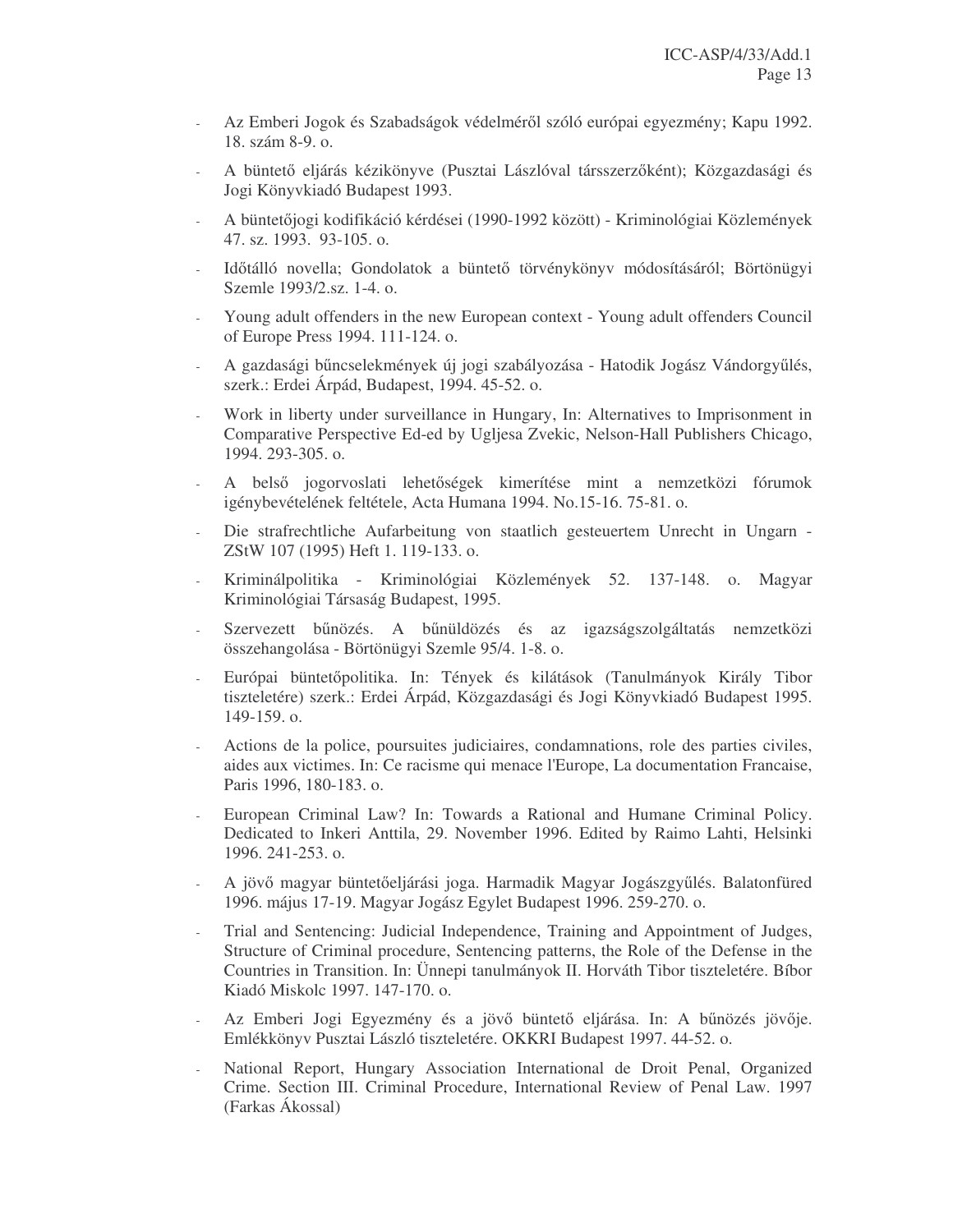- Az Emberi Jogok és Szabadságok védelméről szóló európai egyezmény; Kapu 1992. 18. szám 8-9. o.
- A büntető eljárás kézikönyve (Pusztai Lászlóval társszerzőként); Közgazdasági és Jogi Könyvkiadó Budapest 1993.
- A büntetőjogi kodifikáció kérdései (1990-1992 között) - Kriminológiai Közlemények 47. sz. 1993. 93-105. o.
- Időtálló novella; Gondolatok a büntető törvénykönyv módosításáról; Börtönügyi Szemle 1993/2.sz. 1-4. o.
- Young adult offenders in the new European context - Young adult offenders Council of Europe Press 1994. 111-124. o.
- A gazdasági bűncselekmények új jogi szabályozása - Hatodik Jogász Vándorgyűlés, szerk.: Erdei Árpád, Budapest, 1994. 45-52. o.
- Work in liberty under surveillance in Hungary, In: Alternatives to Imprisonment in Comparative Perspective Ed-ed by Ugljesa Zvekic, Nelson-Hall Publishers Chicago, 1994. 293-305. o.
- A belső jogorvoslati lehetőségek kimerítése mint a nemzetközi fórumok igénybevételének feltétele, Acta Humana 1994. No.15-16. 75-81. o.
- Die strafrechtliche Aufarbeitung von staatlich gesteuertem Unrecht in Ungarn - ZStW 107 (1995) Heft 1. 119-133. o.
- Kriminálpolitika - Kriminológiai Közlemények 52. 137-148. o. Magyar Kriminológiai Társaság Budapest, 1995.
- Szervezett bűnözés. A bűnüldözés és az igazságszolgáltatás nemzetközi összehangolása - Börtönügyi Szemle 95/4. 1-8. o.
- Európai büntetőpolitika. In: Tények és kilátások (Tanulmányok Király Tibor tiszteletére) szerk.: Erdei Árpád, Közgazdasági és Jogi Könyvkiadó Budapest 1995. 149-159. o.
- Actions de la police, poursuites judiciaires, condamnations, role des parties civiles, aides aux victimes. In: Ce racisme qui menace l'Europe, La documentation Francaise, Paris 1996, 180-183. o.
- European Criminal Law? In: Towards a Rational and Humane Criminal Policy. Dedicated to Inkeri Anttila, 29. November 1996. Edited by Raimo Lahti, Helsinki 1996. 241-253. o.
- A jövő magyar büntetőeljárási joga. Harmadik Magyar Jogászgyűlés. Balatonfüred 1996. május 17-19. Magyar Jogász Egylet Budapest 1996. 259-270. o.
- Trial and Sentencing: Judicial Independence, Training and Appointment of Judges, Structure of Criminal procedure, Sentencing patterns, the Role of the Defense in the Countries in Transition. In: Ünnepi tanulmányok II. Horváth Tibor tiszteletére. Bíbor Kiadó Miskolc 1997. 147-170. o.
- Az Emberi Jogi Egyezmény és a jövő büntető eljárása. In: A bűnözés jövője. Emlékkönyv Pusztai László tiszteletére. OKKRI Budapest 1997. 44-52. o.
- National Report, Hungary Association International de Droit Penal, Organized Crime. Section III. Criminal Procedure, International Review of Penal Law. 1997 (Farkas Ákossal)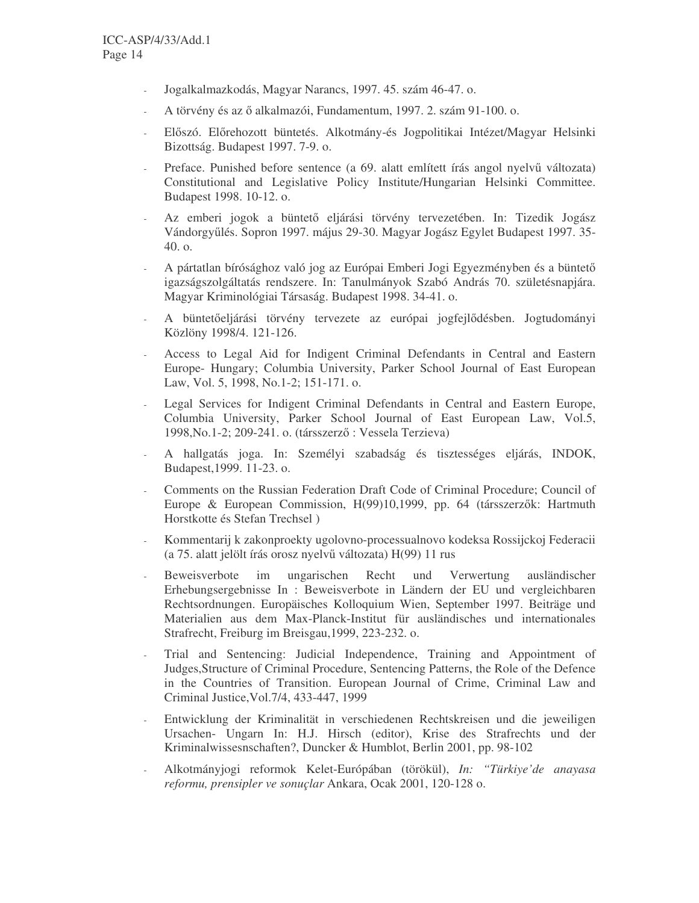- Jogalkalmazkodás, Magyar Narancs, 1997. 45. szám 46-47. o.
- A törvény és az ő alkalmazói, Fundamentum, 1997. 2. szám 91-100. o.
- Előszó. Előrehozott büntetés. Alkotmány-és Jogpolitikai Intézet/Magyar Helsinki Bizottság. Budapest 1997. 7-9. o.
- Preface. Punished before sentence (a 69. alatt említett írás angol nyelvű változata) Constitutional and Legislative Policy Institute/Hungarian Helsinki Committee. Budapest 1998. 10-12. o.
- Az emberi jogok a büntető eljárási törvény tervezetében. In: Tizedik Jogász Vándorgyűlés. Sopron 1997. május 29-30. Magyar Jogász Egylet Budapest 1997. 35-40. o.
- A pártatlan bírósághoz való jog az Európai Emberi Jogi Egyezményben és a büntető igazságszolgáltatás rendszere. In: Tanulmányok Szabó András 70. születésnapjára. Magyar Kriminológiai Társaság. Budapest 1998. 34-41. o.
- A büntetőeljárási törvény tervezete az európai jogfejlődésben. Jogtudományi Közlöny 1998/4. 121-126.
- Access to Legal Aid for Indigent Criminal Defendants in Central and Eastern Europe- Hungary; Columbia University, Parker School Journal of East European Law, Vol. 5, 1998, No.1-2; 151-171. o.
- Legal Services for Indigent Criminal Defendants in Central and Eastern Europe, Columbia University, Parker School Journal of East European Law, Vol.5, 1998,No.1-2; 209-241. o. (társszerző : Vessela Terzieva)
- A hallgatás joga. In: Személyi szabadság és tisztességes eljárás, INDOK, Budapest,1999. 11-23. o.
- Comments on the Russian Federation Draft Code of Criminal Procedure; Council of Europe & European Commission, H(99)10,1999, pp. 64 (társszerzők: Hartmuth Horstkotte és Stefan Trechsel )
- Kommentarij k zakonproekty ugolovno-processualnovo kodeksa Rossijckoj Federacii (a 75. alatt jelölt írás orosz nyelvű változata) H(99) 11 rus
- Beweisverbote im ungarischen Recht und Verwertung ausländischer Erhebungsergebnisse In : Beweisverbote in Ländern der EU und vergleichbaren Rechtsordnungen. Europäisches Kolloquium Wien, September 1997. Beiträge und Materialien aus dem Max-Planck-Institut für ausländisches und internationales Strafrecht, Freiburg im Breisgau,1999, 223-232. o.
- Trial and Sentencing: Judicial Independence, Training and Appointment of Judges,Structure of Criminal Procedure, Sentencing Patterns, the Role of the Defence in the Countries of Transition. European Journal of Crime, Criminal Law and Criminal Justice,Vol.7/4, 433-447, 1999
- Entwicklung der Kriminalität in verschiedenen Rechtskreisen und die jeweiligen Ursachen- Ungarn In: H.J. Hirsch (editor), Krise des Strafrechts und der Kriminalwissesnschaften?, Duncker & Humblot, Berlin 2001, pp. 98-102
- Alkotmányjogi reformok Kelet-Európában (törökül), *In: "Türkiye'de anayasa reformu, prensipler ve sonuçlar* Ankara, Ocak 2001, 120-128 o.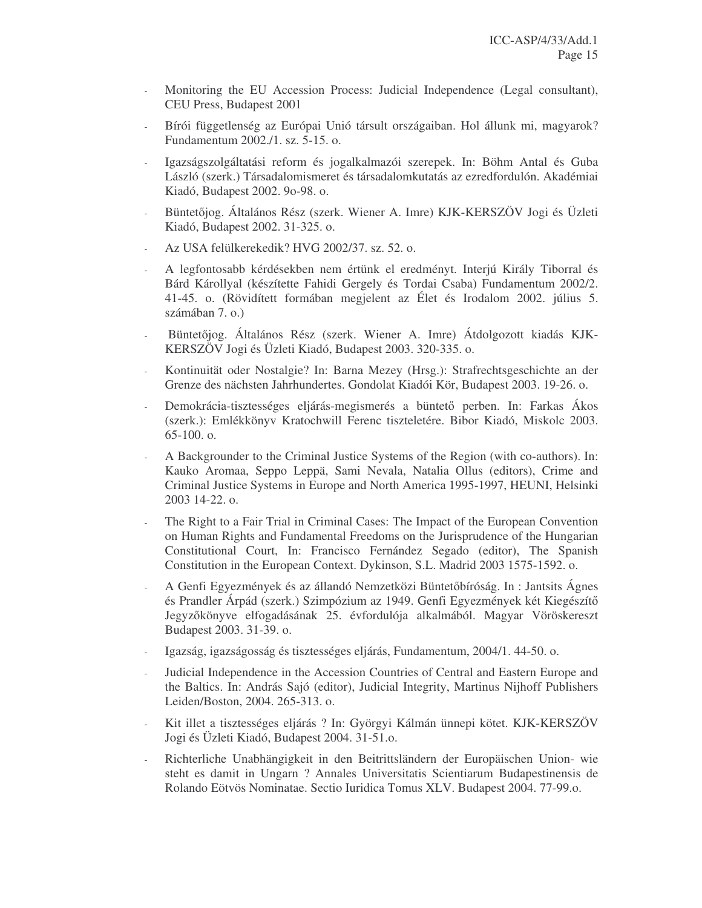- Monitoring the EU Accession Process: Judicial Independence (Legal consultant), CEU Press, Budapest 2001
- Bírói függetlenség az Európai Unió társult országaiban. Hol állunk mi, magyarok? Fundamentum 2002./1. sz. 5-15. o.
- Igazságszolgáltatási reform és jogalkalmazói szerepek. In: Böhm Antal és Guba László (szerk.) Társadalomismeret és társadalomkutatás az ezredfordulón. Akadémiai Kiadó, Budapest 2002. 9o-98. o.
- Büntetőjog. Általános Rész (szerk. Wiener A. Imre) KJK-KERSZÖV Jogi és Üzleti Kiadó, Budapest 2002. 31-325. o.
- Az USA felülkerekedik? HVG 2002/37. sz. 52. o.
- A legfontosabb kérdésekben nem értünk el eredményt. Interjú Király Tiborral és Bárd Károllyal (készítette Fahidi Gergely és Tordai Csaba) Fundamentum 2002/2. 41-45. o. (Rövidített formában megjelent az Élet és Irodalom 2002. július 5. számában 7. o.)
- Büntetőjog. Általános Rész (szerk. Wiener A. Imre) Átdolgozott kiadás KJK-KERSZÖV Jogi és Üzleti Kiadó, Budapest 2003. 320-335. o.
- Kontinuität oder Nostalgie? In: Barna Mezey (Hrsg.): Strafrechtsgeschichte an der Grenze des nächsten Jahrhundertes. Gondolat Kiadói Kör, Budapest 2003. 19-26. o.
- Demokrácia-tisztességes eljárás-megismerés a büntető perben. In: Farkas Ákos (szerk.): Emlékkönyv Kratochwill Ferenc tiszteletére. Bibor Kiadó, Miskolc 2003. 65-100. o.
- A Backgrounder to the Criminal Justice Systems of the Region (with co-authors). In: Kauko Aromaa, Seppo Leppä, Sami Nevala, Natalia Ollus (editors), Crime and Criminal Justice Systems in Europe and North America 1995-1997, HEUNI, Helsinki 2003 14-22. o.
- The Right to a Fair Trial in Criminal Cases: The Impact of the European Convention on Human Rights and Fundamental Freedoms on the Jurisprudence of the Hungarian Constitutional Court, In: Francisco Fernández Segado (editor), The Spanish Constitution in the European Context. Dykinson, S.L. Madrid 2003 1575-1592. o.
- A Genfi Egyezmények és az állandó Nemzetközi Büntetőbíróság. In : Jantsits Ágnes és Prandler Árpád (szerk.) Szimpózium az 1949. Genfi Egyezmények két Kiegészítő Jegyzőkönyve elfogadásának 25. évfordulója alkalmából. Magyar Vöröskereszt Budapest 2003. 31-39. o.
- Igazság, igazságosság és tisztességes eljárás, Fundamentum, 2004/1. 44-50. o.
- Judicial Independence in the Accession Countries of Central and Eastern Europe and the Baltics. In: András Sajó (editor), Judicial Integrity, Martinus Nijhoff Publishers Leiden/Boston, 2004. 265-313. o.
- Kit illet a tisztességes eljárás ? In: Györgyi Kálmán ünnepi kötet. KJK-KERSZÖV Jogi és Üzleti Kiadó, Budapest 2004. 31-51.o.
- Richterliche Unabhängigkeit in den Beitrittsländern der Europäischen Union- wie steht es damit in Ungarn ? Annales Universitatis Scientiarum Budapestinensis de Rolando Eötvös Nominatae. Sectio Iuridica Tomus XLV. Budapest 2004. 77-99.o.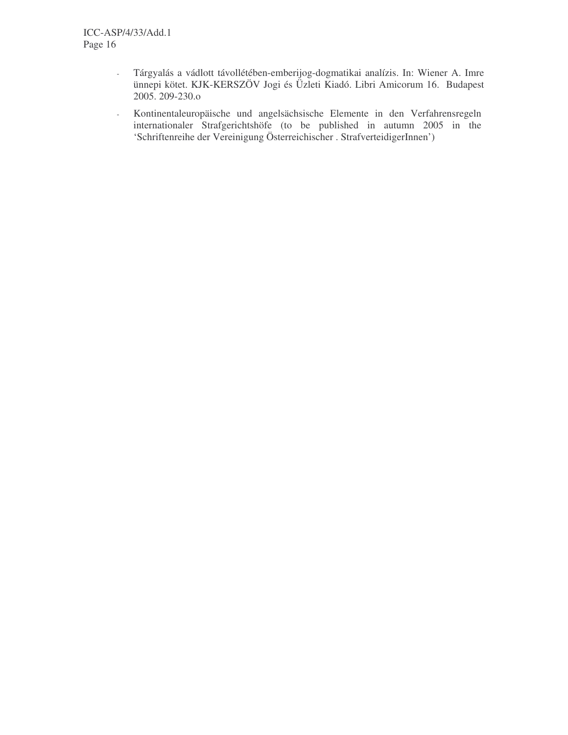- Tárgyalás a vádlott távollétében-emberijog-dogmatikai analízis. In: Wiener A. Imre ünnepi kötet. KJK-KERSZÖV Jogi és Üzleti Kiadó. Libri Amicorum 16. Budapest 2005. 209-230.o
- Kontinentaleuropäische und angelsächsische Elemente in den Verfahrensregeln internationaler Strafgerichtshöfe (to be published in autumn 2005 in the 'Schriftenreihe der Vereinigung Österreichischer . StrafverteidigerInnen')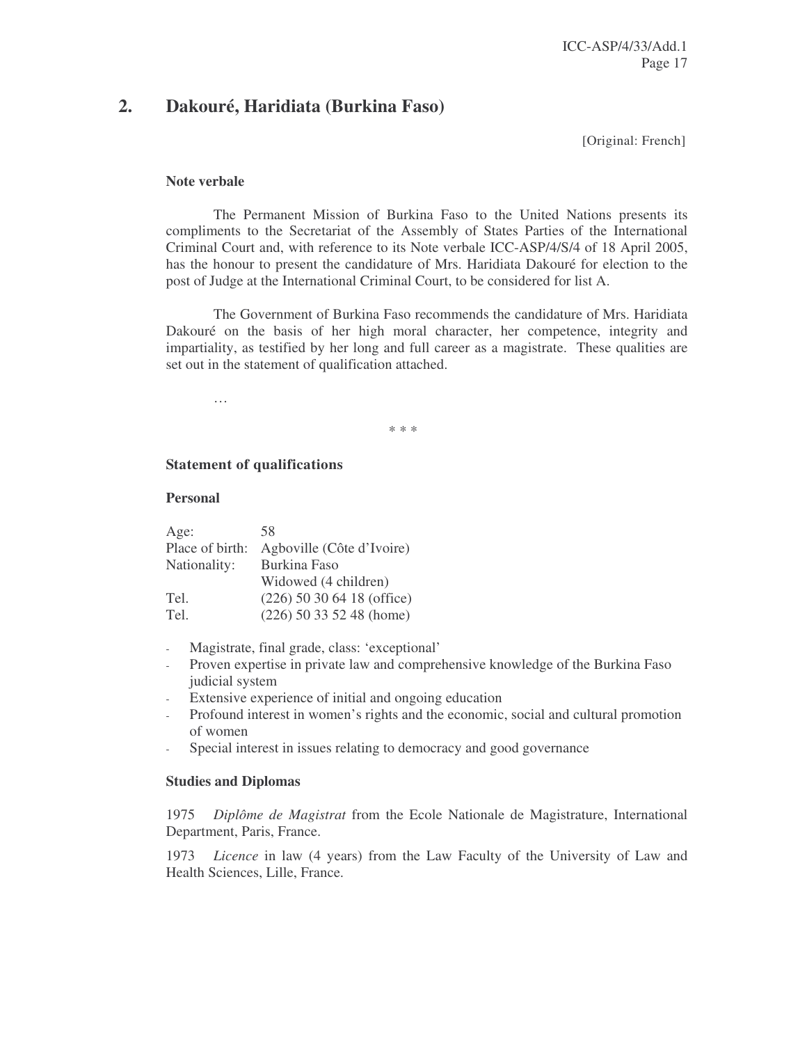## 2. Dakouré, Haridiata (Burkina Faso)

[Original: French]

**Note verbale**

The Permanent Mission of Burkina Faso to the United Nations presents its compliments to the Secretariat of the Assembly of States Parties of the International Criminal Court and, with reference to its Note verbale ICC-ASP/4/S/4 of 18 April 2005, has the honour to present the candidature of Mrs. Haridiata Dakouré for election to the post of Judge at the International Criminal Court, to be considered for list A.

The Government of Burkina Faso recommends the candidature of Mrs. Haridiata Dakouré on the basis of her high moral character, her competence, integrity and impartiality, as testified by her long and full career as a magistrate. These qualities are set out in the statement of qualification attached.

…

\* \* \*

**Statement of qualifications**

**Personal**

| | |
|---|---|
| Age: | 58 |
| Place of birth: | Agboville (Côte d'Ivoire) |
| Nationality: | Burkina Faso |
| | Widowed (4 children) |
| Tel. | (226) 50 30 64 18 (office) |
| Tel. | (226) 50 33 52 48 (home) |

- Magistrate, final grade, class: 'exceptional'
- Proven expertise in private law and comprehensive knowledge of the Burkina Faso judicial system
- Extensive experience of initial and ongoing education
- Profound interest in women's rights and the economic, social and cultural promotion of women
- Special interest in issues relating to democracy and good governance

**Studies and Diplomas**

1975 *Diplôme de Magistrat* from the Ecole Nationale de Magistrature, International Department, Paris, France.

1973 *Licence* in law (4 years) from the Law Faculty of the University of Law and Health Sciences, Lille, France.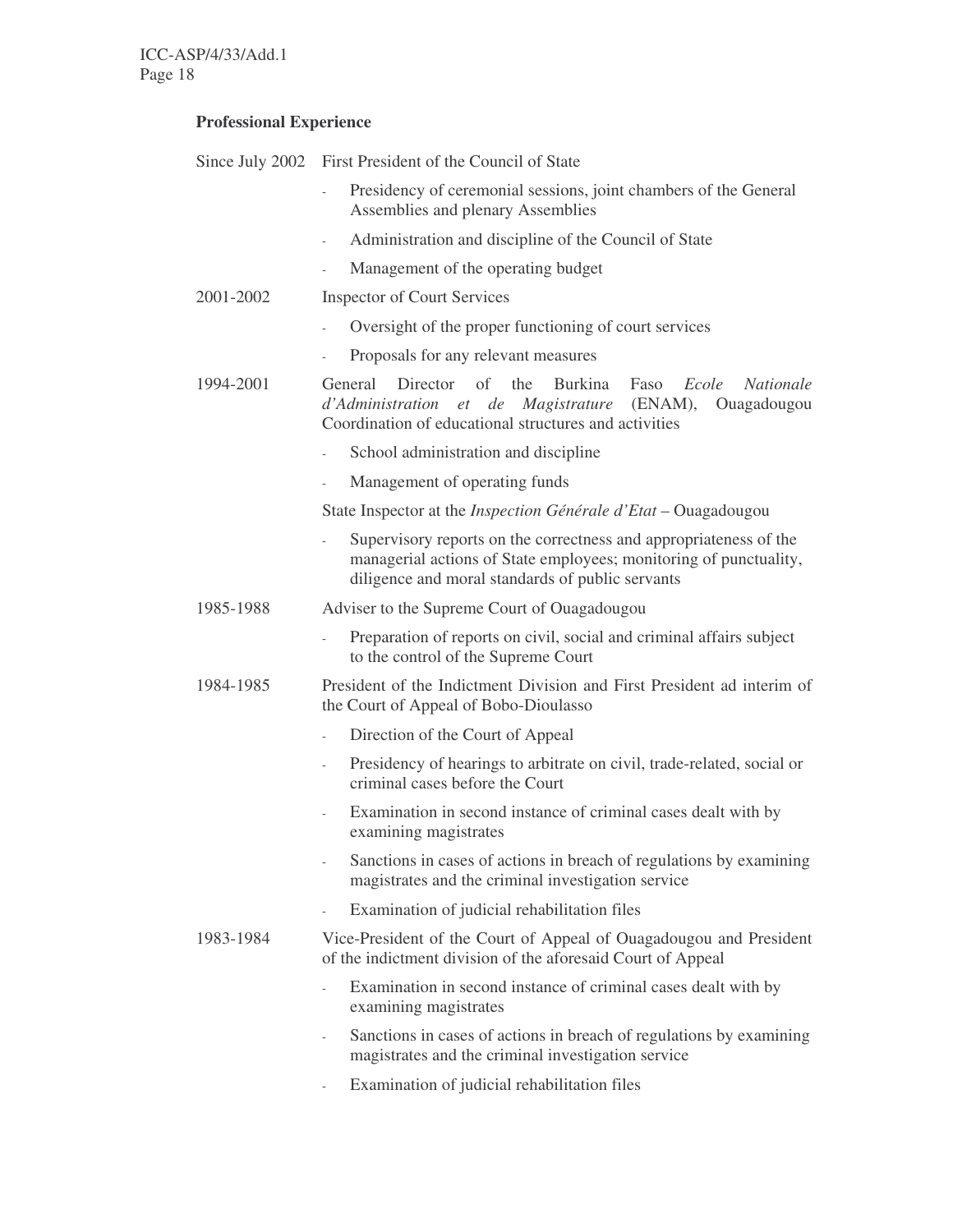**Professional Experience**

Since July 2002 First President of the Council of State

- Presidency of ceremonial sessions, joint chambers of the General Assemblies and plenary Assemblies
- Administration and discipline of the Council of State
- Management of the operating budget

2001-2002 Inspector of Court Services

- Oversight of the proper functioning of court services
- Proposals for any relevant measures

1994-2001 General Director of the Burkina Faso *Ecole Nationale d'Administration et de Magistrature* (ENAM), Ouagadougou
Coordination of educational structures and activities

- School administration and discipline
- Management of operating funds

State Inspector at the *Inspection Générale d'Etat* – Ouagadougou

- Supervisory reports on the correctness and appropriateness of the managerial actions of State employees; monitoring of punctuality, diligence and moral standards of public servants

1985-1988 Adviser to the Supreme Court of Ouagadougou

- Preparation of reports on civil, social and criminal affairs subject to the control of the Supreme Court

1984-1985 President of the Indictment Division and First President ad interim of the Court of Appeal of Bobo-Dioulasso

- Direction of the Court of Appeal
- Presidency of hearings to arbitrate on civil, trade-related, social or criminal cases before the Court
- Examination in second instance of criminal cases dealt with by examining magistrates
- Sanctions in cases of actions in breach of regulations by examining magistrates and the criminal investigation service
- Examination of judicial rehabilitation files

1983-1984 Vice-President of the Court of Appeal of Ouagadougou and President of the indictment division of the aforesaid Court of Appeal

- Examination in second instance of criminal cases dealt with by examining magistrates
- Sanctions in cases of actions in breach of regulations by examining magistrates and the criminal investigation service
- Examination of judicial rehabilitation files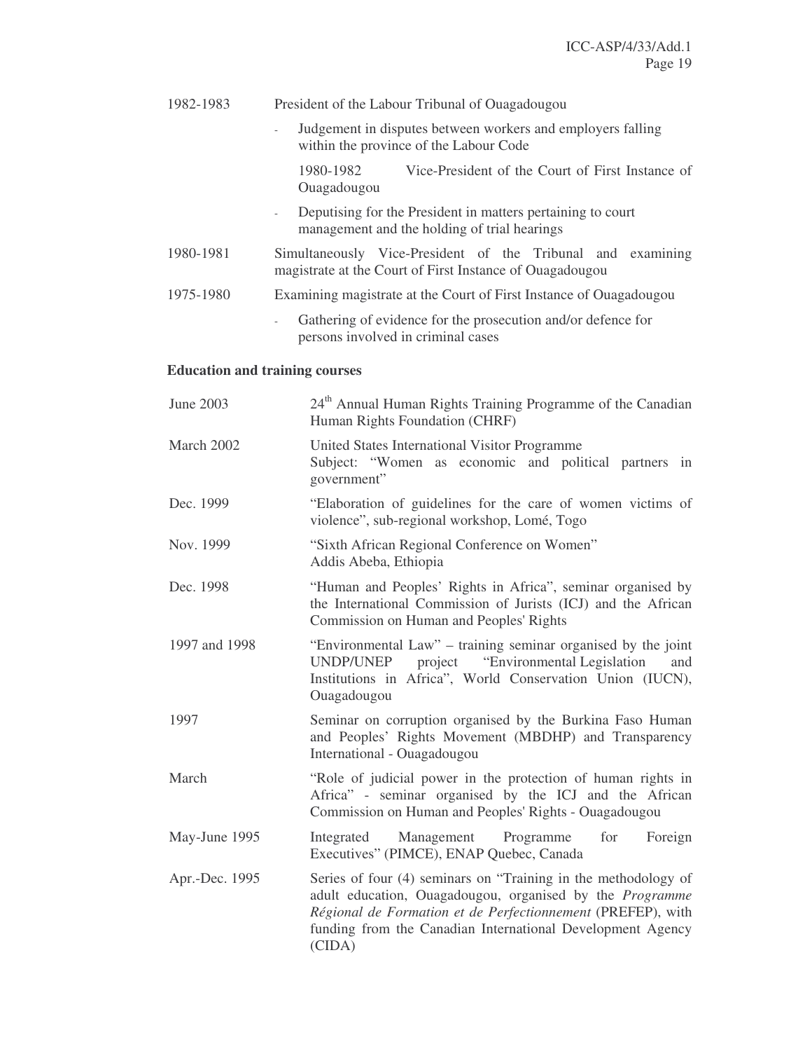| | |
|---|---|
| 1982-1983 | President of the Labour Tribunal of Ouagadougou |
| | - Judgement in disputes between workers and employers falling within the province of the Labour Code |
| | 1980-1982 Vice-President of the Court of First Instance of Ouagadougou |
| | - Deputising for the President in matters pertaining to court management and the holding of trial hearings |
| 1980-1981 | Simultaneously Vice-President of the Tribunal and examining magistrate at the Court of First Instance of Ouagadougou |
| 1975-1980 | Examining magistrate at the Court of First Instance of Ouagadougou |
| | - Gathering of evidence for the prosecution and/or defence for persons involved in criminal cases |

**Education and training courses**

| | |
|---|---|
| June 2003 | 24th Annual Human Rights Training Programme of the Canadian Human Rights Foundation (CHRF) |
| March 2002 | United States International Visitor Programme<br>Subject: "Women as economic and political partners in government" |
| Dec. 1999 | "Elaboration of guidelines for the care of women victims of violence", sub-regional workshop, Lomé, Togo |
| Nov. 1999 | "Sixth African Regional Conference on Women"<br>Addis Abeba, Ethiopia |
| Dec. 1998 | "Human and Peoples' Rights in Africa", seminar organised by the International Commission of Jurists (ICJ) and the African Commission on Human and Peoples' Rights |
| 1997 and 1998 | "Environmental Law" – training seminar organised by the joint UNDP/UNEP project "Environmental Legislation and Institutions in Africa", World Conservation Union (IUCN), Ouagadougou |
| 1997 | Seminar on corruption organised by the Burkina Faso Human and Peoples' Rights Movement (MBDHP) and Transparency International - Ouagadougou |
| March | "Role of judicial power in the protection of human rights in Africa" - seminar organised by the ICJ and the African Commission on Human and Peoples' Rights - Ouagadougou |
| May-June 1995 | Integrated Management Programme for Foreign Executives" (PIMCE), ENAP Quebec, Canada |
| Apr.-Dec. 1995 | Series of four (4) seminars on "Training in the methodology of adult education, Ouagadougou, organised by the *Programme Régional de Formation et de Perfectionnement* (PREFEP), with funding from the Canadian International Development Agency (CIDA) |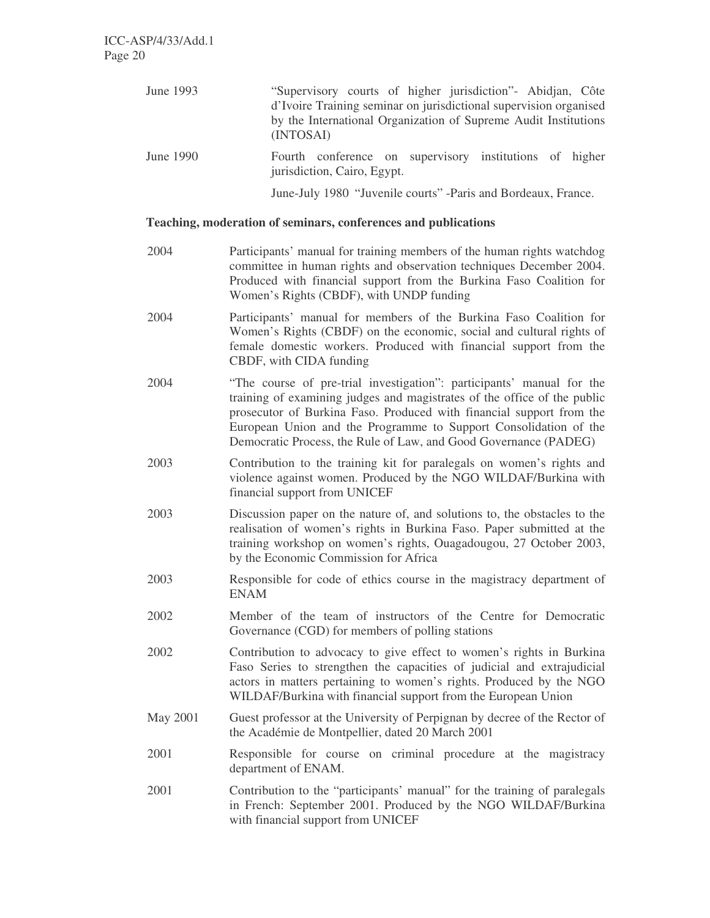| | |
|---|---|
| June 1993 | "Supervisory courts of higher jurisdiction"- Abidjan, Côte d'Ivoire Training seminar on jurisdictional supervision organised by the International Organization of Supreme Audit Institutions (INTOSAI) |
| June 1990 | Fourth conference on supervisory institutions of higher jurisdiction, Cairo, Egypt. |
| | June-July 1980 "Juvenile courts" -Paris and Bordeaux, France. |

**Teaching, moderation of seminars, conferences and publications**

| | |
|---|---|
| 2004 | Participants' manual for training members of the human rights watchdog committee in human rights and observation techniques December 2004. Produced with financial support from the Burkina Faso Coalition for Women's Rights (CBDF), with UNDP funding |
| 2004 | Participants' manual for members of the Burkina Faso Coalition for Women's Rights (CBDF) on the economic, social and cultural rights of female domestic workers. Produced with financial support from the CBDF, with CIDA funding |
| 2004 | "The course of pre-trial investigation": participants' manual for the training of examining judges and magistrates of the office of the public prosecutor of Burkina Faso. Produced with financial support from the European Union and the Programme to Support Consolidation of the Democratic Process, the Rule of Law, and Good Governance (PADEG) |
| 2003 | Contribution to the training kit for paralegals on women's rights and violence against women. Produced by the NGO WILDAF/Burkina with financial support from UNICEF |
| 2003 | Discussion paper on the nature of, and solutions to, the obstacles to the realisation of women's rights in Burkina Faso. Paper submitted at the training workshop on women's rights, Ouagadougou, 27 October 2003, by the Economic Commission for Africa |
| 2003 | Responsible for code of ethics course in the magistracy department of ENAM |
| 2002 | Member of the team of instructors of the Centre for Democratic Governance (CGD) for members of polling stations |
| 2002 | Contribution to advocacy to give effect to women's rights in Burkina Faso Series to strengthen the capacities of judicial and extrajudicial actors in matters pertaining to women's rights. Produced by the NGO WILDAF/Burkina with financial support from the European Union |
| May 2001 | Guest professor at the University of Perpignan by decree of the Rector of the Académie de Montpellier, dated 20 March 2001 |
| 2001 | Responsible for course on criminal procedure at the magistracy department of ENAM. |
| 2001 | Contribution to the "participants' manual" for the training of paralegals in French: September 2001. Produced by the NGO WILDAF/Burkina with financial support from UNICEF |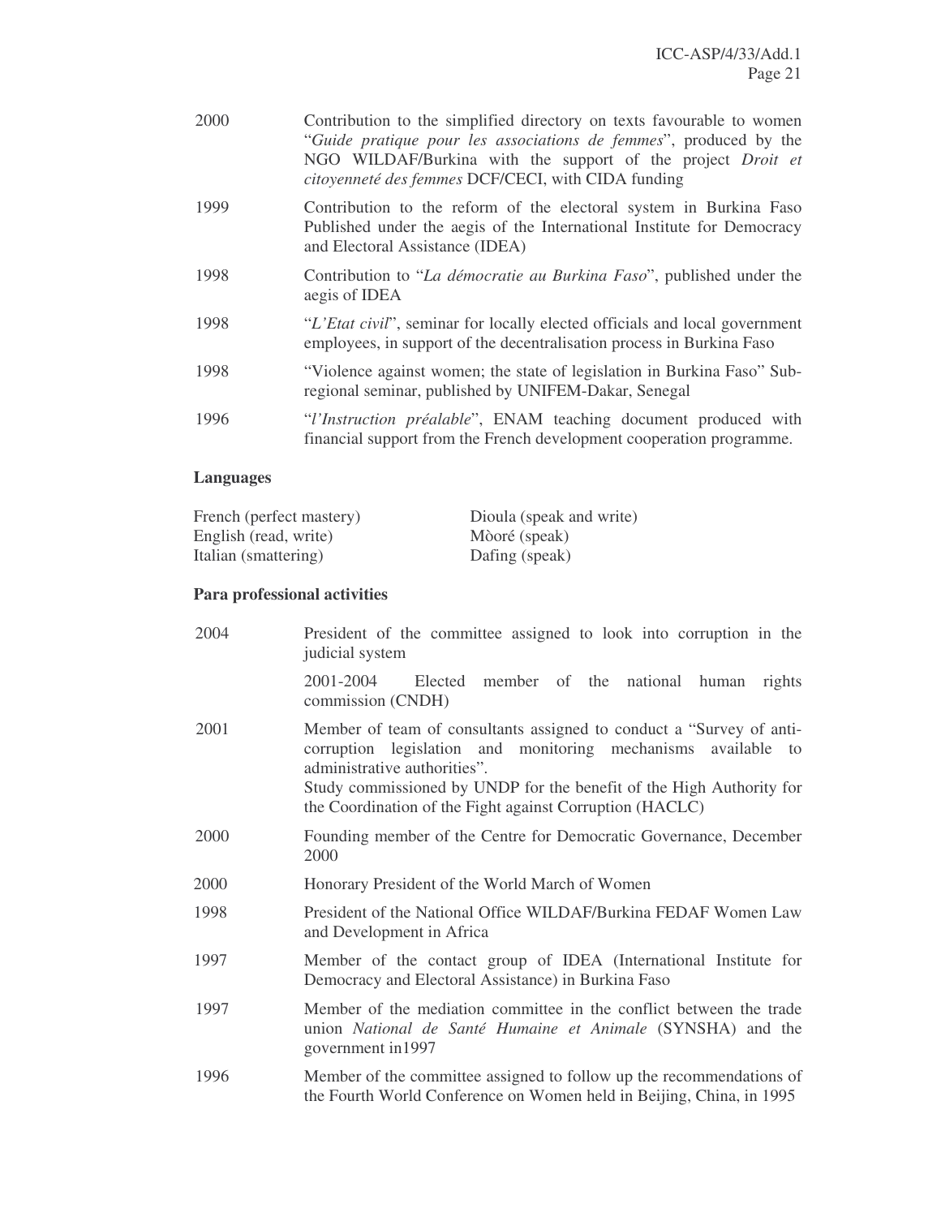2000 Contribution to the simplified directory on texts favourable to women "*Guide pratique pour les associations de femmes*", produced by the NGO WILDAF/Burkina with the support of the project *Droit et citoyenneté des femmes* DCF/CECI, with CIDA funding

1999 Contribution to the reform of the electoral system in Burkina Faso Published under the aegis of the International Institute for Democracy and Electoral Assistance (IDEA)

1998 Contribution to "*La démocratie au Burkina Faso*", published under the aegis of IDEA

1998 "*L'Etat civil*", seminar for locally elected officials and local government employees, in support of the decentralisation process in Burkina Faso

1998 "Violence against women; the state of legislation in Burkina Faso" Sub-regional seminar, published by UNIFEM-Dakar, Senegal

1996 "*l'Instruction préalable*", ENAM teaching document produced with financial support from the French development cooperation programme.

**Languages**

| | |
|---|---|
| French (perfect mastery) | Dioula (speak and write) |
| English (read, write) | Mòoré (speak) |
| Italian (smattering) | Dafing (speak) |

**Para professional activities**

2004 President of the committee assigned to look into corruption in the judicial system

2001-2004 Elected member of the national human rights commission (CNDH)

2001 Member of team of consultants assigned to conduct a "Survey of anti-corruption legislation and monitoring mechanisms available to administrative authorities".
Study commissioned by UNDP for the benefit of the High Authority for the Coordination of the Fight against Corruption (HACLC)

2000 Founding member of the Centre for Democratic Governance, December 2000

2000 Honorary President of the World March of Women

1998 President of the National Office WILDAF/Burkina FEDAF Women Law and Development in Africa

1997 Member of the contact group of IDEA (International Institute for Democracy and Electoral Assistance) in Burkina Faso

1997 Member of the mediation committee in the conflict between the trade union *National de Santé Humaine et Animale* (SYNSHA) and the government in1997

1996 Member of the committee assigned to follow up the recommendations of the Fourth World Conference on Women held in Beijing, China, in 1995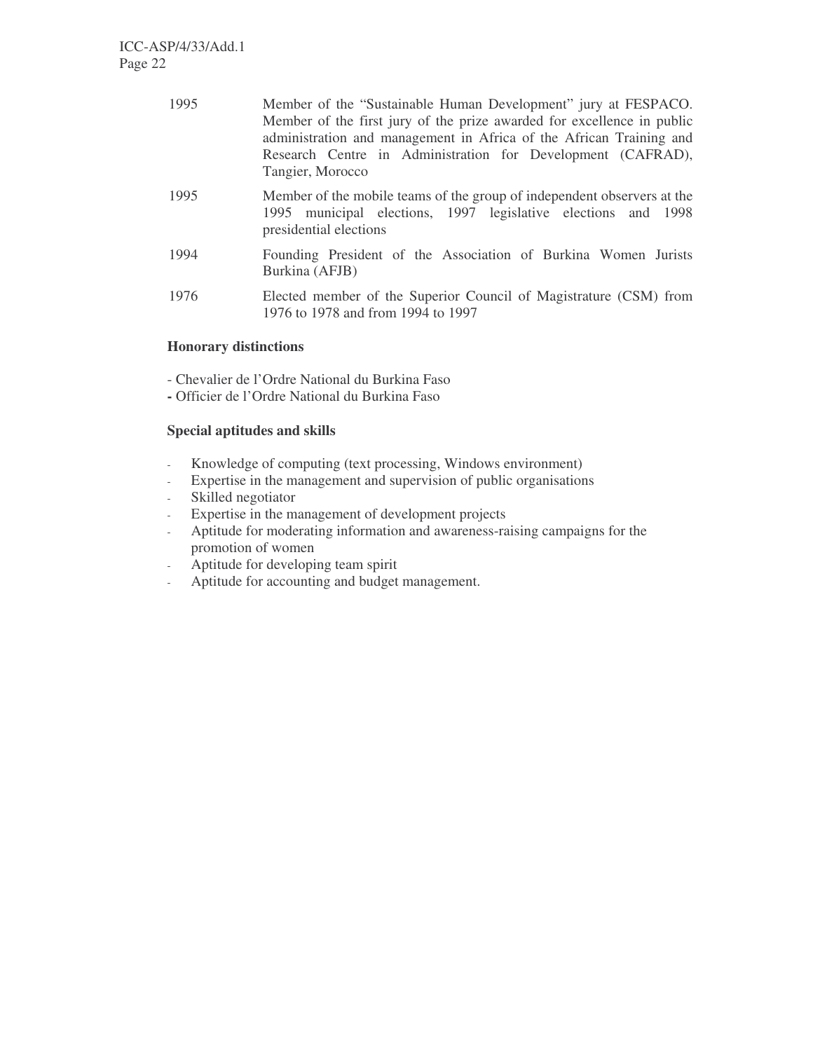| | |
|---|---|
| 1995 | Member of the "Sustainable Human Development" jury at FESPACO. Member of the first jury of the prize awarded for excellence in public administration and management in Africa of the African Training and Research Centre in Administration for Development (CAFRAD), Tangier, Morocco |
| 1995 | Member of the mobile teams of the group of independent observers at the 1995 municipal elections, 1997 legislative elections and 1998 presidential elections |
| 1994 | Founding President of the Association of Burkina Women Jurists Burkina (AFJB) |
| 1976 | Elected member of the Superior Council of Magistrature (CSM) from 1976 to 1978 and from 1994 to 1997 |

**Honorary distinctions**

- Chevalier de l'Ordre National du Burkina Faso
- Officier de l'Ordre National du Burkina Faso

**Special aptitudes and skills**

- Knowledge of computing (text processing, Windows environment)
- Expertise in the management and supervision of public organisations
- Skilled negotiator
- Expertise in the management of development projects
- Aptitude for moderating information and awareness-raising campaigns for the promotion of women
- Aptitude for developing team spirit
- Aptitude for accounting and budget management.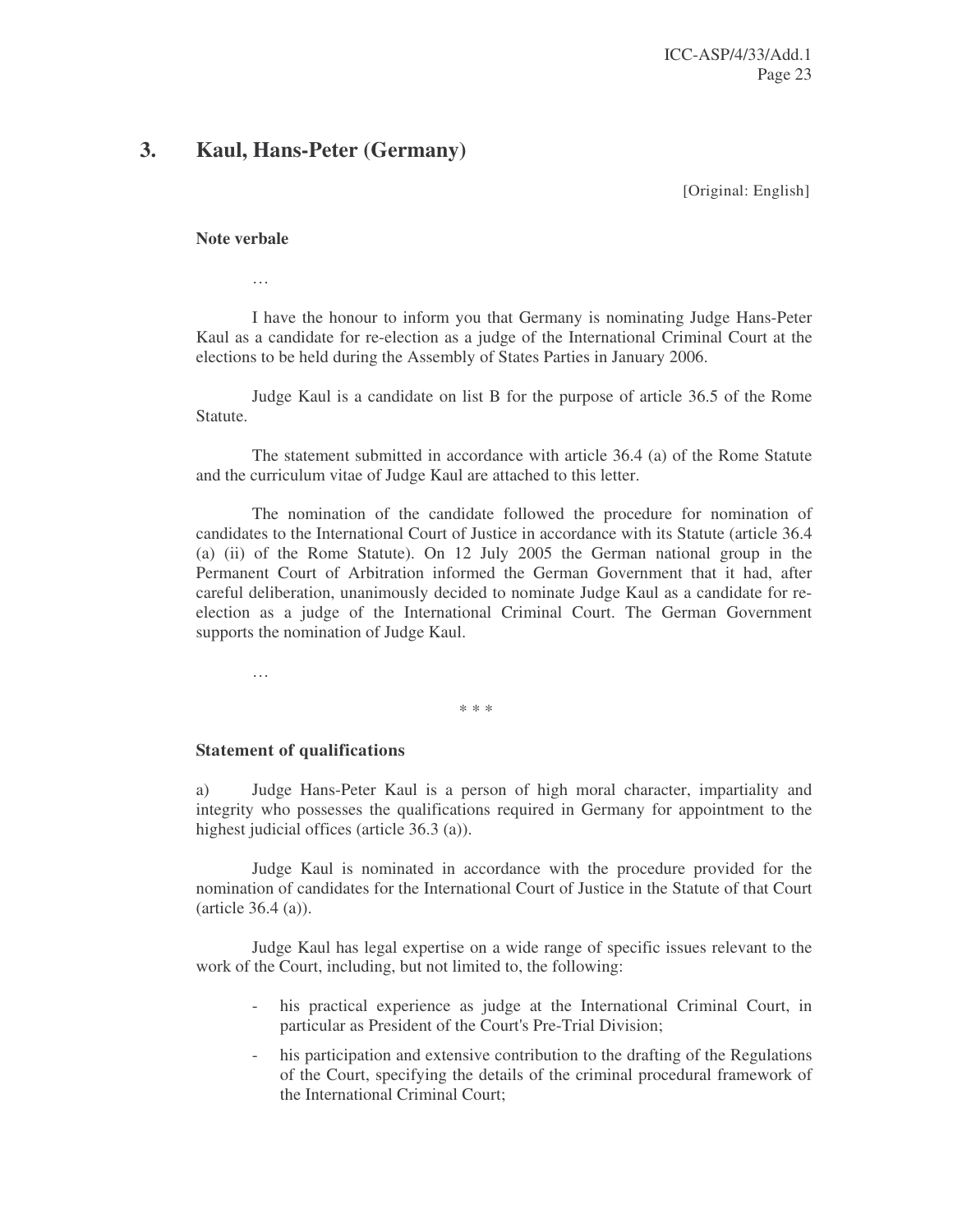## 3. Kaul, Hans-Peter (Germany)

[Original: English]

**Note verbale**

…

I have the honour to inform you that Germany is nominating Judge Hans-Peter Kaul as a candidate for re-election as a judge of the International Criminal Court at the elections to be held during the Assembly of States Parties in January 2006.

Judge Kaul is a candidate on list B for the purpose of article 36.5 of the Rome Statute.

The statement submitted in accordance with article 36.4 (a) of the Rome Statute and the curriculum vitae of Judge Kaul are attached to this letter.

The nomination of the candidate followed the procedure for nomination of candidates to the International Court of Justice in accordance with its Statute (article 36.4 (a) (ii) of the Rome Statute). On 12 July 2005 the German national group in the Permanent Court of Arbitration informed the German Government that it had, after careful deliberation, unanimously decided to nominate Judge Kaul as a candidate for re-election as a judge of the International Criminal Court. The German Government supports the nomination of Judge Kaul.

…

\* \* \*

**Statement of qualifications**

a) Judge Hans-Peter Kaul is a person of high moral character, impartiality and integrity who possesses the qualifications required in Germany for appointment to the highest judicial offices (article 36.3 (a)).

Judge Kaul is nominated in accordance with the procedure provided for the nomination of candidates for the International Court of Justice in the Statute of that Court (article 36.4 (a)).

Judge Kaul has legal expertise on a wide range of specific issues relevant to the work of the Court, including, but not limited to, the following:

- his practical experience as judge at the International Criminal Court, in particular as President of the Court's Pre-Trial Division;
- his participation and extensive contribution to the drafting of the Regulations of the Court, specifying the details of the criminal procedural framework of the International Criminal Court;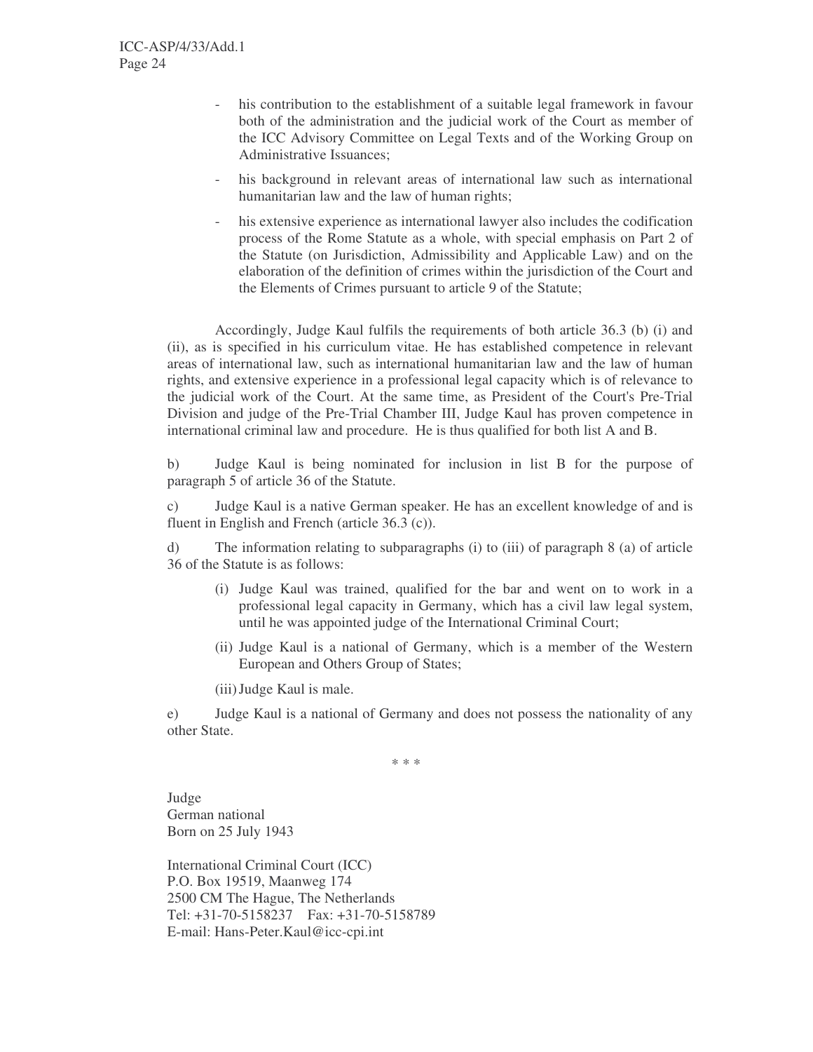- his contribution to the establishment of a suitable legal framework in favour both of the administration and the judicial work of the Court as member of the ICC Advisory Committee on Legal Texts and of the Working Group on Administrative Issuances;
- his background in relevant areas of international law such as international humanitarian law and the law of human rights;
- his extensive experience as international lawyer also includes the codification process of the Rome Statute as a whole, with special emphasis on Part 2 of the Statute (on Jurisdiction, Admissibility and Applicable Law) and on the elaboration of the definition of crimes within the jurisdiction of the Court and the Elements of Crimes pursuant to article 9 of the Statute;

Accordingly, Judge Kaul fulfils the requirements of both article 36.3 (b) (i) and (ii), as is specified in his curriculum vitae. He has established competence in relevant areas of international law, such as international humanitarian law and the law of human rights, and extensive experience in a professional legal capacity which is of relevance to the judicial work of the Court. At the same time, as President of the Court's Pre-Trial Division and judge of the Pre-Trial Chamber III, Judge Kaul has proven competence in international criminal law and procedure. He is thus qualified for both list A and B.

b) Judge Kaul is being nominated for inclusion in list B for the purpose of paragraph 5 of article 36 of the Statute.

c) Judge Kaul is a native German speaker. He has an excellent knowledge of and is fluent in English and French (article 36.3 (c)).

d) The information relating to subparagraphs (i) to (iii) of paragraph 8 (a) of article 36 of the Statute is as follows:

(i) Judge Kaul was trained, qualified for the bar and went on to work in a professional legal capacity in Germany, which has a civil law legal system, until he was appointed judge of the International Criminal Court;

(ii) Judge Kaul is a national of Germany, which is a member of the Western European and Others Group of States;

(iii) Judge Kaul is male.

e) Judge Kaul is a national of Germany and does not possess the nationality of any other State.

\* \* \*

Judge
German national
Born on 25 July 1943

International Criminal Court (ICC)
P.O. Box 19519, Maanweg 174
2500 CM The Hague, The Netherlands
Tel: +31-70-5158237 Fax: +31-70-5158789
E-mail: Hans-Peter.Kaul@icc-cpi.int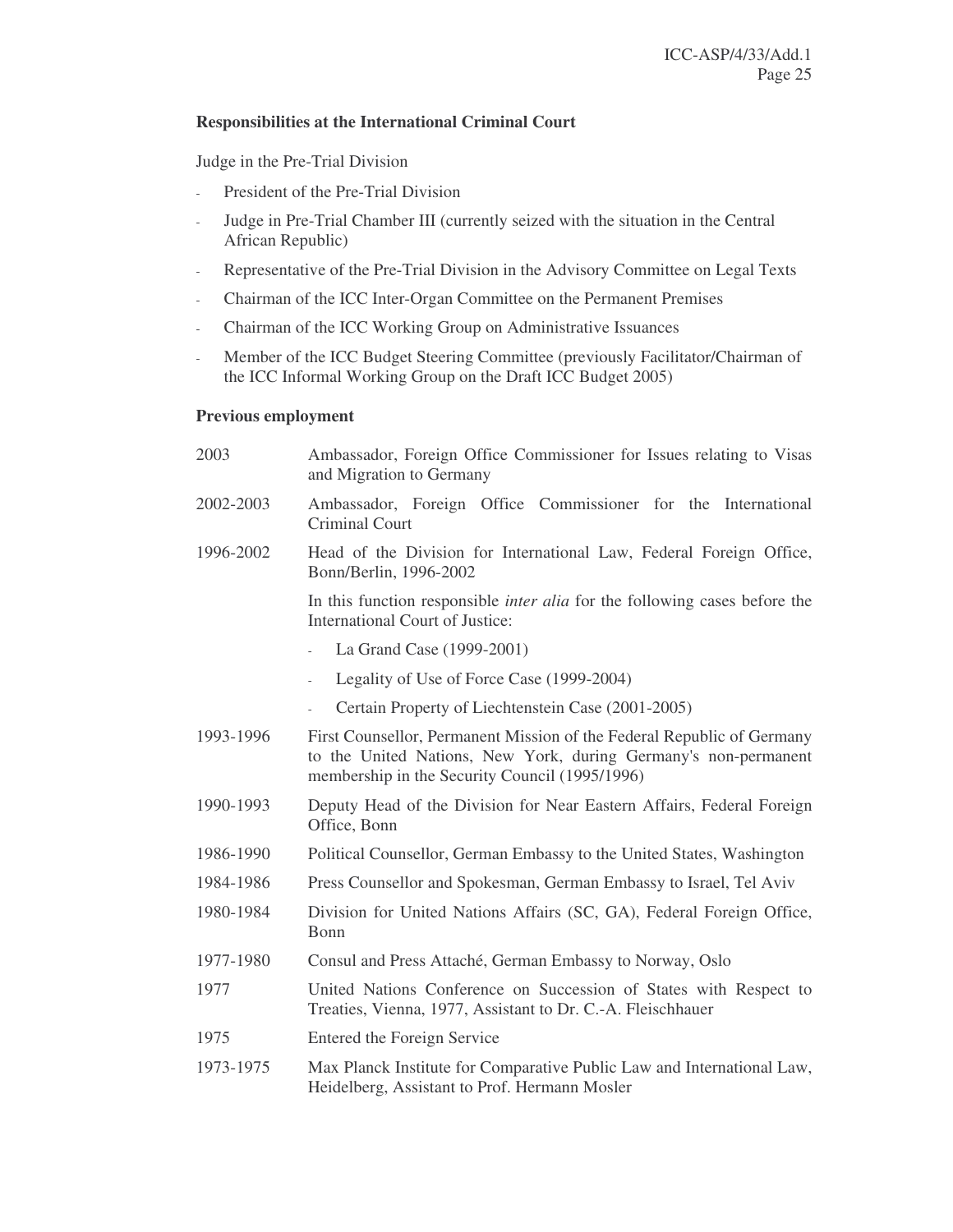**Responsibilities at the International Criminal Court**

Judge in the Pre-Trial Division

- President of the Pre-Trial Division
- Judge in Pre-Trial Chamber III (currently seized with the situation in the Central African Republic)
- Representative of the Pre-Trial Division in the Advisory Committee on Legal Texts
- Chairman of the ICC Inter-Organ Committee on the Permanent Premises
- Chairman of the ICC Working Group on Administrative Issuances
- Member of the ICC Budget Steering Committee (previously Facilitator/Chairman of the ICC Informal Working Group on the Draft ICC Budget 2005)

**Previous employment**

| | |
|---|---|
| 2003 | Ambassador, Foreign Office Commissioner for Issues relating to Visas and Migration to Germany |
| 2002-2003 | Ambassador, Foreign Office Commissioner for the International Criminal Court |
| 1996-2002 | Head of the Division for International Law, Federal Foreign Office, Bonn/Berlin, 1996-2002<br><br>In this function responsible *inter alia* for the following cases before the International Court of Justice:<br>- La Grand Case (1999-2001)<br>- Legality of Use of Force Case (1999-2004)<br>- Certain Property of Liechtenstein Case (2001-2005) |
| 1993-1996 | First Counsellor, Permanent Mission of the Federal Republic of Germany to the United Nations, New York, during Germany's non-permanent membership in the Security Council (1995/1996) |
| 1990-1993 | Deputy Head of the Division for Near Eastern Affairs, Federal Foreign Office, Bonn |
| 1986-1990 | Political Counsellor, German Embassy to the United States, Washington |
| 1984-1986 | Press Counsellor and Spokesman, German Embassy to Israel, Tel Aviv |
| 1980-1984 | Division for United Nations Affairs (SC, GA), Federal Foreign Office, Bonn |
| 1977-1980 | Consul and Press Attaché, German Embassy to Norway, Oslo |
| 1977 | United Nations Conference on Succession of States with Respect to Treaties, Vienna, 1977, Assistant to Dr. C.-A. Fleischhauer |
| 1975 | Entered the Foreign Service |
| 1973-1975 | Max Planck Institute for Comparative Public Law and International Law, Heidelberg, Assistant to Prof. Hermann Mosler |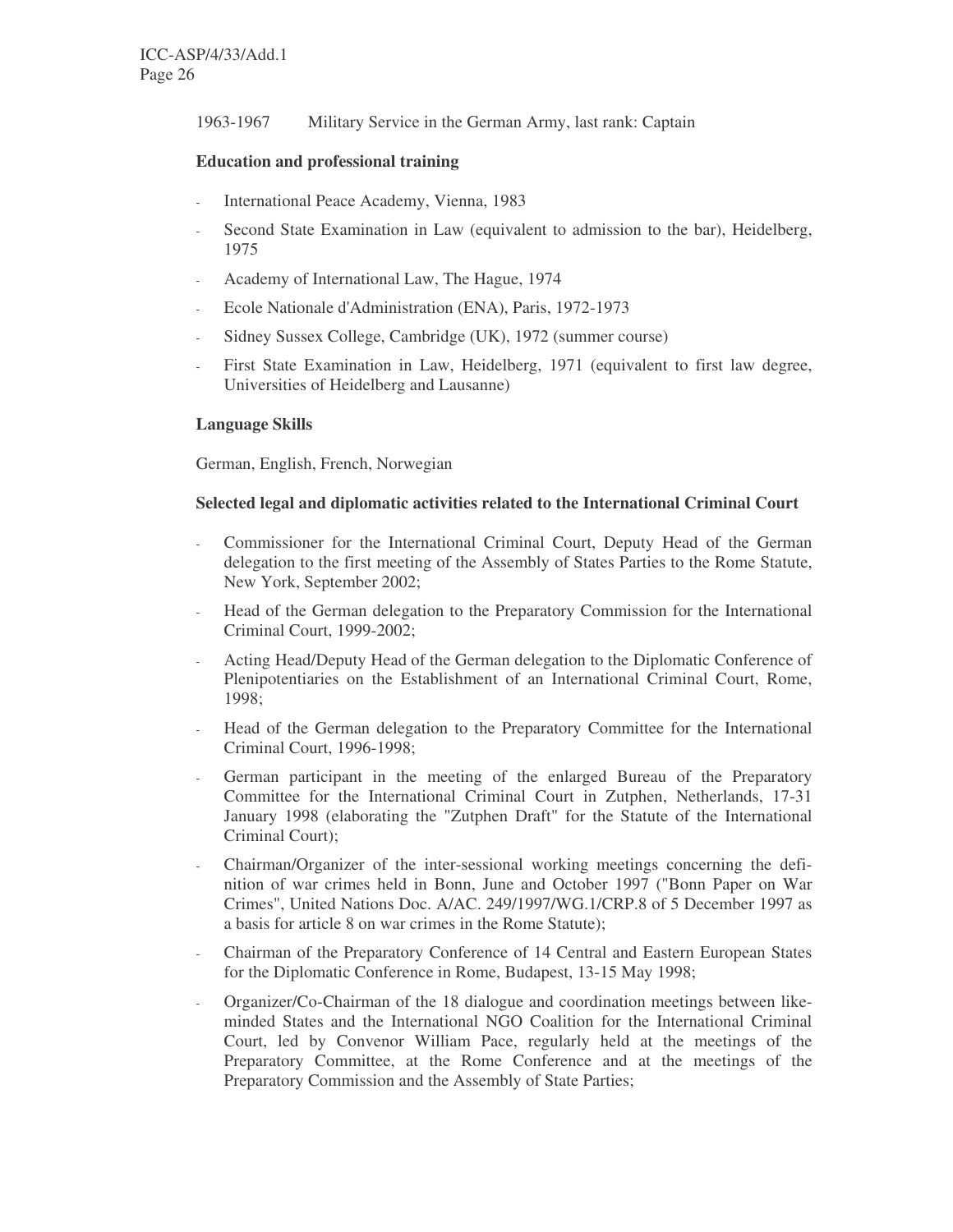1963-1967 Military Service in the German Army, last rank: Captain

**Education and professional training**

- International Peace Academy, Vienna, 1983
- Second State Examination in Law (equivalent to admission to the bar), Heidelberg, 1975
- Academy of International Law, The Hague, 1974
- Ecole Nationale d'Administration (ENA), Paris, 1972-1973
- Sidney Sussex College, Cambridge (UK), 1972 (summer course)
- First State Examination in Law, Heidelberg, 1971 (equivalent to first law degree, Universities of Heidelberg and Lausanne)

**Language Skills**

German, English, French, Norwegian

**Selected legal and diplomatic activities related to the International Criminal Court**

- Commissioner for the International Criminal Court, Deputy Head of the German delegation to the first meeting of the Assembly of States Parties to the Rome Statute, New York, September 2002;
- Head of the German delegation to the Preparatory Commission for the International Criminal Court, 1999-2002;
- Acting Head/Deputy Head of the German delegation to the Diplomatic Conference of Plenipotentiaries on the Establishment of an International Criminal Court, Rome, 1998;
- Head of the German delegation to the Preparatory Committee for the International Criminal Court, 1996-1998;
- German participant in the meeting of the enlarged Bureau of the Preparatory Committee for the International Criminal Court in Zutphen, Netherlands, 17-31 January 1998 (elaborating the "Zutphen Draft" for the Statute of the International Criminal Court);
- Chairman/Organizer of the inter-sessional working meetings concerning the definition of war crimes held in Bonn, June and October 1997 ("Bonn Paper on War Crimes", United Nations Doc. A/AC. 249/1997/WG.1/CRP.8 of 5 December 1997 as a basis for article 8 on war crimes in the Rome Statute);
- Chairman of the Preparatory Conference of 14 Central and Eastern European States for the Diplomatic Conference in Rome, Budapest, 13-15 May 1998;
- Organizer/Co-Chairman of the 18 dialogue and coordination meetings between like-minded States and the International NGO Coalition for the International Criminal Court, led by Convenor William Pace, regularly held at the meetings of the Preparatory Committee, at the Rome Conference and at the meetings of the Preparatory Commission and the Assembly of State Parties;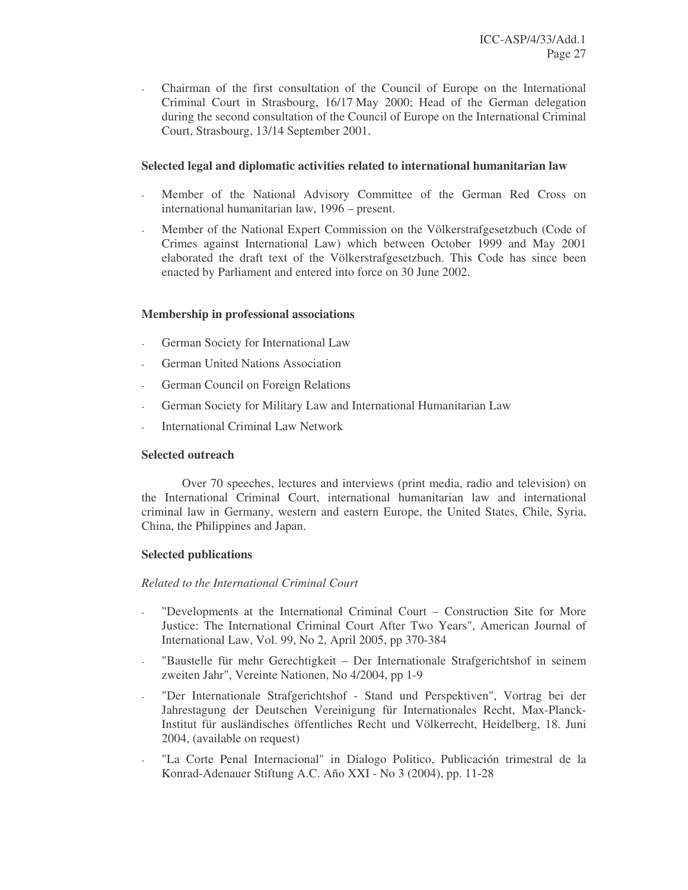- Chairman of the first consultation of the Council of Europe on the International Criminal Court in Strasbourg, 16/17 May 2000; Head of the German delegation during the second consultation of the Council of Europe on the International Criminal Court, Strasbourg, 13/14 September 2001.

**Selected legal and diplomatic activities related to international humanitarian law**

- Member of the National Advisory Committee of the German Red Cross on international humanitarian law, 1996 – present.
- Member of the National Expert Commission on the Völkerstrafgesetzbuch (Code of Crimes against International Law) which between October 1999 and May 2001 elaborated the draft text of the Völkerstrafgesetzbuch. This Code has since been enacted by Parliament and entered into force on 30 June 2002.

**Membership in professional associations**

- German Society for International Law
- German United Nations Association
- German Council on Foreign Relations
- German Society for Military Law and International Humanitarian Law
- International Criminal Law Network

**Selected outreach**

Over 70 speeches, lectures and interviews (print media, radio and television) on the International Criminal Court, international humanitarian law and international criminal law in Germany, western and eastern Europe, the United States, Chile, Syria, China, the Philippines and Japan.

**Selected publications**

*Related to the International Criminal Court*

- "Developments at the International Criminal Court – Construction Site for More Justice: The International Criminal Court After Two Years", American Journal of International Law, Vol. 99, No 2, April 2005, pp 370-384
- "Baustelle für mehr Gerechtigkeit – Der Internationale Strafgerichtshof in seinem zweiten Jahr", Vereinte Nationen, No 4/2004, pp 1-9
- "Der Internationale Strafgerichtshof - Stand und Perspektiven", Vortrag bei der Jahrestagung der Deutschen Vereinigung für Internationales Recht, Max-Planck-Institut für ausländisches öffentliches Recht und Völkerrecht, Heidelberg, 18. Juni 2004, (available on request)
- "La Corte Penal Internacional" in Dialogo Politico, Publicación trimestral de la Konrad-Adenauer Stiftung A.C. Año XXI - No 3 (2004), pp. 11-28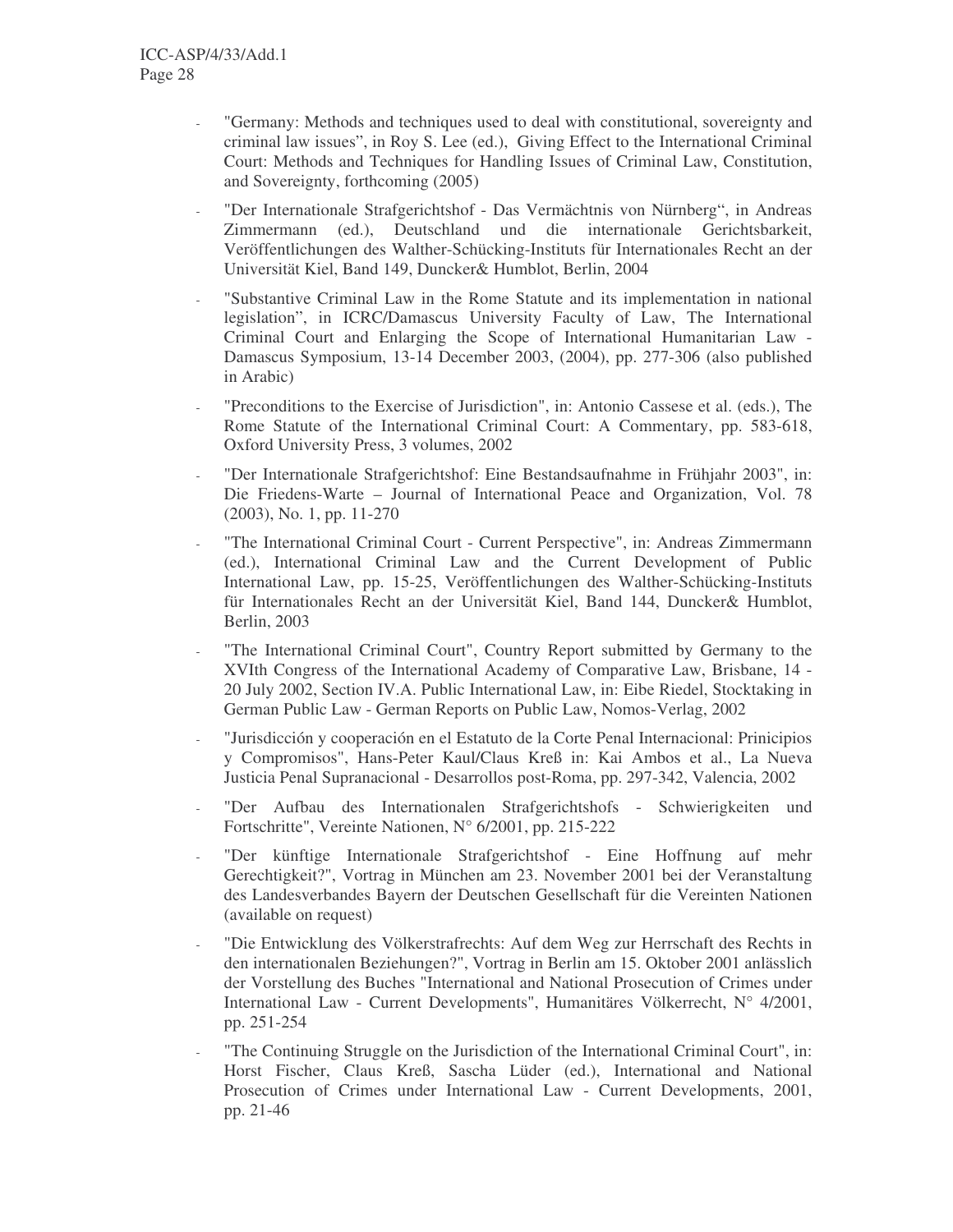- "Germany: Methods and techniques used to deal with constitutional, sovereignty and criminal law issues", in Roy S. Lee (ed.), Giving Effect to the International Criminal Court: Methods and Techniques for Handling Issues of Criminal Law, Constitution, and Sovereignty, forthcoming (2005)
- "Der Internationale Strafgerichtshof - Das Vermächtnis von Nürnberg", in Andreas Zimmermann (ed.), Deutschland und die internationale Gerichtsbarkeit, Veröffentlichungen des Walther-Schücking-Instituts für Internationales Recht an der Universität Kiel, Band 149, Duncker& Humblot, Berlin, 2004
- "Substantive Criminal Law in the Rome Statute and its implementation in national legislation", in ICRC/Damascus University Faculty of Law, The International Criminal Court and Enlarging the Scope of International Humanitarian Law - Damascus Symposium, 13-14 December 2003, (2004), pp. 277-306 (also published in Arabic)
- "Preconditions to the Exercise of Jurisdiction", in: Antonio Cassese et al. (eds.), The Rome Statute of the International Criminal Court: A Commentary, pp. 583-618, Oxford University Press, 3 volumes, 2002
- "Der Internationale Strafgerichtshof: Eine Bestandsaufnahme in Frühjahr 2003", in: Die Friedens-Warte – Journal of International Peace and Organization, Vol. 78 (2003), No. 1, pp. 11-270
- "The International Criminal Court - Current Perspective", in: Andreas Zimmermann (ed.), International Criminal Law and the Current Development of Public International Law, pp. 15-25, Veröffentlichungen des Walther-Schücking-Instituts für Internationales Recht an der Universität Kiel, Band 144, Duncker& Humblot, Berlin, 2003
- "The International Criminal Court", Country Report submitted by Germany to the XVIth Congress of the International Academy of Comparative Law, Brisbane, 14 - 20 July 2002, Section IV.A. Public International Law, in: Eibe Riedel, Stocktaking in German Public Law - German Reports on Public Law, Nomos-Verlag, 2002
- "Jurisdicción y cooperación en el Estatuto de la Corte Penal Internacional: Prinicipios y Compromisos", Hans-Peter Kaul/Claus Kreß in: Kai Ambos et al., La Nueva Justicia Penal Supranacional - Desarrollos post-Roma, pp. 297-342, Valencia, 2002
- "Der Aufbau des Internationalen Strafgerichtshofs - Schwierigkeiten und Fortschritte", Vereinte Nationen, N° 6/2001, pp. 215-222
- "Der künftige Internationale Strafgerichtshof - Eine Hoffnung auf mehr Gerechtigkeit?", Vortrag in München am 23. November 2001 bei der Veranstaltung des Landesverbandes Bayern der Deutschen Gesellschaft für die Vereinten Nationen (available on request)
- "Die Entwicklung des Völkerstrafrechts: Auf dem Weg zur Herrschaft des Rechts in den internationalen Beziehungen?", Vortrag in Berlin am 15. Oktober 2001 anlässlich der Vorstellung des Buches "International and National Prosecution of Crimes under International Law - Current Developments", Humanitäres Völkerrecht, N° 4/2001, pp. 251-254
- "The Continuing Struggle on the Jurisdiction of the International Criminal Court", in: Horst Fischer, Claus Kreß, Sascha Lüder (ed.), International and National Prosecution of Crimes under International Law - Current Developments, 2001, pp. 21-46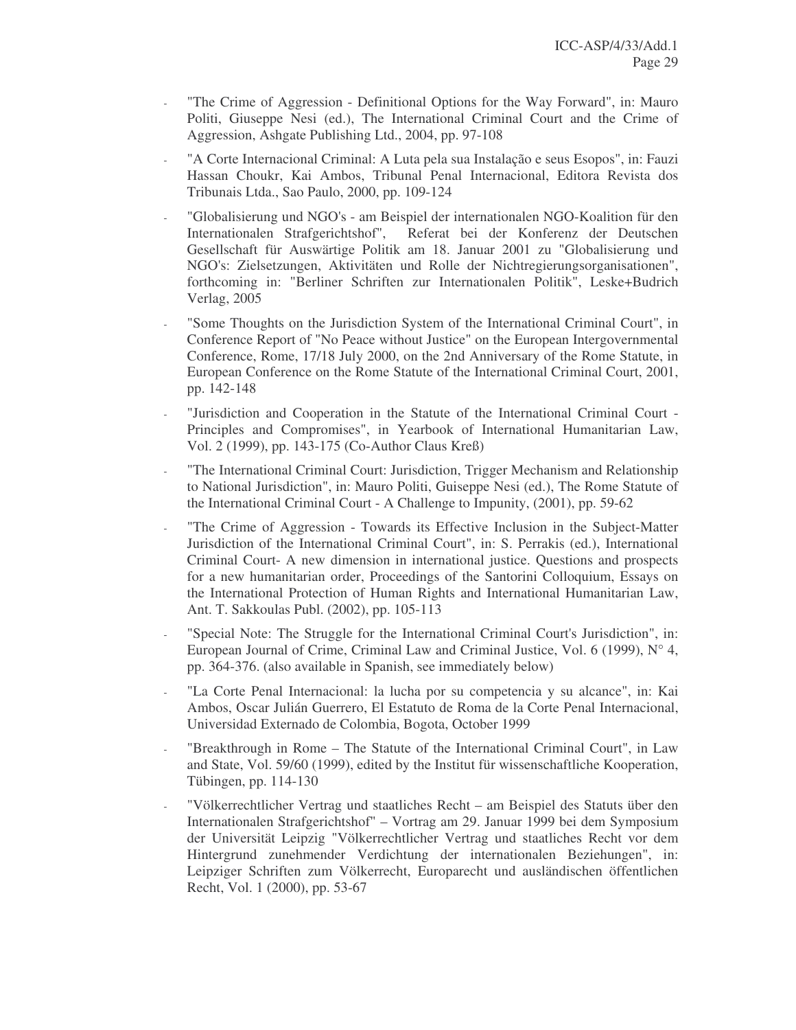- "The Crime of Aggression - Definitional Options for the Way Forward", in: Mauro Politi, Giuseppe Nesi (ed.), The International Criminal Court and the Crime of Aggression, Ashgate Publishing Ltd., 2004, pp. 97-108

- "A Corte Internacional Criminal: A Luta pela sua Instalação e seus Esopos", in: Fauzi Hassan Choukr, Kai Ambos, Tribunal Penal Internacional, Editora Revista dos Tribunais Ltda., Sao Paulo, 2000, pp. 109-124

- "Globalisierung und NGO's - am Beispiel der internationalen NGO-Koalition für den Internationalen Strafgerichtshof", Referat bei der Konferenz der Deutschen Gesellschaft für Auswärtige Politik am 18. Januar 2001 zu "Globalisierung und NGO's: Zielsetzungen, Aktivitäten und Rolle der Nichtregierungsorganisationen", forthcoming in: "Berliner Schriften zur Internationalen Politik", Leske+Budrich Verlag, 2005

- "Some Thoughts on the Jurisdiction System of the International Criminal Court", in Conference Report of "No Peace without Justice" on the European Intergovernmental Conference, Rome, 17/18 July 2000, on the 2nd Anniversary of the Rome Statute, in European Conference on the Rome Statute of the International Criminal Court, 2001, pp. 142-148

- "Jurisdiction and Cooperation in the Statute of the International Criminal Court - Principles and Compromises", in Yearbook of International Humanitarian Law, Vol. 2 (1999), pp. 143-175 (Co-Author Claus Kreß)

- "The International Criminal Court: Jurisdiction, Trigger Mechanism and Relationship to National Jurisdiction", in: Mauro Politi, Guiseppe Nesi (ed.), The Rome Statute of the International Criminal Court - A Challenge to Impunity, (2001), pp. 59-62

- "The Crime of Aggression - Towards its Effective Inclusion in the Subject-Matter Jurisdiction of the International Criminal Court", in: S. Perrakis (ed.), International Criminal Court- A new dimension in international justice. Questions and prospects for a new humanitarian order, Proceedings of the Santorini Colloquium, Essays on the International Protection of Human Rights and International Humanitarian Law, Ant. T. Sakkoulas Publ. (2002), pp. 105-113

- "Special Note: The Struggle for the International Criminal Court's Jurisdiction", in: European Journal of Crime, Criminal Law and Criminal Justice, Vol. 6 (1999), N° 4, pp. 364-376. (also available in Spanish, see immediately below)

- "La Corte Penal Internacional: la lucha por su competencia y su alcance", in: Kai Ambos, Oscar Julián Guerrero, El Estatuto de Roma de la Corte Penal Internacional, Universidad Externado de Colombia, Bogota, October 1999

- "Breakthrough in Rome – The Statute of the International Criminal Court", in Law and State, Vol. 59/60 (1999), edited by the Institut für wissenschaftliche Kooperation, Tübingen, pp. 114-130

- "Völkerrechtlicher Vertrag und staatliches Recht – am Beispiel des Statuts über den Internationalen Strafgerichtshof" – Vortrag am 29. Januar 1999 bei dem Symposium der Universität Leipzig "Völkerrechtlicher Vertrag und staatliches Recht vor dem Hintergrund zunehmender Verdichtung der internationalen Beziehungen", in: Leipziger Schriften zum Völkerrecht, Europarecht und ausländischen öffentlichen Recht, Vol. 1 (2000), pp. 53-67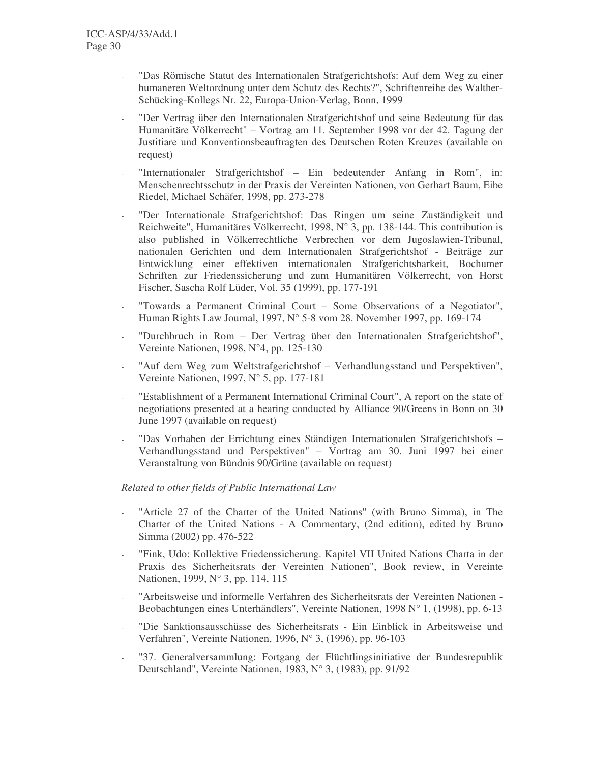- "Das Römische Statut des Internationalen Strafgerichtshofs: Auf dem Weg zu einer humaneren Weltordnung unter dem Schutz des Rechts?", Schriftenreihe des Walther-Schücking-Kollegs Nr. 22, Europa-Union-Verlag, Bonn, 1999
- "Der Vertrag über den Internationalen Strafgerichtshof und seine Bedeutung für das Humanitäre Völkerrecht" – Vortrag am 11. September 1998 vor der 42. Tagung der Justitiare und Konventionsbeauftragten des Deutschen Roten Kreuzes (available on request)
- "Internationaler Strafgerichtshof – Ein bedeutender Anfang in Rom", in: Menschenrechtsschutz in der Praxis der Vereinten Nationen, von Gerhart Baum, Eibe Riedel, Michael Schäfer, 1998, pp. 273-278
- "Der Internationale Strafgerichtshof: Das Ringen um seine Zuständigkeit und Reichweite", Humanitäres Völkerrecht, 1998, N° 3, pp. 138-144. This contribution is also published in Völkerrechtliche Verbrechen vor dem Jugoslawien-Tribunal, nationalen Gerichten und dem Internationalen Strafgerichtshof - Beiträge zur Entwicklung einer effektiven internationalen Strafgerichtsbarkeit, Bochumer Schriften zur Friedenssicherung und zum Humanitären Völkerrecht, von Horst Fischer, Sascha Rolf Lüder, Vol. 35 (1999), pp. 177-191
- "Towards a Permanent Criminal Court – Some Observations of a Negotiator", Human Rights Law Journal, 1997, N° 5-8 vom 28. November 1997, pp. 169-174
- "Durchbruch in Rom – Der Vertrag über den Internationalen Strafgerichtshof", Vereinte Nationen, 1998, N°4, pp. 125-130
- "Auf dem Weg zum Weltstrafgerichtshof – Verhandlungsstand und Perspektiven", Vereinte Nationen, 1997, N° 5, pp. 177-181
- "Establishment of a Permanent International Criminal Court", A report on the state of negotiations presented at a hearing conducted by Alliance 90/Greens in Bonn on 30 June 1997 (available on request)
- "Das Vorhaben der Errichtung eines Ständigen Internationalen Strafgerichtshofs – Verhandlungsstand und Perspektiven" – Vortrag am 30. Juni 1997 bei einer Veranstaltung von Bündnis 90/Grüne (available on request)

*Related to other fields of Public International Law*

- "Article 27 of the Charter of the United Nations" (with Bruno Simma), in The Charter of the United Nations - A Commentary, (2nd edition), edited by Bruno Simma (2002) pp. 476-522
- "Fink, Udo: Kollektive Friedenssicherung. Kapitel VII United Nations Charta in der Praxis des Sicherheitsrats der Vereinten Nationen", Book review, in Vereinte Nationen, 1999, N° 3, pp. 114, 115
- "Arbeitsweise und informelle Verfahren des Sicherheitsrats der Vereinten Nationen - Beobachtungen eines Unterhändlers", Vereinte Nationen, 1998 N° 1, (1998), pp. 6-13
- "Die Sanktionsausschüsse des Sicherheitsrats - Ein Einblick in Arbeitsweise und Verfahren", Vereinte Nationen, 1996, N° 3, (1996), pp. 96-103
- "37. Generalversammlung: Fortgang der Flüchtlingsinitiative der Bundesrepublik Deutschland", Vereinte Nationen, 1983, N° 3, (1983), pp. 91/92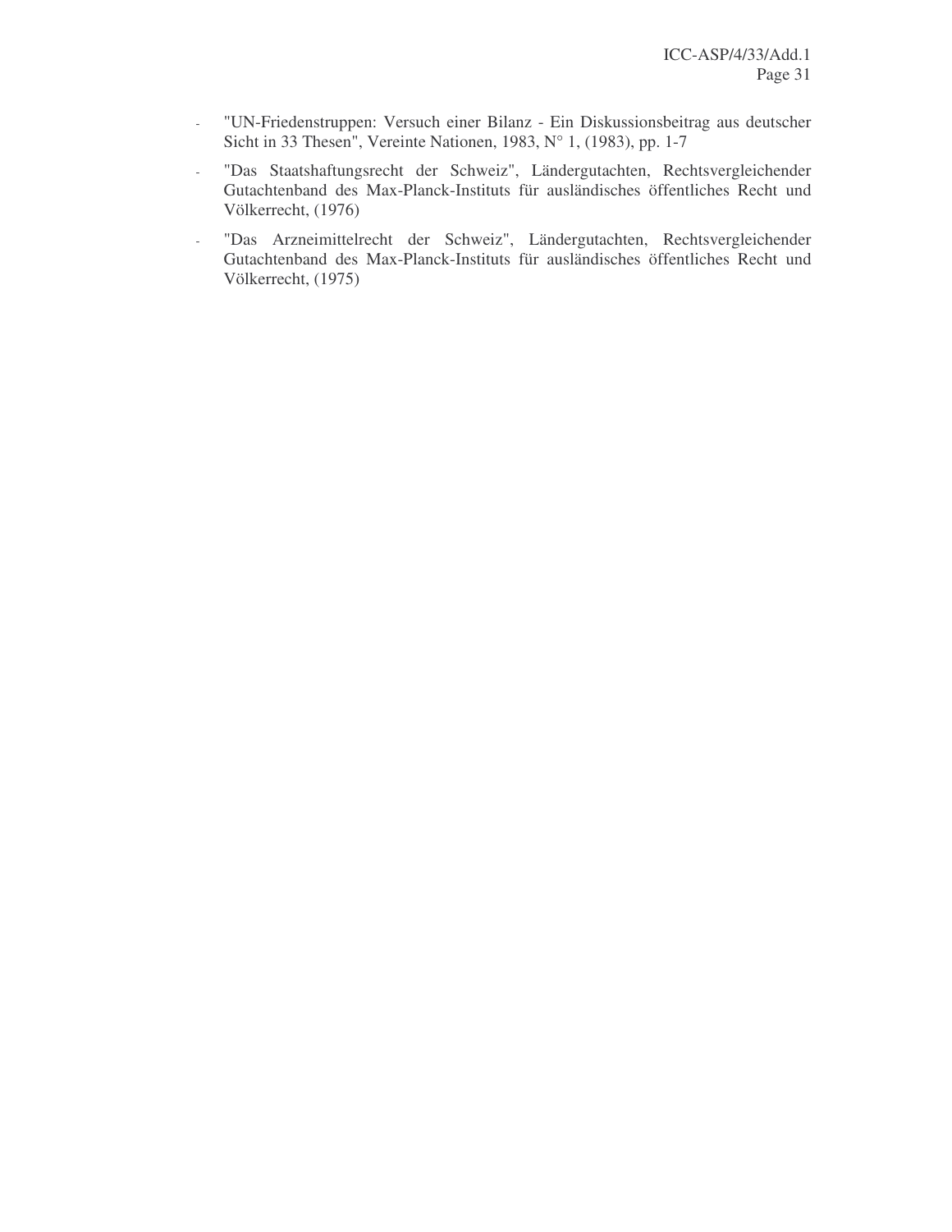- "UN-Friedenstruppen: Versuch einer Bilanz - Ein Diskussionsbeitrag aus deutscher Sicht in 33 Thesen", Vereinte Nationen, 1983, N° 1, (1983), pp. 1-7
- "Das Staatshaftungsrecht der Schweiz", Ländergutachten, Rechtsvergleichender Gutachtenband des Max-Planck-Instituts für ausländisches öffentliches Recht und Völkerrecht, (1976)
- "Das Arzneimittelrecht der Schweiz", Ländergutachten, Rechtsvergleichender Gutachtenband des Max-Planck-Instituts für ausländisches öffentliches Recht und Völkerrecht, (1975)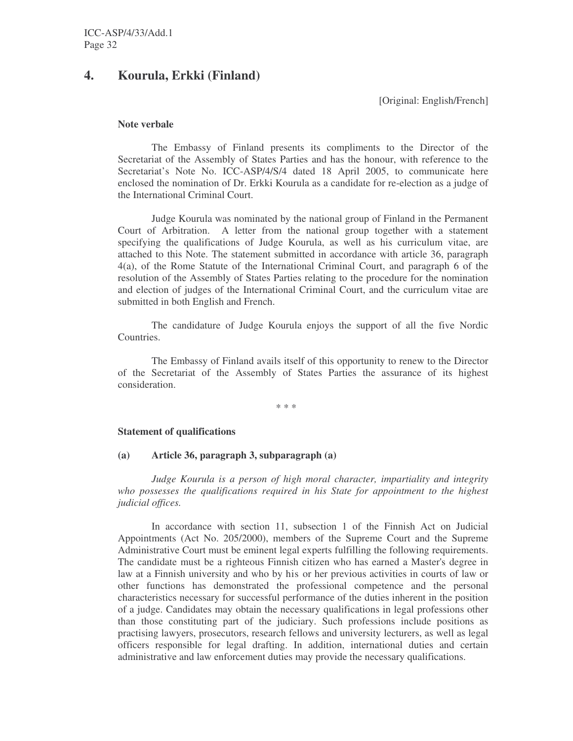## 4. Kourula, Erkki (Finland)

[Original: English/French]

**Note verbale**

The Embassy of Finland presents its compliments to the Director of the Secretariat of the Assembly of States Parties and has the honour, with reference to the Secretariat's Note No. ICC-ASP/4/S/4 dated 18 April 2005, to communicate here enclosed the nomination of Dr. Erkki Kourula as a candidate for re-election as a judge of the International Criminal Court.

Judge Kourula was nominated by the national group of Finland in the Permanent Court of Arbitration. A letter from the national group together with a statement specifying the qualifications of Judge Kourula, as well as his curriculum vitae, are attached to this Note. The statement submitted in accordance with article 36, paragraph 4(a), of the Rome Statute of the International Criminal Court, and paragraph 6 of the resolution of the Assembly of States Parties relating to the procedure for the nomination and election of judges of the International Criminal Court, and the curriculum vitae are submitted in both English and French.

The candidature of Judge Kourula enjoys the support of all the five Nordic Countries.

The Embassy of Finland avails itself of this opportunity to renew to the Director of the Secretariat of the Assembly of States Parties the assurance of its highest consideration.

\* \* \*

**Statement of qualifications**

**(a) Article 36, paragraph 3, subparagraph (a)**

*Judge Kourula is a person of high moral character, impartiality and integrity who possesses the qualifications required in his State for appointment to the highest judicial offices.*

In accordance with section 11, subsection 1 of the Finnish Act on Judicial Appointments (Act No. 205/2000), members of the Supreme Court and the Supreme Administrative Court must be eminent legal experts fulfilling the following requirements. The candidate must be a righteous Finnish citizen who has earned a Master's degree in law at a Finnish university and who by his or her previous activities in courts of law or other functions has demonstrated the professional competence and the personal characteristics necessary for successful performance of the duties inherent in the position of a judge. Candidates may obtain the necessary qualifications in legal professions other than those constituting part of the judiciary. Such professions include positions as practising lawyers, prosecutors, research fellows and university lecturers, as well as legal officers responsible for legal drafting. In addition, international duties and certain administrative and law enforcement duties may provide the necessary qualifications.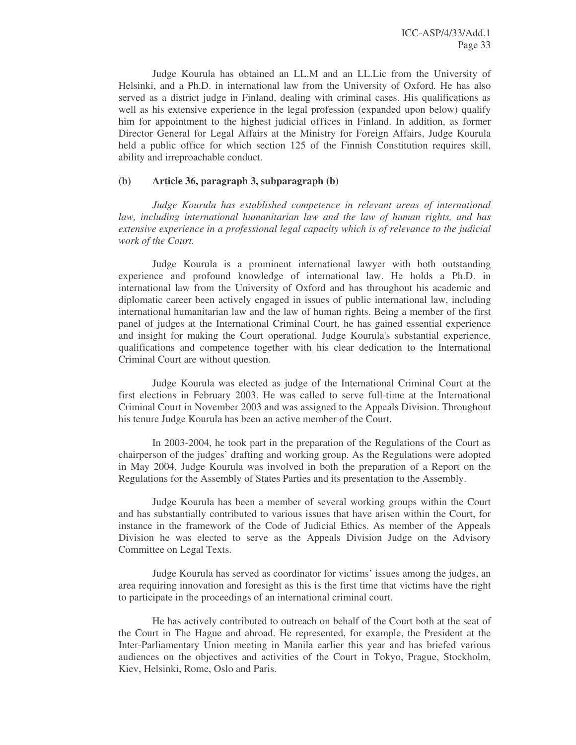Judge Kourula has obtained an LL.M and an LL.Lic from the University of Helsinki, and a Ph.D. in international law from the University of Oxford*.* He has also served as a district judge in Finland, dealing with criminal cases. His qualifications as well as his extensive experience in the legal profession (expanded upon below) qualify him for appointment to the highest judicial offices in Finland. In addition, as former Director General for Legal Affairs at the Ministry for Foreign Affairs, Judge Kourula held a public office for which section 125 of the Finnish Constitution requires skill, ability and irreproachable conduct.

**(b) Article 36, paragraph 3, subparagraph (b)**

*Judge Kourula has established competence in relevant areas of international law, including international humanitarian law and the law of human rights, and has extensive experience in a professional legal capacity which is of relevance to the judicial work of the Court.*

Judge Kourula is a prominent international lawyer with both outstanding experience and profound knowledge of international law. He holds a Ph.D. in international law from the University of Oxford and has throughout his academic and diplomatic career been actively engaged in issues of public international law, including international humanitarian law and the law of human rights. Being a member of the first panel of judges at the International Criminal Court, he has gained essential experience and insight for making the Court operational. Judge Kourula's substantial experience, qualifications and competence together with his clear dedication to the International Criminal Court are without question.

Judge Kourula was elected as judge of the International Criminal Court at the first elections in February 2003. He was called to serve full-time at the International Criminal Court in November 2003 and was assigned to the Appeals Division. Throughout his tenure Judge Kourula has been an active member of the Court.

In 2003-2004, he took part in the preparation of the Regulations of the Court as chairperson of the judges' drafting and working group. As the Regulations were adopted in May 2004, Judge Kourula was involved in both the preparation of a Report on the Regulations for the Assembly of States Parties and its presentation to the Assembly.

Judge Kourula has been a member of several working groups within the Court and has substantially contributed to various issues that have arisen within the Court, for instance in the framework of the Code of Judicial Ethics. As member of the Appeals Division he was elected to serve as the Appeals Division Judge on the Advisory Committee on Legal Texts.

Judge Kourula has served as coordinator for victims' issues among the judges, an area requiring innovation and foresight as this is the first time that victims have the right to participate in the proceedings of an international criminal court.

He has actively contributed to outreach on behalf of the Court both at the seat of the Court in The Hague and abroad. He represented, for example, the President at the Inter-Parliamentary Union meeting in Manila earlier this year and has briefed various audiences on the objectives and activities of the Court in Tokyo, Prague, Stockholm, Kiev, Helsinki, Rome, Oslo and Paris.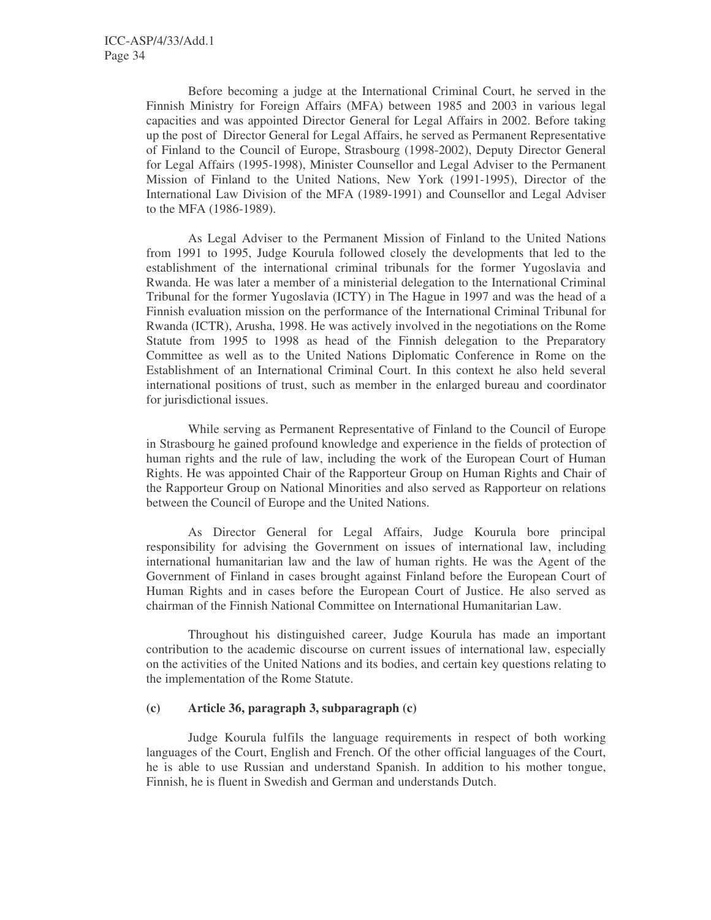Before becoming a judge at the International Criminal Court, he served in the Finnish Ministry for Foreign Affairs (MFA) between 1985 and 2003 in various legal capacities and was appointed Director General for Legal Affairs in 2002. Before taking up the post of Director General for Legal Affairs, he served as Permanent Representative of Finland to the Council of Europe, Strasbourg (1998-2002), Deputy Director General for Legal Affairs (1995-1998), Minister Counsellor and Legal Adviser to the Permanent Mission of Finland to the United Nations, New York (1991-1995), Director of the International Law Division of the MFA (1989-1991) and Counsellor and Legal Adviser to the MFA (1986-1989).

As Legal Adviser to the Permanent Mission of Finland to the United Nations from 1991 to 1995, Judge Kourula followed closely the developments that led to the establishment of the international criminal tribunals for the former Yugoslavia and Rwanda. He was later a member of a ministerial delegation to the International Criminal Tribunal for the former Yugoslavia (ICTY) in The Hague in 1997 and was the head of a Finnish evaluation mission on the performance of the International Criminal Tribunal for Rwanda (ICTR), Arusha, 1998. He was actively involved in the negotiations on the Rome Statute from 1995 to 1998 as head of the Finnish delegation to the Preparatory Committee as well as to the United Nations Diplomatic Conference in Rome on the Establishment of an International Criminal Court. In this context he also held several international positions of trust, such as member in the enlarged bureau and coordinator for jurisdictional issues.

While serving as Permanent Representative of Finland to the Council of Europe in Strasbourg he gained profound knowledge and experience in the fields of protection of human rights and the rule of law, including the work of the European Court of Human Rights. He was appointed Chair of the Rapporteur Group on Human Rights and Chair of the Rapporteur Group on National Minorities and also served as Rapporteur on relations between the Council of Europe and the United Nations.

As Director General for Legal Affairs, Judge Kourula bore principal responsibility for advising the Government on issues of international law, including international humanitarian law and the law of human rights. He was the Agent of the Government of Finland in cases brought against Finland before the European Court of Human Rights and in cases before the European Court of Justice. He also served as chairman of the Finnish National Committee on International Humanitarian Law.

Throughout his distinguished career, Judge Kourula has made an important contribution to the academic discourse on current issues of international law, especially on the activities of the United Nations and its bodies, and certain key questions relating to the implementation of the Rome Statute.

**(c) Article 36, paragraph 3, subparagraph (c)**

Judge Kourula fulfils the language requirements in respect of both working languages of the Court, English and French. Of the other official languages of the Court, he is able to use Russian and understand Spanish. In addition to his mother tongue, Finnish, he is fluent in Swedish and German and understands Dutch.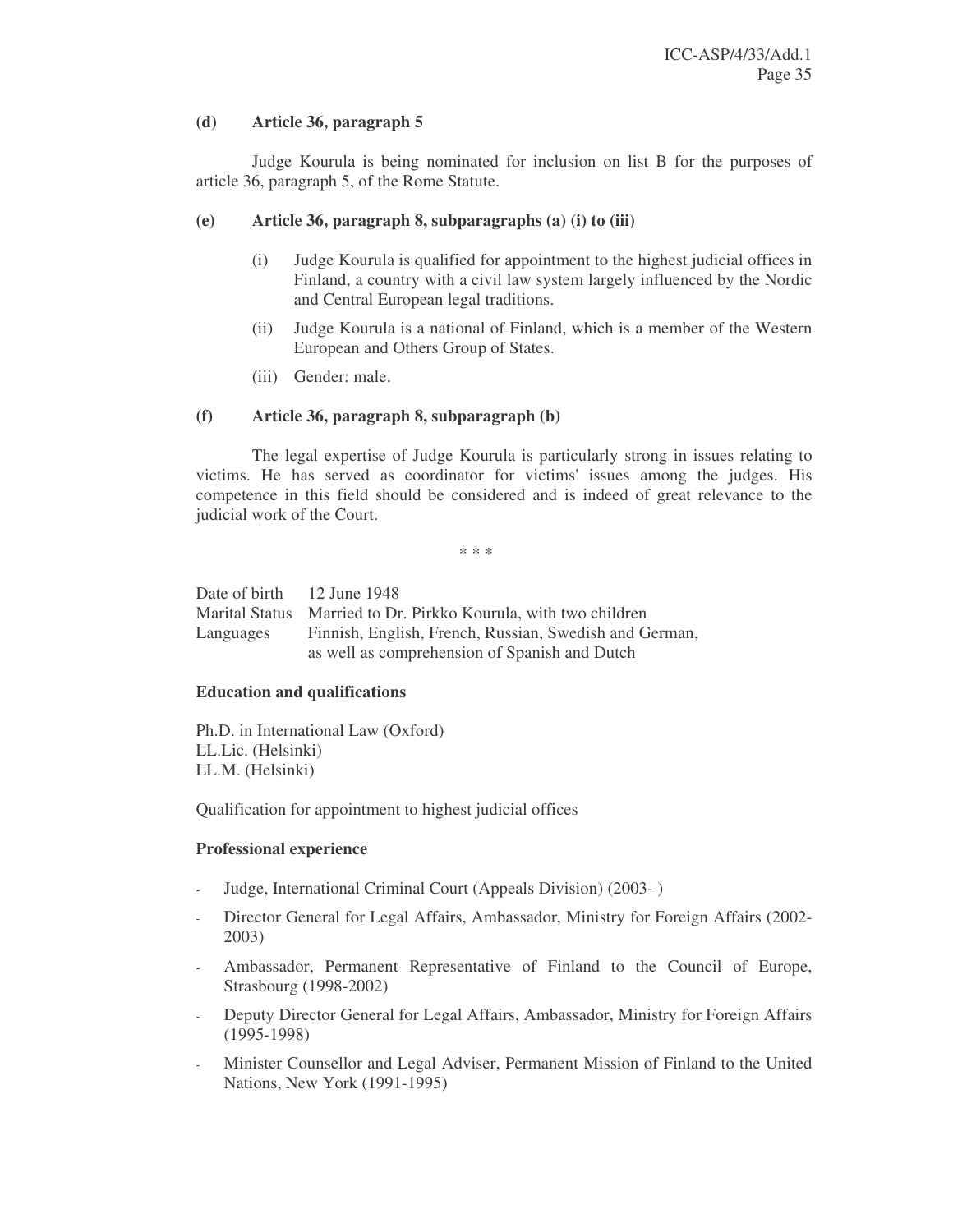**(d) Article 36, paragraph 5**

Judge Kourula is being nominated for inclusion on list B for the purposes of article 36, paragraph 5, of the Rome Statute.

**(e) Article 36, paragraph 8, subparagraphs (a) (i) to (iii)**

(i) Judge Kourula is qualified for appointment to the highest judicial offices in Finland, a country with a civil law system largely influenced by the Nordic and Central European legal traditions.

(ii) Judge Kourula is a national of Finland, which is a member of the Western European and Others Group of States.

(iii) Gender: male.

**(f) Article 36, paragraph 8, subparagraph (b)**

The legal expertise of Judge Kourula is particularly strong in issues relating to victims. He has served as coordinator for victims' issues among the judges. His competence in this field should be considered and is indeed of great relevance to the judicial work of the Court.

\* \* \*

| | |
|---|---|
| Date of birth | 12 June 1948 |
| Marital Status | Married to Dr. Pirkko Kourula, with two children |
| Languages | Finnish, English, French, Russian, Swedish and German, as well as comprehension of Spanish and Dutch |

**Education and qualifications**

Ph.D. in International Law (Oxford)
LL.Lic. (Helsinki)
LL.M. (Helsinki)

Qualification for appointment to highest judicial offices

**Professional experience**

- Judge, International Criminal Court (Appeals Division) (2003- )
- Director General for Legal Affairs, Ambassador, Ministry for Foreign Affairs (2002-2003)
- Ambassador, Permanent Representative of Finland to the Council of Europe, Strasbourg (1998-2002)
- Deputy Director General for Legal Affairs, Ambassador, Ministry for Foreign Affairs (1995-1998)
- Minister Counsellor and Legal Adviser, Permanent Mission of Finland to the United Nations, New York (1991-1995)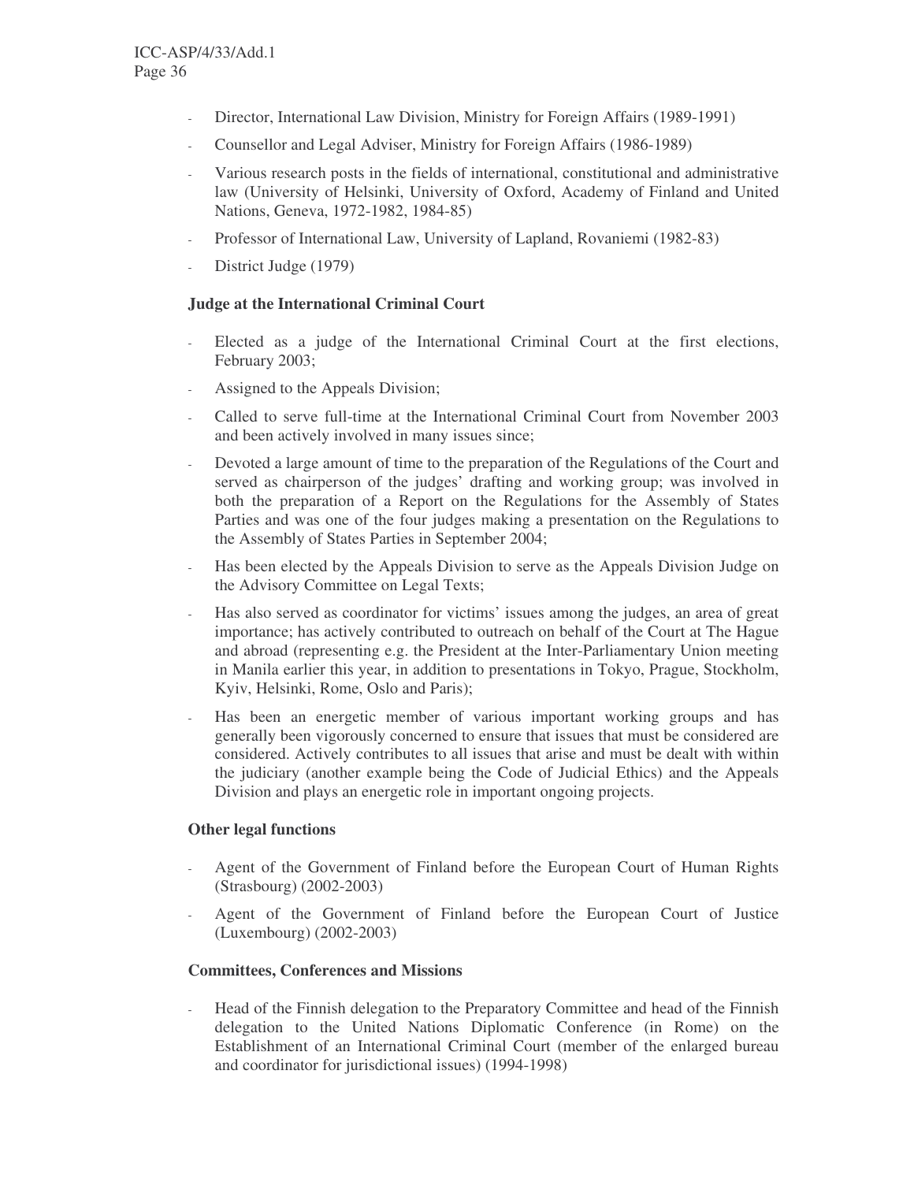- Director, International Law Division, Ministry for Foreign Affairs (1989-1991)
- Counsellor and Legal Adviser, Ministry for Foreign Affairs (1986-1989)
- Various research posts in the fields of international, constitutional and administrative law (University of Helsinki, University of Oxford, Academy of Finland and United Nations, Geneva, 1972-1982, 1984-85)
- Professor of International Law, University of Lapland, Rovaniemi (1982-83)
- District Judge (1979)

**Judge at the International Criminal Court**

- Elected as a judge of the International Criminal Court at the first elections, February 2003;
- Assigned to the Appeals Division;
- Called to serve full-time at the International Criminal Court from November 2003 and been actively involved in many issues since;
- Devoted a large amount of time to the preparation of the Regulations of the Court and served as chairperson of the judges' drafting and working group; was involved in both the preparation of a Report on the Regulations for the Assembly of States Parties and was one of the four judges making a presentation on the Regulations to the Assembly of States Parties in September 2004;
- Has been elected by the Appeals Division to serve as the Appeals Division Judge on the Advisory Committee on Legal Texts;
- Has also served as coordinator for victims' issues among the judges, an area of great importance; has actively contributed to outreach on behalf of the Court at The Hague and abroad (representing e.g. the President at the Inter-Parliamentary Union meeting in Manila earlier this year, in addition to presentations in Tokyo, Prague, Stockholm, Kyiv, Helsinki, Rome, Oslo and Paris);
- Has been an energetic member of various important working groups and has generally been vigorously concerned to ensure that issues that must be considered are considered. Actively contributes to all issues that arise and must be dealt with within the judiciary (another example being the Code of Judicial Ethics) and the Appeals Division and plays an energetic role in important ongoing projects.

**Other legal functions**

- Agent of the Government of Finland before the European Court of Human Rights (Strasbourg) (2002-2003)
- Agent of the Government of Finland before the European Court of Justice (Luxembourg) (2002-2003)

**Committees, Conferences and Missions**

- Head of the Finnish delegation to the Preparatory Committee and head of the Finnish delegation to the United Nations Diplomatic Conference (in Rome) on the Establishment of an International Criminal Court (member of the enlarged bureau and coordinator for jurisdictional issues) (1994-1998)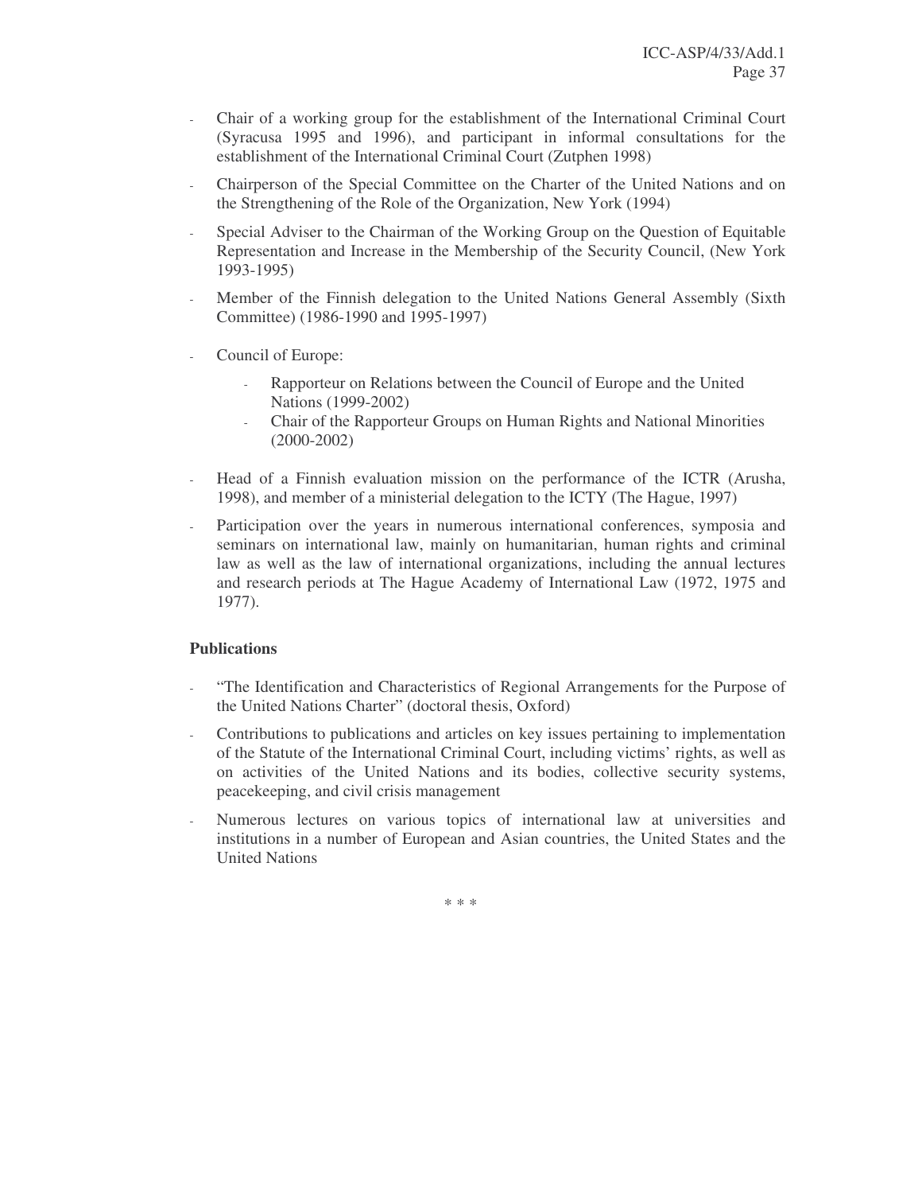- Chair of a working group for the establishment of the International Criminal Court (Syracusa 1995 and 1996), and participant in informal consultations for the establishment of the International Criminal Court (Zutphen 1998)
- Chairperson of the Special Committee on the Charter of the United Nations and on the Strengthening of the Role of the Organization, New York (1994)
- Special Adviser to the Chairman of the Working Group on the Question of Equitable Representation and Increase in the Membership of the Security Council, (New York 1993-1995)
- Member of the Finnish delegation to the United Nations General Assembly (Sixth Committee) (1986-1990 and 1995-1997)
- Council of Europe:
  - Rapporteur on Relations between the Council of Europe and the United Nations (1999-2002)
  - Chair of the Rapporteur Groups on Human Rights and National Minorities (2000-2002)
- Head of a Finnish evaluation mission on the performance of the ICTR (Arusha, 1998), and member of a ministerial delegation to the ICTY (The Hague, 1997)
- Participation over the years in numerous international conferences, symposia and seminars on international law, mainly on humanitarian, human rights and criminal law as well as the law of international organizations, including the annual lectures and research periods at The Hague Academy of International Law (1972, 1975 and 1977).

**Publications**

- "The Identification and Characteristics of Regional Arrangements for the Purpose of the United Nations Charter" (doctoral thesis, Oxford)
- Contributions to publications and articles on key issues pertaining to implementation of the Statute of the International Criminal Court, including victims' rights, as well as on activities of the United Nations and its bodies, collective security systems, peacekeeping, and civil crisis management
- Numerous lectures on various topics of international law at universities and institutions in a number of European and Asian countries, the United States and the United Nations

\* \* \*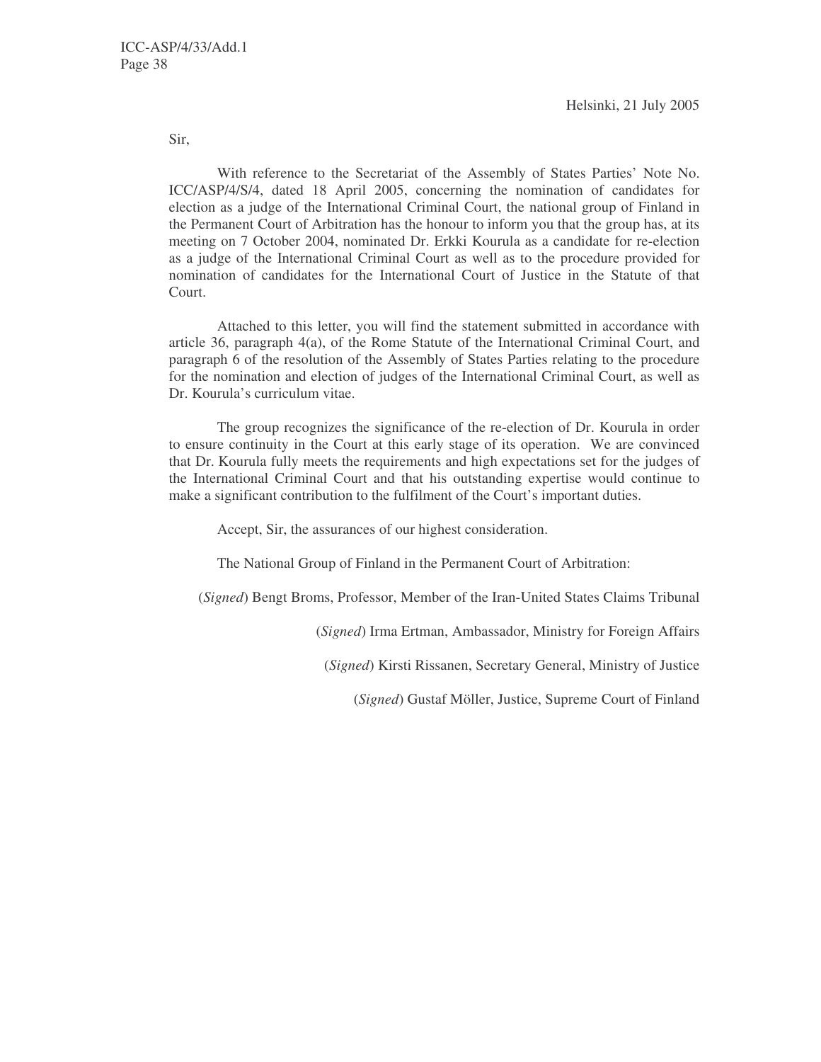Helsinki, 21 July 2005

Sir,

With reference to the Secretariat of the Assembly of States Parties' Note No. ICC/ASP/4/S/4, dated 18 April 2005, concerning the nomination of candidates for election as a judge of the International Criminal Court, the national group of Finland in the Permanent Court of Arbitration has the honour to inform you that the group has, at its meeting on 7 October 2004, nominated Dr. Erkki Kourula as a candidate for re-election as a judge of the International Criminal Court as well as to the procedure provided for nomination of candidates for the International Court of Justice in the Statute of that Court.

Attached to this letter, you will find the statement submitted in accordance with article 36, paragraph 4(a), of the Rome Statute of the International Criminal Court, and paragraph 6 of the resolution of the Assembly of States Parties relating to the procedure for the nomination and election of judges of the International Criminal Court, as well as Dr. Kourula's curriculum vitae.

The group recognizes the significance of the re-election of Dr. Kourula in order to ensure continuity in the Court at this early stage of its operation. We are convinced that Dr. Kourula fully meets the requirements and high expectations set for the judges of the International Criminal Court and that his outstanding expertise would continue to make a significant contribution to the fulfilment of the Court's important duties.

Accept, Sir, the assurances of our highest consideration.

The National Group of Finland in the Permanent Court of Arbitration:

(*Signed*) Bengt Broms, Professor, Member of the Iran-United States Claims Tribunal

(*Signed*) Irma Ertman, Ambassador, Ministry for Foreign Affairs

(*Signed*) Kirsti Rissanen, Secretary General, Ministry of Justice

(*Signed*) Gustaf Möller, Justice, Supreme Court of Finland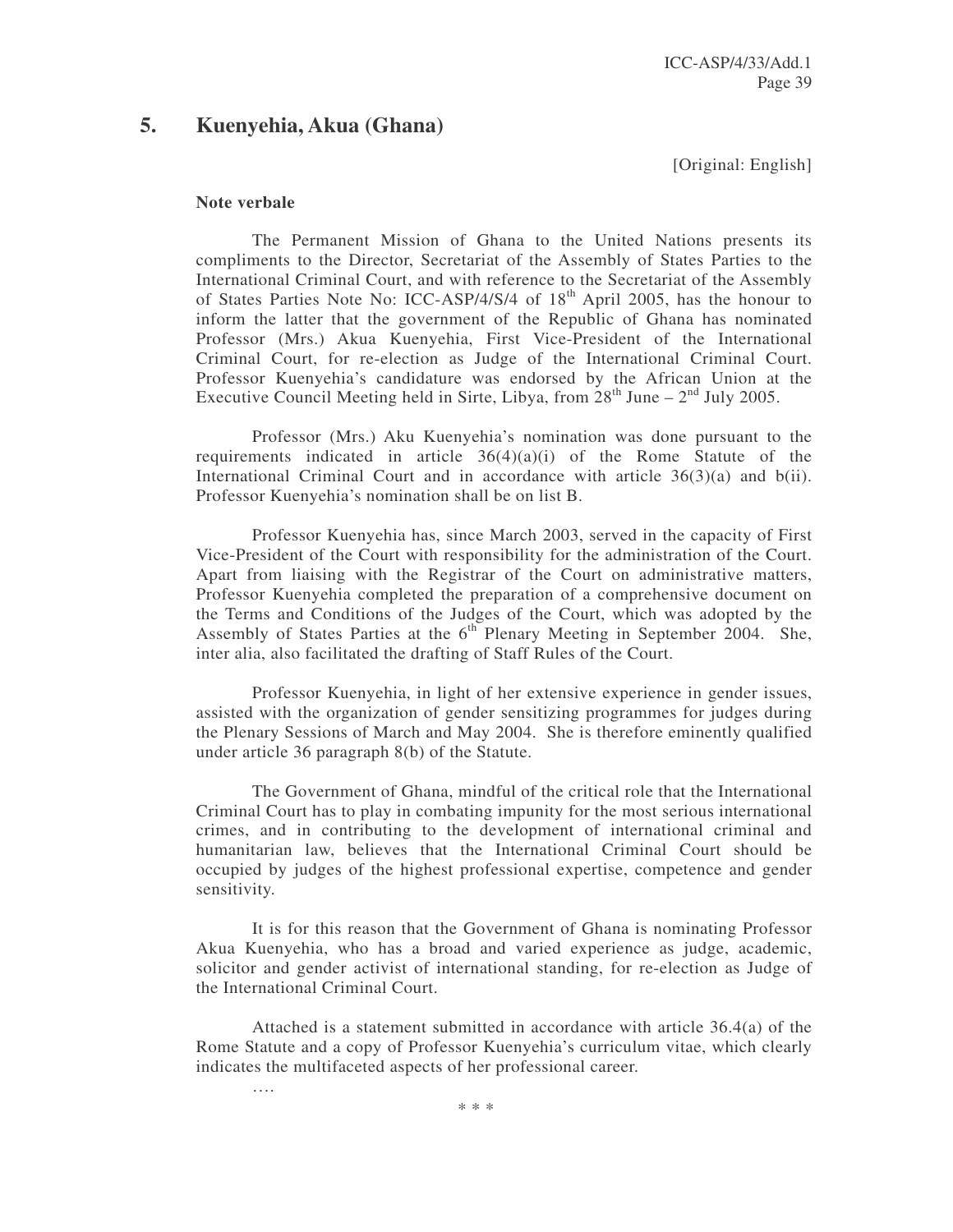## 5. Kuenyehia, Akua (Ghana)

[Original: English]

**Note verbale**

The Permanent Mission of Ghana to the United Nations presents its compliments to the Director, Secretariat of the Assembly of States Parties to the International Criminal Court, and with reference to the Secretariat of the Assembly of States Parties Note No: ICC-ASP/4/S/4 of 18th April 2005, has the honour to inform the latter that the government of the Republic of Ghana has nominated Professor (Mrs.) Akua Kuenyehia, First Vice-President of the International Criminal Court, for re-election as Judge of the International Criminal Court. Professor Kuenyehia's candidature was endorsed by the African Union at the Executive Council Meeting held in Sirte, Libya, from 28th June – 2nd July 2005.

Professor (Mrs.) Aku Kuenyehia's nomination was done pursuant to the requirements indicated in article 36(4)(a)(i) of the Rome Statute of the International Criminal Court and in accordance with article 36(3)(a) and b(ii). Professor Kuenyehia's nomination shall be on list B.

Professor Kuenyehia has, since March 2003, served in the capacity of First Vice-President of the Court with responsibility for the administration of the Court. Apart from liaising with the Registrar of the Court on administrative matters, Professor Kuenyehia completed the preparation of a comprehensive document on the Terms and Conditions of the Judges of the Court, which was adopted by the Assembly of States Parties at the 6th Plenary Meeting in September 2004. She, inter alia, also facilitated the drafting of Staff Rules of the Court.

Professor Kuenyehia, in light of her extensive experience in gender issues, assisted with the organization of gender sensitizing programmes for judges during the Plenary Sessions of March and May 2004. She is therefore eminently qualified under article 36 paragraph 8(b) of the Statute.

The Government of Ghana, mindful of the critical role that the International Criminal Court has to play in combating impunity for the most serious international crimes, and in contributing to the development of international criminal and humanitarian law, believes that the International Criminal Court should be occupied by judges of the highest professional expertise, competence and gender sensitivity.

It is for this reason that the Government of Ghana is nominating Professor Akua Kuenyehia, who has a broad and varied experience as judge, academic, solicitor and gender activist of international standing, for re-election as Judge of the International Criminal Court.

Attached is a statement submitted in accordance with article 36.4(a) of the Rome Statute and a copy of Professor Kuenyehia's curriculum vitae, which clearly indicates the multifaceted aspects of her professional career.

….

\* \* \*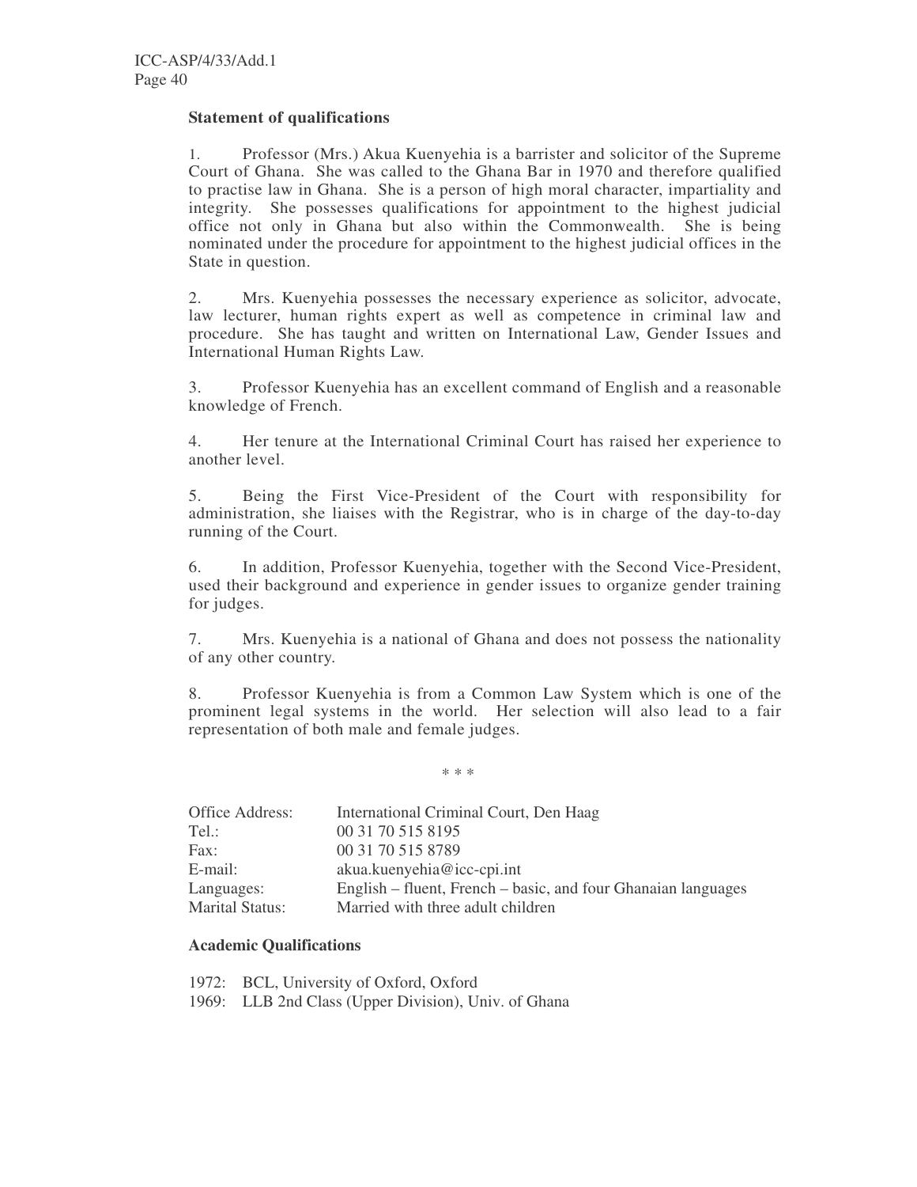**Statement of qualifications**

1. Professor (Mrs.) Akua Kuenyehia is a barrister and solicitor of the Supreme Court of Ghana. She was called to the Ghana Bar in 1970 and therefore qualified to practise law in Ghana. She is a person of high moral character, impartiality and integrity. She possesses qualifications for appointment to the highest judicial office not only in Ghana but also within the Commonwealth. She is being nominated under the procedure for appointment to the highest judicial offices in the State in question.

2. Mrs. Kuenyehia possesses the necessary experience as solicitor, advocate, law lecturer, human rights expert as well as competence in criminal law and procedure. She has taught and written on International Law, Gender Issues and International Human Rights Law.

3. Professor Kuenyehia has an excellent command of English and a reasonable knowledge of French.

4. Her tenure at the International Criminal Court has raised her experience to another level.

5. Being the First Vice-President of the Court with responsibility for administration, she liaises with the Registrar, who is in charge of the day-to-day running of the Court.

6. In addition, Professor Kuenyehia, together with the Second Vice-President, used their background and experience in gender issues to organize gender training for judges.

7. Mrs. Kuenyehia is a national of Ghana and does not possess the nationality of any other country.

8. Professor Kuenyehia is from a Common Law System which is one of the prominent legal systems in the world. Her selection will also lead to a fair representation of both male and female judges.

\* \* \*

| | |
|---|---|
| Office Address: | International Criminal Court, Den Haag |
| Tel.: | 00 31 70 515 8195 |
| Fax: | 00 31 70 515 8789 |
| E-mail: | akua.kuenyehia@icc-cpi.int |
| Languages: | English – fluent, French – basic, and four Ghanaian languages |
| Marital Status: | Married with three adult children |

**Academic Qualifications**

1972: BCL, University of Oxford, Oxford
1969: LLB 2nd Class (Upper Division), Univ. of Ghana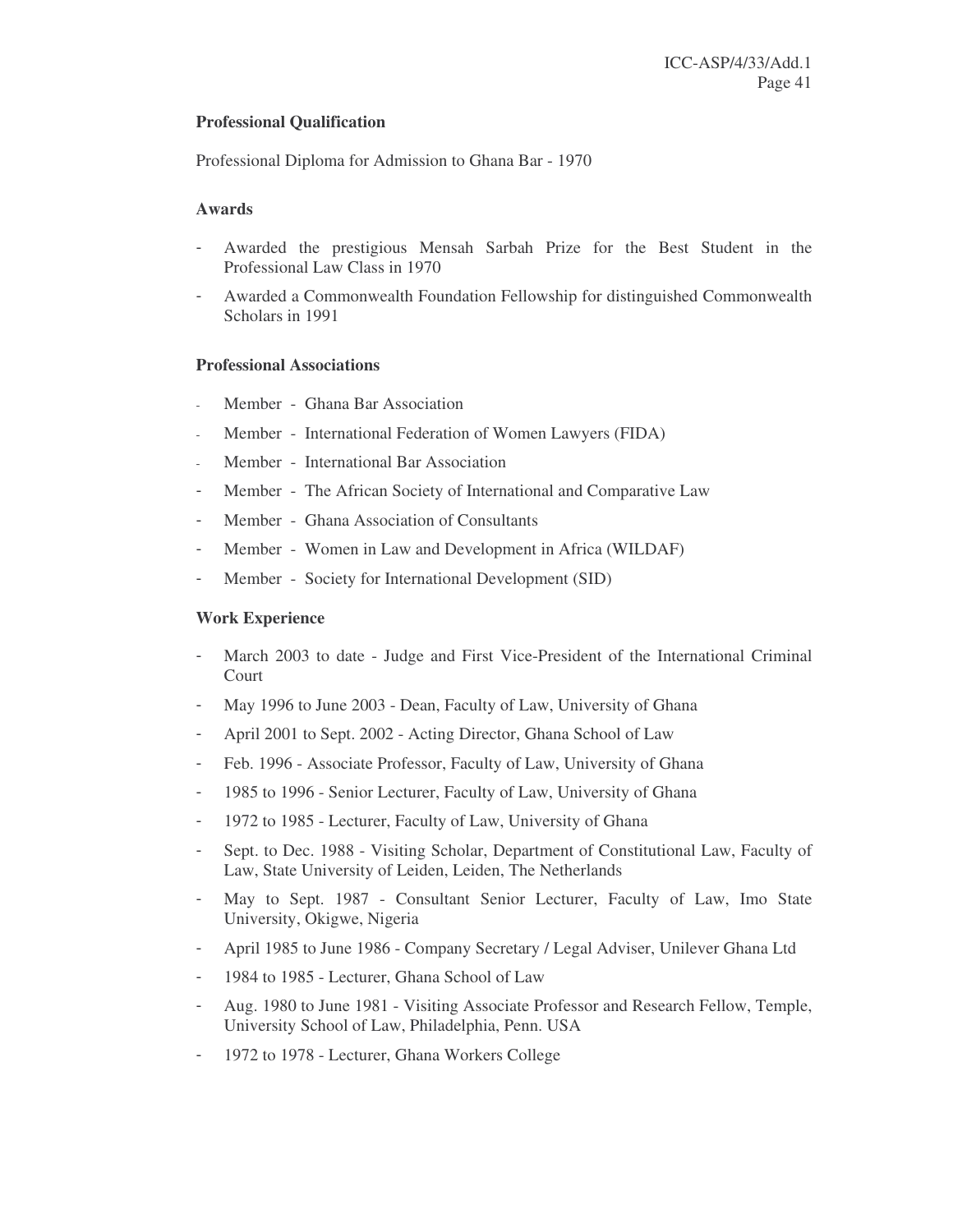**Professional Qualification**

Professional Diploma for Admission to Ghana Bar - 1970

**Awards**

- Awarded the prestigious Mensah Sarbah Prize for the Best Student in the Professional Law Class in 1970
- Awarded a Commonwealth Foundation Fellowship for distinguished Commonwealth Scholars in 1991

**Professional Associations**

- Member - Ghana Bar Association
- Member - International Federation of Women Lawyers (FIDA)
- Member - International Bar Association
- Member - The African Society of International and Comparative Law
- Member - Ghana Association of Consultants
- Member - Women in Law and Development in Africa (WILDAF)
- Member - Society for International Development (SID)

**Work Experience**

- March 2003 to date - Judge and First Vice-President of the International Criminal Court
- May 1996 to June 2003 - Dean, Faculty of Law, University of Ghana
- April 2001 to Sept. 2002 - Acting Director, Ghana School of Law
- Feb. 1996 - Associate Professor, Faculty of Law, University of Ghana
- 1985 to 1996 - Senior Lecturer, Faculty of Law, University of Ghana
- 1972 to 1985 - Lecturer, Faculty of Law, University of Ghana
- Sept. to Dec. 1988 - Visiting Scholar, Department of Constitutional Law, Faculty of Law, State University of Leiden, Leiden, The Netherlands
- May to Sept. 1987 - Consultant Senior Lecturer, Faculty of Law, Imo State University, Okigwe, Nigeria
- April 1985 to June 1986 - Company Secretary / Legal Adviser, Unilever Ghana Ltd
- 1984 to 1985 - Lecturer, Ghana School of Law
- Aug. 1980 to June 1981 - Visiting Associate Professor and Research Fellow, Temple, University School of Law, Philadelphia, Penn. USA
- 1972 to 1978 - Lecturer, Ghana Workers College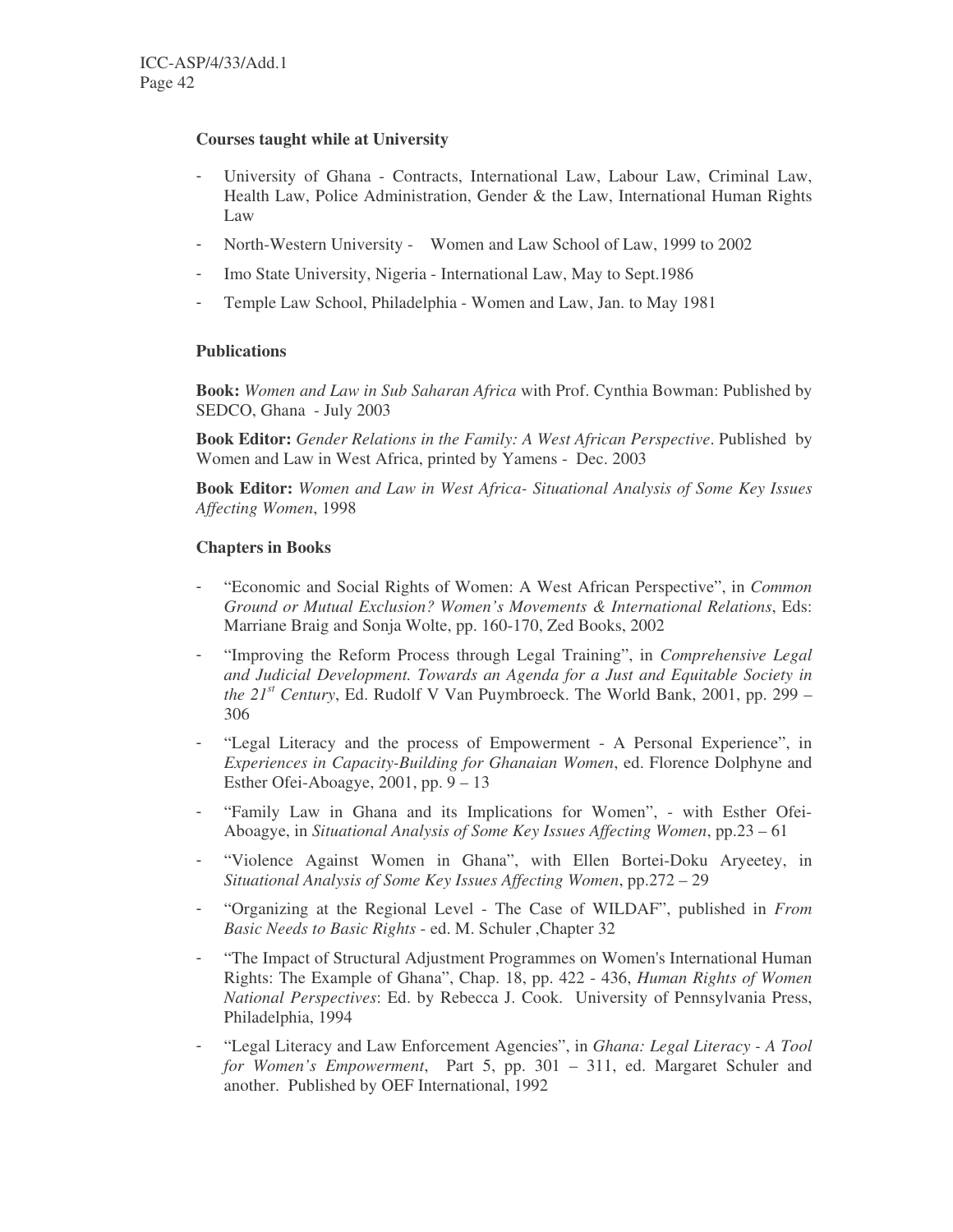**Courses taught while at University**

- University of Ghana - Contracts, International Law, Labour Law, Criminal Law, Health Law, Police Administration, Gender & the Law, International Human Rights Law
- North-Western University - Women and Law School of Law, 1999 to 2002
- Imo State University, Nigeria - International Law, May to Sept.1986
- Temple Law School, Philadelphia - Women and Law, Jan. to May 1981

**Publications**

**Book:** *Women and Law in Sub Saharan Africa* with Prof. Cynthia Bowman: Published by SEDCO, Ghana - July 2003

**Book Editor:** *Gender Relations in the Family: A West African Perspective*. Published by Women and Law in West Africa, printed by Yamens - Dec. 2003

**Book Editor:** *Women and Law in West Africa- Situational Analysis of Some Key Issues Affecting Women*, 1998

**Chapters in Books**

- "Economic and Social Rights of Women: A West African Perspective", in *Common Ground or Mutual Exclusion? Women's Movements & International Relations*, Eds: Marriane Braig and Sonja Wolte, pp. 160-170, Zed Books, 2002
- "Improving the Reform Process through Legal Training", in *Comprehensive Legal and Judicial Development. Towards an Agenda for a Just and Equitable Society in the 21st Century*, Ed. Rudolf V Van Puymbroeck. The World Bank, 2001, pp. 299 – 306
- "Legal Literacy and the process of Empowerment - A Personal Experience", in *Experiences in Capacity-Building for Ghanaian Women*, ed. Florence Dolphyne and Esther Ofei-Aboagye, 2001, pp. 9 – 13
- "Family Law in Ghana and its Implications for Women", - with Esther Ofei-Aboagye, in *Situational Analysis of Some Key Issues Affecting Women*, pp.23 – 61
- "Violence Against Women in Ghana", with Ellen Bortei-Doku Aryeetey, in *Situational Analysis of Some Key Issues Affecting Women*, pp.272 – 29
- "Organizing at the Regional Level - The Case of WILDAF", published in *From Basic Needs to Basic Rights* - ed. M. Schuler ,Chapter 32
- "The Impact of Structural Adjustment Programmes on Women's International Human Rights: The Example of Ghana", Chap. 18, pp. 422 - 436, *Human Rights of Women National Perspectives*: Ed. by Rebecca J. Cook. University of Pennsylvania Press, Philadelphia, 1994
- "Legal Literacy and Law Enforcement Agencies", in *Ghana: Legal Literacy - A Tool for Women's Empowerment*, Part 5, pp. 301 – 311, ed. Margaret Schuler and another. Published by OEF International, 1992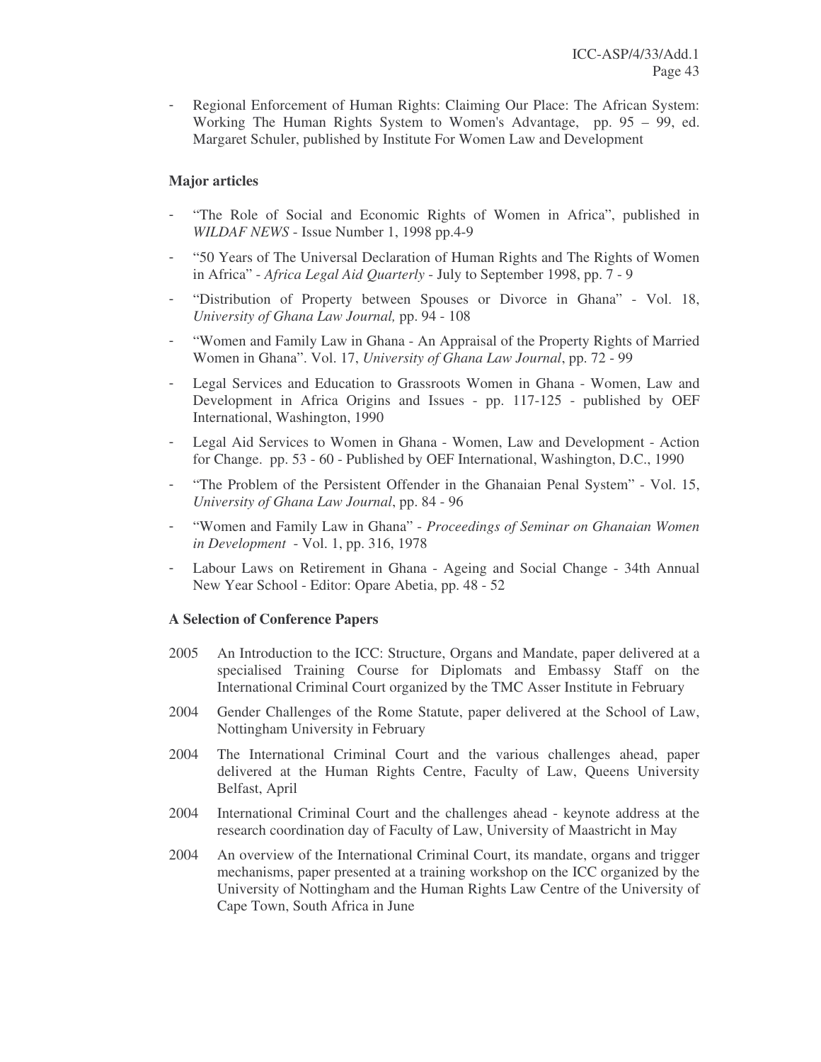- Regional Enforcement of Human Rights: Claiming Our Place: The African System: Working The Human Rights System to Women's Advantage, pp. 95 – 99, ed. Margaret Schuler, published by Institute For Women Law and Development

**Major articles**

- "The Role of Social and Economic Rights of Women in Africa", published in *WILDAF NEWS* - Issue Number 1, 1998 pp.4-9
- "50 Years of The Universal Declaration of Human Rights and The Rights of Women in Africa" - *Africa Legal Aid Quarterly* - July to September 1998, pp. 7 - 9
- "Distribution of Property between Spouses or Divorce in Ghana" - Vol. 18, *University of Ghana Law Journal,* pp. 94 - 108
- "Women and Family Law in Ghana - An Appraisal of the Property Rights of Married Women in Ghana". Vol. 17, *University of Ghana Law Journal*, pp. 72 - 99
- Legal Services and Education to Grassroots Women in Ghana - Women, Law and Development in Africa Origins and Issues - pp. 117-125 - published by OEF International, Washington, 1990
- Legal Aid Services to Women in Ghana - Women, Law and Development - Action for Change. pp. 53 - 60 - Published by OEF International, Washington, D.C., 1990
- "The Problem of the Persistent Offender in the Ghanaian Penal System" - Vol. 15, *University of Ghana Law Journal*, pp. 84 - 96
- "Women and Family Law in Ghana" - *Proceedings of Seminar on Ghanaian Women in Development* - Vol. 1, pp. 316, 1978
- Labour Laws on Retirement in Ghana - Ageing and Social Change - 34th Annual New Year School - Editor: Opare Abetia, pp. 48 - 52

**A Selection of Conference Papers**

2005 An Introduction to the ICC: Structure, Organs and Mandate, paper delivered at a specialised Training Course for Diplomats and Embassy Staff on the International Criminal Court organized by the TMC Asser Institute in February

2004 Gender Challenges of the Rome Statute, paper delivered at the School of Law, Nottingham University in February

2004 The International Criminal Court and the various challenges ahead, paper delivered at the Human Rights Centre, Faculty of Law, Queens University Belfast, April

2004 International Criminal Court and the challenges ahead - keynote address at the research coordination day of Faculty of Law, University of Maastricht in May

2004 An overview of the International Criminal Court, its mandate, organs and trigger mechanisms, paper presented at a training workshop on the ICC organized by the University of Nottingham and the Human Rights Law Centre of the University of Cape Town, South Africa in June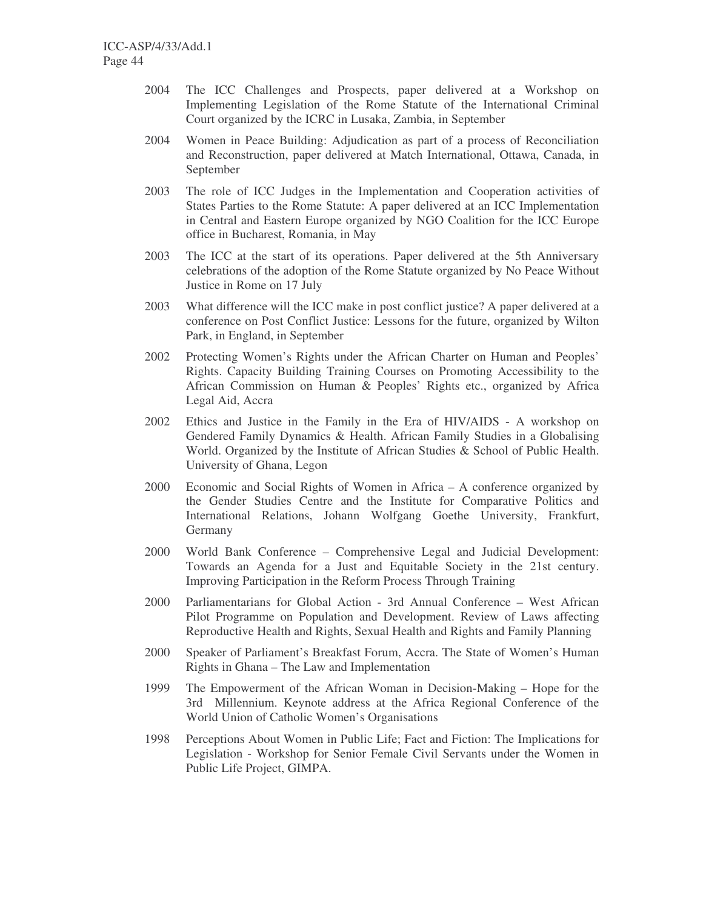2004 The ICC Challenges and Prospects, paper delivered at a Workshop on Implementing Legislation of the Rome Statute of the International Criminal Court organized by the ICRC in Lusaka, Zambia, in September

2004 Women in Peace Building: Adjudication as part of a process of Reconciliation and Reconstruction, paper delivered at Match International, Ottawa, Canada, in September

2003 The role of ICC Judges in the Implementation and Cooperation activities of States Parties to the Rome Statute: A paper delivered at an ICC Implementation in Central and Eastern Europe organized by NGO Coalition for the ICC Europe office in Bucharest, Romania, in May

2003 The ICC at the start of its operations. Paper delivered at the 5th Anniversary celebrations of the adoption of the Rome Statute organized by No Peace Without Justice in Rome on 17 July

2003 What difference will the ICC make in post conflict justice? A paper delivered at a conference on Post Conflict Justice: Lessons for the future, organized by Wilton Park, in England, in September

2002 Protecting Women's Rights under the African Charter on Human and Peoples' Rights. Capacity Building Training Courses on Promoting Accessibility to the African Commission on Human & Peoples' Rights etc., organized by Africa Legal Aid, Accra

2002 Ethics and Justice in the Family in the Era of HIV/AIDS - A workshop on Gendered Family Dynamics & Health. African Family Studies in a Globalising World. Organized by the Institute of African Studies & School of Public Health. University of Ghana, Legon

2000 Economic and Social Rights of Women in Africa – A conference organized by the Gender Studies Centre and the Institute for Comparative Politics and International Relations, Johann Wolfgang Goethe University, Frankfurt, Germany

2000 World Bank Conference – Comprehensive Legal and Judicial Development: Towards an Agenda for a Just and Equitable Society in the 21st century. Improving Participation in the Reform Process Through Training

2000 Parliamentarians for Global Action - 3rd Annual Conference – West African Pilot Programme on Population and Development. Review of Laws affecting Reproductive Health and Rights, Sexual Health and Rights and Family Planning

2000 Speaker of Parliament's Breakfast Forum, Accra. The State of Women's Human Rights in Ghana – The Law and Implementation

1999 The Empowerment of the African Woman in Decision-Making – Hope for the 3rd Millennium. Keynote address at the Africa Regional Conference of the World Union of Catholic Women's Organisations

1998 Perceptions About Women in Public Life; Fact and Fiction: The Implications for Legislation - Workshop for Senior Female Civil Servants under the Women in Public Life Project, GIMPA.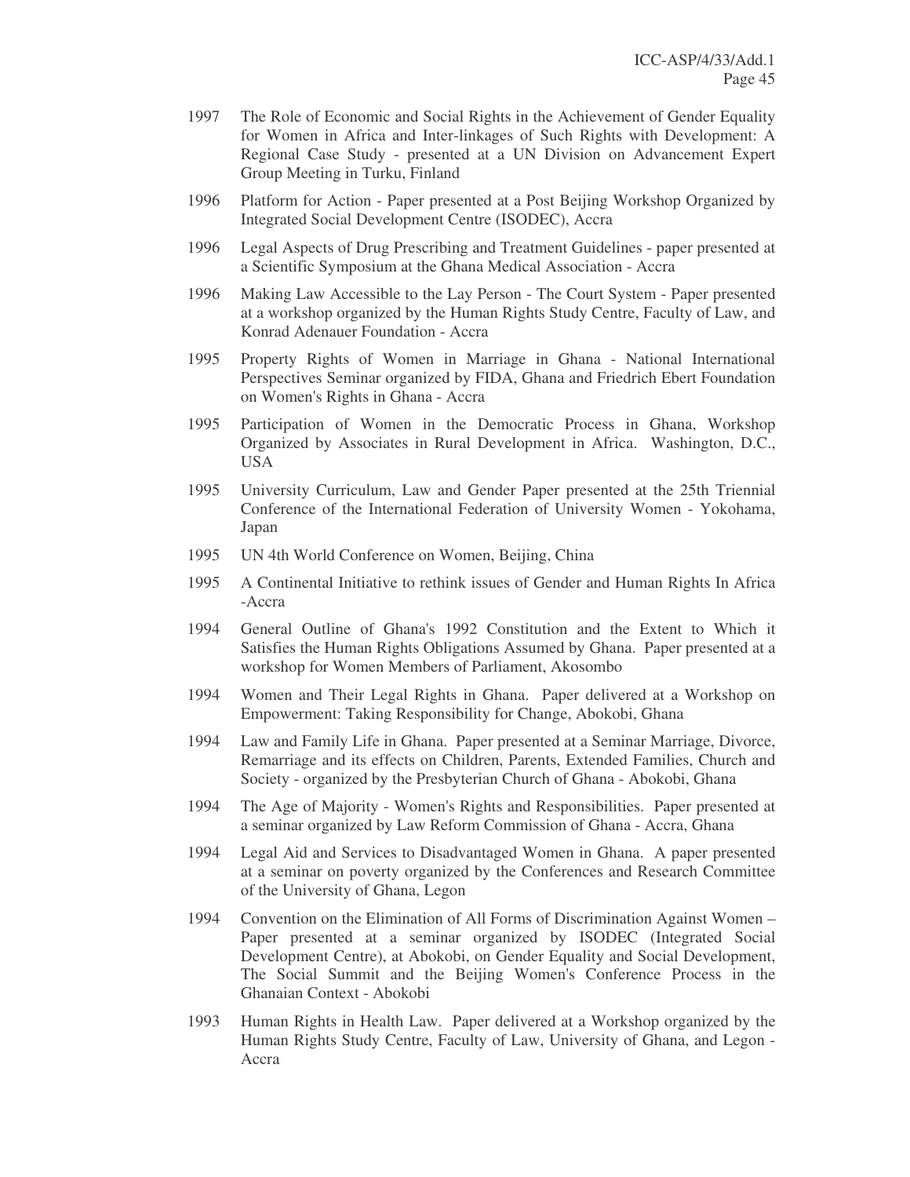1997 The Role of Economic and Social Rights in the Achievement of Gender Equality for Women in Africa and Inter-linkages of Such Rights with Development: A Regional Case Study - presented at a UN Division on Advancement Expert Group Meeting in Turku, Finland

1996 Platform for Action - Paper presented at a Post Beijing Workshop Organized by Integrated Social Development Centre (ISODEC), Accra

1996 Legal Aspects of Drug Prescribing and Treatment Guidelines - paper presented at a Scientific Symposium at the Ghana Medical Association - Accra

1996 Making Law Accessible to the Lay Person - The Court System - Paper presented at a workshop organized by the Human Rights Study Centre, Faculty of Law, and Konrad Adenauer Foundation - Accra

1995 Property Rights of Women in Marriage in Ghana - National International Perspectives Seminar organized by FIDA, Ghana and Friedrich Ebert Foundation on Women's Rights in Ghana - Accra

1995 Participation of Women in the Democratic Process in Ghana, Workshop Organized by Associates in Rural Development in Africa. Washington, D.C., USA

1995 University Curriculum, Law and Gender Paper presented at the 25th Triennial Conference of the International Federation of University Women - Yokohama, Japan

1995 UN 4th World Conference on Women, Beijing, China

1995 A Continental Initiative to rethink issues of Gender and Human Rights In Africa -Accra

1994 General Outline of Ghana's 1992 Constitution and the Extent to Which it Satisfies the Human Rights Obligations Assumed by Ghana. Paper presented at a workshop for Women Members of Parliament, Akosombo

1994 Women and Their Legal Rights in Ghana. Paper delivered at a Workshop on Empowerment: Taking Responsibility for Change, Abokobi, Ghana

1994 Law and Family Life in Ghana. Paper presented at a Seminar Marriage, Divorce, Remarriage and its effects on Children, Parents, Extended Families, Church and Society - organized by the Presbyterian Church of Ghana - Abokobi, Ghana

1994 The Age of Majority - Women's Rights and Responsibilities. Paper presented at a seminar organized by Law Reform Commission of Ghana - Accra, Ghana

1994 Legal Aid and Services to Disadvantaged Women in Ghana. A paper presented at a seminar on poverty organized by the Conferences and Research Committee of the University of Ghana, Legon

1994 Convention on the Elimination of All Forms of Discrimination Against Women – Paper presented at a seminar organized by ISODEC (Integrated Social Development Centre), at Abokobi, on Gender Equality and Social Development, The Social Summit and the Beijing Women's Conference Process in the Ghanaian Context - Abokobi

1993 Human Rights in Health Law. Paper delivered at a Workshop organized by the Human Rights Study Centre, Faculty of Law, University of Ghana, and Legon - Accra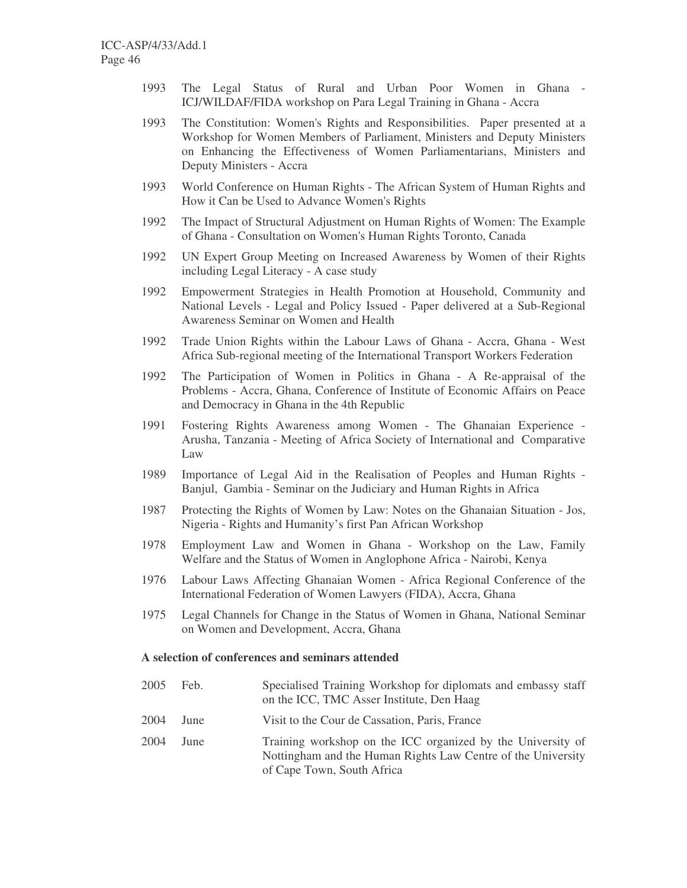1993 The Legal Status of Rural and Urban Poor Women in Ghana - ICJ/WILDAF/FIDA workshop on Para Legal Training in Ghana - Accra

1993 The Constitution: Women's Rights and Responsibilities. Paper presented at a Workshop for Women Members of Parliament, Ministers and Deputy Ministers on Enhancing the Effectiveness of Women Parliamentarians, Ministers and Deputy Ministers - Accra

1993 World Conference on Human Rights - The African System of Human Rights and How it Can be Used to Advance Women's Rights

1992 The Impact of Structural Adjustment on Human Rights of Women: The Example of Ghana - Consultation on Women's Human Rights Toronto, Canada

1992 UN Expert Group Meeting on Increased Awareness by Women of their Rights including Legal Literacy - A case study

1992 Empowerment Strategies in Health Promotion at Household, Community and National Levels - Legal and Policy Issued - Paper delivered at a Sub-Regional Awareness Seminar on Women and Health

1992 Trade Union Rights within the Labour Laws of Ghana - Accra, Ghana - West Africa Sub-regional meeting of the International Transport Workers Federation

1992 The Participation of Women in Politics in Ghana - A Re-appraisal of the Problems - Accra, Ghana, Conference of Institute of Economic Affairs on Peace and Democracy in Ghana in the 4th Republic

1991 Fostering Rights Awareness among Women - The Ghanaian Experience - Arusha, Tanzania - Meeting of Africa Society of International and Comparative Law

1989 Importance of Legal Aid in the Realisation of Peoples and Human Rights - Banjul, Gambia - Seminar on the Judiciary and Human Rights in Africa

1987 Protecting the Rights of Women by Law: Notes on the Ghanaian Situation - Jos, Nigeria - Rights and Humanity's first Pan African Workshop

1978 Employment Law and Women in Ghana - Workshop on the Law, Family Welfare and the Status of Women in Anglophone Africa - Nairobi, Kenya

1976 Labour Laws Affecting Ghanaian Women - Africa Regional Conference of the International Federation of Women Lawyers (FIDA), Accra, Ghana

1975 Legal Channels for Change in the Status of Women in Ghana, National Seminar on Women and Development, Accra, Ghana

**A selection of conferences and seminars attended**

2005 Feb. Specialised Training Workshop for diplomats and embassy staff on the ICC, TMC Asser Institute, Den Haag

2004 June Visit to the Cour de Cassation, Paris, France

2004 June Training workshop on the ICC organized by the University of Nottingham and the Human Rights Law Centre of the University of Cape Town, South Africa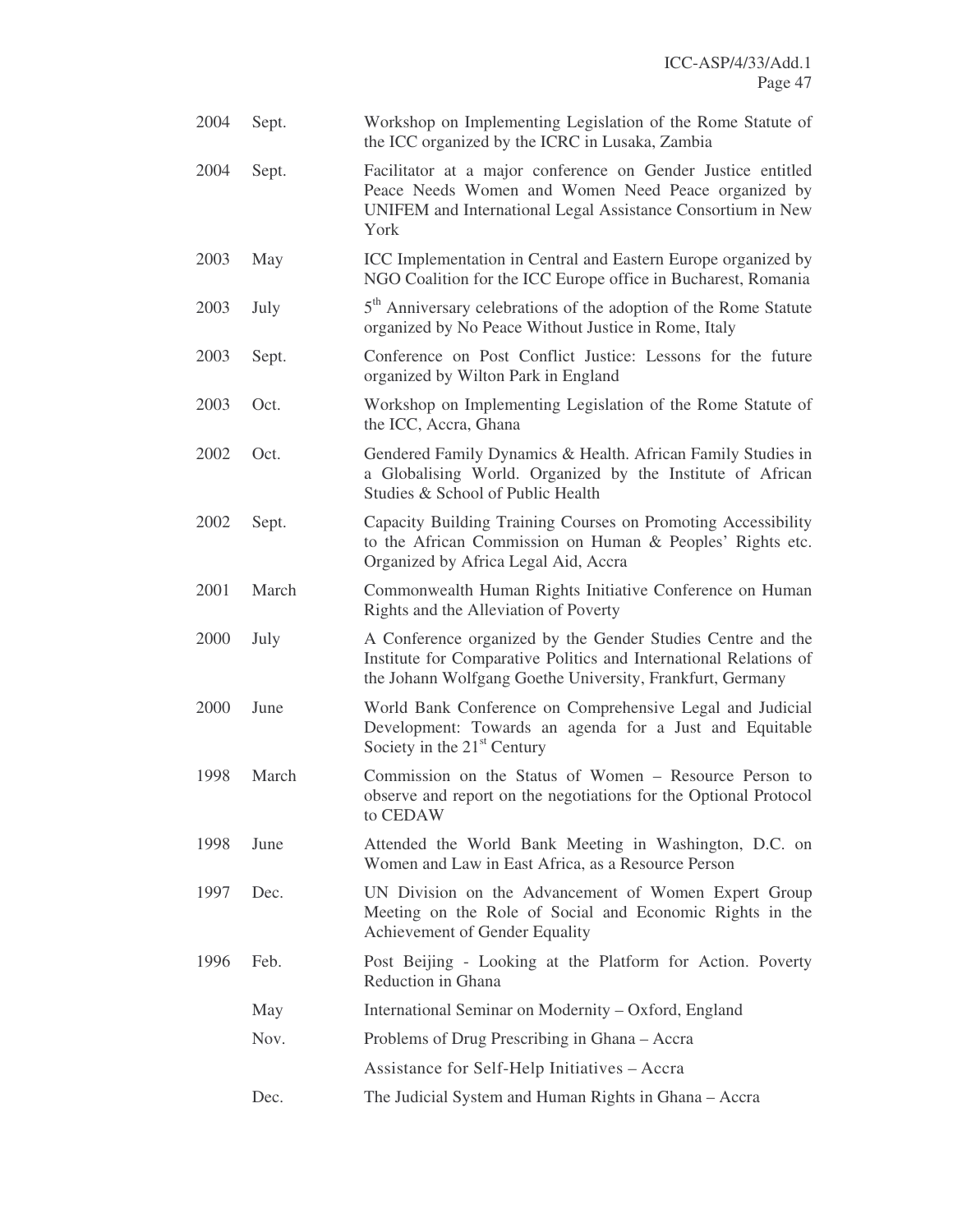| | | |
|---|---|---|
| 2004 | Sept. | Workshop on Implementing Legislation of the Rome Statute of the ICC organized by the ICRC in Lusaka, Zambia |
| 2004 | Sept. | Facilitator at a major conference on Gender Justice entitled Peace Needs Women and Women Need Peace organized by UNIFEM and International Legal Assistance Consortium in New York |
| 2003 | May | ICC Implementation in Central and Eastern Europe organized by NGO Coalition for the ICC Europe office in Bucharest, Romania |
| 2003 | July | 5th Anniversary celebrations of the adoption of the Rome Statute organized by No Peace Without Justice in Rome, Italy |
| 2003 | Sept. | Conference on Post Conflict Justice: Lessons for the future organized by Wilton Park in England |
| 2003 | Oct. | Workshop on Implementing Legislation of the Rome Statute of the ICC, Accra, Ghana |
| 2002 | Oct. | Gendered Family Dynamics & Health. African Family Studies in a Globalising World. Organized by the Institute of African Studies & School of Public Health |
| 2002 | Sept. | Capacity Building Training Courses on Promoting Accessibility to the African Commission on Human & Peoples' Rights etc. Organized by Africa Legal Aid, Accra |
| 2001 | March | Commonwealth Human Rights Initiative Conference on Human Rights and the Alleviation of Poverty |
| 2000 | July | A Conference organized by the Gender Studies Centre and the Institute for Comparative Politics and International Relations of the Johann Wolfgang Goethe University, Frankfurt, Germany |
| 2000 | June | World Bank Conference on Comprehensive Legal and Judicial Development: Towards an agenda for a Just and Equitable Society in the 21st Century |
| 1998 | March | Commission on the Status of Women – Resource Person to observe and report on the negotiations for the Optional Protocol to CEDAW |
| 1998 | June | Attended the World Bank Meeting in Washington, D.C. on Women and Law in East Africa, as a Resource Person |
| 1997 | Dec. | UN Division on the Advancement of Women Expert Group Meeting on the Role of Social and Economic Rights in the Achievement of Gender Equality |
| 1996 | Feb. | Post Beijing - Looking at the Platform for Action. Poverty Reduction in Ghana |
| | May | International Seminar on Modernity – Oxford, England |
| | Nov. | Problems of Drug Prescribing in Ghana – Accra |
| | | Assistance for Self-Help Initiatives – Accra |
| | Dec. | The Judicial System and Human Rights in Ghana – Accra |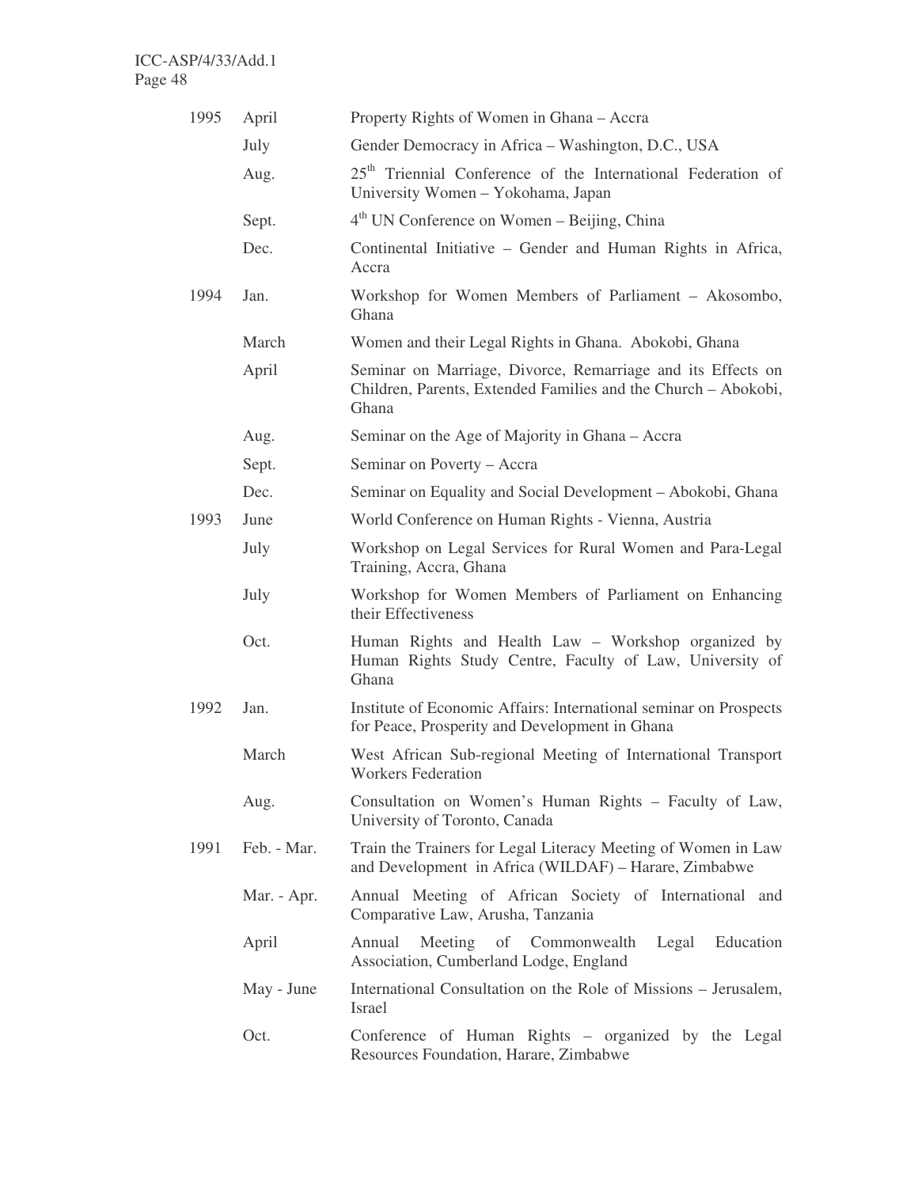| | | |
|---|---|---|
| 1995 | April | Property Rights of Women in Ghana – Accra |
| | July | Gender Democracy in Africa – Washington, D.C., USA |
| | Aug. | 25th Triennial Conference of the International Federation of University Women – Yokohama, Japan |
| | Sept. | 4th UN Conference on Women – Beijing, China |
| | Dec. | Continental Initiative – Gender and Human Rights in Africa, Accra |
| 1994 | Jan. | Workshop for Women Members of Parliament – Akosombo, Ghana |
| | March | Women and their Legal Rights in Ghana. Abokobi, Ghana |
| | April | Seminar on Marriage, Divorce, Remarriage and its Effects on Children, Parents, Extended Families and the Church – Abokobi, Ghana |
| | Aug. | Seminar on the Age of Majority in Ghana – Accra |
| | Sept. | Seminar on Poverty – Accra |
| | Dec. | Seminar on Equality and Social Development – Abokobi, Ghana |
| 1993 | June | World Conference on Human Rights - Vienna, Austria |
| | July | Workshop on Legal Services for Rural Women and Para-Legal Training, Accra, Ghana |
| | July | Workshop for Women Members of Parliament on Enhancing their Effectiveness |
| | Oct. | Human Rights and Health Law – Workshop organized by Human Rights Study Centre, Faculty of Law, University of Ghana |
| 1992 | Jan. | Institute of Economic Affairs: International seminar on Prospects for Peace, Prosperity and Development in Ghana |
| | March | West African Sub-regional Meeting of International Transport Workers Federation |
| | Aug. | Consultation on Women's Human Rights – Faculty of Law, University of Toronto, Canada |
| 1991 | Feb. - Mar. | Train the Trainers for Legal Literacy Meeting of Women in Law and Development in Africa (WILDAF) – Harare, Zimbabwe |
| | Mar. - Apr. | Annual Meeting of African Society of International and Comparative Law, Arusha, Tanzania |
| | April | Annual Meeting of Commonwealth Legal Education Association, Cumberland Lodge, England |
| | May - June | International Consultation on the Role of Missions – Jerusalem, Israel |
| | Oct. | Conference of Human Rights – organized by the Legal Resources Foundation, Harare, Zimbabwe |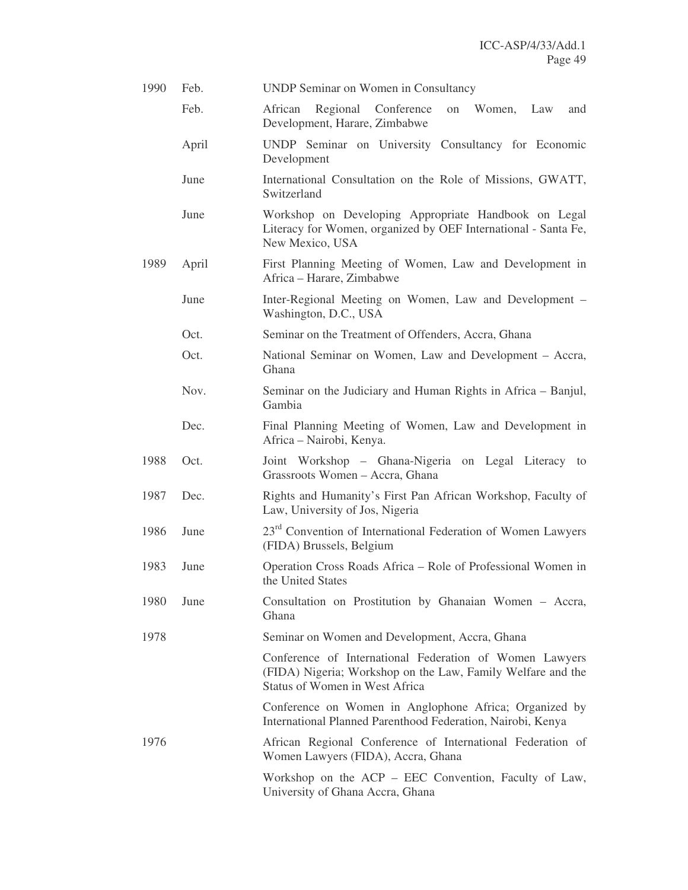| | | |
|---|---|---|
| 1990 | Feb. | UNDP Seminar on Women in Consultancy |
| | Feb. | African Regional Conference on Women, Law and Development, Harare, Zimbabwe |
| | April | UNDP Seminar on University Consultancy for Economic Development |
| | June | International Consultation on the Role of Missions, GWATT, Switzerland |
| | June | Workshop on Developing Appropriate Handbook on Legal Literacy for Women, organized by OEF International - Santa Fe, New Mexico, USA |
| 1989 | April | First Planning Meeting of Women, Law and Development in Africa – Harare, Zimbabwe |
| | June | Inter-Regional Meeting on Women, Law and Development – Washington, D.C., USA |
| | Oct. | Seminar on the Treatment of Offenders, Accra, Ghana |
| | Oct. | National Seminar on Women, Law and Development – Accra, Ghana |
| | Nov. | Seminar on the Judiciary and Human Rights in Africa – Banjul, Gambia |
| | Dec. | Final Planning Meeting of Women, Law and Development in Africa – Nairobi, Kenya. |
| 1988 | Oct. | Joint Workshop – Ghana-Nigeria on Legal Literacy to Grassroots Women – Accra, Ghana |
| 1987 | Dec. | Rights and Humanity's First Pan African Workshop, Faculty of Law, University of Jos, Nigeria |
| 1986 | June | 23rd Convention of International Federation of Women Lawyers (FIDA) Brussels, Belgium |
| 1983 | June | Operation Cross Roads Africa – Role of Professional Women in the United States |
| 1980 | June | Consultation on Prostitution by Ghanaian Women – Accra, Ghana |
| 1978 | | Seminar on Women and Development, Accra, Ghana |
| | | Conference of International Federation of Women Lawyers (FIDA) Nigeria; Workshop on the Law, Family Welfare and the Status of Women in West Africa |
| | | Conference on Women in Anglophone Africa; Organized by International Planned Parenthood Federation, Nairobi, Kenya |
| 1976 | | African Regional Conference of International Federation of Women Lawyers (FIDA), Accra, Ghana |
| | | Workshop on the ACP – EEC Convention, Faculty of Law, University of Ghana Accra, Ghana |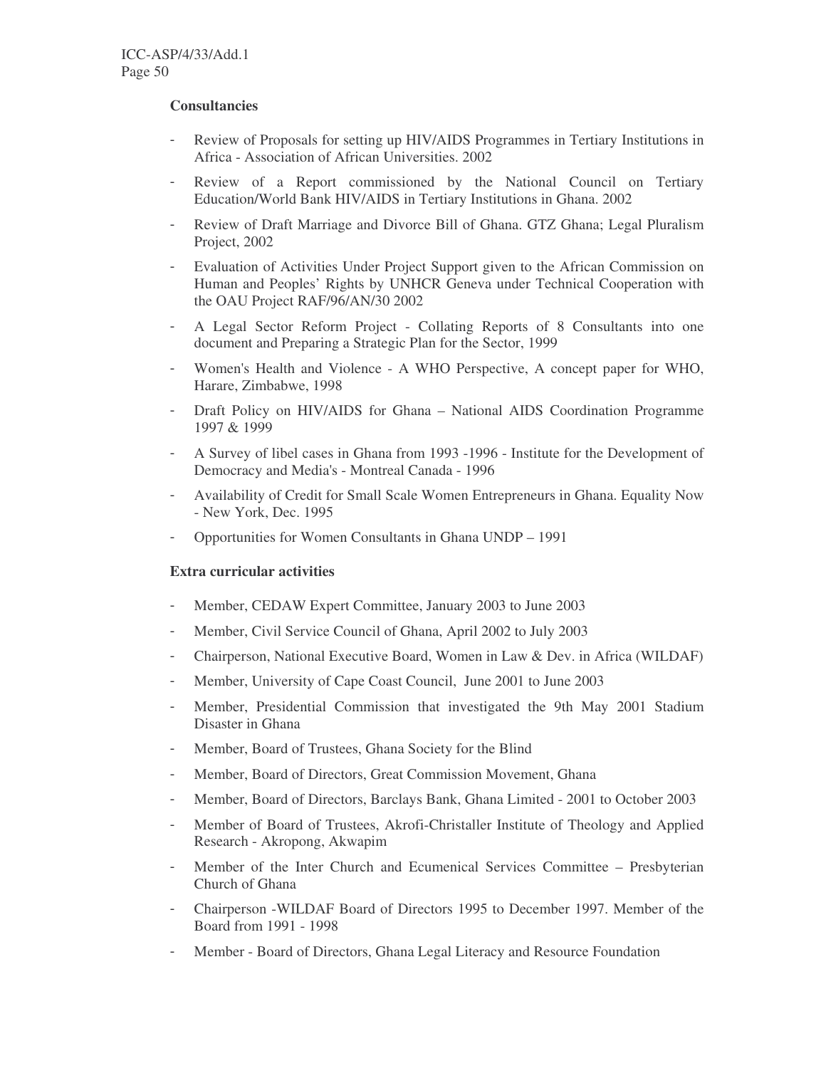**Consultancies**

- Review of Proposals for setting up HIV/AIDS Programmes in Tertiary Institutions in Africa - Association of African Universities. 2002
- Review of a Report commissioned by the National Council on Tertiary Education/World Bank HIV/AIDS in Tertiary Institutions in Ghana. 2002
- Review of Draft Marriage and Divorce Bill of Ghana. GTZ Ghana; Legal Pluralism Project, 2002
- Evaluation of Activities Under Project Support given to the African Commission on Human and Peoples' Rights by UNHCR Geneva under Technical Cooperation with the OAU Project RAF/96/AN/30 2002
- A Legal Sector Reform Project - Collating Reports of 8 Consultants into one document and Preparing a Strategic Plan for the Sector, 1999
- Women's Health and Violence - A WHO Perspective, A concept paper for WHO, Harare, Zimbabwe, 1998
- Draft Policy on HIV/AIDS for Ghana – National AIDS Coordination Programme 1997 & 1999
- A Survey of libel cases in Ghana from 1993 -1996 - Institute for the Development of Democracy and Media's - Montreal Canada - 1996
- Availability of Credit for Small Scale Women Entrepreneurs in Ghana. Equality Now - New York, Dec. 1995
- Opportunities for Women Consultants in Ghana UNDP – 1991

**Extra curricular activities**

- Member, CEDAW Expert Committee, January 2003 to June 2003
- Member, Civil Service Council of Ghana, April 2002 to July 2003
- Chairperson, National Executive Board, Women in Law & Dev. in Africa (WILDAF)
- Member, University of Cape Coast Council, June 2001 to June 2003
- Member, Presidential Commission that investigated the 9th May 2001 Stadium Disaster in Ghana
- Member, Board of Trustees, Ghana Society for the Blind
- Member, Board of Directors, Great Commission Movement, Ghana
- Member, Board of Directors, Barclays Bank, Ghana Limited - 2001 to October 2003
- Member of Board of Trustees, Akrofi-Christaller Institute of Theology and Applied Research - Akropong, Akwapim
- Member of the Inter Church and Ecumenical Services Committee – Presbyterian Church of Ghana
- Chairperson -WILDAF Board of Directors 1995 to December 1997. Member of the Board from 1991 - 1998
- Member - Board of Directors, Ghana Legal Literacy and Resource Foundation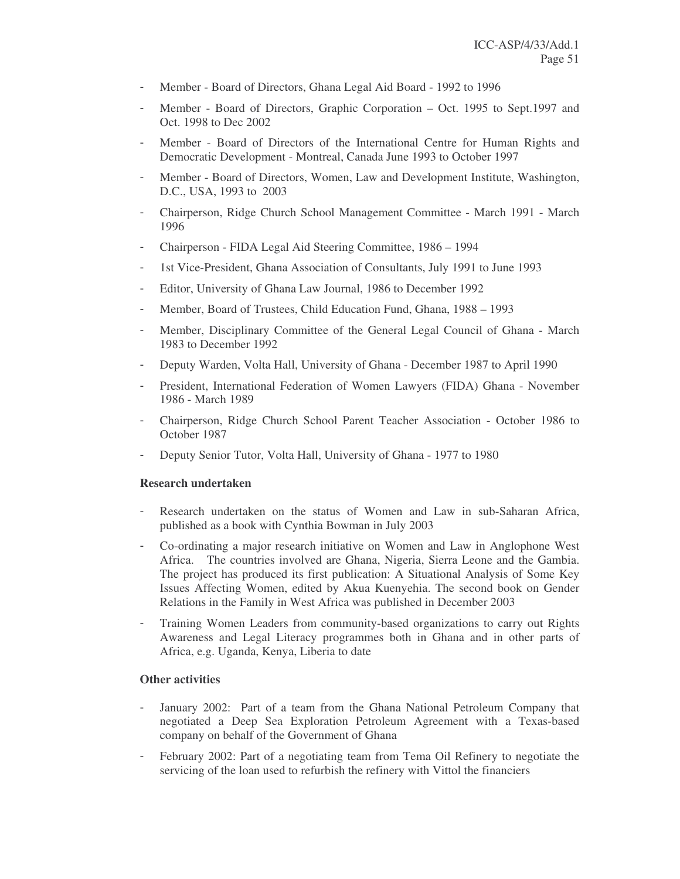- Member - Board of Directors, Ghana Legal Aid Board - 1992 to 1996
- Member - Board of Directors, Graphic Corporation – Oct. 1995 to Sept.1997 and Oct. 1998 to Dec 2002
- Member - Board of Directors of the International Centre for Human Rights and Democratic Development - Montreal, Canada June 1993 to October 1997
- Member - Board of Directors, Women, Law and Development Institute, Washington, D.C., USA, 1993 to 2003
- Chairperson, Ridge Church School Management Committee - March 1991 - March 1996
- Chairperson - FIDA Legal Aid Steering Committee, 1986 – 1994
- 1st Vice-President, Ghana Association of Consultants, July 1991 to June 1993
- Editor, University of Ghana Law Journal, 1986 to December 1992
- Member, Board of Trustees, Child Education Fund, Ghana, 1988 – 1993
- Member, Disciplinary Committee of the General Legal Council of Ghana - March 1983 to December 1992
- Deputy Warden, Volta Hall, University of Ghana - December 1987 to April 1990
- President, International Federation of Women Lawyers (FIDA) Ghana - November 1986 - March 1989
- Chairperson, Ridge Church School Parent Teacher Association - October 1986 to October 1987
- Deputy Senior Tutor, Volta Hall, University of Ghana - 1977 to 1980

**Research undertaken**

- Research undertaken on the status of Women and Law in sub-Saharan Africa, published as a book with Cynthia Bowman in July 2003
- Co-ordinating a major research initiative on Women and Law in Anglophone West Africa. The countries involved are Ghana, Nigeria, Sierra Leone and the Gambia. The project has produced its first publication: A Situational Analysis of Some Key Issues Affecting Women, edited by Akua Kuenyehia. The second book on Gender Relations in the Family in West Africa was published in December 2003
- Training Women Leaders from community-based organizations to carry out Rights Awareness and Legal Literacy programmes both in Ghana and in other parts of Africa, e.g. Uganda, Kenya, Liberia to date

**Other activities**

- January 2002: Part of a team from the Ghana National Petroleum Company that negotiated a Deep Sea Exploration Petroleum Agreement with a Texas-based company on behalf of the Government of Ghana
- February 2002: Part of a negotiating team from Tema Oil Refinery to negotiate the servicing of the loan used to refurbish the refinery with Vittol the financiers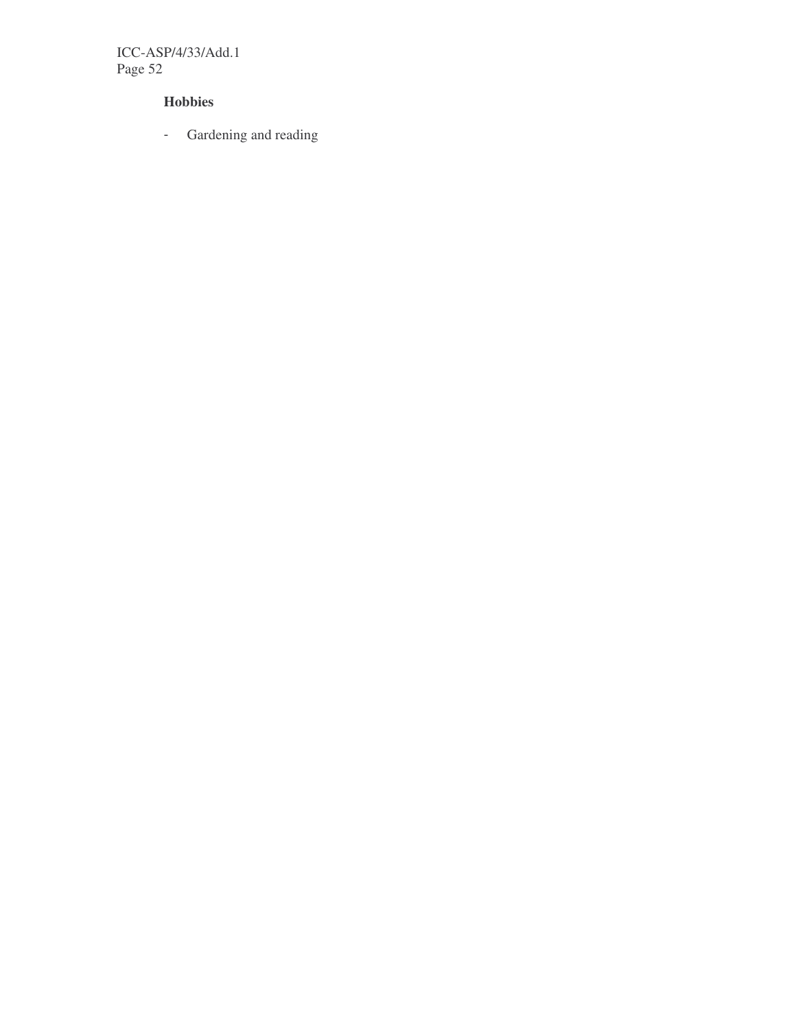**Hobbies**

- Gardening and reading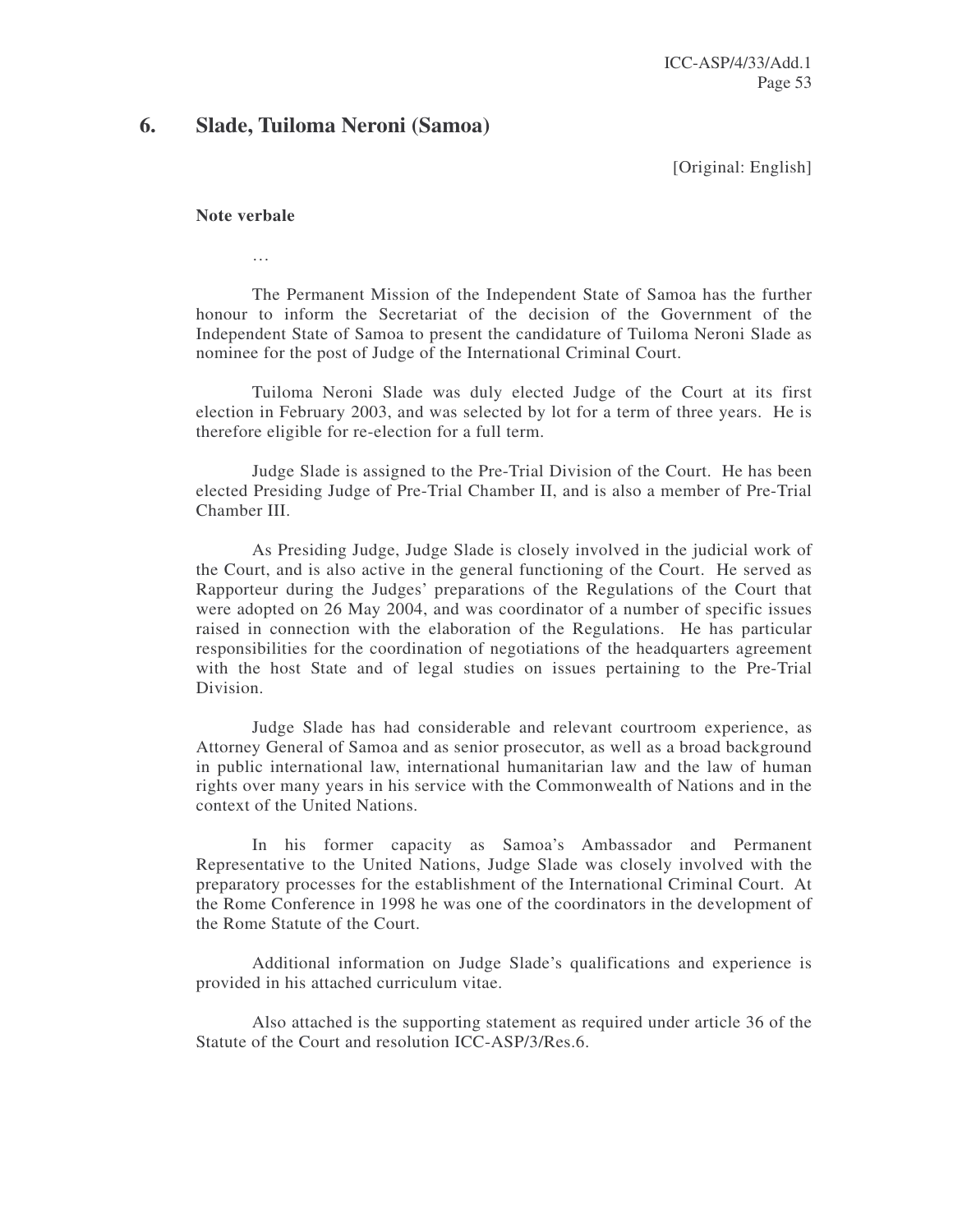## 6. Slade, Tuiloma Neroni (Samoa)

[Original: English]

**Note verbale**

…

The Permanent Mission of the Independent State of Samoa has the further honour to inform the Secretariat of the decision of the Government of the Independent State of Samoa to present the candidature of Tuiloma Neroni Slade as nominee for the post of Judge of the International Criminal Court.

Tuiloma Neroni Slade was duly elected Judge of the Court at its first election in February 2003, and was selected by lot for a term of three years. He is therefore eligible for re-election for a full term.

Judge Slade is assigned to the Pre-Trial Division of the Court. He has been elected Presiding Judge of Pre-Trial Chamber II, and is also a member of Pre-Trial Chamber III.

As Presiding Judge, Judge Slade is closely involved in the judicial work of the Court, and is also active in the general functioning of the Court. He served as Rapporteur during the Judges' preparations of the Regulations of the Court that were adopted on 26 May 2004, and was coordinator of a number of specific issues raised in connection with the elaboration of the Regulations. He has particular responsibilities for the coordination of negotiations of the headquarters agreement with the host State and of legal studies on issues pertaining to the Pre-Trial Division.

Judge Slade has had considerable and relevant courtroom experience, as Attorney General of Samoa and as senior prosecutor, as well as a broad background in public international law, international humanitarian law and the law of human rights over many years in his service with the Commonwealth of Nations and in the context of the United Nations.

In his former capacity as Samoa's Ambassador and Permanent Representative to the United Nations, Judge Slade was closely involved with the preparatory processes for the establishment of the International Criminal Court. At the Rome Conference in 1998 he was one of the coordinators in the development of the Rome Statute of the Court.

Additional information on Judge Slade's qualifications and experience is provided in his attached curriculum vitae.

Also attached is the supporting statement as required under article 36 of the Statute of the Court and resolution ICC-ASP/3/Res.6.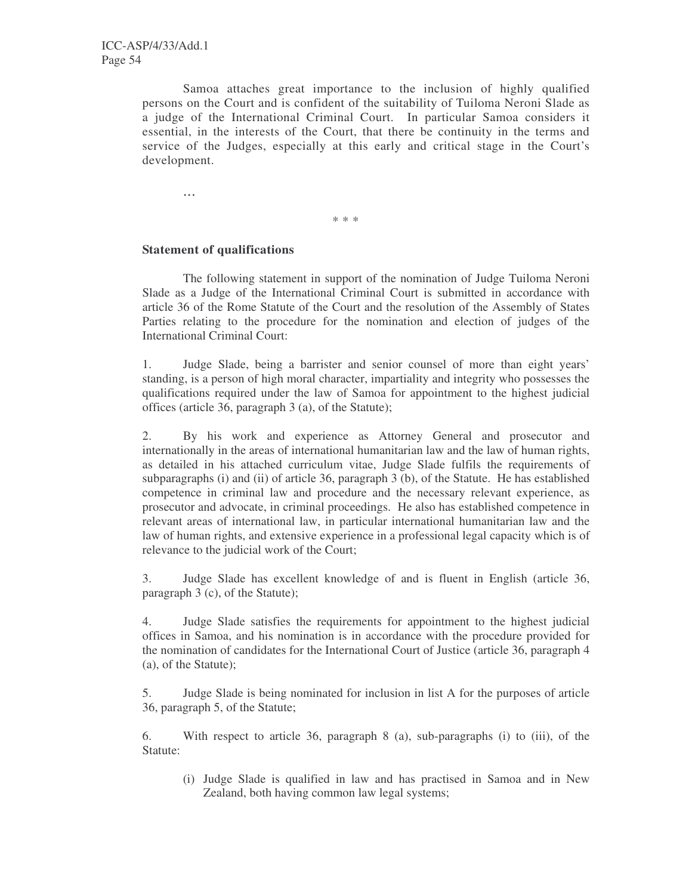Samoa attaches great importance to the inclusion of highly qualified persons on the Court and is confident of the suitability of Tuiloma Neroni Slade as a judge of the International Criminal Court. In particular Samoa considers it essential, in the interests of the Court, that there be continuity in the terms and service of the Judges, especially at this early and critical stage in the Court's development.

…

\* \* \*

**Statement of qualifications**

The following statement in support of the nomination of Judge Tuiloma Neroni Slade as a Judge of the International Criminal Court is submitted in accordance with article 36 of the Rome Statute of the Court and the resolution of the Assembly of States Parties relating to the procedure for the nomination and election of judges of the International Criminal Court:

1. Judge Slade, being a barrister and senior counsel of more than eight years' standing, is a person of high moral character, impartiality and integrity who possesses the qualifications required under the law of Samoa for appointment to the highest judicial offices (article 36, paragraph 3 (a), of the Statute);

2. By his work and experience as Attorney General and prosecutor and internationally in the areas of international humanitarian law and the law of human rights, as detailed in his attached curriculum vitae, Judge Slade fulfils the requirements of subparagraphs (i) and (ii) of article 36, paragraph 3 (b), of the Statute. He has established competence in criminal law and procedure and the necessary relevant experience, as prosecutor and advocate, in criminal proceedings. He also has established competence in relevant areas of international law, in particular international humanitarian law and the law of human rights, and extensive experience in a professional legal capacity which is of relevance to the judicial work of the Court;

3. Judge Slade has excellent knowledge of and is fluent in English (article 36, paragraph 3 (c), of the Statute);

4. Judge Slade satisfies the requirements for appointment to the highest judicial offices in Samoa, and his nomination is in accordance with the procedure provided for the nomination of candidates for the International Court of Justice (article 36, paragraph 4 (a), of the Statute);

5. Judge Slade is being nominated for inclusion in list A for the purposes of article 36, paragraph 5, of the Statute;

6. With respect to article 36, paragraph 8 (a), sub-paragraphs (i) to (iii), of the Statute:

   (i) Judge Slade is qualified in law and has practised in Samoa and in New Zealand, both having common law legal systems;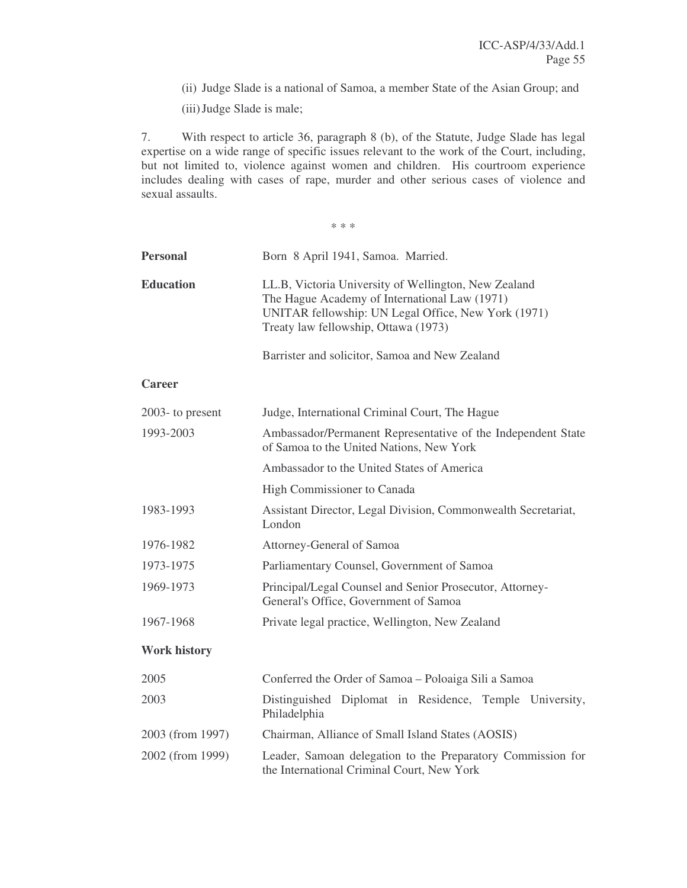(ii) Judge Slade is a national of Samoa, a member State of the Asian Group; and

(iii) Judge Slade is male;

7. With respect to article 36, paragraph 8 (b), of the Statute, Judge Slade has legal expertise on a wide range of specific issues relevant to the work of the Court, including, but not limited to, violence against women and children. His courtroom experience includes dealing with cases of rape, murder and other serious cases of violence and sexual assaults.

\* \* \*

**Personal** Born 8 April 1941, Samoa. Married.

**Education**

LL.B, Victoria University of Wellington, New Zealand
The Hague Academy of International Law (1971)
UNITAR fellowship: UN Legal Office, New York (1971)
Treaty law fellowship, Ottawa (1973)

Barrister and solicitor, Samoa and New Zealand

**Career**

| | |
|---|---|
| 2003- to present | Judge, International Criminal Court, The Hague |
| 1993-2003 | Ambassador/Permanent Representative of the Independent State of Samoa to the United Nations, New York |
| | Ambassador to the United States of America |
| | High Commissioner to Canada |
| 1983-1993 | Assistant Director, Legal Division, Commonwealth Secretariat, London |
| 1976-1982 | Attorney-General of Samoa |
| 1973-1975 | Parliamentary Counsel, Government of Samoa |
| 1969-1973 | Principal/Legal Counsel and Senior Prosecutor, Attorney-General's Office, Government of Samoa |
| 1967-1968 | Private legal practice, Wellington, New Zealand |

**Work history**

| | |
|---|---|
| 2005 | Conferred the Order of Samoa – Poloaiga Sili a Samoa |
| 2003 | Distinguished Diplomat in Residence, Temple University, Philadelphia |
| 2003 (from 1997) | Chairman, Alliance of Small Island States (AOSIS) |
| 2002 (from 1999) | Leader, Samoan delegation to the Preparatory Commission for the International Criminal Court, New York |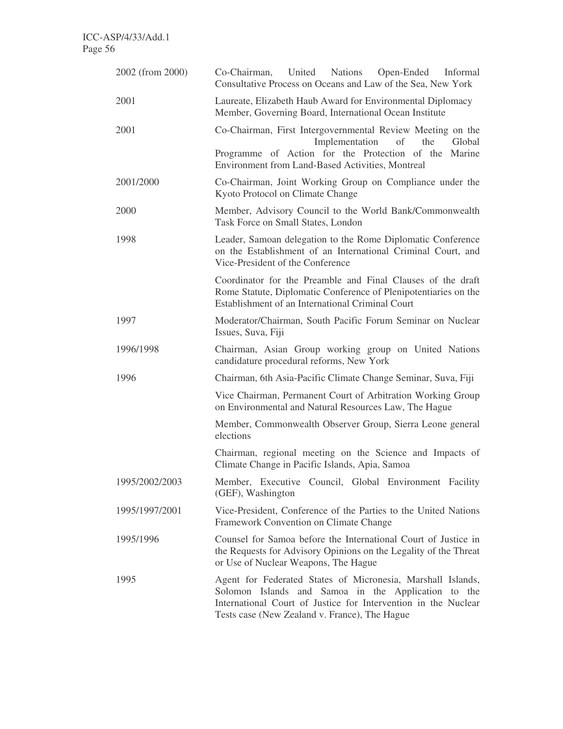| | |
|---|---|
| 2002 (from 2000) | Co-Chairman, United Nations Open-Ended Informal Consultative Process on Oceans and Law of the Sea, New York |
| 2001 | Laureate, Elizabeth Haub Award for Environmental Diplomacy<br>Member, Governing Board, International Ocean Institute |
| 2001 | Co-Chairman, First Intergovernmental Review Meeting on the Implementation of the Global Programme of Action for the Protection of the Marine Environment from Land-Based Activities, Montreal |
| 2001/2000 | Co-Chairman, Joint Working Group on Compliance under the Kyoto Protocol on Climate Change |
| 2000 | Member, Advisory Council to the World Bank/Commonwealth Task Force on Small States, London |
| 1998 | Leader, Samoan delegation to the Rome Diplomatic Conference on the Establishment of an International Criminal Court, and Vice-President of the Conference |
| | Coordinator for the Preamble and Final Clauses of the draft Rome Statute, Diplomatic Conference of Plenipotentiaries on the Establishment of an International Criminal Court |
| 1997 | Moderator/Chairman, South Pacific Forum Seminar on Nuclear Issues, Suva, Fiji |
| 1996/1998 | Chairman, Asian Group working group on United Nations candidature procedural reforms, New York |
| 1996 | Chairman, 6th Asia-Pacific Climate Change Seminar, Suva, Fiji |
| | Vice Chairman, Permanent Court of Arbitration Working Group on Environmental and Natural Resources Law, The Hague |
| | Member, Commonwealth Observer Group, Sierra Leone general elections |
| | Chairman, regional meeting on the Science and Impacts of Climate Change in Pacific Islands, Apia, Samoa |
| 1995/2002/2003 | Member, Executive Council, Global Environment Facility (GEF), Washington |
| 1995/1997/2001 | Vice-President, Conference of the Parties to the United Nations Framework Convention on Climate Change |
| 1995/1996 | Counsel for Samoa before the International Court of Justice in the Requests for Advisory Opinions on the Legality of the Threat or Use of Nuclear Weapons, The Hague |
| 1995 | Agent for Federated States of Micronesia, Marshall Islands, Solomon Islands and Samoa in the Application to the International Court of Justice for Intervention in the Nuclear Tests case (New Zealand v. France), The Hague |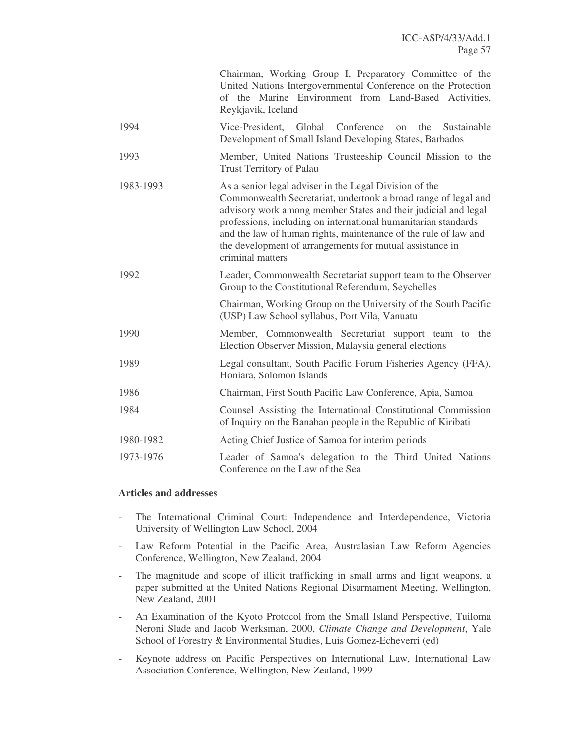| | |
|---|---|
| | Chairman, Working Group I, Preparatory Committee of the United Nations Intergovernmental Conference on the Protection of the Marine Environment from Land-Based Activities, Reykjavik, Iceland |
| 1994 | Vice-President, Global Conference on the Sustainable Development of Small Island Developing States, Barbados |
| 1993 | Member, United Nations Trusteeship Council Mission to the Trust Territory of Palau |
| 1983-1993 | As a senior legal adviser in the Legal Division of the Commonwealth Secretariat, undertook a broad range of legal and advisory work among member States and their judicial and legal professions, including on international humanitarian standards and the law of human rights, maintenance of the rule of law and the development of arrangements for mutual assistance in criminal matters |
| 1992 | Leader, Commonwealth Secretariat support team to the Observer Group to the Constitutional Referendum, Seychelles |
| | Chairman, Working Group on the University of the South Pacific (USP) Law School syllabus, Port Vila, Vanuatu |
| 1990 | Member, Commonwealth Secretariat support team to the Election Observer Mission, Malaysia general elections |
| 1989 | Legal consultant, South Pacific Forum Fisheries Agency (FFA), Honiara, Solomon Islands |
| 1986 | Chairman, First South Pacific Law Conference, Apia, Samoa |
| 1984 | Counsel Assisting the International Constitutional Commission of Inquiry on the Banaban people in the Republic of Kiribati |
| 1980-1982 | Acting Chief Justice of Samoa for interim periods |
| 1973-1976 | Leader of Samoa's delegation to the Third United Nations Conference on the Law of the Sea |

**Articles and addresses**

- The International Criminal Court: Independence and Interdependence, Victoria University of Wellington Law School, 2004
- Law Reform Potential in the Pacific Area, Australasian Law Reform Agencies Conference, Wellington, New Zealand, 2004
- The magnitude and scope of illicit trafficking in small arms and light weapons, a paper submitted at the United Nations Regional Disarmament Meeting, Wellington, New Zealand, 2001
- An Examination of the Kyoto Protocol from the Small Island Perspective, Tuiloma Neroni Slade and Jacob Werksman, 2000, *Climate Change and Development*, Yale School of Forestry & Environmental Studies, Luis Gomez-Echeverri (ed)
- Keynote address on Pacific Perspectives on International Law, International Law Association Conference, Wellington, New Zealand, 1999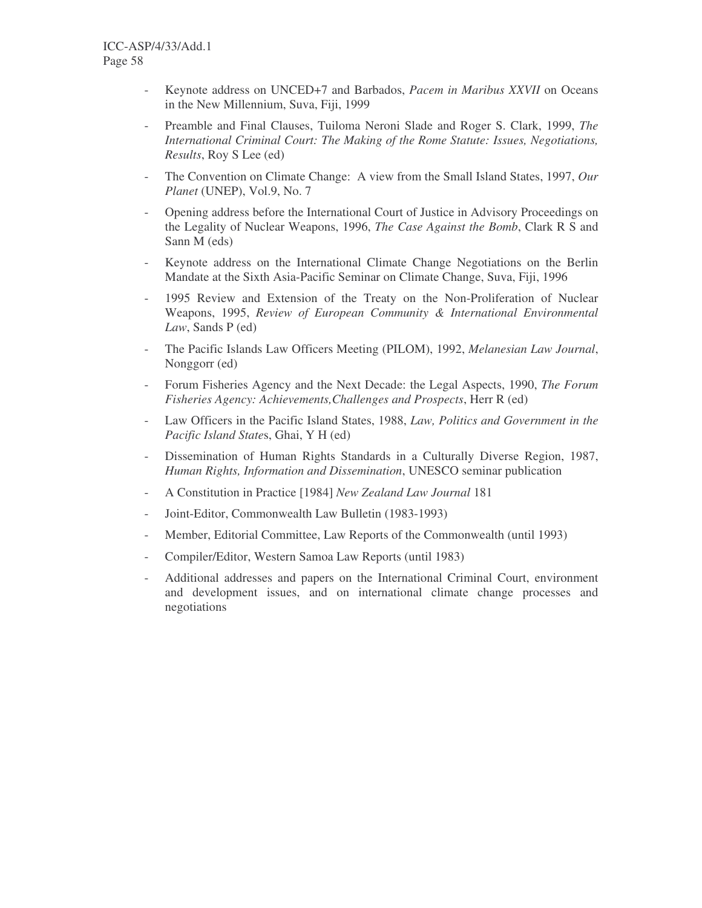- Keynote address on UNCED+7 and Barbados, *Pacem in Maribus XXVII* on Oceans in the New Millennium, Suva, Fiji, 1999
- Preamble and Final Clauses, Tuiloma Neroni Slade and Roger S. Clark, 1999, *The International Criminal Court: The Making of the Rome Statute: Issues, Negotiations, Results*, Roy S Lee (ed)
- The Convention on Climate Change: A view from the Small Island States, 1997, *Our Planet* (UNEP), Vol.9, No. 7
- Opening address before the International Court of Justice in Advisory Proceedings on the Legality of Nuclear Weapons, 1996, *The Case Against the Bomb*, Clark R S and Sann M (eds)
- Keynote address on the International Climate Change Negotiations on the Berlin Mandate at the Sixth Asia-Pacific Seminar on Climate Change, Suva, Fiji, 1996
- 1995 Review and Extension of the Treaty on the Non-Proliferation of Nuclear Weapons, 1995, *Review of European Community & International Environmental Law*, Sands P (ed)
- The Pacific Islands Law Officers Meeting (PILOM), 1992, *Melanesian Law Journal*, Nonggorr (ed)
- Forum Fisheries Agency and the Next Decade: the Legal Aspects, 1990, *The Forum Fisheries Agency: Achievements,Challenges and Prospects*, Herr R (ed)
- Law Officers in the Pacific Island States, 1988, *Law, Politics and Government in the Pacific Island States*, Ghai, Y H (ed)
- Dissemination of Human Rights Standards in a Culturally Diverse Region, 1987, *Human Rights, Information and Dissemination*, UNESCO seminar publication
- A Constitution in Practice [1984] *New Zealand Law Journal* 181
- Joint-Editor, Commonwealth Law Bulletin (1983-1993)
- Member, Editorial Committee, Law Reports of the Commonwealth (until 1993)
- Compiler/Editor, Western Samoa Law Reports (until 1983)
- Additional addresses and papers on the International Criminal Court, environment and development issues, and on international climate change processes and negotiations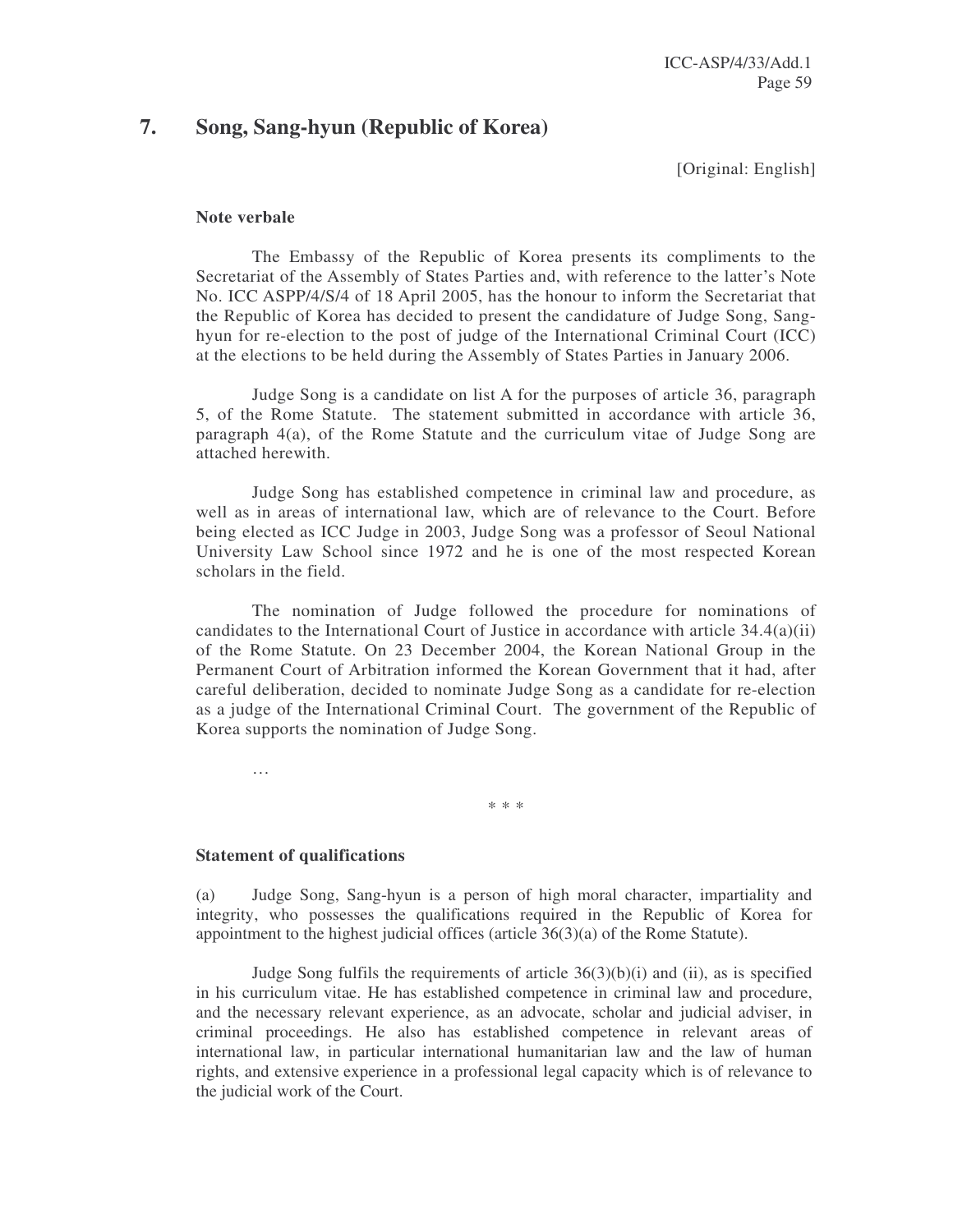## 7. Song, Sang-hyun (Republic of Korea)

[Original: English]

**Note verbale**

The Embassy of the Republic of Korea presents its compliments to the Secretariat of the Assembly of States Parties and, with reference to the latter's Note No. ICC ASPP/4/S/4 of 18 April 2005, has the honour to inform the Secretariat that the Republic of Korea has decided to present the candidature of Judge Song, Sang-hyun for re-election to the post of judge of the International Criminal Court (ICC) at the elections to be held during the Assembly of States Parties in January 2006.

Judge Song is a candidate on list A for the purposes of article 36, paragraph 5, of the Rome Statute. The statement submitted in accordance with article 36, paragraph 4(a), of the Rome Statute and the curriculum vitae of Judge Song are attached herewith.

Judge Song has established competence in criminal law and procedure, as well as in areas of international law, which are of relevance to the Court. Before being elected as ICC Judge in 2003, Judge Song was a professor of Seoul National University Law School since 1972 and he is one of the most respected Korean scholars in the field.

The nomination of Judge followed the procedure for nominations of candidates to the International Court of Justice in accordance with article 34.4(a)(ii) of the Rome Statute. On 23 December 2004, the Korean National Group in the Permanent Court of Arbitration informed the Korean Government that it had, after careful deliberation, decided to nominate Judge Song as a candidate for re-election as a judge of the International Criminal Court. The government of the Republic of Korea supports the nomination of Judge Song.

…

\* \* \*

**Statement of qualifications**

(a) Judge Song, Sang-hyun is a person of high moral character, impartiality and integrity, who possesses the qualifications required in the Republic of Korea for appointment to the highest judicial offices (article 36(3)(a) of the Rome Statute).

Judge Song fulfils the requirements of article 36(3)(b)(i) and (ii), as is specified in his curriculum vitae. He has established competence in criminal law and procedure, and the necessary relevant experience, as an advocate, scholar and judicial adviser, in criminal proceedings. He also has established competence in relevant areas of international law, in particular international humanitarian law and the law of human rights, and extensive experience in a professional legal capacity which is of relevance to the judicial work of the Court.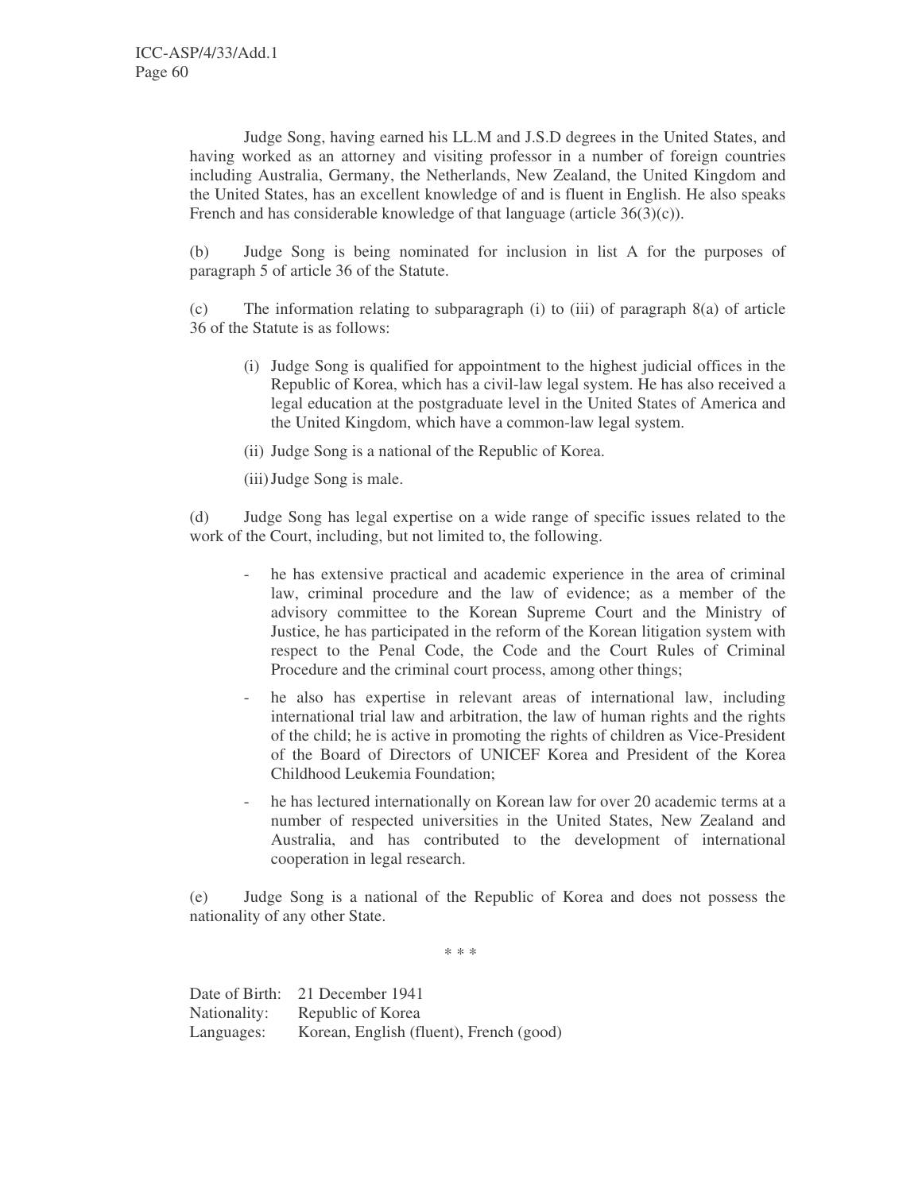Judge Song, having earned his LL.M and J.S.D degrees in the United States, and having worked as an attorney and visiting professor in a number of foreign countries including Australia, Germany, the Netherlands, New Zealand, the United Kingdom and the United States, has an excellent knowledge of and is fluent in English. He also speaks French and has considerable knowledge of that language (article 36(3)(c)).

(b) Judge Song is being nominated for inclusion in list A for the purposes of paragraph 5 of article 36 of the Statute.

(c) The information relating to subparagraph (i) to (iii) of paragraph 8(a) of article 36 of the Statute is as follows:

(i) Judge Song is qualified for appointment to the highest judicial offices in the Republic of Korea, which has a civil-law legal system. He has also received a legal education at the postgraduate level in the United States of America and the United Kingdom, which have a common-law legal system.

(ii) Judge Song is a national of the Republic of Korea.

(iii) Judge Song is male.

(d) Judge Song has legal expertise on a wide range of specific issues related to the work of the Court, including, but not limited to, the following.

- he has extensive practical and academic experience in the area of criminal law, criminal procedure and the law of evidence; as a member of the advisory committee to the Korean Supreme Court and the Ministry of Justice, he has participated in the reform of the Korean litigation system with respect to the Penal Code, the Code and the Court Rules of Criminal Procedure and the criminal court process, among other things;
- he also has expertise in relevant areas of international law, including international trial law and arbitration, the law of human rights and the rights of the child; he is active in promoting the rights of children as Vice-President of the Board of Directors of UNICEF Korea and President of the Korea Childhood Leukemia Foundation;
- he has lectured internationally on Korean law for over 20 academic terms at a number of respected universities in the United States, New Zealand and Australia, and has contributed to the development of international cooperation in legal research.

(e) Judge Song is a national of the Republic of Korea and does not possess the nationality of any other State.

\* \* \*

Date of Birth: 21 December 1941
Nationality: Republic of Korea
Languages: Korean, English (fluent), French (good)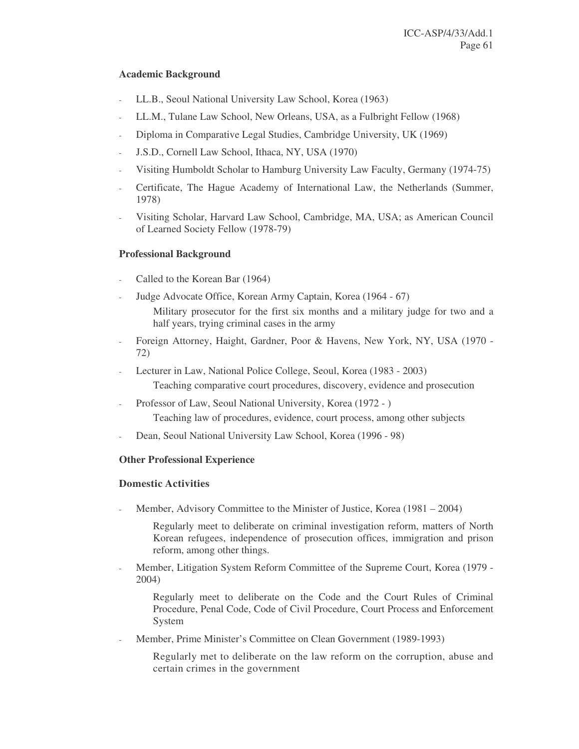**Academic Background**

- LL.B., Seoul National University Law School, Korea (1963)
- LL.M., Tulane Law School, New Orleans, USA, as a Fulbright Fellow (1968)
- Diploma in Comparative Legal Studies, Cambridge University, UK (1969)
- J.S.D., Cornell Law School, Ithaca, NY, USA (1970)
- Visiting Humboldt Scholar to Hamburg University Law Faculty, Germany (1974-75)
- Certificate, The Hague Academy of International Law, the Netherlands (Summer, 1978)
- Visiting Scholar, Harvard Law School, Cambridge, MA, USA; as American Council of Learned Society Fellow (1978-79)

**Professional Background**

- Called to the Korean Bar (1964)
- Judge Advocate Office, Korean Army Captain, Korea (1964 - 67)

  Military prosecutor for the first six months and a military judge for two and a half years, trying criminal cases in the army
- Foreign Attorney, Haight, Gardner, Poor & Havens, New York, NY, USA (1970 - 72)
- Lecturer in Law, National Police College, Seoul, Korea (1983 - 2003)

  Teaching comparative court procedures, discovery, evidence and prosecution
- Professor of Law, Seoul National University, Korea (1972 - )

  Teaching law of procedures, evidence, court process, among other subjects
- Dean, Seoul National University Law School, Korea (1996 - 98)

**Other Professional Experience**

**Domestic Activities**

- Member, Advisory Committee to the Minister of Justice, Korea (1981 – 2004)

  Regularly meet to deliberate on criminal investigation reform, matters of North Korean refugees, independence of prosecution offices, immigration and prison reform, among other things.
- Member, Litigation System Reform Committee of the Supreme Court, Korea (1979 - 2004)

  Regularly meet to deliberate on the Code and the Court Rules of Criminal Procedure, Penal Code, Code of Civil Procedure, Court Process and Enforcement System
- Member, Prime Minister's Committee on Clean Government (1989-1993)

  Regularly met to deliberate on the law reform on the corruption, abuse and certain crimes in the government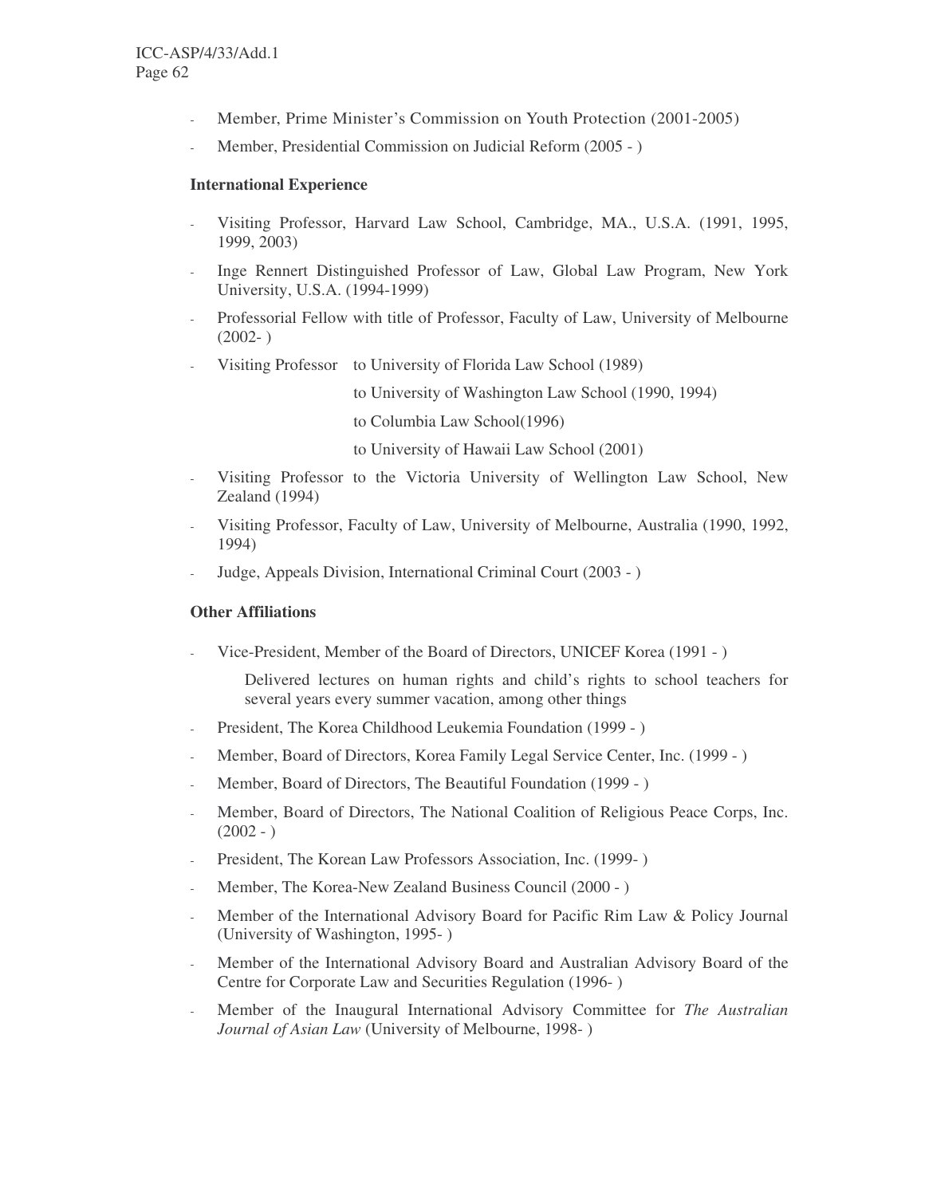- Member, Prime Minister's Commission on Youth Protection (2001-2005)
- Member, Presidential Commission on Judicial Reform (2005 - )

**International Experience**

- Visiting Professor, Harvard Law School, Cambridge, MA., U.S.A. (1991, 1995, 1999, 2003)
- Inge Rennert Distinguished Professor of Law, Global Law Program, New York University, U.S.A. (1994-1999)
- Professorial Fellow with title of Professor, Faculty of Law, University of Melbourne (2002- )
- Visiting Professor to University of Florida Law School (1989)

  to University of Washington Law School (1990, 1994)

  to Columbia Law School(1996)

  to University of Hawaii Law School (2001)
- Visiting Professor to the Victoria University of Wellington Law School, New Zealand (1994)
- Visiting Professor, Faculty of Law, University of Melbourne, Australia (1990, 1992, 1994)
- Judge, Appeals Division, International Criminal Court (2003 - )

**Other Affiliations**

- Vice-President, Member of the Board of Directors, UNICEF Korea (1991 - )

  Delivered lectures on human rights and child's rights to school teachers for several years every summer vacation, among other things
- President, The Korea Childhood Leukemia Foundation (1999 - )
- Member, Board of Directors, Korea Family Legal Service Center, Inc. (1999 - )
- Member, Board of Directors, The Beautiful Foundation (1999 - )
- Member, Board of Directors, The National Coalition of Religious Peace Corps, Inc. (2002 - )
- President, The Korean Law Professors Association, Inc. (1999- )
- Member, The Korea-New Zealand Business Council (2000 - )
- Member of the International Advisory Board for Pacific Rim Law & Policy Journal (University of Washington, 1995- )
- Member of the International Advisory Board and Australian Advisory Board of the Centre for Corporate Law and Securities Regulation (1996- )
- Member of the Inaugural International Advisory Committee for *The Australian Journal of Asian Law* (University of Melbourne, 1998- )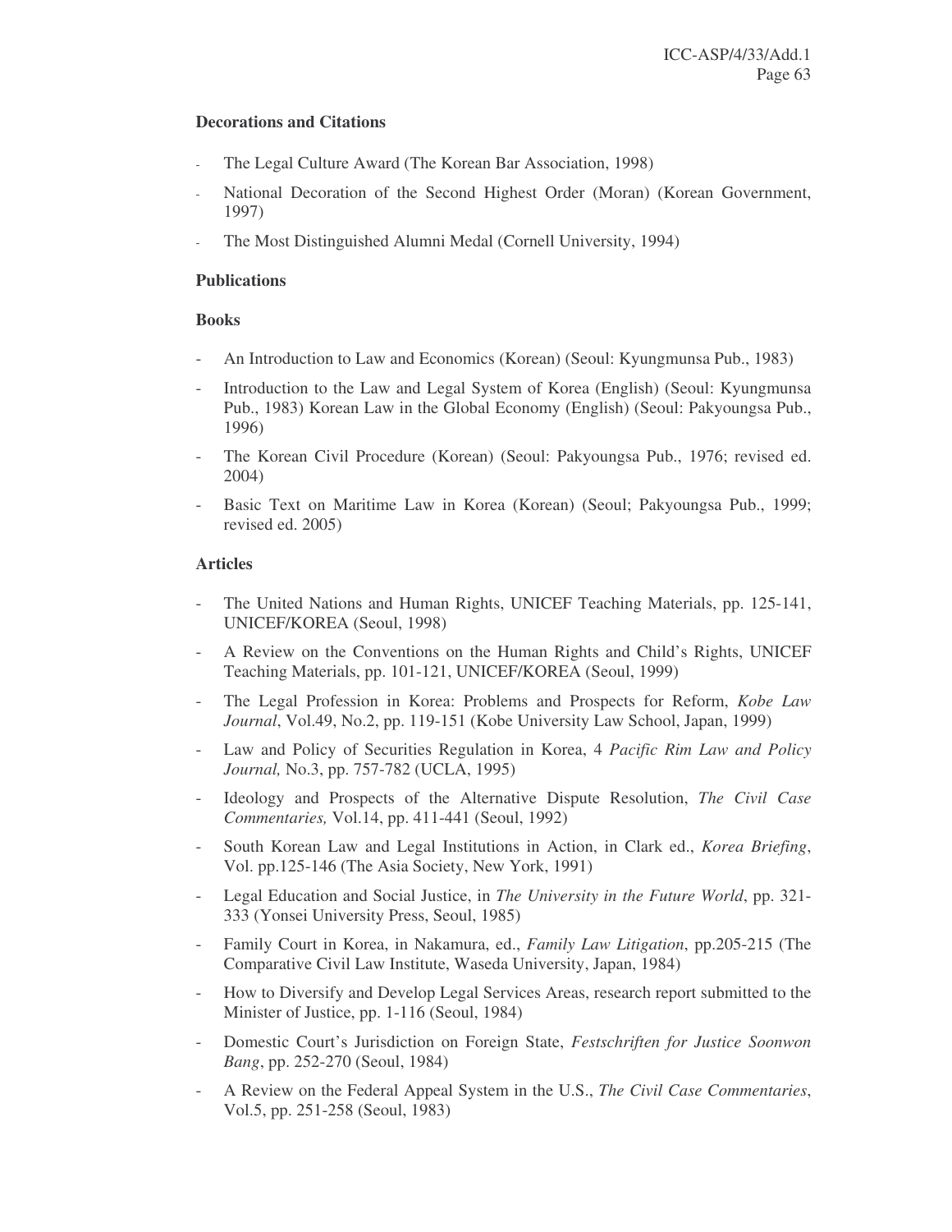**Decorations and Citations**

- The Legal Culture Award (The Korean Bar Association, 1998)
- National Decoration of the Second Highest Order (Moran) (Korean Government, 1997)
- The Most Distinguished Alumni Medal (Cornell University, 1994)

**Publications**

**Books**

- An Introduction to Law and Economics (Korean) (Seoul: Kyungmunsa Pub., 1983)
- Introduction to the Law and Legal System of Korea (English) (Seoul: Kyungmunsa Pub., 1983) Korean Law in the Global Economy (English) (Seoul: Pakyoungsa Pub., 1996)
- The Korean Civil Procedure (Korean) (Seoul: Pakyoungsa Pub., 1976; revised ed. 2004)
- Basic Text on Maritime Law in Korea (Korean) (Seoul; Pakyoungsa Pub., 1999; revised ed. 2005)

**Articles**

- The United Nations and Human Rights, UNICEF Teaching Materials, pp. 125-141, UNICEF/KOREA (Seoul, 1998)
- A Review on the Conventions on the Human Rights and Child's Rights, UNICEF Teaching Materials, pp. 101-121, UNICEF/KOREA (Seoul, 1999)
- The Legal Profession in Korea: Problems and Prospects for Reform, *Kobe Law Journal*, Vol.49, No.2, pp. 119-151 (Kobe University Law School, Japan, 1999)
- Law and Policy of Securities Regulation in Korea, 4 *Pacific Rim Law and Policy Journal,* No.3, pp. 757-782 (UCLA, 1995)
- Ideology and Prospects of the Alternative Dispute Resolution, *The Civil Case Commentaries,* Vol.14, pp. 411-441 (Seoul, 1992)
- South Korean Law and Legal Institutions in Action, in Clark ed., *Korea Briefing*, Vol. pp.125-146 (The Asia Society, New York, 1991)
- Legal Education and Social Justice, in *The University in the Future World*, pp. 321-333 (Yonsei University Press, Seoul, 1985)
- Family Court in Korea, in Nakamura, ed., *Family Law Litigation*, pp.205-215 (The Comparative Civil Law Institute, Waseda University, Japan, 1984)
- How to Diversify and Develop Legal Services Areas, research report submitted to the Minister of Justice, pp. 1-116 (Seoul, 1984)
- Domestic Court's Jurisdiction on Foreign State, *Festschriften for Justice Soonwon Bang*, pp. 252-270 (Seoul, 1984)
- A Review on the Federal Appeal System in the U.S., *The Civil Case Commentaries*, Vol.5, pp. 251-258 (Seoul, 1983)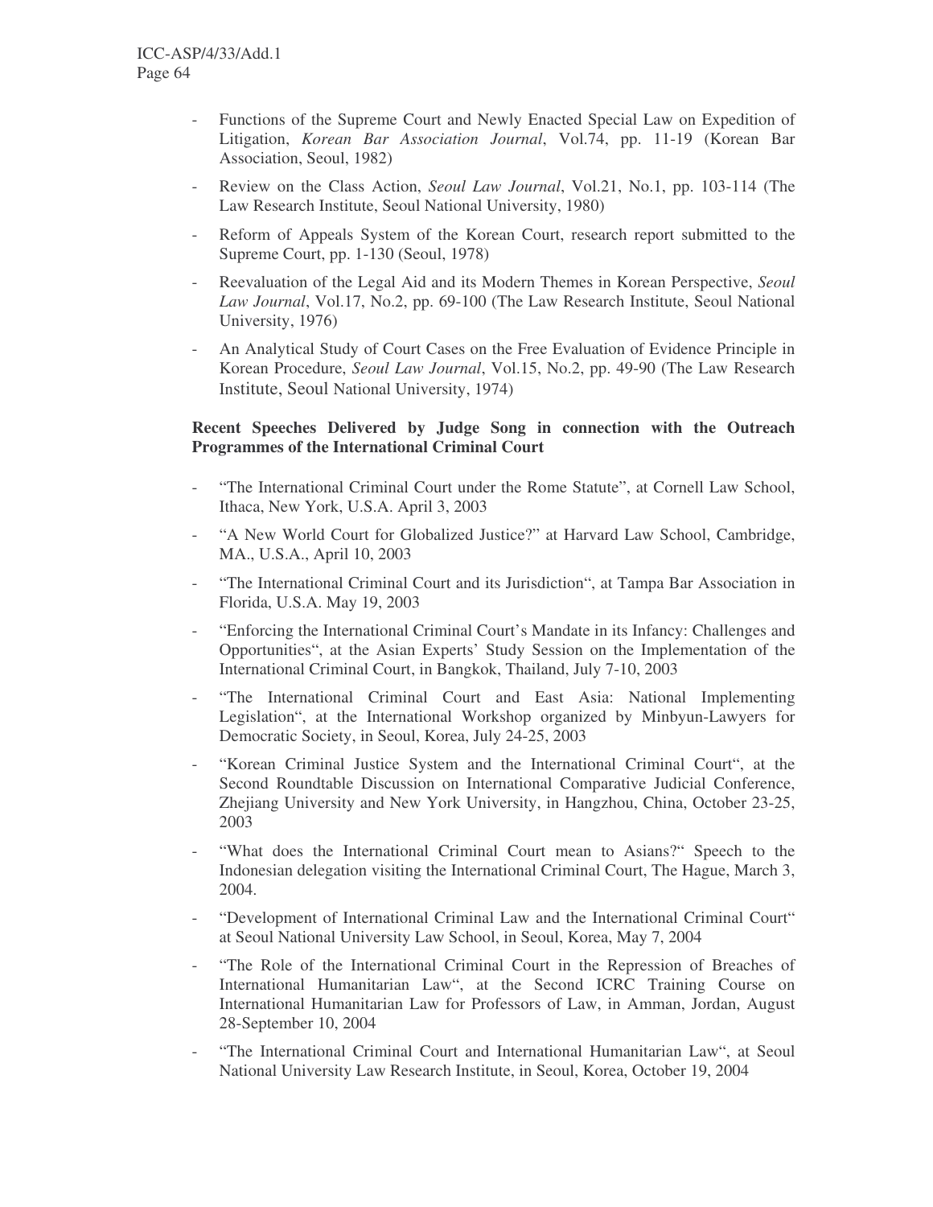- Functions of the Supreme Court and Newly Enacted Special Law on Expedition of Litigation, *Korean Bar Association Journal*, Vol.74, pp. 11-19 (Korean Bar Association, Seoul, 1982)
- Review on the Class Action, *Seoul Law Journal*, Vol.21, No.1, pp. 103-114 (The Law Research Institute, Seoul National University, 1980)
- Reform of Appeals System of the Korean Court, research report submitted to the Supreme Court, pp. 1-130 (Seoul, 1978)
- Reevaluation of the Legal Aid and its Modern Themes in Korean Perspective, *Seoul Law Journal*, Vol.17, No.2, pp. 69-100 (The Law Research Institute, Seoul National University, 1976)
- An Analytical Study of Court Cases on the Free Evaluation of Evidence Principle in Korean Procedure, *Seoul Law Journal*, Vol.15, No.2, pp. 49-90 (The Law Research Institute, Seoul National University, 1974)

**Recent Speeches Delivered by Judge Song in connection with the Outreach Programmes of the International Criminal Court**

- "The International Criminal Court under the Rome Statute", at Cornell Law School, Ithaca, New York, U.S.A. April 3, 2003
- "A New World Court for Globalized Justice?" at Harvard Law School, Cambridge, MA., U.S.A., April 10, 2003
- "The International Criminal Court and its Jurisdiction", at Tampa Bar Association in Florida, U.S.A. May 19, 2003
- "Enforcing the International Criminal Court's Mandate in its Infancy: Challenges and Opportunities", at the Asian Experts' Study Session on the Implementation of the International Criminal Court, in Bangkok, Thailand, July 7-10, 2003
- "The International Criminal Court and East Asia: National Implementing Legislation", at the International Workshop organized by Minbyun-Lawyers for Democratic Society, in Seoul, Korea, July 24-25, 2003
- "Korean Criminal Justice System and the International Criminal Court", at the Second Roundtable Discussion on International Comparative Judicial Conference, Zhejiang University and New York University, in Hangzhou, China, October 23-25, 2003
- "What does the International Criminal Court mean to Asians?" Speech to the Indonesian delegation visiting the International Criminal Court, The Hague, March 3, 2004.
- "Development of International Criminal Law and the International Criminal Court" at Seoul National University Law School, in Seoul, Korea, May 7, 2004
- "The Role of the International Criminal Court in the Repression of Breaches of International Humanitarian Law", at the Second ICRC Training Course on International Humanitarian Law for Professors of Law, in Amman, Jordan, August 28-September 10, 2004
- "The International Criminal Court and International Humanitarian Law", at Seoul National University Law Research Institute, in Seoul, Korea, October 19, 2004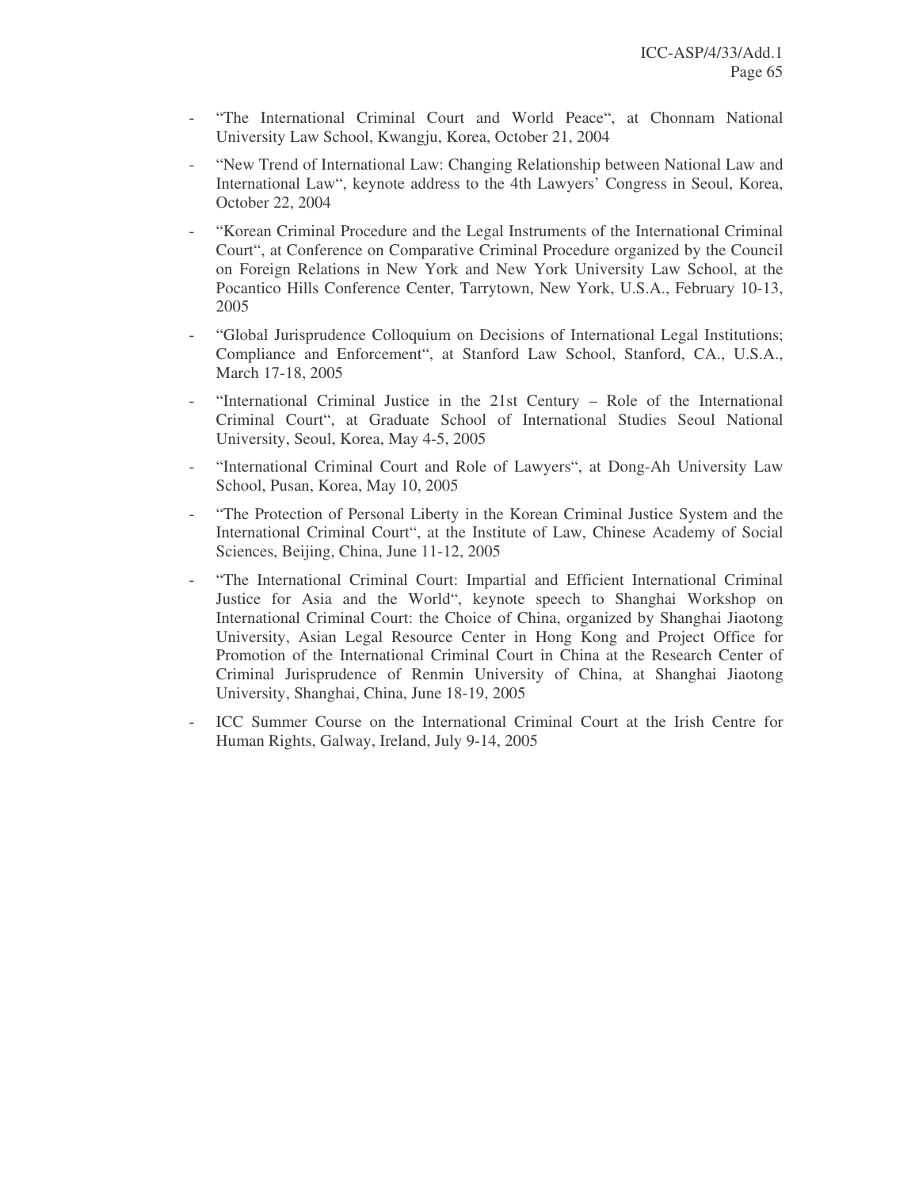- "The International Criminal Court and World Peace", at Chonnam National University Law School, Kwangju, Korea, October 21, 2004
- "New Trend of International Law: Changing Relationship between National Law and International Law", keynote address to the 4th Lawyers' Congress in Seoul, Korea, October 22, 2004
- "Korean Criminal Procedure and the Legal Instruments of the International Criminal Court", at Conference on Comparative Criminal Procedure organized by the Council on Foreign Relations in New York and New York University Law School, at the Pocantico Hills Conference Center, Tarrytown, New York, U.S.A., February 10-13, 2005
- "Global Jurisprudence Colloquium on Decisions of International Legal Institutions; Compliance and Enforcement", at Stanford Law School, Stanford, CA., U.S.A., March 17-18, 2005
- "International Criminal Justice in the 21st Century – Role of the International Criminal Court", at Graduate School of International Studies Seoul National University, Seoul, Korea, May 4-5, 2005
- "International Criminal Court and Role of Lawyers", at Dong-Ah University Law School, Pusan, Korea, May 10, 2005
- "The Protection of Personal Liberty in the Korean Criminal Justice System and the International Criminal Court", at the Institute of Law, Chinese Academy of Social Sciences, Beijing, China, June 11-12, 2005
- "The International Criminal Court: Impartial and Efficient International Criminal Justice for Asia and the World", keynote speech to Shanghai Workshop on International Criminal Court: the Choice of China, organized by Shanghai Jiaotong University, Asian Legal Resource Center in Hong Kong and Project Office for Promotion of the International Criminal Court in China at the Research Center of Criminal Jurisprudence of Renmin University of China, at Shanghai Jiaotong University, Shanghai, China, June 18-19, 2005
- ICC Summer Course on the International Criminal Court at the Irish Centre for Human Rights, Galway, Ireland, July 9-14, 2005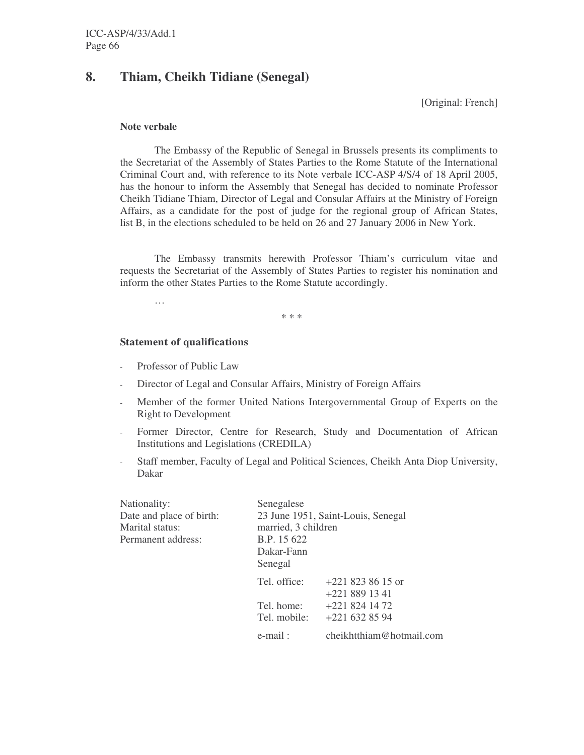## 8. Thiam, Cheikh Tidiane (Senegal)

[Original: French]

**Note verbale**

The Embassy of the Republic of Senegal in Brussels presents its compliments to the Secretariat of the Assembly of States Parties to the Rome Statute of the International Criminal Court and, with reference to its Note verbale ICC-ASP 4/S/4 of 18 April 2005, has the honour to inform the Assembly that Senegal has decided to nominate Professor Cheikh Tidiane Thiam, Director of Legal and Consular Affairs at the Ministry of Foreign Affairs, as a candidate for the post of judge for the regional group of African States, list B, in the elections scheduled to be held on 26 and 27 January 2006 in New York.

The Embassy transmits herewith Professor Thiam's curriculum vitae and requests the Secretariat of the Assembly of States Parties to register his nomination and inform the other States Parties to the Rome Statute accordingly.

…

\* \* \*

**Statement of qualifications**

- Professor of Public Law
- Director of Legal and Consular Affairs, Ministry of Foreign Affairs
- Member of the former United Nations Intergovernmental Group of Experts on the Right to Development
- Former Director, Centre for Research, Study and Documentation of African Institutions and Legislations (CREDILA)
- Staff member, Faculty of Legal and Political Sciences, Cheikh Anta Diop University, Dakar

| | |
|---|---|
| Nationality: | Senegalese |
| Date and place of birth: | 23 June 1951, Saint-Louis, Senegal |
| Marital status: | married, 3 children |
| Permanent address: | B.P. 15 622<br>Dakar-Fann<br>Senegal |
| | Tel. office: +221 823 86 15 or +221 889 13 41 |
| | Tel. home: +221 824 14 72 |
| | Tel. mobile: +221 632 85 94 |
| | e-mail : cheikhtthiam@hotmail.com |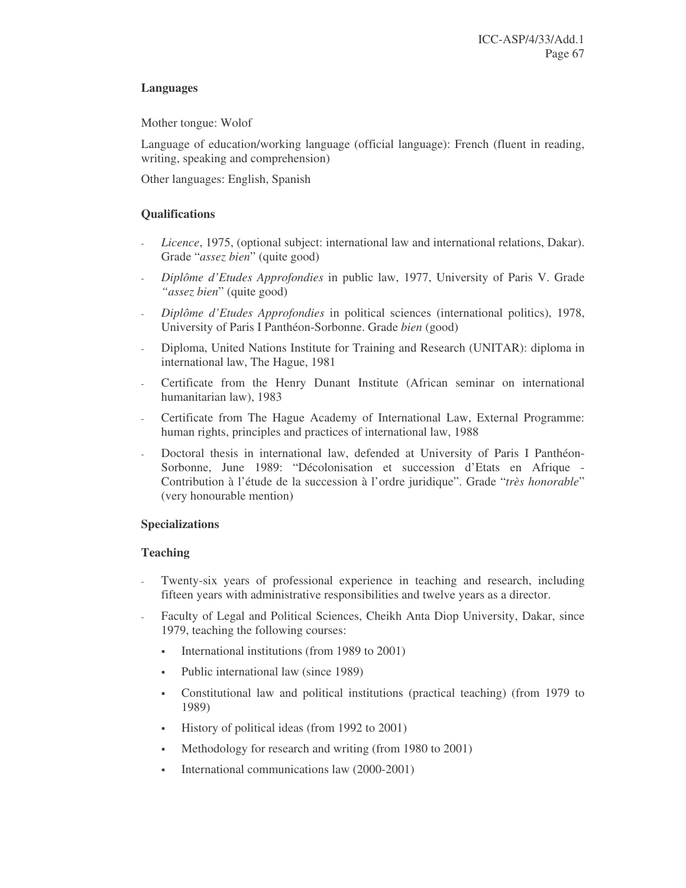**Languages**

Mother tongue: Wolof

Language of education/working language (official language): French (fluent in reading, writing, speaking and comprehension)

Other languages: English, Spanish

**Qualifications**

- *Licence*, 1975, (optional subject: international law and international relations, Dakar). Grade "*assez bien*" (quite good)
- *Diplôme d'Etudes Approfondies* in public law, 1977, University of Paris V. Grade *"assez bien*" (quite good)
- *Diplôme d'Etudes Approfondies* in political sciences (international politics), 1978, University of Paris I Panthéon-Sorbonne. Grade *bien* (good)
- Diploma, United Nations Institute for Training and Research (UNITAR): diploma in international law, The Hague, 1981
- Certificate from the Henry Dunant Institute (African seminar on international humanitarian law), 1983
- Certificate from The Hague Academy of International Law, External Programme: human rights, principles and practices of international law, 1988
- Doctoral thesis in international law, defended at University of Paris I Panthéon-Sorbonne, June 1989: "Décolonisation et succession d'Etats en Afrique - Contribution à l'étude de la succession à l'ordre juridique". Grade "*très honorable*" (very honourable mention)

**Specializations**

**Teaching**

- Twenty-six years of professional experience in teaching and research, including fifteen years with administrative responsibilities and twelve years as a director.
- Faculty of Legal and Political Sciences, Cheikh Anta Diop University, Dakar, since 1979, teaching the following courses:
  - International institutions (from 1989 to 2001)
  - Public international law (since 1989)
  - Constitutional law and political institutions (practical teaching) (from 1979 to 1989)
  - History of political ideas (from 1992 to 2001)
  - Methodology for research and writing (from 1980 to 2001)
  - International communications law (2000-2001)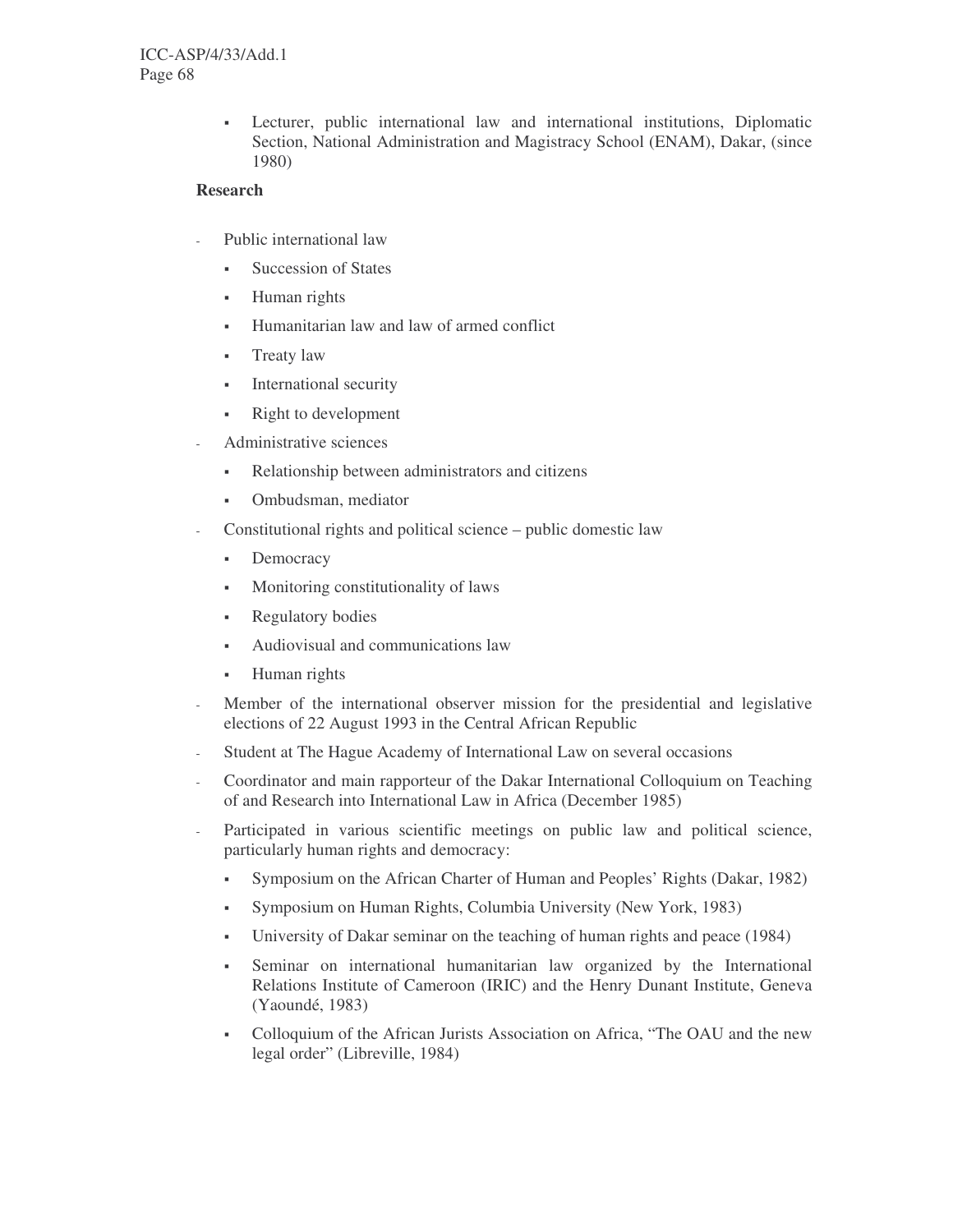- Lecturer, public international law and international institutions, Diplomatic Section, National Administration and Magistracy School (ENAM), Dakar, (since 1980)

**Research**

- Public international law
  - Succession of States
  - Human rights
  - Humanitarian law and law of armed conflict
  - Treaty law
  - International security
  - Right to development
- Administrative sciences
  - Relationship between administrators and citizens
  - Ombudsman, mediator
- Constitutional rights and political science – public domestic law
  - Democracy
  - Monitoring constitutionality of laws
  - Regulatory bodies
  - Audiovisual and communications law
  - Human rights
- Member of the international observer mission for the presidential and legislative elections of 22 August 1993 in the Central African Republic
- Student at The Hague Academy of International Law on several occasions
- Coordinator and main rapporteur of the Dakar International Colloquium on Teaching of and Research into International Law in Africa (December 1985)
- Participated in various scientific meetings on public law and political science, particularly human rights and democracy:
  - Symposium on the African Charter of Human and Peoples' Rights (Dakar, 1982)
  - Symposium on Human Rights, Columbia University (New York, 1983)
  - University of Dakar seminar on the teaching of human rights and peace (1984)
  - Seminar on international humanitarian law organized by the International Relations Institute of Cameroon (IRIC) and the Henry Dunant Institute, Geneva (Yaoundé, 1983)
  - Colloquium of the African Jurists Association on Africa, "The OAU and the new legal order" (Libreville, 1984)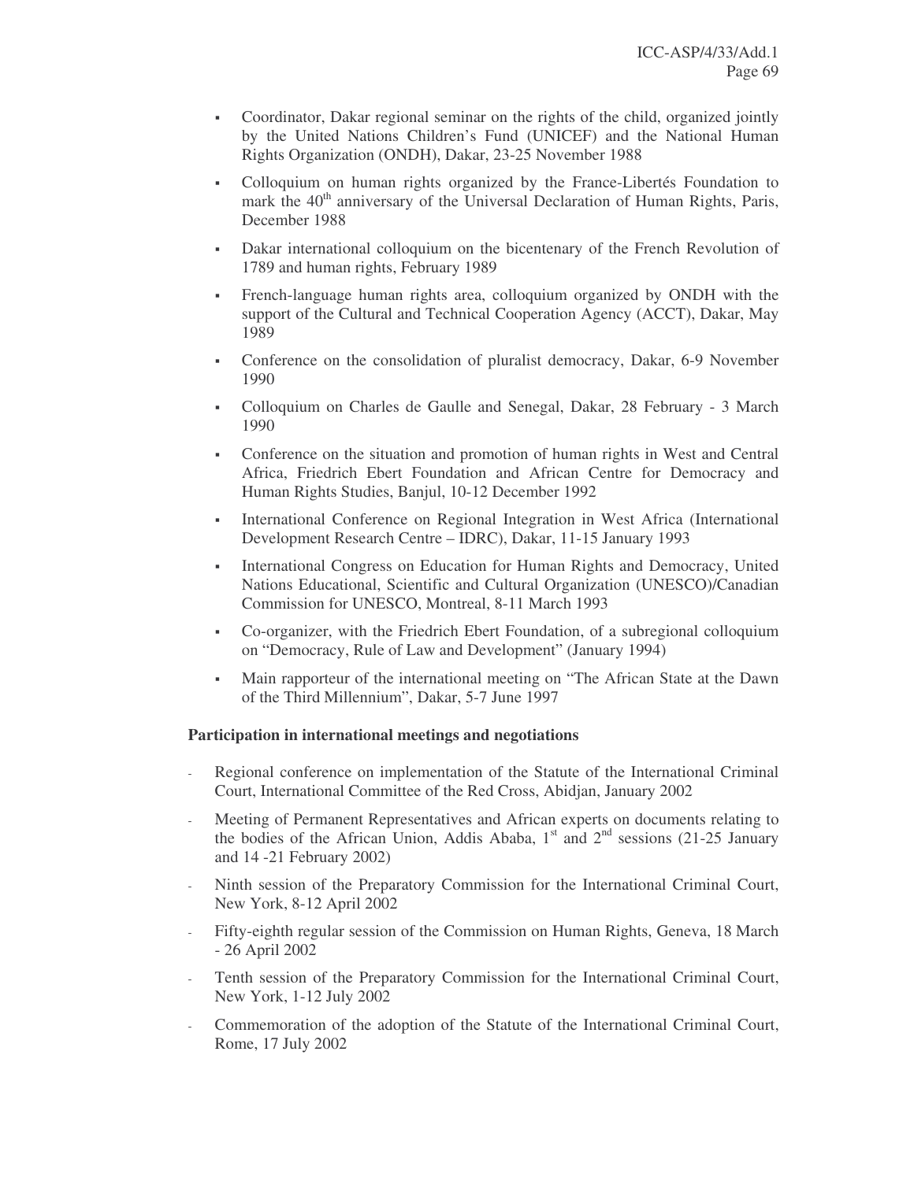- Coordinator, Dakar regional seminar on the rights of the child, organized jointly by the United Nations Children's Fund (UNICEF) and the National Human Rights Organization (ONDH), Dakar, 23-25 November 1988
- Colloquium on human rights organized by the France-Libertés Foundation to mark the 40th anniversary of the Universal Declaration of Human Rights, Paris, December 1988
- Dakar international colloquium on the bicentenary of the French Revolution of 1789 and human rights, February 1989
- French-language human rights area, colloquium organized by ONDH with the support of the Cultural and Technical Cooperation Agency (ACCT), Dakar, May 1989
- Conference on the consolidation of pluralist democracy, Dakar, 6-9 November 1990
- Colloquium on Charles de Gaulle and Senegal, Dakar, 28 February - 3 March 1990
- Conference on the situation and promotion of human rights in West and Central Africa, Friedrich Ebert Foundation and African Centre for Democracy and Human Rights Studies, Banjul, 10-12 December 1992
- International Conference on Regional Integration in West Africa (International Development Research Centre – IDRC), Dakar, 11-15 January 1993
- International Congress on Education for Human Rights and Democracy, United Nations Educational, Scientific and Cultural Organization (UNESCO)/Canadian Commission for UNESCO, Montreal, 8-11 March 1993
- Co-organizer, with the Friedrich Ebert Foundation, of a subregional colloquium on "Democracy, Rule of Law and Development" (January 1994)
- Main rapporteur of the international meeting on "The African State at the Dawn of the Third Millennium", Dakar, 5-7 June 1997

**Participation in international meetings and negotiations**

- Regional conference on implementation of the Statute of the International Criminal Court, International Committee of the Red Cross, Abidjan, January 2002
- Meeting of Permanent Representatives and African experts on documents relating to the bodies of the African Union, Addis Ababa, 1st and 2nd sessions (21-25 January and 14 -21 February 2002)
- Ninth session of the Preparatory Commission for the International Criminal Court, New York, 8-12 April 2002
- Fifty-eighth regular session of the Commission on Human Rights, Geneva, 18 March - 26 April 2002
- Tenth session of the Preparatory Commission for the International Criminal Court, New York, 1-12 July 2002
- Commemoration of the adoption of the Statute of the International Criminal Court, Rome, 17 July 2002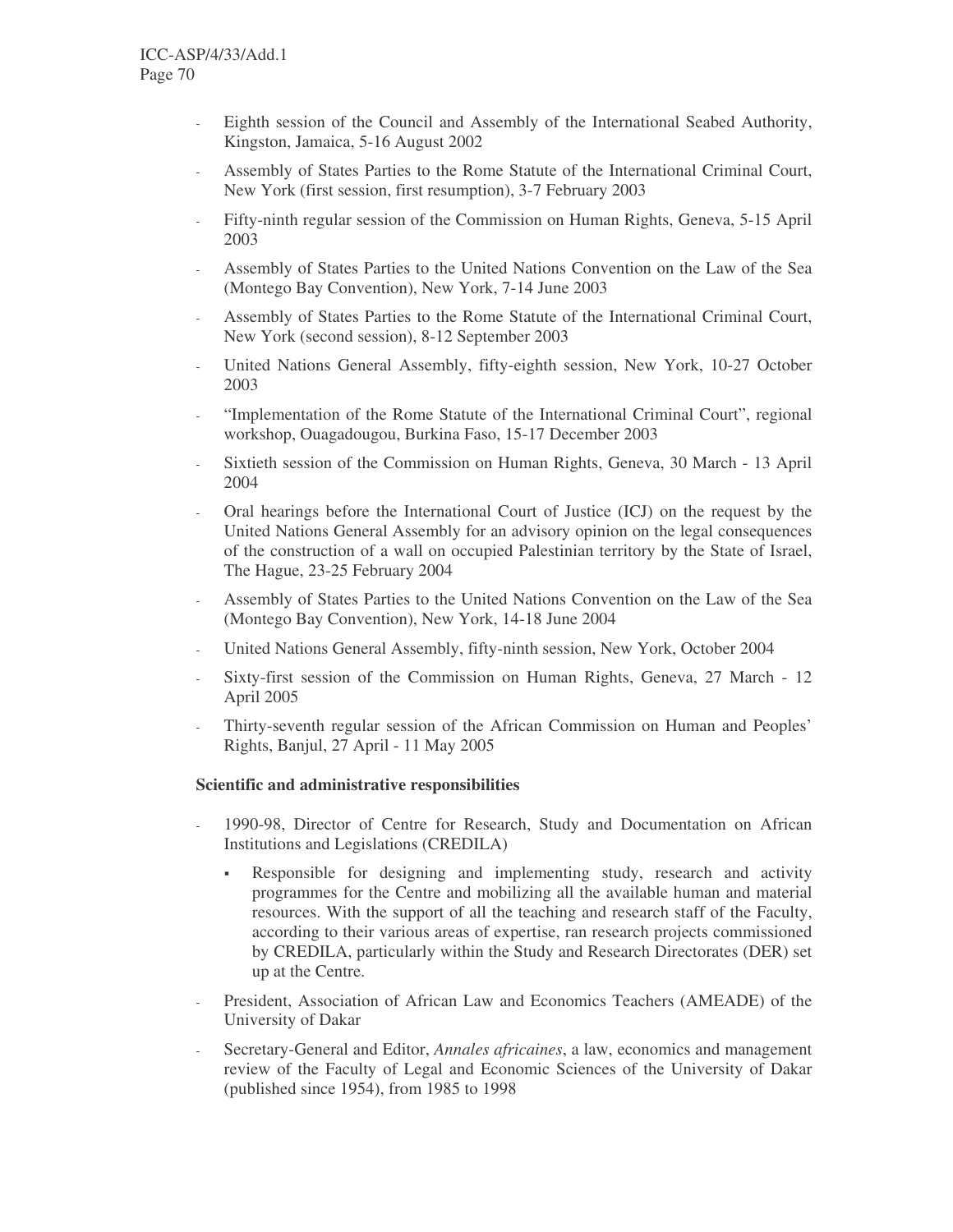- Eighth session of the Council and Assembly of the International Seabed Authority, Kingston, Jamaica, 5-16 August 2002
- Assembly of States Parties to the Rome Statute of the International Criminal Court, New York (first session, first resumption), 3-7 February 2003
- Fifty-ninth regular session of the Commission on Human Rights, Geneva, 5-15 April 2003
- Assembly of States Parties to the United Nations Convention on the Law of the Sea (Montego Bay Convention), New York, 7-14 June 2003
- Assembly of States Parties to the Rome Statute of the International Criminal Court, New York (second session), 8-12 September 2003
- United Nations General Assembly, fifty-eighth session, New York, 10-27 October 2003
- "Implementation of the Rome Statute of the International Criminal Court", regional workshop, Ouagadougou, Burkina Faso, 15-17 December 2003
- Sixtieth session of the Commission on Human Rights, Geneva, 30 March - 13 April 2004
- Oral hearings before the International Court of Justice (ICJ) on the request by the United Nations General Assembly for an advisory opinion on the legal consequences of the construction of a wall on occupied Palestinian territory by the State of Israel, The Hague, 23-25 February 2004
- Assembly of States Parties to the United Nations Convention on the Law of the Sea (Montego Bay Convention), New York, 14-18 June 2004
- United Nations General Assembly, fifty-ninth session, New York, October 2004
- Sixty-first session of the Commission on Human Rights, Geneva, 27 March - 12 April 2005
- Thirty-seventh regular session of the African Commission on Human and Peoples' Rights, Banjul, 27 April - 11 May 2005

**Scientific and administrative responsibilities**

- 1990-98, Director of Centre for Research, Study and Documentation on African Institutions and Legislations (CREDILA)
  - Responsible for designing and implementing study, research and activity programmes for the Centre and mobilizing all the available human and material resources. With the support of all the teaching and research staff of the Faculty, according to their various areas of expertise, ran research projects commissioned by CREDILA, particularly within the Study and Research Directorates (DER) set up at the Centre.
- President, Association of African Law and Economics Teachers (AMEADE) of the University of Dakar
- Secretary-General and Editor, *Annales africaines*, a law, economics and management review of the Faculty of Legal and Economic Sciences of the University of Dakar (published since 1954), from 1985 to 1998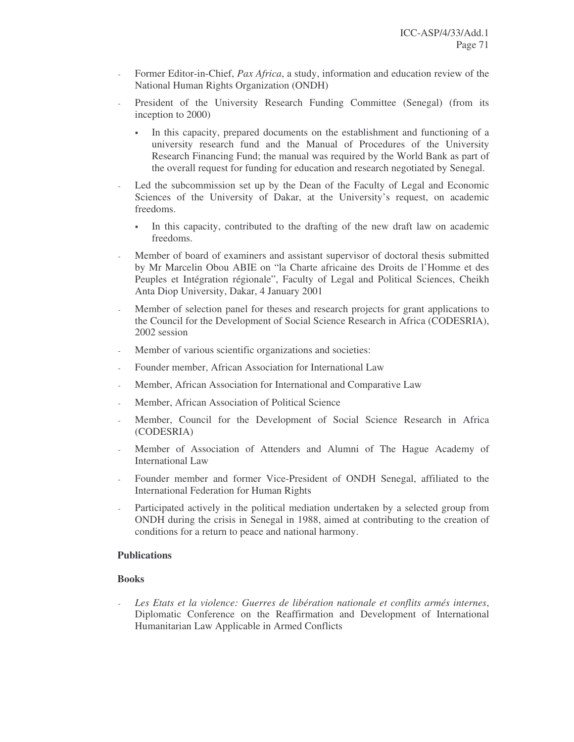- Former Editor-in-Chief, *Pax Africa*, a study, information and education review of the National Human Rights Organization (ONDH)
- President of the University Research Funding Committee (Senegal) (from its inception to 2000)
  - In this capacity, prepared documents on the establishment and functioning of a university research fund and the Manual of Procedures of the University Research Financing Fund; the manual was required by the World Bank as part of the overall request for funding for education and research negotiated by Senegal.
- Led the subcommission set up by the Dean of the Faculty of Legal and Economic Sciences of the University of Dakar, at the University's request, on academic freedoms.
  - In this capacity, contributed to the drafting of the new draft law on academic freedoms.
- Member of board of examiners and assistant supervisor of doctoral thesis submitted by Mr Marcelin Obou ABIE on "la Charte africaine des Droits de l'Homme et des Peuples et Intégration régionale", Faculty of Legal and Political Sciences, Cheikh Anta Diop University, Dakar, 4 January 2001
- Member of selection panel for theses and research projects for grant applications to the Council for the Development of Social Science Research in Africa (CODESRIA), 2002 session
- Member of various scientific organizations and societies:
- Founder member, African Association for International Law
- Member, African Association for International and Comparative Law
- Member, African Association of Political Science
- Member, Council for the Development of Social Science Research in Africa (CODESRIA)
- Member of Association of Attenders and Alumni of The Hague Academy of International Law
- Founder member and former Vice-President of ONDH Senegal, affiliated to the International Federation for Human Rights
- Participated actively in the political mediation undertaken by a selected group from ONDH during the crisis in Senegal in 1988, aimed at contributing to the creation of conditions for a return to peace and national harmony.

**Publications**

**Books**

- *Les Etats et la violence: Guerres de libération nationale et conflits armés internes*, Diplomatic Conference on the Reaffirmation and Development of International Humanitarian Law Applicable in Armed Conflicts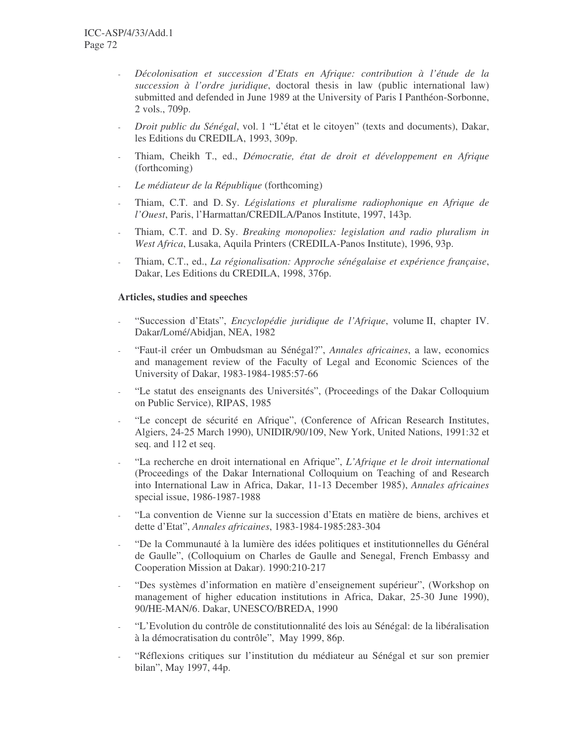- *Décolonisation et succession d'Etats en Afrique: contribution à l'étude de la succession à l'ordre juridique*, doctoral thesis in law (public international law) submitted and defended in June 1989 at the University of Paris I Panthéon-Sorbonne, 2 vols., 709p.
- *Droit public du Sénégal*, vol. 1 "L'état et le citoyen" (texts and documents), Dakar, les Editions du CREDILA, 1993, 309p.
- Thiam, Cheikh T., ed., *Démocratie, état de droit et développement en Afrique* (forthcoming)
- *Le médiateur de la République* (forthcoming)
- Thiam, C.T. and D. Sy. *Législations et pluralisme radiophonique en Afrique de l'Ouest*, Paris, l'Harmattan/CREDILA/Panos Institute, 1997, 143p.
- Thiam, C.T. and D. Sy. *Breaking monopolies: legislation and radio pluralism in West Africa*, Lusaka, Aquila Printers (CREDILA-Panos Institute), 1996, 93p.
- Thiam, C.T., ed., *La régionalisation: Approche sénégalaise et expérience française*, Dakar, Les Editions du CREDILA, 1998, 376p.

**Articles, studies and speeches**

- "Succession d'Etats", *Encyclopédie juridique de l'Afrique*, volume II, chapter IV. Dakar/Lomé/Abidjan, NEA, 1982
- "Faut-il créer un Ombudsman au Sénégal?", *Annales africaines*, a law, economics and management review of the Faculty of Legal and Economic Sciences of the University of Dakar, 1983-1984-1985:57-66
- "Le statut des enseignants des Universités", (Proceedings of the Dakar Colloquium on Public Service), RIPAS, 1985
- "Le concept de sécurité en Afrique", (Conference of African Research Institutes, Algiers, 24-25 March 1990), UNIDIR/90/109, New York, United Nations, 1991:32 et seq. and 112 et seq.
- "La recherche en droit international en Afrique", *L'Afrique et le droit international* (Proceedings of the Dakar International Colloquium on Teaching of and Research into International Law in Africa, Dakar, 11-13 December 1985), *Annales africaines* special issue, 1986-1987-1988
- "La convention de Vienne sur la succession d'Etats en matière de biens, archives et dette d'Etat", *Annales africaines*, 1983-1984-1985:283-304
- "De la Communauté à la lumière des idées politiques et institutionnelles du Général de Gaulle", (Colloquium on Charles de Gaulle and Senegal, French Embassy and Cooperation Mission at Dakar). 1990:210-217
- "Des systèmes d'information en matière d'enseignement supérieur", (Workshop on management of higher education institutions in Africa, Dakar, 25-30 June 1990), 90/HE-MAN/6. Dakar, UNESCO/BREDA, 1990
- "L'Evolution du contrôle de constitutionnalité des lois au Sénégal: de la libéralisation à la démocratisation du contrôle", May 1999, 86p.
- "Réflexions critiques sur l'institution du médiateur au Sénégal et sur son premier bilan", May 1997, 44p.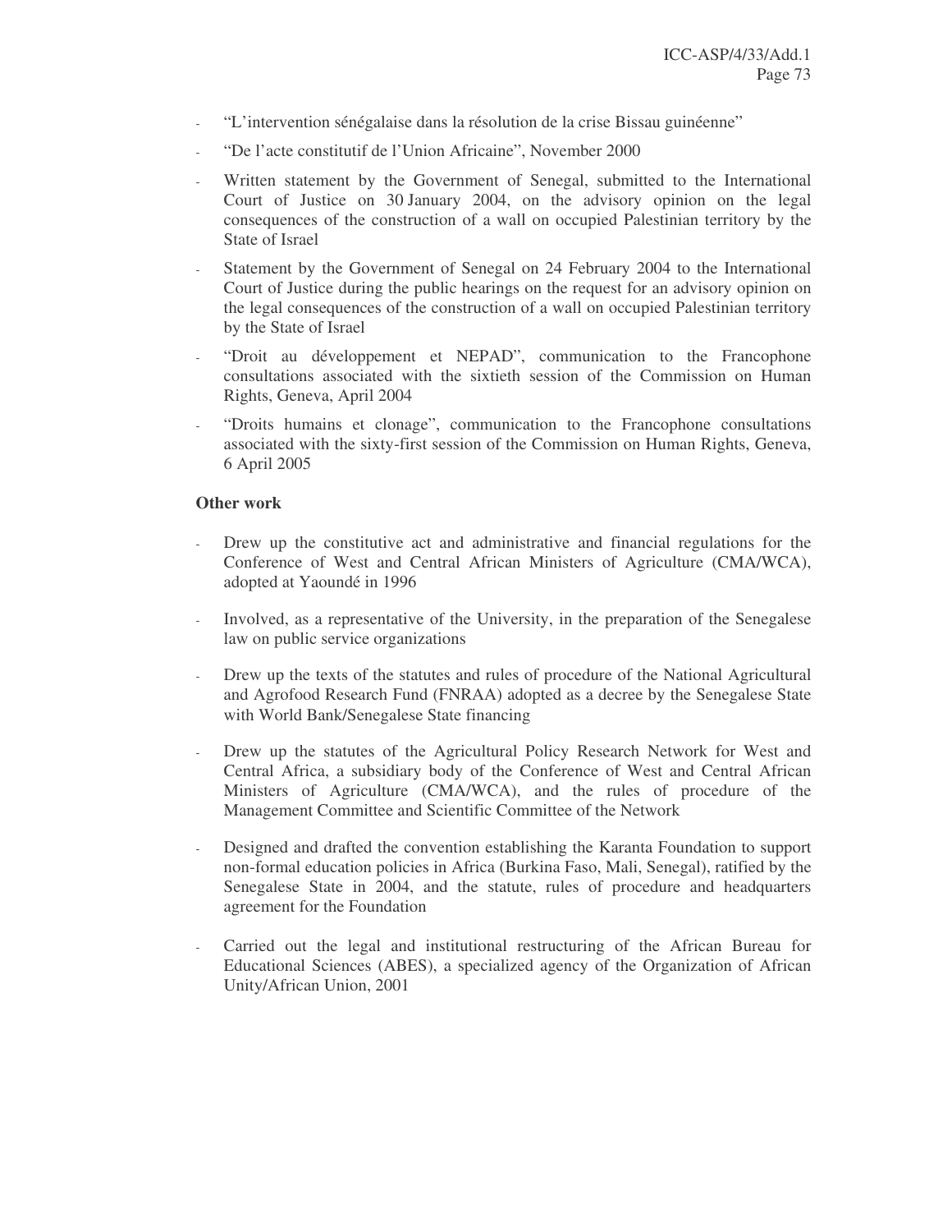- "L'intervention sénégalaise dans la résolution de la crise Bissau guinéenne"
- "De l'acte constitutif de l'Union Africaine", November 2000
- Written statement by the Government of Senegal, submitted to the International Court of Justice on 30 January 2004, on the advisory opinion on the legal consequences of the construction of a wall on occupied Palestinian territory by the State of Israel
- Statement by the Government of Senegal on 24 February 2004 to the International Court of Justice during the public hearings on the request for an advisory opinion on the legal consequences of the construction of a wall on occupied Palestinian territory by the State of Israel
- "Droit au développement et NEPAD", communication to the Francophone consultations associated with the sixtieth session of the Commission on Human Rights, Geneva, April 2004
- "Droits humains et clonage", communication to the Francophone consultations associated with the sixty-first session of the Commission on Human Rights, Geneva, 6 April 2005

**Other work**

- Drew up the constitutive act and administrative and financial regulations for the Conference of West and Central African Ministers of Agriculture (CMA/WCA), adopted at Yaoundé in 1996
- Involved, as a representative of the University, in the preparation of the Senegalese law on public service organizations
- Drew up the texts of the statutes and rules of procedure of the National Agricultural and Agrofood Research Fund (FNRAA) adopted as a decree by the Senegalese State with World Bank/Senegalese State financing
- Drew up the statutes of the Agricultural Policy Research Network for West and Central Africa, a subsidiary body of the Conference of West and Central African Ministers of Agriculture (CMA/WCA), and the rules of procedure of the Management Committee and Scientific Committee of the Network
- Designed and drafted the convention establishing the Karanta Foundation to support non-formal education policies in Africa (Burkina Faso, Mali, Senegal), ratified by the Senegalese State in 2004, and the statute, rules of procedure and headquarters agreement for the Foundation
- Carried out the legal and institutional restructuring of the African Bureau for Educational Sciences (ABES), a specialized agency of the Organization of African Unity/African Union, 2001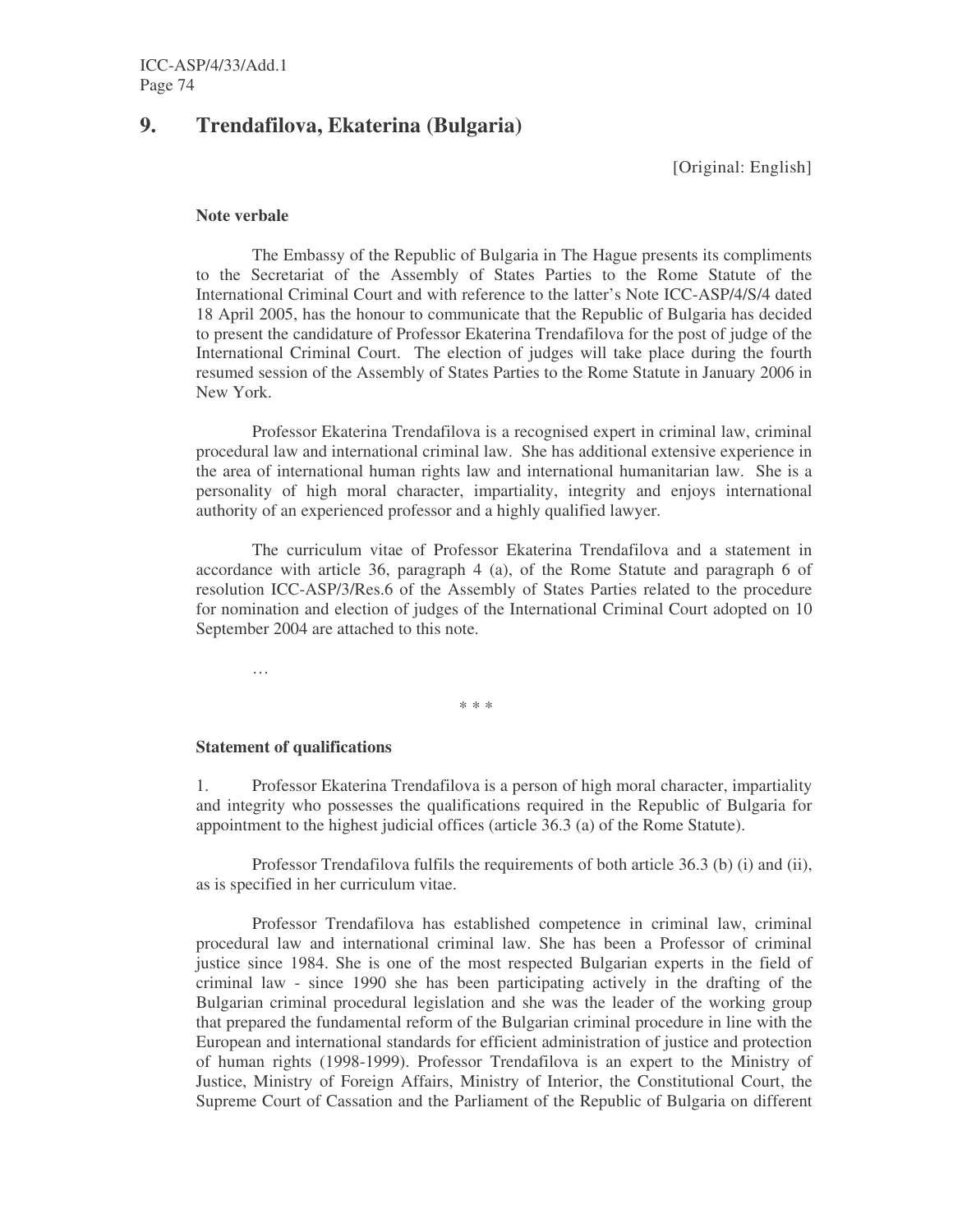## 9. Trendafilova, Ekaterina (Bulgaria)

[Original: English]

**Note verbale**

The Embassy of the Republic of Bulgaria in The Hague presents its compliments to the Secretariat of the Assembly of States Parties to the Rome Statute of the International Criminal Court and with reference to the latter's Note ICC-ASP/4/S/4 dated 18 April 2005, has the honour to communicate that the Republic of Bulgaria has decided to present the candidature of Professor Ekaterina Trendafilova for the post of judge of the International Criminal Court. The election of judges will take place during the fourth resumed session of the Assembly of States Parties to the Rome Statute in January 2006 in New York.

Professor Ekaterina Trendafilova is a recognised expert in criminal law, criminal procedural law and international criminal law. She has additional extensive experience in the area of international human rights law and international humanitarian law. She is a personality of high moral character, impartiality, integrity and enjoys international authority of an experienced professor and a highly qualified lawyer.

The curriculum vitae of Professor Ekaterina Trendafilova and a statement in accordance with article 36, paragraph 4 (a), of the Rome Statute and paragraph 6 of resolution ICC-ASP/3/Res.6 of the Assembly of States Parties related to the procedure for nomination and election of judges of the International Criminal Court adopted on 10 September 2004 are attached to this note.

…

\* \* \*

**Statement of qualifications**

1. Professor Ekaterina Trendafilova is a person of high moral character, impartiality and integrity who possesses the qualifications required in the Republic of Bulgaria for appointment to the highest judicial offices (article 36.3 (a) of the Rome Statute).

Professor Trendafilova fulfils the requirements of both article 36.3 (b) (i) and (ii), as is specified in her curriculum vitae.

Professor Trendafilova has established competence in criminal law, criminal procedural law and international criminal law. She has been a Professor of criminal justice since 1984. She is one of the most respected Bulgarian experts in the field of criminal law - since 1990 she has been participating actively in the drafting of the Bulgarian criminal procedural legislation and she was the leader of the working group that prepared the fundamental reform of the Bulgarian criminal procedure in line with the European and international standards for efficient administration of justice and protection of human rights (1998-1999). Professor Trendafilova is an expert to the Ministry of Justice, Ministry of Foreign Affairs, Ministry of Interior, the Constitutional Court, the Supreme Court of Cassation and the Parliament of the Republic of Bulgaria on different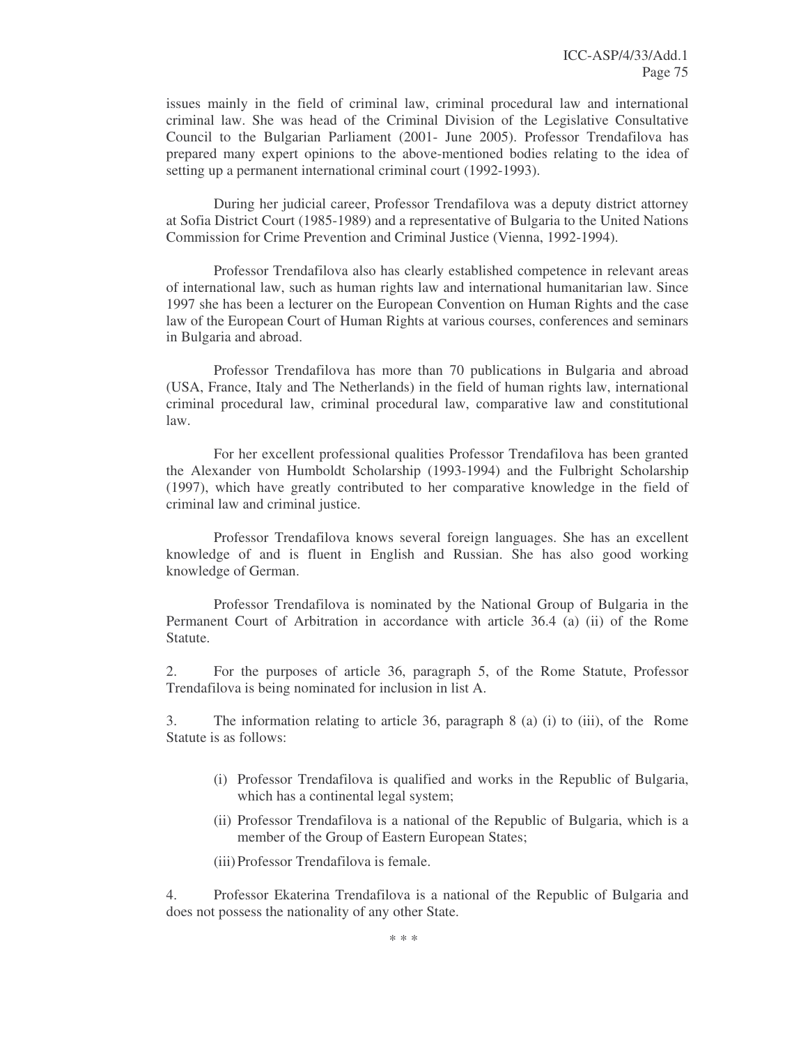issues mainly in the field of criminal law, criminal procedural law and international criminal law. She was head of the Criminal Division of the Legislative Consultative Council to the Bulgarian Parliament (2001- June 2005). Professor Trendafilova has prepared many expert opinions to the above-mentioned bodies relating to the idea of setting up a permanent international criminal court (1992-1993).

During her judicial career, Professor Trendafilova was a deputy district attorney at Sofia District Court (1985-1989) and a representative of Bulgaria to the United Nations Commission for Crime Prevention and Criminal Justice (Vienna, 1992-1994).

Professor Trendafilova also has clearly established competence in relevant areas of international law, such as human rights law and international humanitarian law. Since 1997 she has been a lecturer on the European Convention on Human Rights and the case law of the European Court of Human Rights at various courses, conferences and seminars in Bulgaria and abroad.

Professor Trendafilova has more than 70 publications in Bulgaria and abroad (USA, France, Italy and The Netherlands) in the field of human rights law, international criminal procedural law, criminal procedural law, comparative law and constitutional law.

For her excellent professional qualities Professor Trendafilova has been granted the Alexander von Humboldt Scholarship (1993-1994) and the Fulbright Scholarship (1997), which have greatly contributed to her comparative knowledge in the field of criminal law and criminal justice.

Professor Trendafilova knows several foreign languages. She has an excellent knowledge of and is fluent in English and Russian. She has also good working knowledge of German.

Professor Trendafilova is nominated by the National Group of Bulgaria in the Permanent Court of Arbitration in accordance with article 36.4 (a) (ii) of the Rome Statute.

2. For the purposes of article 36, paragraph 5, of the Rome Statute, Professor Trendafilova is being nominated for inclusion in list A.

3. The information relating to article 36, paragraph 8 (a) (i) to (iii), of the Rome Statute is as follows:

(i) Professor Trendafilova is qualified and works in the Republic of Bulgaria, which has a continental legal system;

(ii) Professor Trendafilova is a national of the Republic of Bulgaria, which is a member of the Group of Eastern European States;

(iii) Professor Trendafilova is female.

4. Professor Ekaterina Trendafilova is a national of the Republic of Bulgaria and does not possess the nationality of any other State.

\* \* \*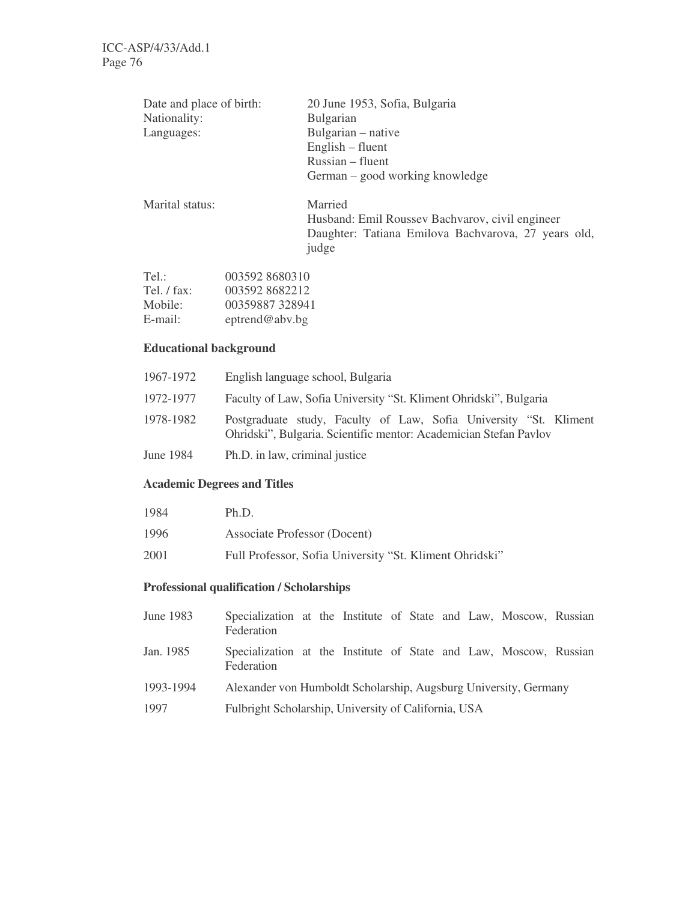| | |
|---|---|
| Date and place of birth: | 20 June 1953, Sofia, Bulgaria |
| Nationality: | Bulgarian |
| Languages: | Bulgarian – native<br>English – fluent<br>Russian – fluent<br>German – good working knowledge |
| Marital status: | Married<br>Husband: Emil Roussev Bachvarov, civil engineer<br>Daughter: Tatiana Emilova Bachvarova, 27 years old, judge |

| | |
|---|---|
| Tel.: | 003592 8680310 |
| Tel. / fax: | 003592 8682212 |
| Mobile: | 00359887 328941 |
| E-mail: | eptrend@abv.bg |

**Educational background**

| | |
|---|---|
| 1967-1972 | English language school, Bulgaria |
| 1972-1977 | Faculty of Law, Sofia University "St. Kliment Ohridski", Bulgaria |
| 1978-1982 | Postgraduate study, Faculty of Law, Sofia University "St. Kliment Ohridski", Bulgaria. Scientific mentor: Academician Stefan Pavlov |
| June 1984 | Ph.D. in law, criminal justice |

**Academic Degrees and Titles**

| | |
|---|---|
| 1984 | Ph.D. |
| 1996 | Associate Professor (Docent) |
| 2001 | Full Professor, Sofia University "St. Kliment Ohridski" |

**Professional qualification / Scholarships**

| | |
|---|---|
| June 1983 | Specialization at the Institute of State and Law, Moscow, Russian Federation |
| Jan. 1985 | Specialization at the Institute of State and Law, Moscow, Russian Federation |
| 1993-1994 | Alexander von Humboldt Scholarship, Augsburg University, Germany |
| 1997 | Fulbright Scholarship, University of California, USA |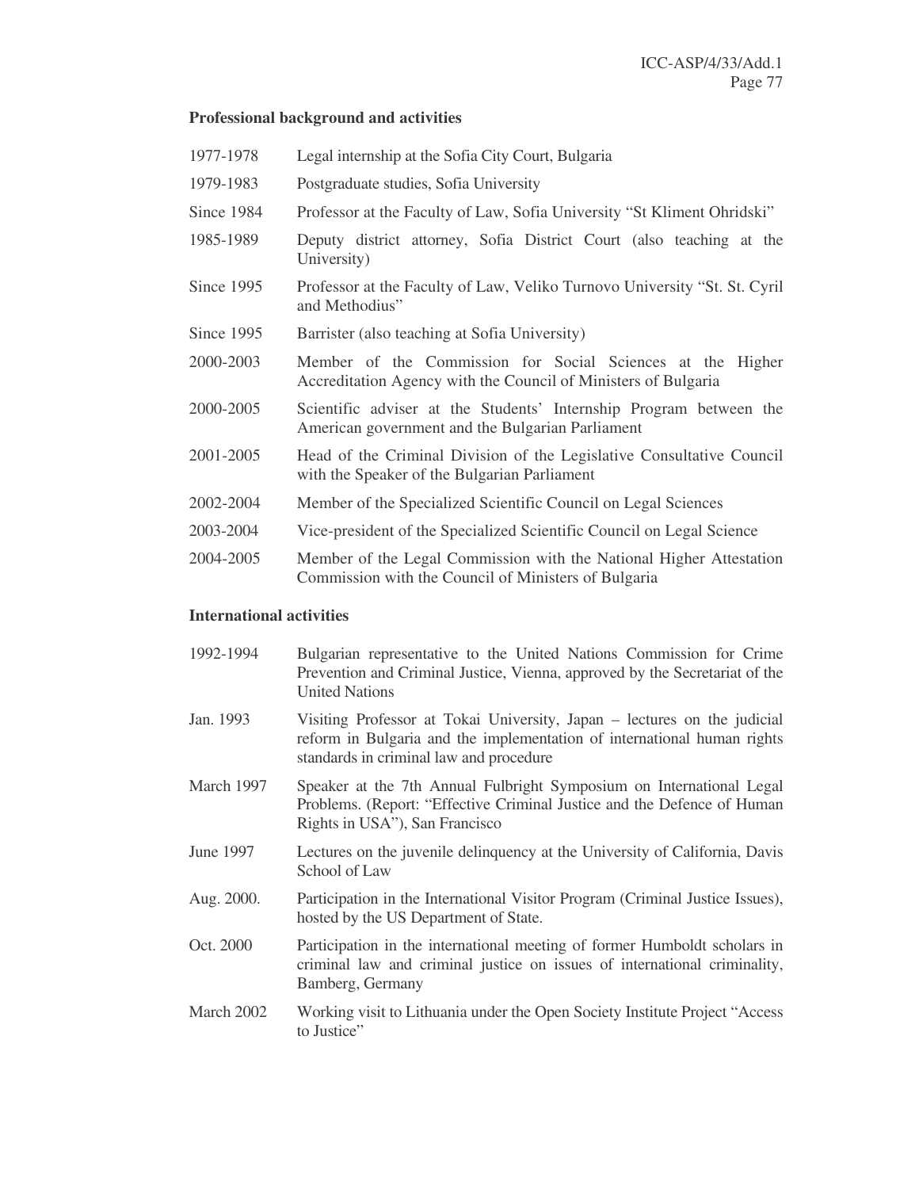**Professional background and activities**

| | |
|---|---|
| 1977-1978 | Legal internship at the Sofia City Court, Bulgaria |
| 1979-1983 | Postgraduate studies, Sofia University |
| Since 1984 | Professor at the Faculty of Law, Sofia University "St Kliment Ohridski" |
| 1985-1989 | Deputy district attorney, Sofia District Court (also teaching at the University) |
| Since 1995 | Professor at the Faculty of Law, Veliko Turnovo University "St. St. Cyril and Methodius" |
| Since 1995 | Barrister (also teaching at Sofia University) |
| 2000-2003 | Member of the Commission for Social Sciences at the Higher Accreditation Agency with the Council of Ministers of Bulgaria |
| 2000-2005 | Scientific adviser at the Students' Internship Program between the American government and the Bulgarian Parliament |
| 2001-2005 | Head of the Criminal Division of the Legislative Consultative Council with the Speaker of the Bulgarian Parliament |
| 2002-2004 | Member of the Specialized Scientific Council on Legal Sciences |
| 2003-2004 | Vice-president of the Specialized Scientific Council on Legal Science |
| 2004-2005 | Member of the Legal Commission with the National Higher Attestation Commission with the Council of Ministers of Bulgaria |

**International activities**

| | |
|---|---|
| 1992-1994 | Bulgarian representative to the United Nations Commission for Crime Prevention and Criminal Justice, Vienna, approved by the Secretariat of the United Nations |
| Jan. 1993 | Visiting Professor at Tokai University, Japan – lectures on the judicial reform in Bulgaria and the implementation of international human rights standards in criminal law and procedure |
| March 1997 | Speaker at the 7th Annual Fulbright Symposium on International Legal Problems. (Report: "Effective Criminal Justice and the Defence of Human Rights in USA"), San Francisco |
| June 1997 | Lectures on the juvenile delinquency at the University of California, Davis School of Law |
| Aug. 2000. | Participation in the International Visitor Program (Criminal Justice Issues), hosted by the US Department of State. |
| Oct. 2000 | Participation in the international meeting of former Humboldt scholars in criminal law and criminal justice on issues of international criminality, Bamberg, Germany |
| March 2002 | Working visit to Lithuania under the Open Society Institute Project "Access to Justice" |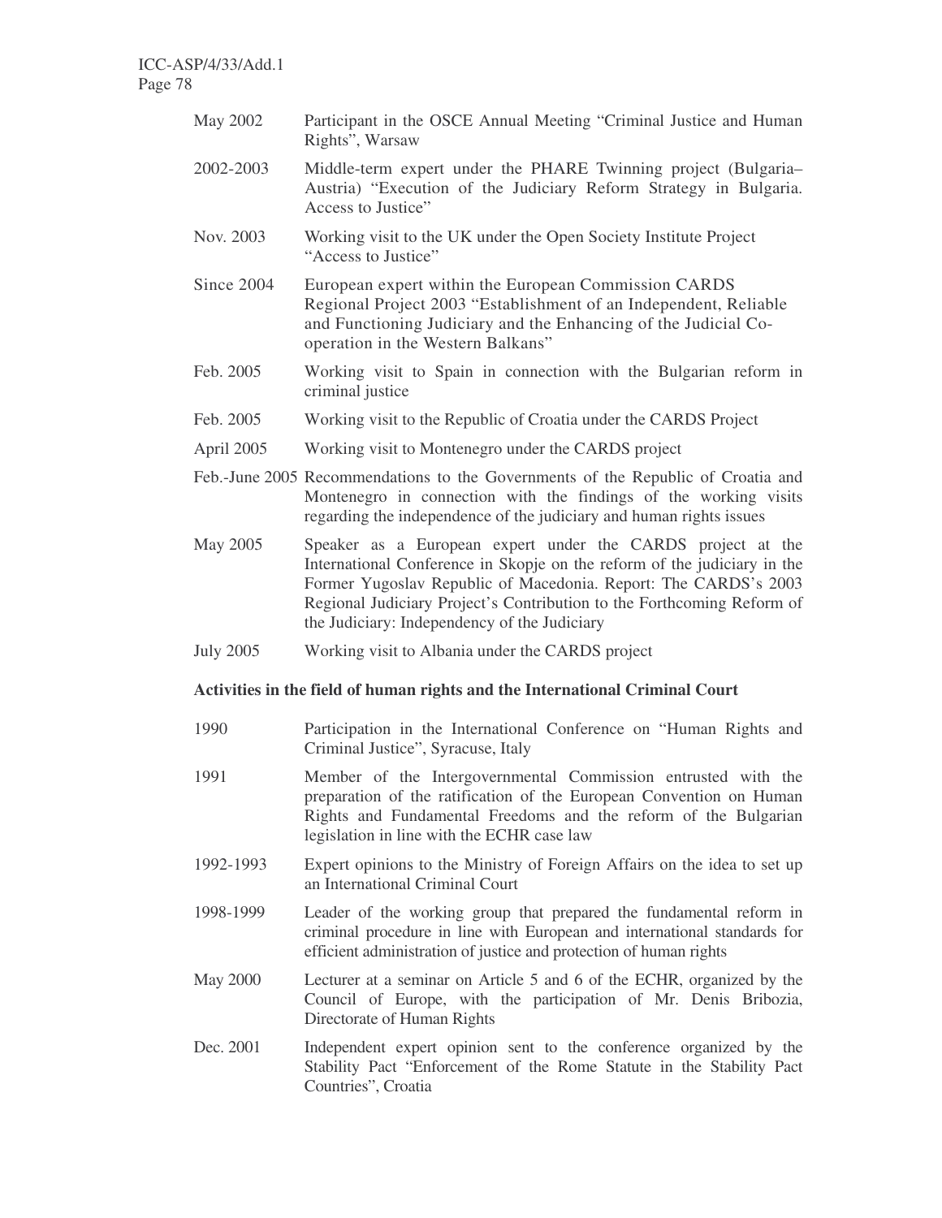| | |
|---|---|
| May 2002 | Participant in the OSCE Annual Meeting "Criminal Justice and Human Rights", Warsaw |
| 2002-2003 | Middle-term expert under the PHARE Twinning project (Bulgaria–Austria) "Execution of the Judiciary Reform Strategy in Bulgaria. Access to Justice" |
| Nov. 2003 | Working visit to the UK under the Open Society Institute Project "Access to Justice" |
| Since 2004 | European expert within the European Commission CARDS Regional Project 2003 "Establishment of an Independent, Reliable and Functioning Judiciary and the Enhancing of the Judicial Co-operation in the Western Balkans" |
| Feb. 2005 | Working visit to Spain in connection with the Bulgarian reform in criminal justice |
| Feb. 2005 | Working visit to the Republic of Croatia under the CARDS Project |
| April 2005 | Working visit to Montenegro under the CARDS project |
| Feb.-June 2005 | Recommendations to the Governments of the Republic of Croatia and Montenegro in connection with the findings of the working visits regarding the independence of the judiciary and human rights issues |
| May 2005 | Speaker as a European expert under the CARDS project at the International Conference in Skopje on the reform of the judiciary in the Former Yugoslav Republic of Macedonia. Report: The CARDS's 2003 Regional Judiciary Project's Contribution to the Forthcoming Reform of the Judiciary: Independency of the Judiciary |
| July 2005 | Working visit to Albania under the CARDS project |

**Activities in the field of human rights and the International Criminal Court**

| | |
|---|---|
| 1990 | Participation in the International Conference on "Human Rights and Criminal Justice", Syracuse, Italy |
| 1991 | Member of the Intergovernmental Commission entrusted with the preparation of the ratification of the European Convention on Human Rights and Fundamental Freedoms and the reform of the Bulgarian legislation in line with the ECHR case law |
| 1992-1993 | Expert opinions to the Ministry of Foreign Affairs on the idea to set up an International Criminal Court |
| 1998-1999 | Leader of the working group that prepared the fundamental reform in criminal procedure in line with European and international standards for efficient administration of justice and protection of human rights |
| May 2000 | Lecturer at a seminar on Article 5 and 6 of the ECHR, organized by the Council of Europe, with the participation of Mr. Denis Bribozia, Directorate of Human Rights |
| Dec. 2001 | Independent expert opinion sent to the conference organized by the Stability Pact "Enforcement of the Rome Statute in the Stability Pact Countries", Croatia |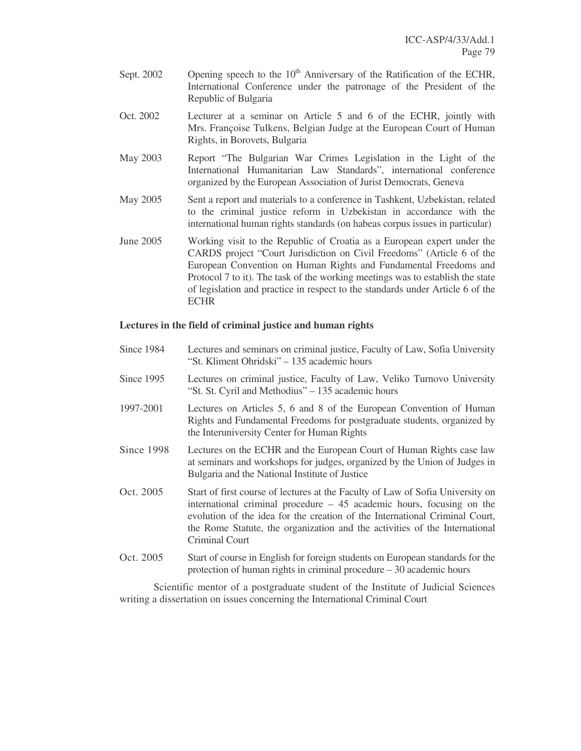Sept. 2002 Opening speech to the 10th Anniversary of the Ratification of the ECHR, International Conference under the patronage of the President of the Republic of Bulgaria

Oct. 2002 Lecturer at a seminar on Article 5 and 6 of the ECHR, jointly with Mrs. Françoise Tulkens, Belgian Judge at the European Court of Human Rights, in Borovets, Bulgaria

May 2003 Report "The Bulgarian War Crimes Legislation in the Light of the International Humanitarian Law Standards", international conference organized by the European Association of Jurist Democrats, Geneva

May 2005 Sent a report and materials to a conference in Tashkent, Uzbekistan, related to the criminal justice reform in Uzbekistan in accordance with the international human rights standards (on habeas corpus issues in particular)

June 2005 Working visit to the Republic of Croatia as a European expert under the CARDS project "Court Jurisdiction on Civil Freedoms" (Article 6 of the European Convention on Human Rights and Fundamental Freedoms and Protocol 7 to it). The task of the working meetings was to establish the state of legislation and practice in respect to the standards under Article 6 of the ECHR

**Lectures in the field of criminal justice and human rights**

Since 1984 Lectures and seminars on criminal justice, Faculty of Law, Sofia University "St. Kliment Ohridski" – 135 academic hours

Since 1995 Lectures on criminal justice, Faculty of Law, Veliko Turnovo University "St. St. Cyril and Methodius" – 135 academic hours

1997-2001 Lectures on Articles 5, 6 and 8 of the European Convention of Human Rights and Fundamental Freedoms for postgraduate students, organized by the Interuniversity Center for Human Rights

Since 1998 Lectures on the ECHR and the European Court of Human Rights case law at seminars and workshops for judges, organized by the Union of Judges in Bulgaria and the National Institute of Justice

Oct. 2005 Start of first course of lectures at the Faculty of Law of Sofia University on international criminal procedure – 45 academic hours, focusing on the evolution of the idea for the creation of the International Criminal Court, the Rome Statute, the organization and the activities of the International Criminal Court

Oct. 2005 Start of course in English for foreign students on European standards for the protection of human rights in criminal procedure – 30 academic hours

Scientific mentor of a postgraduate student of the Institute of Judicial Sciences writing a dissertation on issues concerning the International Criminal Court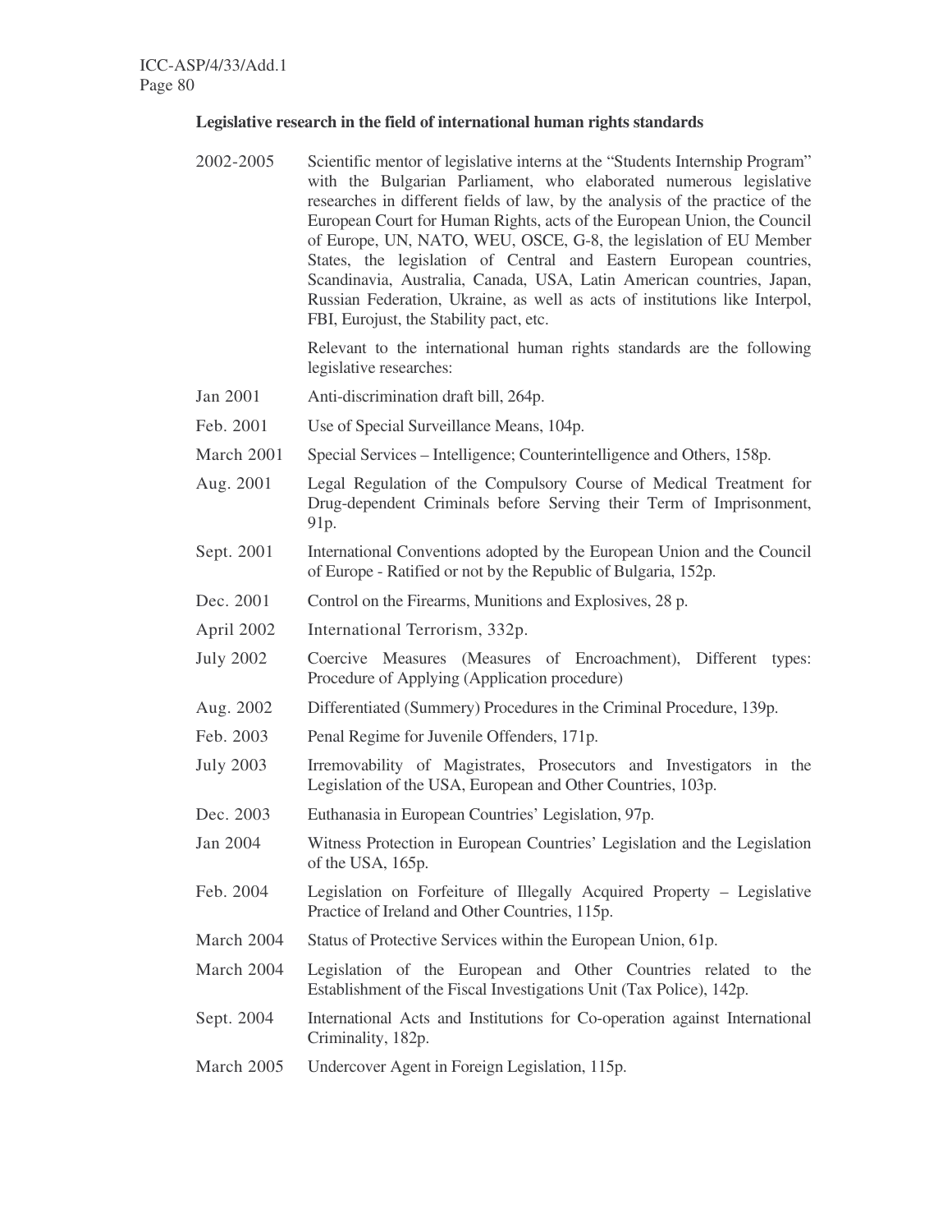**Legislative research in the field of international human rights standards**

| | |
|---|---|
| 2002-2005 | Scientific mentor of legislative interns at the "Students Internship Program" with the Bulgarian Parliament, who elaborated numerous legislative researches in different fields of law, by the analysis of the practice of the European Court for Human Rights, acts of the European Union, the Council of Europe, UN, NATO, WEU, OSCE, G-8, the legislation of EU Member States, the legislation of Central and Eastern European countries, Scandinavia, Australia, Canada, USA, Latin American countries, Japan, Russian Federation, Ukraine, as well as acts of institutions like Interpol, FBI, Eurojust, the Stability pact, etc.<br><br>Relevant to the international human rights standards are the following legislative researches: |
| Jan 2001 | Anti-discrimination draft bill, 264p. |
| Feb. 2001 | Use of Special Surveillance Means, 104p. |
| March 2001 | Special Services – Intelligence; Counterintelligence and Others, 158p. |
| Aug. 2001 | Legal Regulation of the Compulsory Course of Medical Treatment for Drug-dependent Criminals before Serving their Term of Imprisonment, 91p. |
| Sept. 2001 | International Conventions adopted by the European Union and the Council of Europe - Ratified or not by the Republic of Bulgaria, 152p. |
| Dec. 2001 | Control on the Firearms, Munitions and Explosives, 28 p. |
| April 2002 | International Terrorism, 332p. |
| July 2002 | Coercive Measures (Measures of Encroachment), Different types: Procedure of Applying (Application procedure) |
| Aug. 2002 | Differentiated (Summery) Procedures in the Criminal Procedure, 139p. |
| Feb. 2003 | Penal Regime for Juvenile Offenders, 171p. |
| July 2003 | Irremovability of Magistrates, Prosecutors and Investigators in the Legislation of the USA, European and Other Countries, 103p. |
| Dec. 2003 | Euthanasia in European Countries' Legislation, 97p. |
| Jan 2004 | Witness Protection in European Countries' Legislation and the Legislation of the USA, 165p. |
| Feb. 2004 | Legislation on Forfeiture of Illegally Acquired Property – Legislative Practice of Ireland and Other Countries, 115p. |
| March 2004 | Status of Protective Services within the European Union, 61p. |
| March 2004 | Legislation of the European and Other Countries related to the Establishment of the Fiscal Investigations Unit (Tax Police), 142p. |
| Sept. 2004 | International Acts and Institutions for Co-operation against International Criminality, 182p. |
| March 2005 | Undercover Agent in Foreign Legislation, 115p. |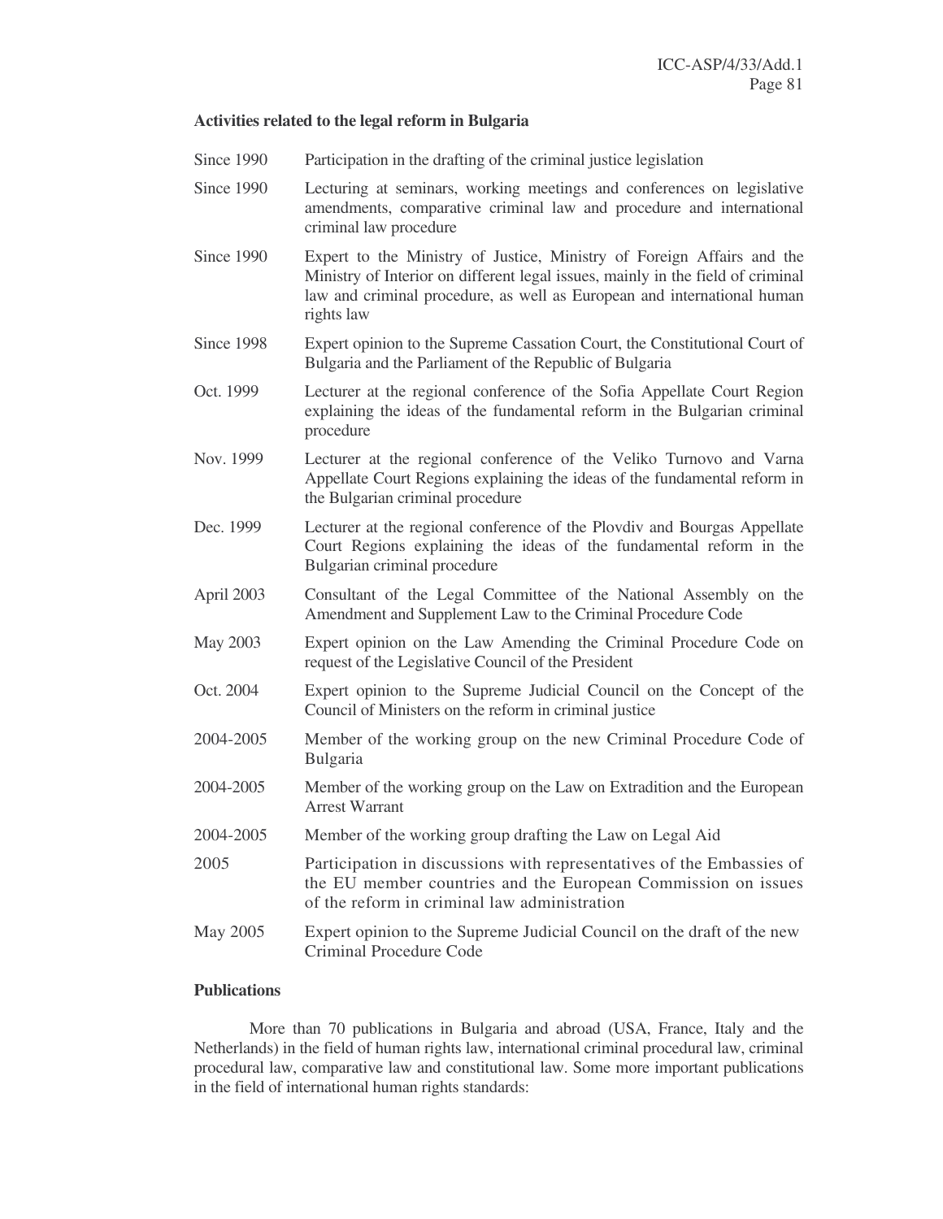**Activities related to the legal reform in Bulgaria**

| | |
|---|---|
| Since 1990 | Participation in the drafting of the criminal justice legislation |
| Since 1990 | Lecturing at seminars, working meetings and conferences on legislative amendments, comparative criminal law and procedure and international criminal law procedure |
| Since 1990 | Expert to the Ministry of Justice, Ministry of Foreign Affairs and the Ministry of Interior on different legal issues, mainly in the field of criminal law and criminal procedure, as well as European and international human rights law |
| Since 1998 | Expert opinion to the Supreme Cassation Court, the Constitutional Court of Bulgaria and the Parliament of the Republic of Bulgaria |
| Oct. 1999 | Lecturer at the regional conference of the Sofia Appellate Court Region explaining the ideas of the fundamental reform in the Bulgarian criminal procedure |
| Nov. 1999 | Lecturer at the regional conference of the Veliko Turnovo and Varna Appellate Court Regions explaining the ideas of the fundamental reform in the Bulgarian criminal procedure |
| Dec. 1999 | Lecturer at the regional conference of the Plovdiv and Bourgas Appellate Court Regions explaining the ideas of the fundamental reform in the Bulgarian criminal procedure |
| April 2003 | Consultant of the Legal Committee of the National Assembly on the Amendment and Supplement Law to the Criminal Procedure Code |
| May 2003 | Expert opinion on the Law Amending the Criminal Procedure Code on request of the Legislative Council of the President |
| Oct. 2004 | Expert opinion to the Supreme Judicial Council on the Concept of the Council of Ministers on the reform in criminal justice |
| 2004-2005 | Member of the working group on the new Criminal Procedure Code of Bulgaria |
| 2004-2005 | Member of the working group on the Law on Extradition and the European Arrest Warrant |
| 2004-2005 | Member of the working group drafting the Law on Legal Aid |
| 2005 | Participation in discussions with representatives of the Embassies of the EU member countries and the European Commission on issues of the reform in criminal law administration |
| May 2005 | Expert opinion to the Supreme Judicial Council on the draft of the new Criminal Procedure Code |

**Publications**

More than 70 publications in Bulgaria and abroad (USA, France, Italy and the Netherlands) in the field of human rights law, international criminal procedural law, criminal procedural law, comparative law and constitutional law. Some more important publications in the field of international human rights standards: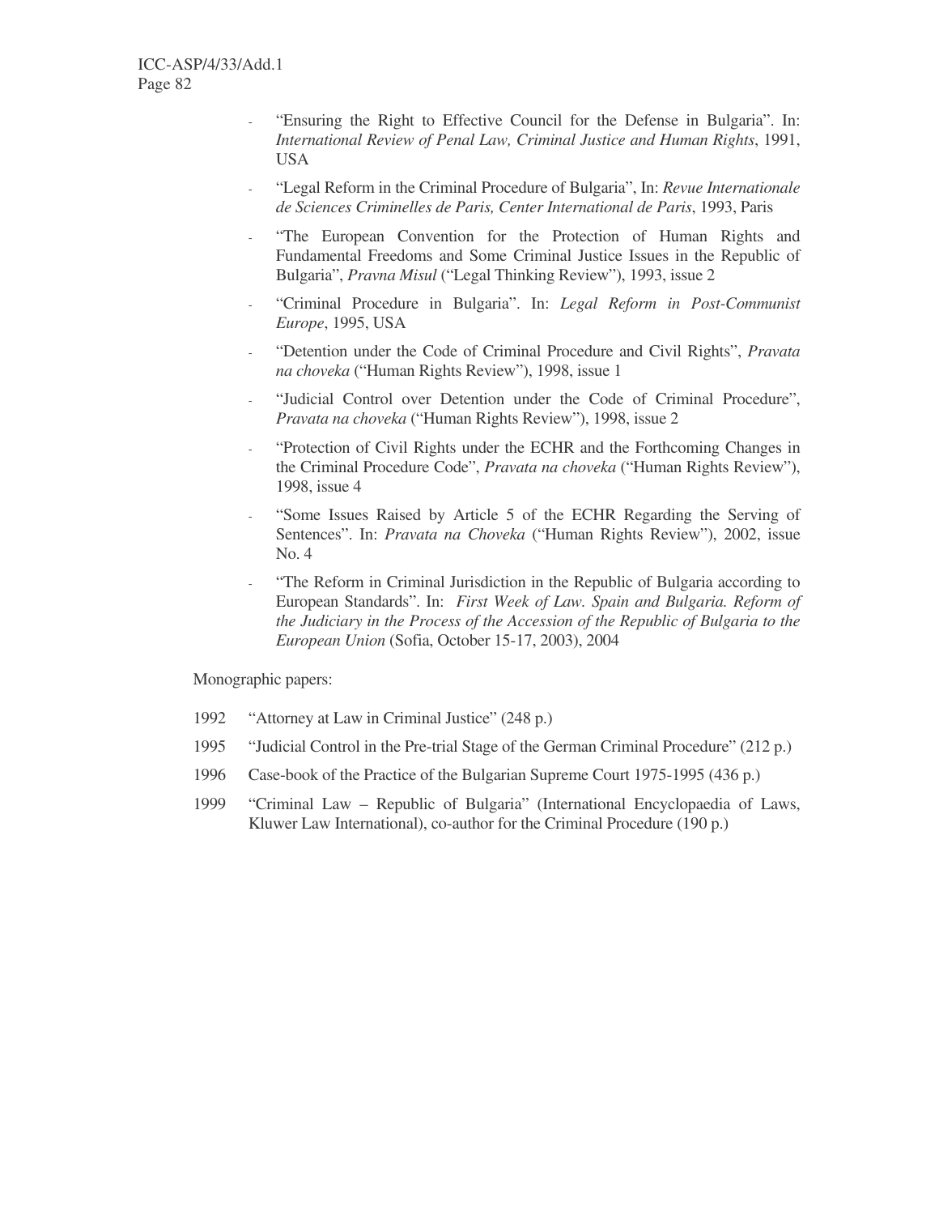- "Ensuring the Right to Effective Council for the Defense in Bulgaria". In: *International Review of Penal Law, Criminal Justice and Human Rights*, 1991, USA
- "Legal Reform in the Criminal Procedure of Bulgaria", In: *Revue Internationale de Sciences Criminelles de Paris, Center International de Paris*, 1993, Paris
- "The European Convention for the Protection of Human Rights and Fundamental Freedoms and Some Criminal Justice Issues in the Republic of Bulgaria", *Pravna Misul* ("Legal Thinking Review"), 1993, issue 2
- "Criminal Procedure in Bulgaria". In: *Legal Reform in Post-Communist Europe*, 1995, USA
- "Detention under the Code of Criminal Procedure and Civil Rights", *Pravata na choveka* ("Human Rights Review"), 1998, issue 1
- "Judicial Control over Detention under the Code of Criminal Procedure", *Pravata na choveka* ("Human Rights Review"), 1998, issue 2
- "Protection of Civil Rights under the ECHR and the Forthcoming Changes in the Criminal Procedure Code", *Pravata na choveka* ("Human Rights Review"), 1998, issue 4
- "Some Issues Raised by Article 5 of the ECHR Regarding the Serving of Sentences". In: *Pravata na Choveka* ("Human Rights Review"), 2002, issue No. 4
- "The Reform in Criminal Jurisdiction in the Republic of Bulgaria according to European Standards". In: *First Week of Law. Spain and Bulgaria. Reform of the Judiciary in the Process of the Accession of the Republic of Bulgaria to the European Union* (Sofia, October 15-17, 2003), 2004

Monographic papers:

- 1992 "Attorney at Law in Criminal Justice" (248 p.)
- 1995 "Judicial Control in the Pre-trial Stage of the German Criminal Procedure" (212 p.)
- 1996 Case-book of the Practice of the Bulgarian Supreme Court 1975-1995 (436 p.)
- 1999 "Criminal Law – Republic of Bulgaria" (International Encyclopaedia of Laws, Kluwer Law International), co-author for the Criminal Procedure (190 p.)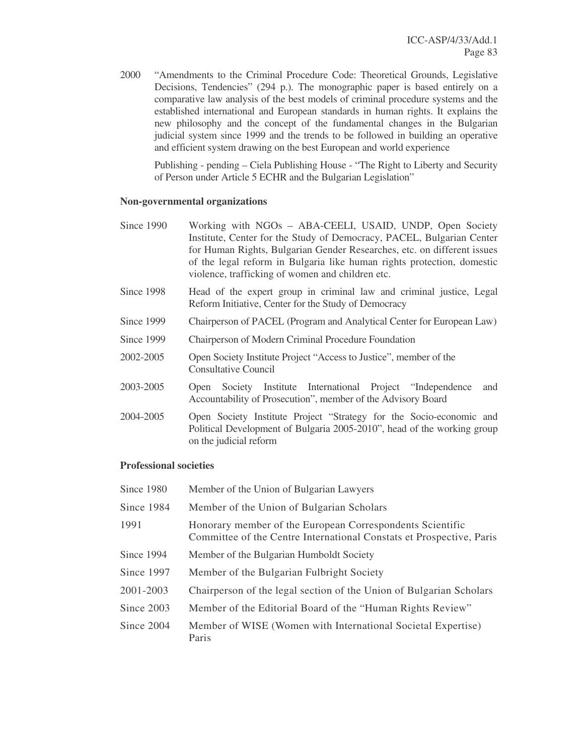2000 "Amendments to the Criminal Procedure Code: Theoretical Grounds, Legislative Decisions, Tendencies" (294 p.). The monographic paper is based entirely on a comparative law analysis of the best models of criminal procedure systems and the established international and European standards in human rights. It explains the new philosophy and the concept of the fundamental changes in the Bulgarian judicial system since 1999 and the trends to be followed in building an operative and efficient system drawing on the best European and world experience

Publishing - pending – Ciela Publishing House - "The Right to Liberty and Security of Person under Article 5 ECHR and the Bulgarian Legislation"

**Non-governmental organizations**

| | |
|---|---|
| Since 1990 | Working with NGOs – ABA-CEELI, USAID, UNDP, Open Society Institute, Center for the Study of Democracy, PACEL, Bulgarian Center for Human Rights, Bulgarian Gender Researches, etc. on different issues of the legal reform in Bulgaria like human rights protection, domestic violence, trafficking of women and children etc. |
| Since 1998 | Head of the expert group in criminal law and criminal justice, Legal Reform Initiative, Center for the Study of Democracy |
| Since 1999 | Chairperson of PACEL (Program and Analytical Center for European Law) |
| Since 1999 | Chairperson of Modern Criminal Procedure Foundation |
| 2002-2005 | Open Society Institute Project "Access to Justice", member of the Consultative Council |
| 2003-2005 | Open Society Institute International Project "Independence and Accountability of Prosecution", member of the Advisory Board |
| 2004-2005 | Open Society Institute Project "Strategy for the Socio-economic and Political Development of Bulgaria 2005-2010", head of the working group on the judicial reform |

**Professional societies**

| | |
|---|---|
| Since 1980 | Member of the Union of Bulgarian Lawyers |
| Since 1984 | Member of the Union of Bulgarian Scholars |
| 1991 | Honorary member of the European Correspondents Scientific Committee of the Centre International Constats et Prospective, Paris |
| Since 1994 | Member of the Bulgarian Humboldt Society |
| Since 1997 | Member of the Bulgarian Fulbright Society |
| 2001-2003 | Chairperson of the legal section of the Union of Bulgarian Scholars |
| Since 2003 | Member of the Editorial Board of the "Human Rights Review" |
| Since 2004 | Member of WISE (Women with International Societal Expertise) Paris |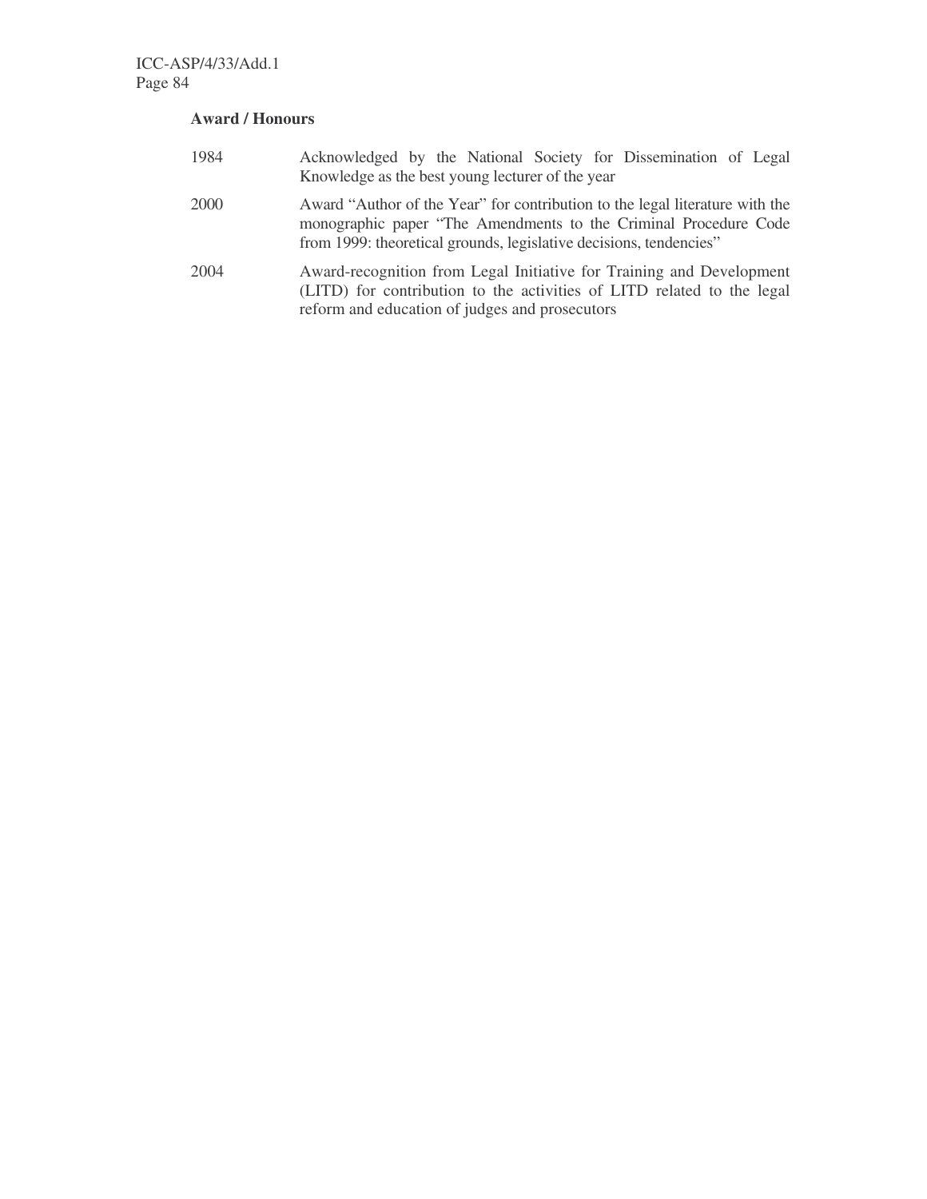**Award / Honours**

| | |
|---|---|
| 1984 | Acknowledged by the National Society for Dissemination of Legal Knowledge as the best young lecturer of the year |
| 2000 | Award "Author of the Year" for contribution to the legal literature with the monographic paper "The Amendments to the Criminal Procedure Code from 1999: theoretical grounds, legislative decisions, tendencies" |
| 2004 | Award-recognition from Legal Initiative for Training and Development (LITD) for contribution to the activities of LITD related to the legal reform and education of judges and prosecutors |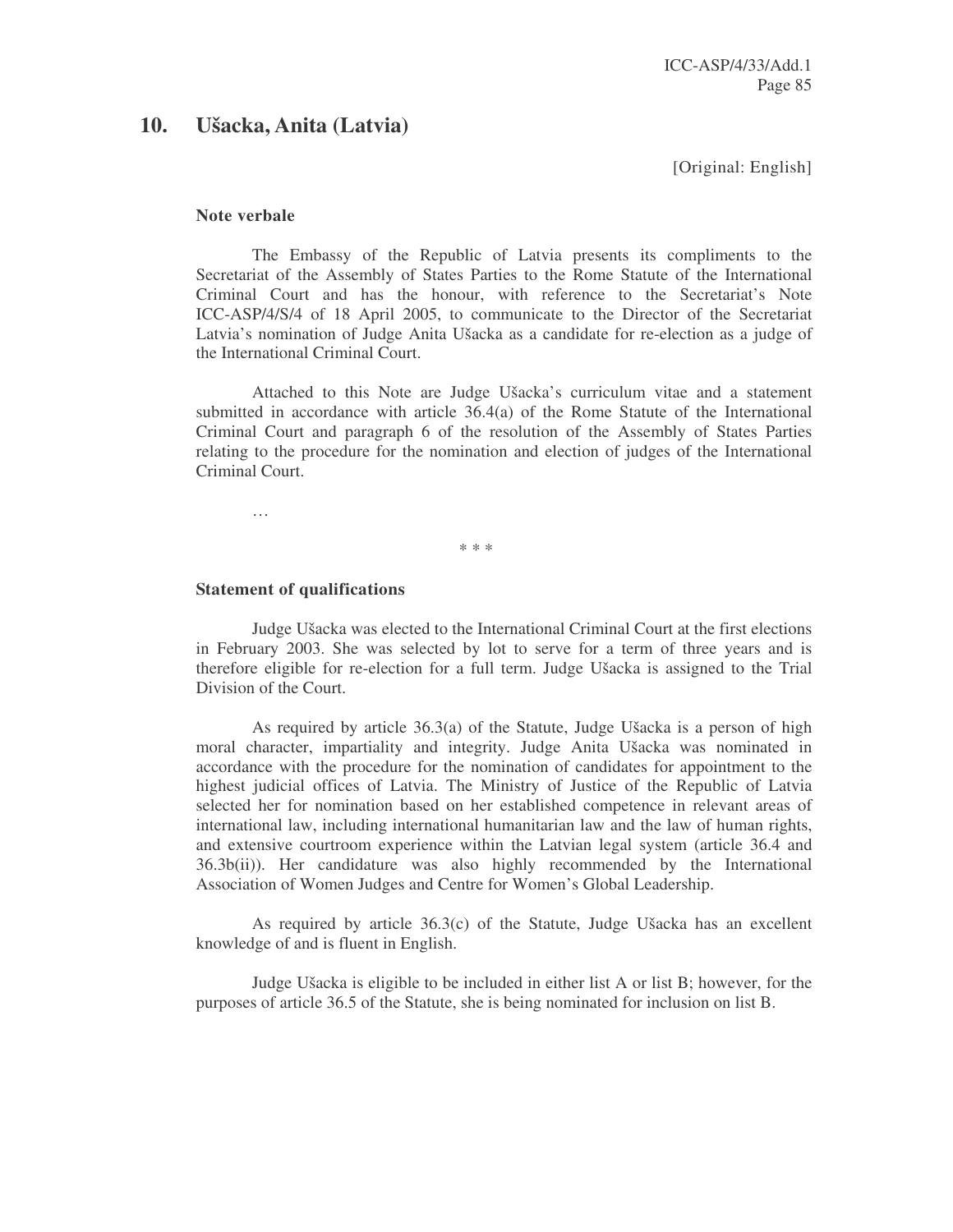## 10. Ušacka, Anita (Latvia)

[Original: English]

**Note verbale**

The Embassy of the Republic of Latvia presents its compliments to the Secretariat of the Assembly of States Parties to the Rome Statute of the International Criminal Court and has the honour, with reference to the Secretariat's Note ICC-ASP/4/S/4 of 18 April 2005, to communicate to the Director of the Secretariat Latvia's nomination of Judge Anita Ušacka as a candidate for re-election as a judge of the International Criminal Court.

Attached to this Note are Judge Ušacka's curriculum vitae and a statement submitted in accordance with article 36.4(a) of the Rome Statute of the International Criminal Court and paragraph 6 of the resolution of the Assembly of States Parties relating to the procedure for the nomination and election of judges of the International Criminal Court.

…

\* \* \*

**Statement of qualifications**

Judge Ušacka was elected to the International Criminal Court at the first elections in February 2003. She was selected by lot to serve for a term of three years and is therefore eligible for re-election for a full term. Judge Ušacka is assigned to the Trial Division of the Court.

As required by article 36.3(a) of the Statute, Judge Ušacka is a person of high moral character, impartiality and integrity. Judge Anita Ušacka was nominated in accordance with the procedure for the nomination of candidates for appointment to the highest judicial offices of Latvia. The Ministry of Justice of the Republic of Latvia selected her for nomination based on her established competence in relevant areas of international law, including international humanitarian law and the law of human rights, and extensive courtroom experience within the Latvian legal system (article 36.4 and 36.3b(ii)). Her candidature was also highly recommended by the International Association of Women Judges and Centre for Women's Global Leadership.

As required by article 36.3(c) of the Statute, Judge Ušacka has an excellent knowledge of and is fluent in English.

Judge Ušacka is eligible to be included in either list A or list B; however, for the purposes of article 36.5 of the Statute, she is being nominated for inclusion on list B.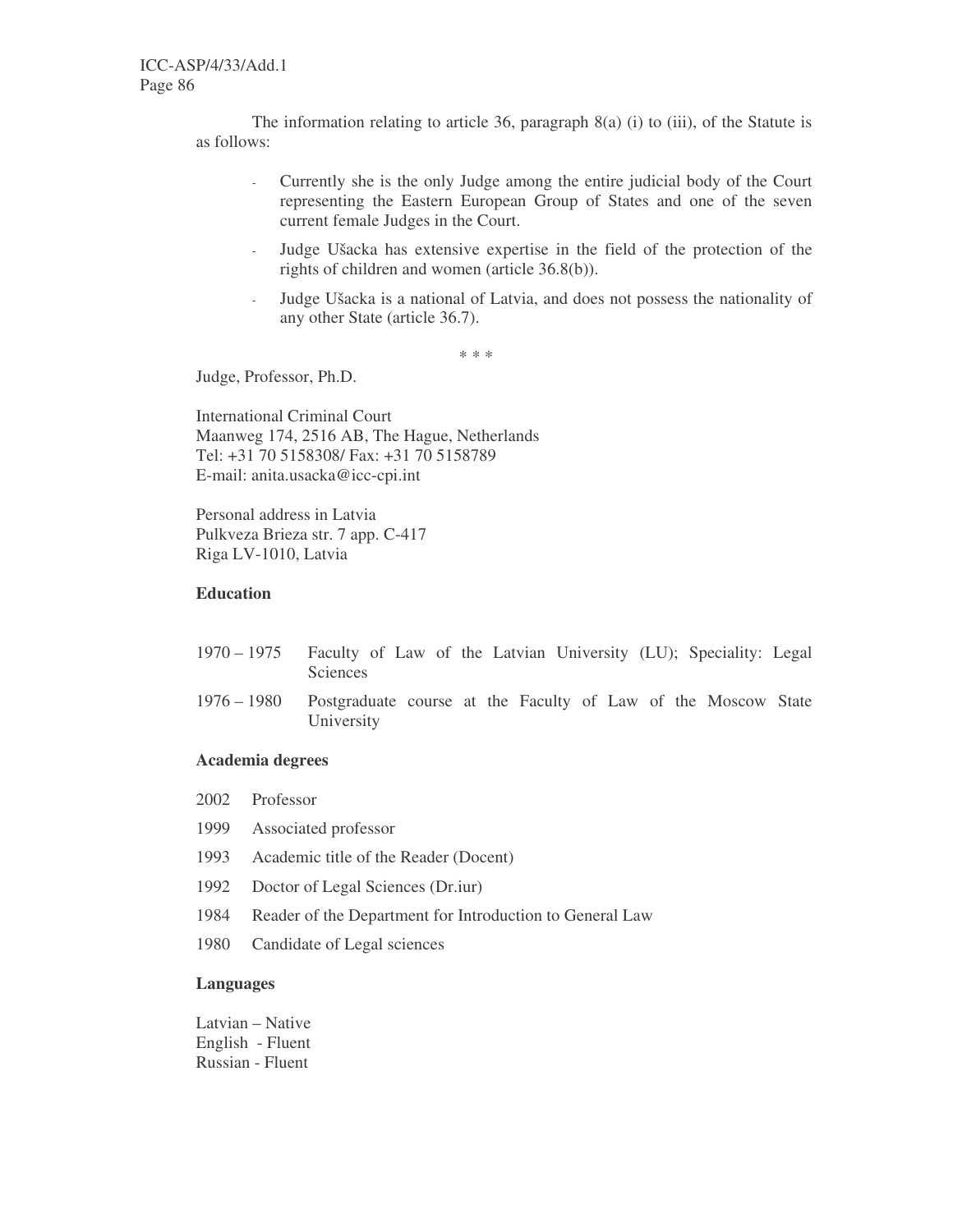The information relating to article 36, paragraph 8(a) (i) to (iii), of the Statute is as follows:

- Currently she is the only Judge among the entire judicial body of the Court representing the Eastern European Group of States and one of the seven current female Judges in the Court.
- Judge Ušacka has extensive expertise in the field of the protection of the rights of children and women (article 36.8(b)).
- Judge Ušacka is a national of Latvia, and does not possess the nationality of any other State (article 36.7).

\* \* \*

Judge, Professor, Ph.D.

International Criminal Court
Maanweg 174, 2516 AB, The Hague, Netherlands
Tel: +31 70 5158308/ Fax: +31 70 5158789
E-mail: anita.usacka@icc-cpi.int

Personal address in Latvia
Pulkveza Brieza str. 7 app. C-417
Riga LV-1010, Latvia

**Education**

1970 – 1975 Faculty of Law of the Latvian University (LU); Speciality: Legal Sciences

1976 – 1980 Postgraduate course at the Faculty of Law of the Moscow State University

**Academia degrees**

2002 Professor

1999 Associated professor

1993 Academic title of the Reader (Docent)

1992 Doctor of Legal Sciences (Dr.iur)

1984 Reader of the Department for Introduction to General Law

1980 Candidate of Legal sciences

**Languages**

Latvian – Native
English - Fluent
Russian - Fluent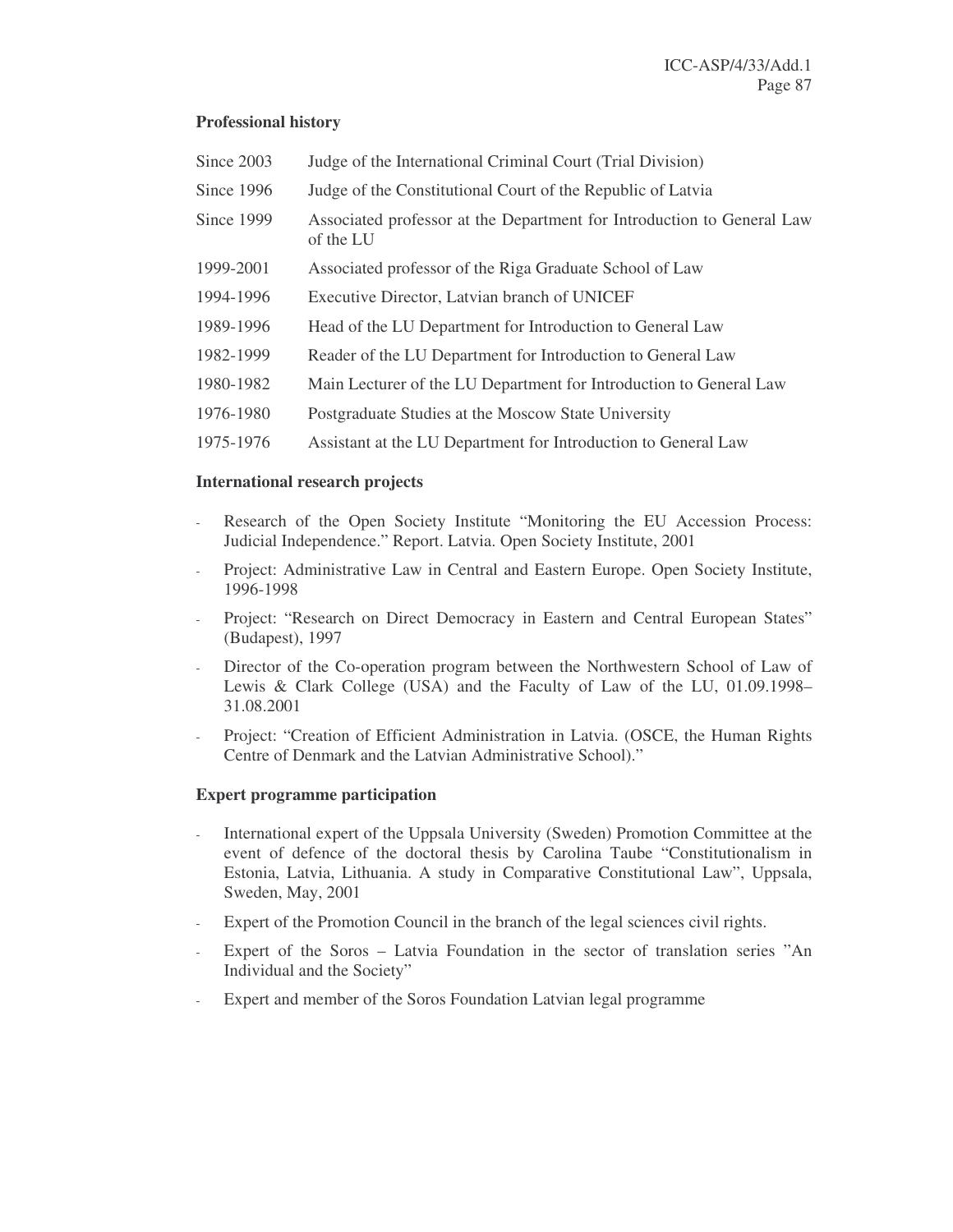**Professional history**

| | |
|---|---|
| Since 2003 | Judge of the International Criminal Court (Trial Division) |
| Since 1996 | Judge of the Constitutional Court of the Republic of Latvia |
| Since 1999 | Associated professor at the Department for Introduction to General Law of the LU |
| 1999-2001 | Associated professor of the Riga Graduate School of Law |
| 1994-1996 | Executive Director, Latvian branch of UNICEF |
| 1989-1996 | Head of the LU Department for Introduction to General Law |
| 1982-1999 | Reader of the LU Department for Introduction to General Law |
| 1980-1982 | Main Lecturer of the LU Department for Introduction to General Law |
| 1976-1980 | Postgraduate Studies at the Moscow State University |
| 1975-1976 | Assistant at the LU Department for Introduction to General Law |

**International research projects**

- Research of the Open Society Institute "Monitoring the EU Accession Process: Judicial Independence." Report. Latvia. Open Society Institute, 2001
- Project: Administrative Law in Central and Eastern Europe. Open Society Institute, 1996-1998
- Project: "Research on Direct Democracy in Eastern and Central European States" (Budapest), 1997
- Director of the Co-operation program between the Northwestern School of Law of Lewis & Clark College (USA) and the Faculty of Law of the LU, 01.09.1998–31.08.2001
- Project: "Creation of Efficient Administration in Latvia. (OSCE, the Human Rights Centre of Denmark and the Latvian Administrative School)."

**Expert programme participation**

- International expert of the Uppsala University (Sweden) Promotion Committee at the event of defence of the doctoral thesis by Carolina Taube "Constitutionalism in Estonia, Latvia, Lithuania. A study in Comparative Constitutional Law", Uppsala, Sweden, May, 2001
- Expert of the Promotion Council in the branch of the legal sciences civil rights.
- Expert of the Soros – Latvia Foundation in the sector of translation series "An Individual and the Society"
- Expert and member of the Soros Foundation Latvian legal programme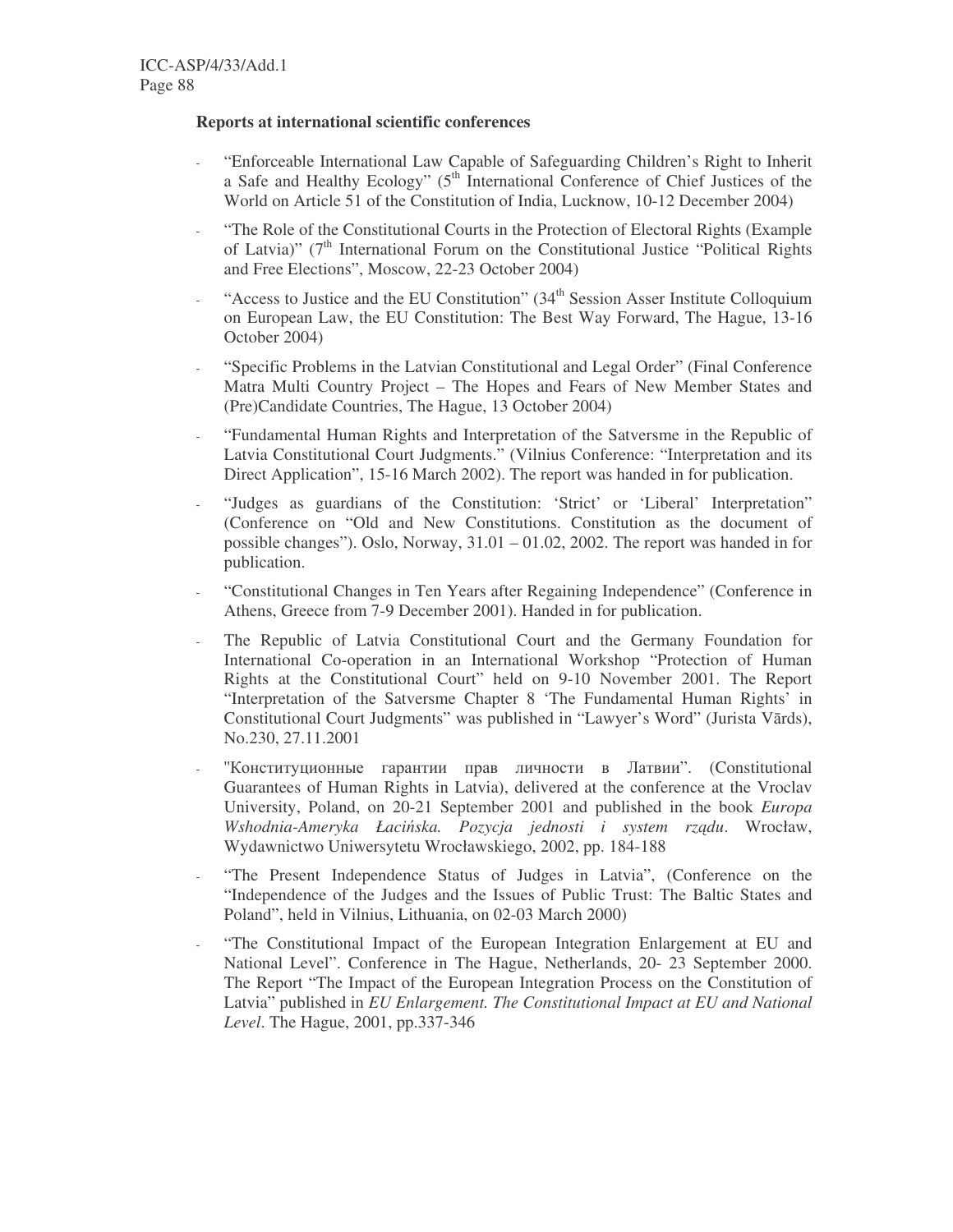**Reports at international scientific conferences**

- "Enforceable International Law Capable of Safeguarding Children's Right to Inherit a Safe and Healthy Ecology" (5th International Conference of Chief Justices of the World on Article 51 of the Constitution of India, Lucknow, 10-12 December 2004)
- "The Role of the Constitutional Courts in the Protection of Electoral Rights (Example of Latvia)" (7th International Forum on the Constitutional Justice "Political Rights and Free Elections", Moscow, 22-23 October 2004)
- "Access to Justice and the EU Constitution" (34th Session Asser Institute Colloquium on European Law, the EU Constitution: The Best Way Forward, The Hague, 13-16 October 2004)
- "Specific Problems in the Latvian Constitutional and Legal Order" (Final Conference Matra Multi Country Project – The Hopes and Fears of New Member States and (Pre)Candidate Countries, The Hague, 13 October 2004)
- "Fundamental Human Rights and Interpretation of the Satversme in the Republic of Latvia Constitutional Court Judgments." (Vilnius Conference: "Interpretation and its Direct Application", 15-16 March 2002). The report was handed in for publication.
- "Judges as guardians of the Constitution: 'Strict' or 'Liberal' Interpretation" (Conference on "Old and New Constitutions. Constitution as the document of possible changes"). Oslo, Norway, 31.01 – 01.02, 2002. The report was handed in for publication.
- "Constitutional Changes in Ten Years after Regaining Independence" (Conference in Athens, Greece from 7-9 December 2001). Handed in for publication.
- The Republic of Latvia Constitutional Court and the Germany Foundation for International Co-operation in an International Workshop "Protection of Human Rights at the Constitutional Court" held on 9-10 November 2001. The Report "Interpretation of the Satversme Chapter 8 'The Fundamental Human Rights' in Constitutional Court Judgments" was published in "Lawyer's Word" (Jurista Vārds), No.230, 27.11.2001
- "Конституционные гарантии прав личности в Латвии". (Constitutional Guarantees of Human Rights in Latvia), delivered at the conference at the Vroclav University, Poland, on 20-21 September 2001 and published in the book *Europa Wshodnia-Ameryka Łacińska. Pozycja jednosti i system rządu*. Wrocław, Wydawnictwo Uniwersytetu Wrocławskiego, 2002, pp. 184-188
- "The Present Independence Status of Judges in Latvia", (Conference on the "Independence of the Judges and the Issues of Public Trust: The Baltic States and Poland", held in Vilnius, Lithuania, on 02-03 March 2000)
- "The Constitutional Impact of the European Integration Enlargement at EU and National Level". Conference in The Hague, Netherlands, 20- 23 September 2000. The Report "The Impact of the European Integration Process on the Constitution of Latvia" published in *EU Enlargement. The Constitutional Impact at EU and National Level*. The Hague, 2001, pp.337-346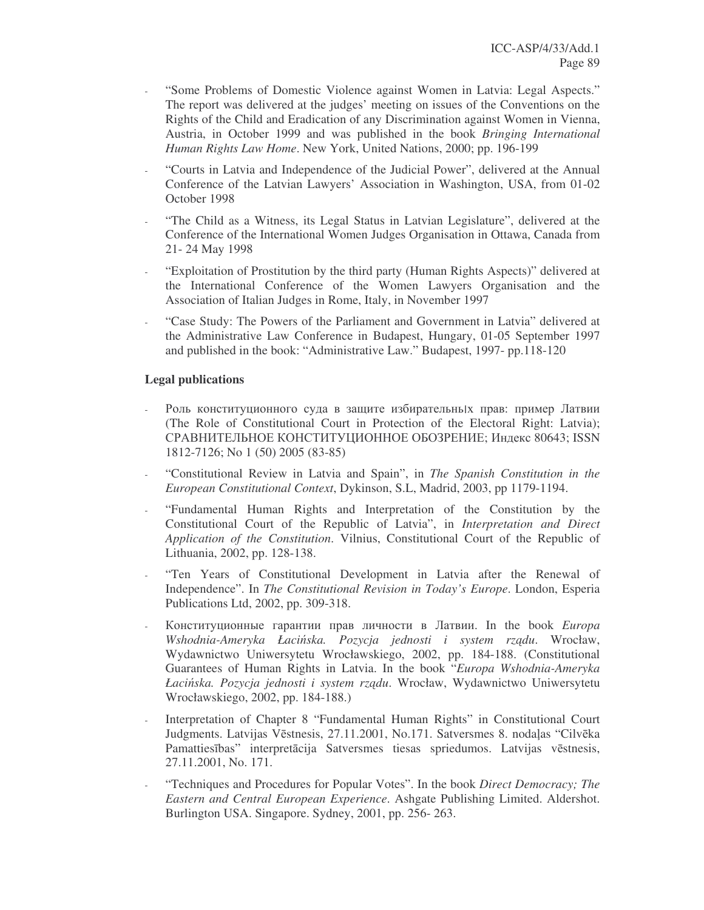- "Some Problems of Domestic Violence against Women in Latvia: Legal Aspects." The report was delivered at the judges' meeting on issues of the Conventions on the Rights of the Child and Eradication of any Discrimination against Women in Vienna, Austria, in October 1999 and was published in the book *Bringing International Human Rights Law Home*. New York, United Nations, 2000; pp. 196-199
- "Courts in Latvia and Independence of the Judicial Power", delivered at the Annual Conference of the Latvian Lawyers' Association in Washington, USA, from 01-02 October 1998
- "The Child as a Witness, its Legal Status in Latvian Legislature", delivered at the Conference of the International Women Judges Organisation in Ottawa, Canada from 21- 24 May 1998
- "Exploitation of Prostitution by the third party (Human Rights Aspects)" delivered at the International Conference of the Women Lawyers Organisation and the Association of Italian Judges in Rome, Italy, in November 1997
- "Case Study: The Powers of the Parliament and Government in Latvia" delivered at the Administrative Law Conference in Budapest, Hungary, 01-05 September 1997 and published in the book: "Administrative Law." Budapest, 1997- pp.118-120

**Legal publications**

- Роль конституционного суда в защите избирательны|х прав: пример Латвии (The Role of Constitutional Court in Protection of the Electoral Right: Latvia); СРАВНИТЕЛЬНОЕ КОНСТИТУЦИОННОЕ ОБОЗРЕНИЕ; Индекс 80643; ISSN 1812-7126; No 1 (50) 2005 (83-85)
- "Constitutional Review in Latvia and Spain", in *The Spanish Constitution in the European Constitutional Context*, Dykinson, S.L, Madrid, 2003, pp 1179-1194.
- "Fundamental Human Rights and Interpretation of the Constitution by the Constitutional Court of the Republic of Latvia", in *Interpretation and Direct Application of the Constitution*. Vilnius, Constitutional Court of the Republic of Lithuania, 2002, pp. 128-138.
- "Ten Years of Constitutional Development in Latvia after the Renewal of Independence". In *The Constitutional Revision in Today's Europe*. London, Esperia Publications Ltd, 2002, pp. 309-318.
- Конституционные гарантии прав личности в Латвии. In the book *Europa Wshodnia-Ameryka Łacińska. Pozycja jednosti i system rządu*. Wrocław, Wydawnictwo Uniwersytetu Wrocławskiego, 2002, pp. 184-188. (Constitutional Guarantees of Human Rights in Latvia. In the book "*Europa Wshodnia-Ameryka Łacińska. Pozycja jednosti i system rządu*. Wrocław, Wydawnictwo Uniwersytetu Wrocławskiego, 2002, pp. 184-188.)
- Interpretation of Chapter 8 "Fundamental Human Rights" in Constitutional Court Judgments. Latvijas Vēstnesis, 27.11.2001, No.171. Satversmes 8. nodaļas "Cilvēka Pamattiesības" interpretācija Satversmes tiesas spriedumos. Latvijas vēstnesis, 27.11.2001, No. 171.
- "Techniques and Procedures for Popular Votes". In the book *Direct Democracy; The Eastern and Central European Experience*. Ashgate Publishing Limited. Aldershot. Burlington USA. Singapore. Sydney, 2001, pp. 256- 263.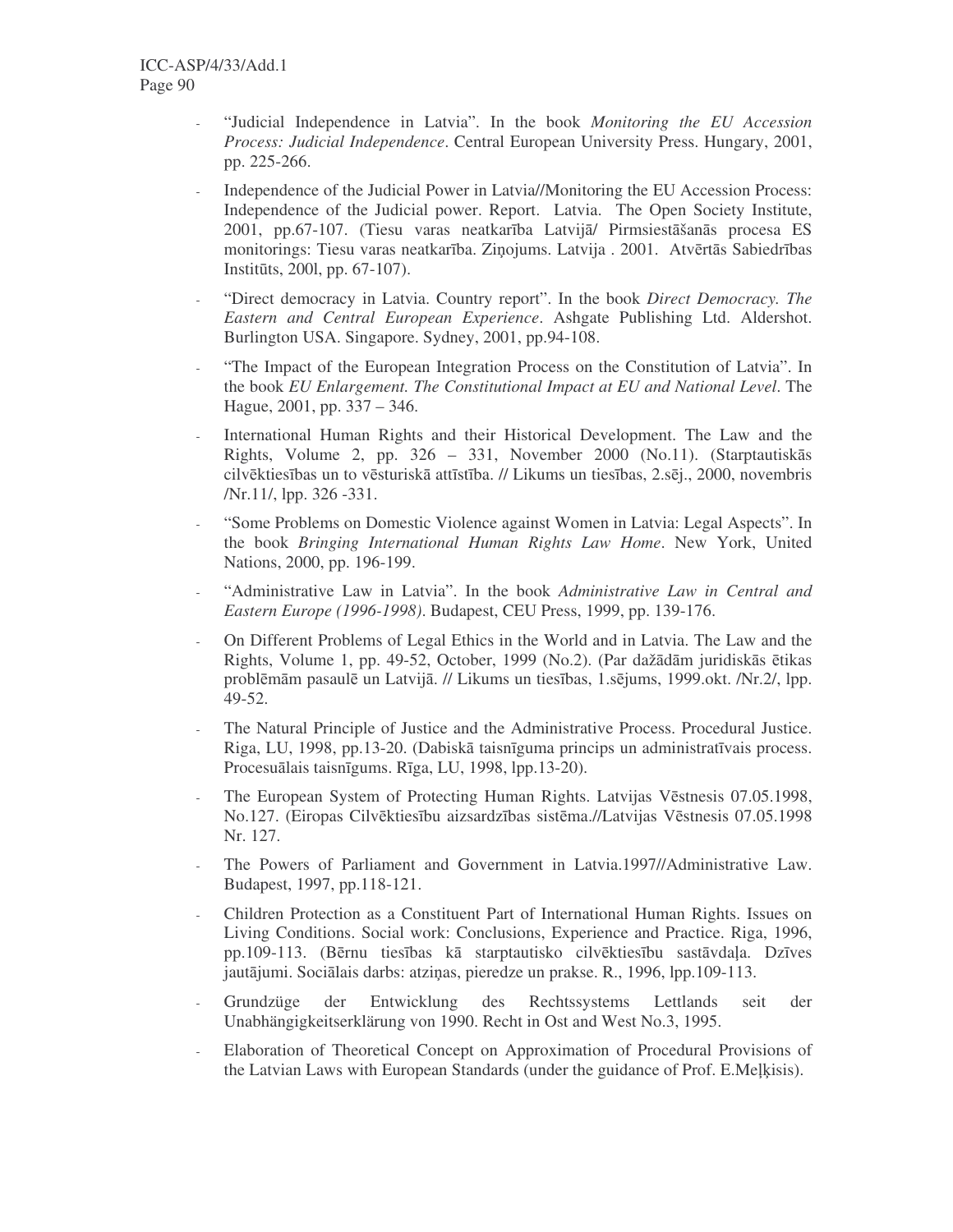- "Judicial Independence in Latvia". In the book *Monitoring the EU Accession Process: Judicial Independence*. Central European University Press. Hungary, 2001, pp. 225-266.
- Independence of the Judicial Power in Latvia//Monitoring the EU Accession Process: Independence of the Judicial power. Report. Latvia. The Open Society Institute, 2001, pp.67-107. (Tiesu varas neatkarība Latvijā/ Pirmsiestāšanās procesa ES monitorings: Tiesu varas neatkarība. Ziņojums. Latvija . 2001. Atvērtās Sabiedrības Institūts, 200l, pp. 67-107).
- "Direct democracy in Latvia. Country report". In the book *Direct Democracy. The Eastern and Central European Experience*. Ashgate Publishing Ltd. Aldershot. Burlington USA. Singapore. Sydney, 2001, pp.94-108.
- "The Impact of the European Integration Process on the Constitution of Latvia". In the book *EU Enlargement. The Constitutional Impact at EU and National Level*. The Hague, 2001, pp. 337 – 346.
- International Human Rights and their Historical Development. The Law and the Rights, Volume 2, pp. 326 – 331, November 2000 (No.11). (Starptautiskās cilvēktiesības un to vēsturiskā attīstība. // Likums un tiesības, 2.sēj., 2000, novembris /Nr.11/, lpp. 326 -331.
- "Some Problems on Domestic Violence against Women in Latvia: Legal Aspects". In the book *Bringing International Human Rights Law Home*. New York, United Nations, 2000, pp. 196-199.
- "Administrative Law in Latvia". In the book *Administrative Law in Central and Eastern Europe (1996-1998)*. Budapest, CEU Press, 1999, pp. 139-176.
- On Different Problems of Legal Ethics in the World and in Latvia. The Law and the Rights, Volume 1, pp. 49-52, October, 1999 (No.2). (Par dažādām juridiskās ētikas problēmām pasaulē un Latvijā. // Likums un tiesības, 1.sējums, 1999.okt. /Nr.2/, lpp. 49-52.
- The Natural Principle of Justice and the Administrative Process. Procedural Justice. Riga, LU, 1998, pp.13-20. (Dabiskā taisnīguma princips un administratīvais process. Procesuālais taisnīgums. Rīga, LU, 1998, lpp.13-20).
- The European System of Protecting Human Rights. Latvijas Vēstnesis 07.05.1998, No.127. (Eiropas Cilvēktiesību aizsardzības sistēma.//Latvijas Vēstnesis 07.05.1998 Nr. 127.
- The Powers of Parliament and Government in Latvia.1997//Administrative Law. Budapest, 1997, pp.118-121.
- Children Protection as a Constituent Part of International Human Rights. Issues on Living Conditions. Social work: Conclusions, Experience and Practice. Riga, 1996, pp.109-113. (Bērnu tiesības kā starptautisko cilvēktiesību sastāvdaļa. Dzīves jautājumi. Sociālais darbs: atziņas, pieredze un prakse. R., 1996, lpp.109-113.
- Grundzüge der Entwicklung des Rechtssystems Lettlands seit der Unabhängigkeitserklärung von 1990. Recht in Ost and West No.3, 1995.
- Elaboration of Theoretical Concept on Approximation of Procedural Provisions of the Latvian Laws with European Standards (under the guidance of Prof. E.Meļķisis).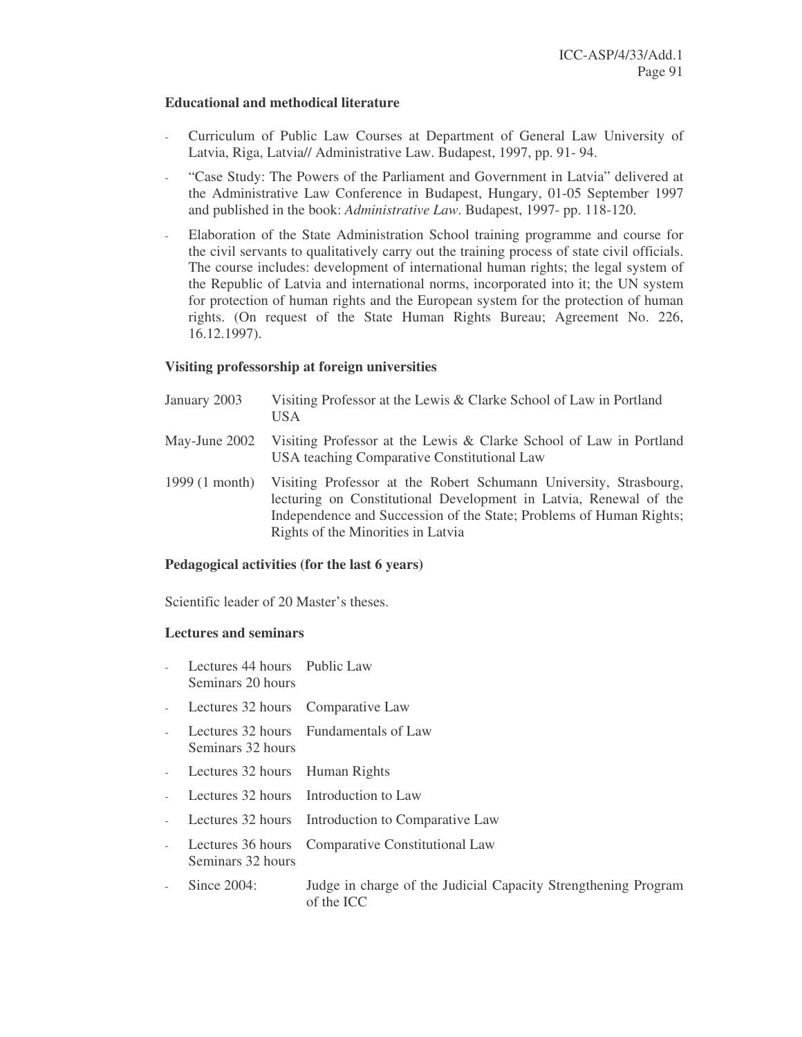**Educational and methodical literature**

- Curriculum of Public Law Courses at Department of General Law University of Latvia, Riga, Latvia// Administrative Law. Budapest, 1997, pp. 91- 94.
- "Case Study: The Powers of the Parliament and Government in Latvia" delivered at the Administrative Law Conference in Budapest, Hungary, 01-05 September 1997 and published in the book: *Administrative Law*. Budapest, 1997- pp. 118-120.
- Elaboration of the State Administration School training programme and course for the civil servants to qualitatively carry out the training process of state civil officials. The course includes: development of international human rights; the legal system of the Republic of Latvia and international norms, incorporated into it; the UN system for protection of human rights and the European system for the protection of human rights. (On request of the State Human Rights Bureau; Agreement No. 226, 16.12.1997).

**Visiting professorship at foreign universities**

| | |
|---|---|
| January 2003 | Visiting Professor at the Lewis & Clarke School of Law in Portland USA |
| May-June 2002 | Visiting Professor at the Lewis & Clarke School of Law in Portland USA teaching Comparative Constitutional Law |
| 1999 (1 month) | Visiting Professor at the Robert Schumann University, Strasbourg, lecturing on Constitutional Development in Latvia, Renewal of the Independence and Succession of the State; Problems of Human Rights; Rights of the Minorities in Latvia |

**Pedagogical activities (for the last 6 years)**

Scientific leader of 20 Master's theses.

**Lectures and seminars**

- Lectures 44 hours Seminars 20 hours — Public Law
- Lectures 32 hours — Comparative Law
- Lectures 32 hours Seminars 32 hours — Fundamentals of Law
- Lectures 32 hours — Human Rights
- Lectures 32 hours — Introduction to Law
- Lectures 32 hours — Introduction to Comparative Law
- Lectures 36 hours Seminars 32 hours — Comparative Constitutional Law
- Since 2004: — Judge in charge of the Judicial Capacity Strengthening Program of the ICC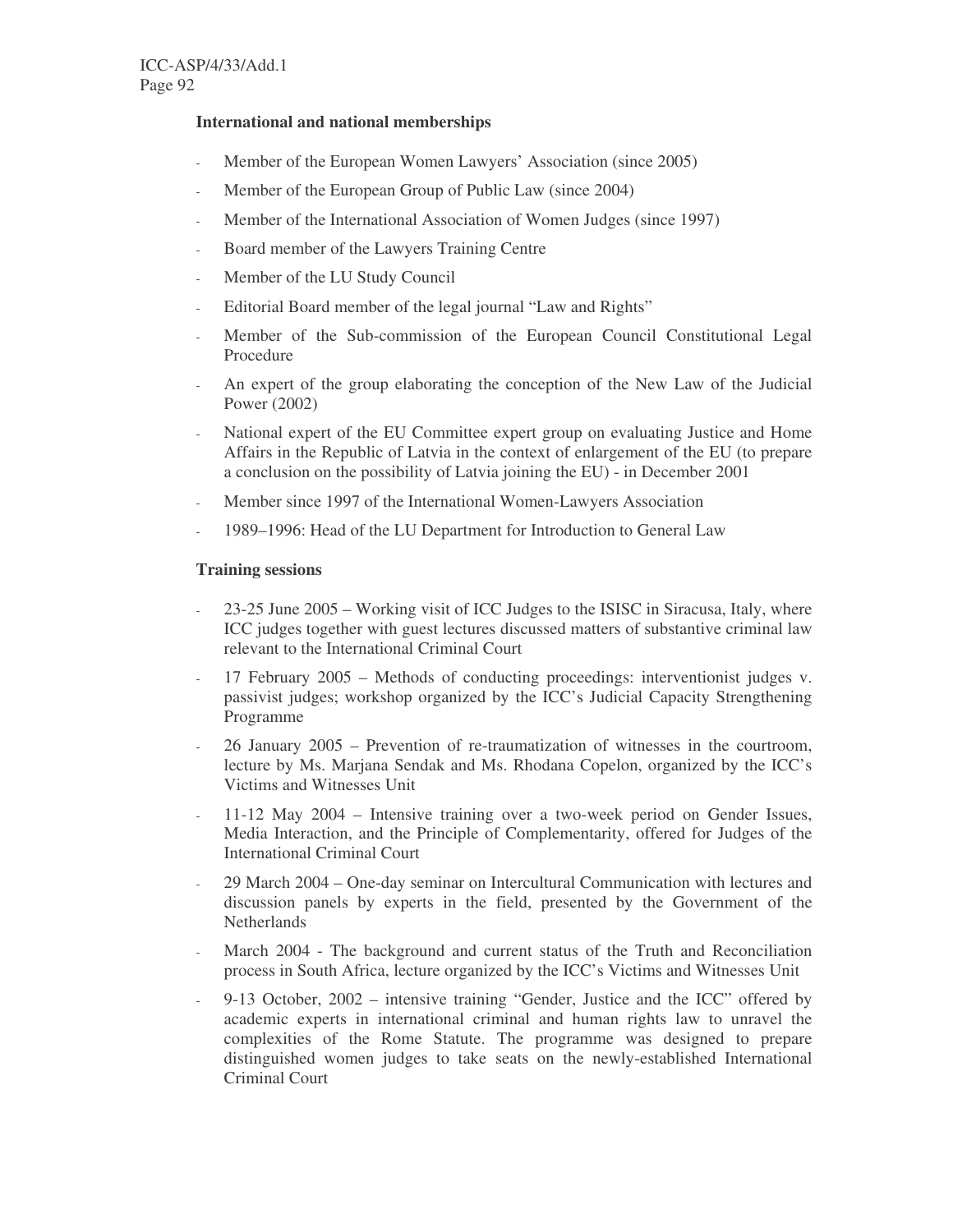**International and national memberships**

- Member of the European Women Lawyers' Association (since 2005)
- Member of the European Group of Public Law (since 2004)
- Member of the International Association of Women Judges (since 1997)
- Board member of the Lawyers Training Centre
- Member of the LU Study Council
- Editorial Board member of the legal journal "Law and Rights"
- Member of the Sub-commission of the European Council Constitutional Legal Procedure
- An expert of the group elaborating the conception of the New Law of the Judicial Power (2002)
- National expert of the EU Committee expert group on evaluating Justice and Home Affairs in the Republic of Latvia in the context of enlargement of the EU (to prepare a conclusion on the possibility of Latvia joining the EU) - in December 2001
- Member since 1997 of the International Women-Lawyers Association
- 1989–1996: Head of the LU Department for Introduction to General Law

**Training sessions**

- 23-25 June 2005 – Working visit of ICC Judges to the ISISC in Siracusa, Italy, where ICC judges together with guest lectures discussed matters of substantive criminal law relevant to the International Criminal Court
- 17 February 2005 – Methods of conducting proceedings: interventionist judges v. passivist judges; workshop organized by the ICC's Judicial Capacity Strengthening Programme
- 26 January 2005 – Prevention of re-traumatization of witnesses in the courtroom, lecture by Ms. Marjana Sendak and Ms. Rhodana Copelon, organized by the ICC's Victims and Witnesses Unit
- 11-12 May 2004 – Intensive training over a two-week period on Gender Issues, Media Interaction, and the Principle of Complementarity, offered for Judges of the International Criminal Court
- 29 March 2004 – One-day seminar on Intercultural Communication with lectures and discussion panels by experts in the field, presented by the Government of the Netherlands
- March 2004 - The background and current status of the Truth and Reconciliation process in South Africa, lecture organized by the ICC's Victims and Witnesses Unit
- 9-13 October, 2002 – intensive training "Gender, Justice and the ICC" offered by academic experts in international criminal and human rights law to unravel the complexities of the Rome Statute. The programme was designed to prepare distinguished women judges to take seats on the newly-established International Criminal Court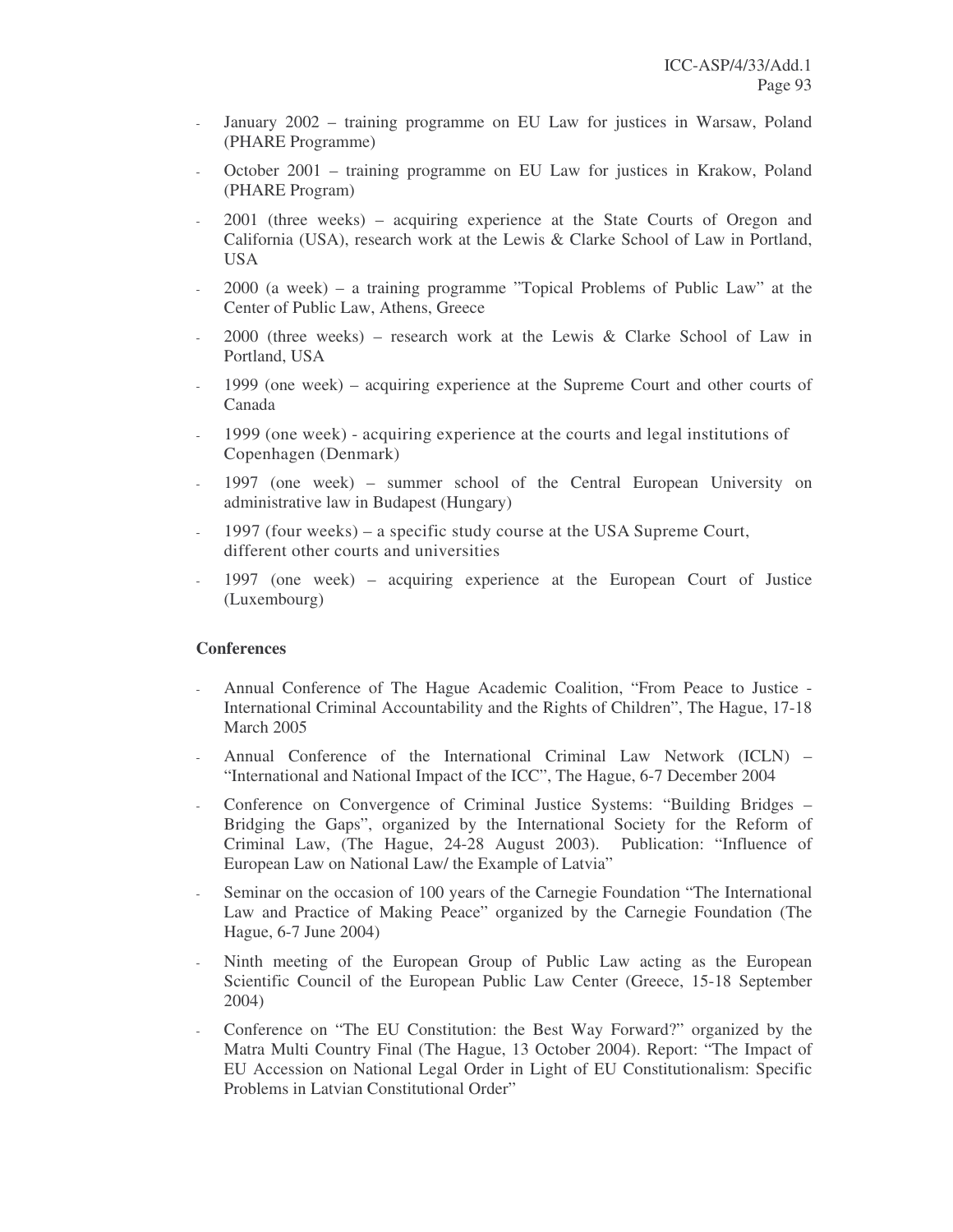- January 2002 – training programme on EU Law for justices in Warsaw, Poland (PHARE Programme)
- October 2001 – training programme on EU Law for justices in Krakow, Poland (PHARE Program)
- 2001 (three weeks) – acquiring experience at the State Courts of Oregon and California (USA), research work at the Lewis & Clarke School of Law in Portland, USA
- 2000 (a week) – a training programme "Topical Problems of Public Law" at the Center of Public Law, Athens, Greece
- 2000 (three weeks) – research work at the Lewis & Clarke School of Law in Portland, USA
- 1999 (one week) – acquiring experience at the Supreme Court and other courts of Canada
- 1999 (one week) - acquiring experience at the courts and legal institutions of Copenhagen (Denmark)
- 1997 (one week) – summer school of the Central European University on administrative law in Budapest (Hungary)
- 1997 (four weeks) – a specific study course at the USA Supreme Court, different other courts and universities
- 1997 (one week) – acquiring experience at the European Court of Justice (Luxembourg)

**Conferences**

- Annual Conference of The Hague Academic Coalition, "From Peace to Justice - International Criminal Accountability and the Rights of Children", The Hague, 17-18 March 2005
- Annual Conference of the International Criminal Law Network (ICLN) – "International and National Impact of the ICC", The Hague, 6-7 December 2004
- Conference on Convergence of Criminal Justice Systems: "Building Bridges – Bridging the Gaps", organized by the International Society for the Reform of Criminal Law, (The Hague, 24-28 August 2003). Publication: "Influence of European Law on National Law/ the Example of Latvia"
- Seminar on the occasion of 100 years of the Carnegie Foundation "The International Law and Practice of Making Peace" organized by the Carnegie Foundation (The Hague, 6-7 June 2004)
- Ninth meeting of the European Group of Public Law acting as the European Scientific Council of the European Public Law Center (Greece, 15-18 September 2004)
- Conference on "The EU Constitution: the Best Way Forward?" organized by the Matra Multi Country Final (The Hague, 13 October 2004). Report: "The Impact of EU Accession on National Legal Order in Light of EU Constitutionalism: Specific Problems in Latvian Constitutional Order"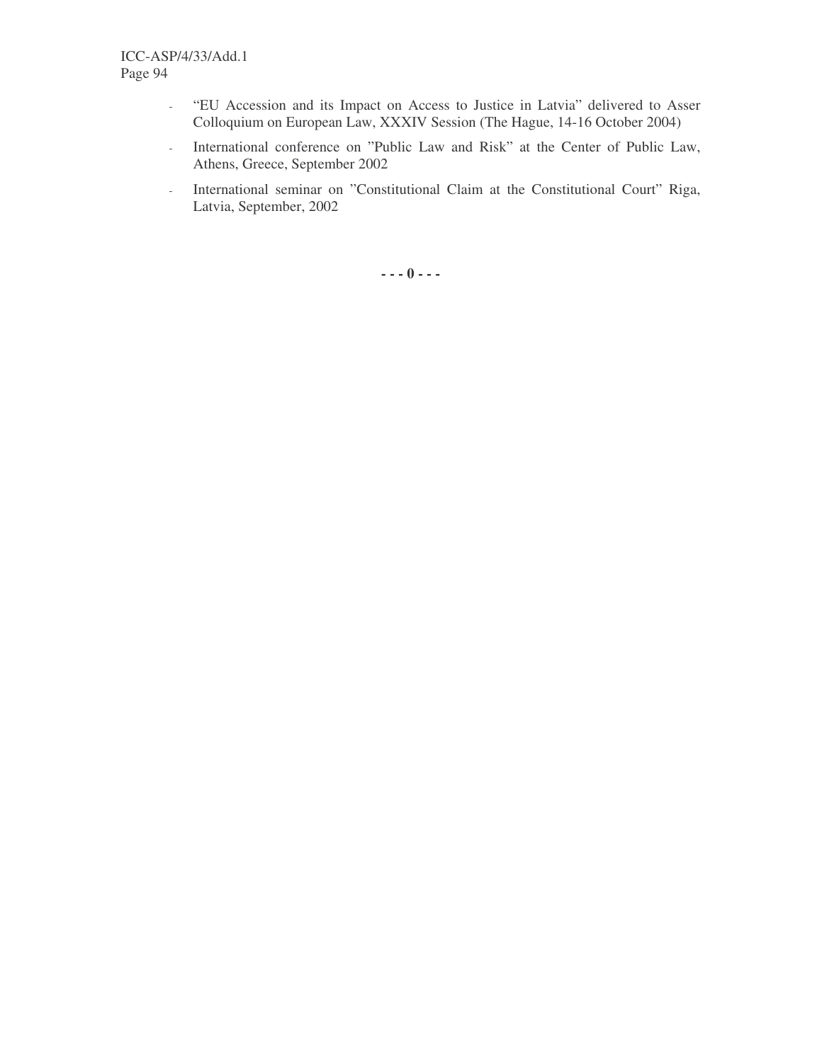- "EU Accession and its Impact on Access to Justice in Latvia" delivered to Asser Colloquium on European Law, XXXIV Session (The Hague, 14-16 October 2004)
- International conference on "Public Law and Risk" at the Center of Public Law, Athens, Greece, September 2002
- International seminar on "Constitutional Claim at the Constitutional Court" Riga, Latvia, September, 2002

**- - - 0 - - -**